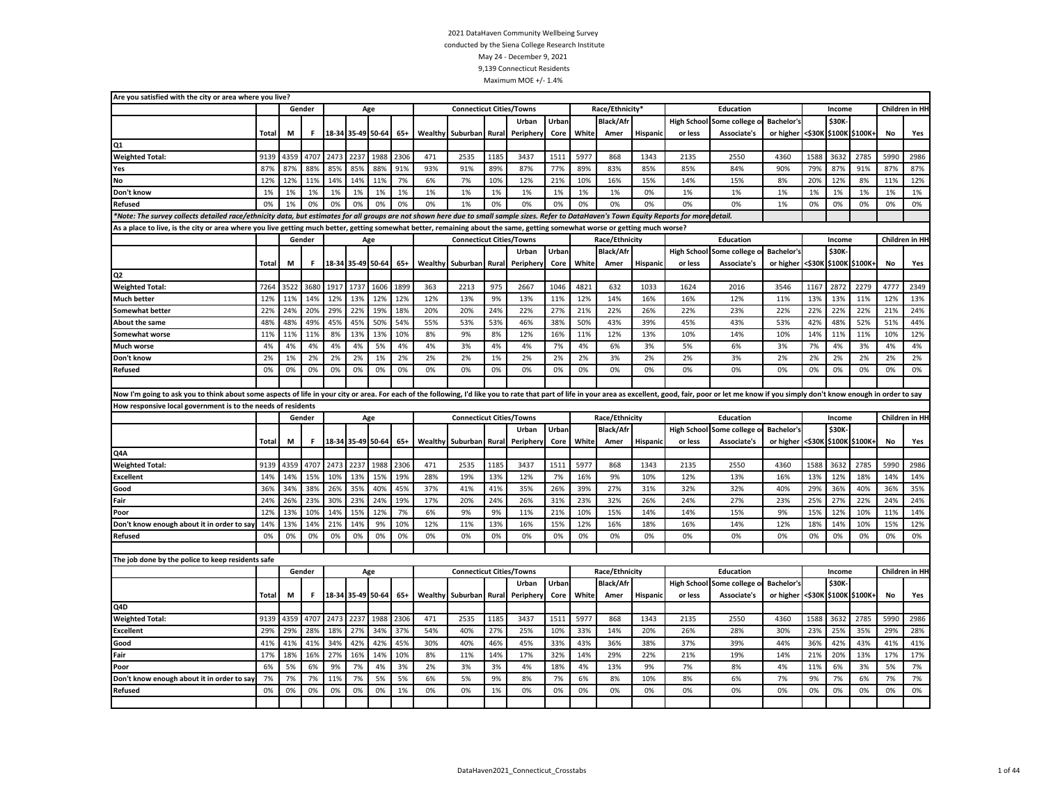2021 DataHaven Community Wellbeing Survey

conducted by the Siena College Research Institute

May 24 - December 9, 2021

9,139 Connecticut Residents

Maximum MOE +/- 1.4%

**Are you satisfied with the city or area where you live?**

| | | Gender | | Age | | | | Connecticut Cities/Towns | | | | | Race/Ethnicity* | | | Education | | | Income | | | Children in HH | |
|---|---|---|---|---|---|---|---|---|---|---|---|---|---|---|---|---|---|---|---|---|---|---|---|
| | Total | M | F | 18-34 | 35-49 | 50-64 | 65+ | Wealthy | Suburban | Rural | Urban Periphery | Urban Core | White | Black/Afr Amer | Hispanic | High School or less | Some college or Associate's | Bachelor's or higher | <$30K | $30K-$100K | $100K+ | No | Yes |
| **Q1** | | | | | | | | | | | | | | | | | | | | | | | |
| **Weighted Total:** | 9139 | 4359 | 4707 | 2473 | 2237 | 1988 | 2306 | 471 | 2535 | 1185 | 3437 | 1511 | 5977 | 868 | 1343 | 2135 | 2550 | 4360 | 1588 | 3632 | 2785 | 5990 | 2986 |
| **Yes** | 87% | 87% | 88% | 85% | 85% | 88% | 91% | 93% | 91% | 89% | 87% | 77% | 89% | 83% | 85% | 85% | 84% | 90% | 79% | 87% | 91% | 87% | 87% |
| **No** | 12% | 12% | 11% | 14% | 14% | 11% | 7% | 6% | 7% | 10% | 12% | 21% | 10% | 16% | 15% | 14% | 15% | 8% | 20% | 12% | 8% | 11% | 12% |
| **Don't know** | 1% | 1% | 1% | 1% | 1% | 1% | 1% | 1% | 1% | 1% | 1% | 1% | 1% | 1% | 0% | 1% | 1% | 1% | 1% | 1% | 1% | 1% | 1% |
| **Refused** | 0% | 1% | 0% | 0% | 0% | 0% | 0% | 0% | 1% | 0% | 0% | 0% | 0% | 0% | 0% | 0% | 0% | 1% | 0% | 0% | 0% | 0% | 0% |

*\*Note: The survey collects detailed race/ethnicity data, but estimates for all groups are not shown here due to small sample sizes. Refer to DataHaven's Town Equity Reports for more detail.*

**As a place to live, is the city or area where you live getting much better, getting somewhat better, remaining about the same, getting somewhat worse or getting much worse?**

| | | Gender | | Age | | | | Connecticut Cities/Towns | | | | | Race/Ethnicity | | | Education | | | Income | | | Children in HH | |
|---|---|---|---|---|---|---|---|---|---|---|---|---|---|---|---|---|---|---|---|---|---|---|---|
| | Total | M | F | 18-34 | 35-49 | 50-64 | 65+ | Wealthy | Suburban | Rural | Urban Periphery | Urban Core | White | Black/Afr Amer | Hispanic | High School or less | Some college or Associate's | Bachelor's or higher | <$30K | $30K-$100K | $100K+ | No | Yes |
| **Q2** | | | | | | | | | | | | | | | | | | | | | | | |
| **Weighted Total:** | 7264 | 3522 | 3680 | 1917 | 1737 | 1606 | 1899 | 363 | 2213 | 975 | 2667 | 1046 | 4821 | 632 | 1033 | 1624 | 2016 | 3546 | 1167 | 2872 | 2279 | 4777 | 2349 |
| **Much better** | 12% | 11% | 14% | 12% | 13% | 12% | 12% | 12% | 13% | 9% | 13% | 11% | 12% | 14% | 16% | 16% | 12% | 11% | 13% | 13% | 11% | 12% | 13% |
| **Somewhat better** | 22% | 24% | 20% | 29% | 22% | 19% | 18% | 20% | 20% | 24% | 22% | 27% | 21% | 22% | 26% | 22% | 23% | 22% | 22% | 22% | 22% | 21% | 24% |
| **About the same** | 48% | 48% | 49% | 45% | 45% | 50% | 54% | 55% | 53% | 53% | 46% | 38% | 50% | 43% | 39% | 45% | 43% | 53% | 42% | 48% | 52% | 51% | 44% |
| **Somewhat worse** | 11% | 11% | 11% | 8% | 13% | 13% | 10% | 8% | 9% | 8% | 12% | 16% | 11% | 12% | 13% | 10% | 14% | 10% | 14% | 11% | 11% | 10% | 12% |
| **Much worse** | 4% | 4% | 4% | 4% | 4% | 5% | 4% | 4% | 3% | 4% | 4% | 7% | 4% | 6% | 3% | 5% | 6% | 3% | 7% | 4% | 3% | 4% | 4% |
| **Don't know** | 2% | 1% | 2% | 2% | 2% | 1% | 2% | 2% | 2% | 1% | 2% | 2% | 2% | 3% | 2% | 2% | 3% | 2% | 2% | 2% | 2% | 2% | 2% |
| **Refused** | 0% | 0% | 0% | 0% | 0% | 0% | 0% | 0% | 0% | 0% | 0% | 0% | 0% | 0% | 0% | 0% | 0% | 0% | 0% | 0% | 0% | 0% | 0% |

**Now I'm going to ask you to think about some aspects of life in your city or area. For each of the following, I'd like you to rate that part of life in your area as excellent, good, fair, poor or let me know if you simply don't know enough in order to say**

**How responsive local government is to the needs of residents**

| | | Gender | | Age | | | | Connecticut Cities/Towns | | | | | Race/Ethnicity | | | Education | | | Income | | | Children in HH | |
|---|---|---|---|---|---|---|---|---|---|---|---|---|---|---|---|---|---|---|---|---|---|---|---|
| | Total | M | F | 18-34 | 35-49 | 50-64 | 65+ | Wealthy | Suburban | Rural | Urban Periphery | Urban Core | White | Black/Afr Amer | Hispanic | High School or less | Some college or Associate's | Bachelor's or higher | <$30K | $30K-$100K | $100K+ | No | Yes |
| **Q4A** | | | | | | | | | | | | | | | | | | | | | | | |
| **Weighted Total:** | 9139 | 4359 | 4707 | 2473 | 2237 | 1988 | 2306 | 471 | 2535 | 1185 | 3437 | 1511 | 5977 | 868 | 1343 | 2135 | 2550 | 4360 | 1588 | 3632 | 2785 | 5990 | 2986 |
| **Excellent** | 14% | 14% | 15% | 10% | 13% | 15% | 19% | 28% | 19% | 13% | 12% | 7% | 16% | 9% | 10% | 12% | 13% | 16% | 13% | 12% | 18% | 14% | 14% |
| **Good** | 36% | 34% | 38% | 26% | 35% | 40% | 45% | 37% | 41% | 41% | 35% | 26% | 39% | 27% | 31% | 32% | 32% | 40% | 29% | 36% | 40% | 36% | 35% |
| **Fair** | 24% | 26% | 23% | 30% | 23% | 24% | 19% | 17% | 20% | 24% | 26% | 31% | 23% | 32% | 26% | 24% | 27% | 23% | 25% | 27% | 22% | 24% | 24% |
| **Poor** | 12% | 13% | 10% | 14% | 15% | 12% | 7% | 6% | 9% | 9% | 11% | 21% | 10% | 15% | 14% | 14% | 15% | 9% | 15% | 12% | 10% | 11% | 14% |
| **Don't know enough about it in order to say** | 14% | 13% | 14% | 21% | 14% | 9% | 10% | 12% | 11% | 13% | 16% | 15% | 12% | 16% | 18% | 16% | 14% | 12% | 18% | 14% | 10% | 15% | 12% |
| **Refused** | 0% | 0% | 0% | 0% | 0% | 0% | 0% | 0% | 0% | 0% | 0% | 0% | 0% | 0% | 0% | 0% | 0% | 0% | 0% | 0% | 0% | 0% | 0% |

**The job done by the police to keep residents safe**

| | | Gender | | Age | | | | Connecticut Cities/Towns | | | | | Race/Ethnicity | | | Education | | | Income | | | Children in HH | |
|---|---|---|---|---|---|---|---|---|---|---|---|---|---|---|---|---|---|---|---|---|---|---|---|
| | Total | M | F | 18-34 | 35-49 | 50-64 | 65+ | Wealthy | Suburban | Rural | Urban Periphery | Urban Core | White | Black/Afr Amer | Hispanic | High School or less | Some college or Associate's | Bachelor's or higher | <$30K | $30K-$100K | $100K+ | No | Yes |
| **Q4D** | | | | | | | | | | | | | | | | | | | | | | | |
| **Weighted Total:** | 9139 | 4359 | 4707 | 2473 | 2237 | 1988 | 2306 | 471 | 2535 | 1185 | 3437 | 1511 | 5977 | 868 | 1343 | 2135 | 2550 | 4360 | 1588 | 3632 | 2785 | 5990 | 2986 |
| **Excellent** | 29% | 29% | 28% | 18% | 27% | 34% | 37% | 54% | 40% | 27% | 25% | 10% | 33% | 14% | 20% | 26% | 28% | 30% | 23% | 25% | 35% | 29% | 28% |
| **Good** | 41% | 41% | 41% | 34% | 42% | 42% | 45% | 30% | 40% | 46% | 45% | 33% | 43% | 36% | 38% | 37% | 39% | 44% | 36% | 42% | 43% | 41% | 41% |
| **Fair** | 17% | 18% | 16% | 27% | 16% | 14% | 10% | 8% | 11% | 14% | 17% | 32% | 14% | 29% | 22% | 21% | 19% | 14% | 21% | 20% | 13% | 17% | 17% |
| **Poor** | 6% | 5% | 6% | 9% | 7% | 4% | 3% | 2% | 3% | 3% | 4% | 18% | 4% | 13% | 9% | 7% | 8% | 4% | 11% | 6% | 3% | 5% | 7% |
| **Don't know enough about it in order to say** | 7% | 7% | 7% | 11% | 7% | 5% | 5% | 6% | 5% | 9% | 8% | 7% | 6% | 8% | 10% | 8% | 6% | 7% | 9% | 7% | 6% | 7% | 7% |
| **Refused** | 0% | 0% | 0% | 0% | 0% | 0% | 1% | 0% | 0% | 1% | 0% | 0% | 0% | 0% | 0% | 0% | 0% | 0% | 0% | 0% | 0% | 0% | 0% |

DataHaven2021_Connecticut_Crosstabs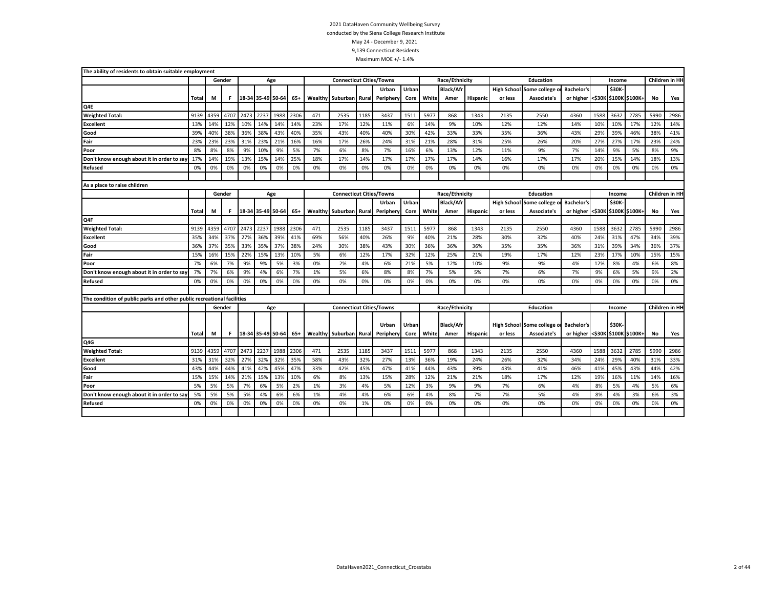2021 DataHaven Community Wellbeing Survey
conducted by the Siena College Research Institute
May 24 - December 9, 2021
9,139 Connecticut Residents
Maximum MOE +/- 1.4%

**The ability of residents to obtain suitable employment**

| | | Gender | | Age | | | | Connecticut Cities/Towns | | | | | Race/Ethnicity | | | Education | | | Income | | | Children in HH | |
|---|---|---|---|---|---|---|---|---|---|---|---|---|---|---|---|---|---|---|---|---|---|---|---|
| | Total | M | F | 18-34 | 35-49 | 50-64 | 65+ | Wealthy | Suburban | Rural | Urban Periphery | Urban Core | White | Black/Afr Amer | Hispanic | High School or less | Some college or Associate's | Bachelor's or higher | <$30K | $30K-$100K | $100K+ | No | Yes |
| Q4E | | | | | | | | | | | | | | | | | | | | | | | |
| Weighted Total: | 9139 | 4359 | 4707 | 2473 | 2237 | 1988 | 2306 | 471 | 2535 | 1185 | 3437 | 1511 | 5977 | 868 | 1343 | 2135 | 2550 | 4360 | 1588 | 3632 | 2785 | 5990 | 2986 |
| Excellent | 13% | 14% | 12% | 10% | 14% | 14% | 14% | 23% | 17% | 12% | 11% | 6% | 14% | 9% | 10% | 12% | 12% | 14% | 10% | 10% | 17% | 12% | 14% |
| Good | 39% | 40% | 38% | 36% | 38% | 43% | 40% | 35% | 43% | 40% | 40% | 30% | 42% | 33% | 33% | 35% | 36% | 43% | 29% | 39% | 46% | 38% | 41% |
| Fair | 23% | 23% | 23% | 31% | 23% | 21% | 16% | 16% | 17% | 26% | 24% | 31% | 21% | 28% | 31% | 25% | 26% | 20% | 27% | 27% | 17% | 23% | 24% |
| Poor | 8% | 8% | 8% | 9% | 10% | 9% | 5% | 7% | 6% | 8% | 7% | 16% | 6% | 13% | 12% | 11% | 9% | 7% | 14% | 9% | 5% | 8% | 9% |
| Don't know enough about it in order to say | 17% | 14% | 19% | 13% | 15% | 14% | 25% | 18% | 17% | 14% | 17% | 17% | 17% | 17% | 14% | 16% | 17% | 17% | 20% | 15% | 14% | 18% | 13% |
| Refused | 0% | 0% | 0% | 0% | 0% | 0% | 0% | 0% | 0% | 0% | 0% | 0% | 0% | 0% | 0% | 0% | 0% | 0% | 0% | 0% | 0% | 0% | 0% |

**As a place to raise children**

| | | Gender | | Age | | | | Connecticut Cities/Towns | | | | | Race/Ethnicity | | | Education | | | Income | | | Children in HH | |
|---|---|---|---|---|---|---|---|---|---|---|---|---|---|---|---|---|---|---|---|---|---|---|---|
| | Total | M | F | 18-34 | 35-49 | 50-64 | 65+ | Wealthy | Suburban | Rural | Urban Periphery | Urban Core | White | Black/Afr Amer | Hispanic | High School or less | Some college or Associate's | Bachelor's or higher | <$30K | $30K-$100K | $100K+ | No | Yes |
| Q4F | | | | | | | | | | | | | | | | | | | | | | | |
| Weighted Total: | 9139 | 4359 | 4707 | 2473 | 2237 | 1988 | 2306 | 471 | 2535 | 1185 | 3437 | 1511 | 5977 | 868 | 1343 | 2135 | 2550 | 4360 | 1588 | 3632 | 2785 | 5990 | 2986 |
| Excellent | 35% | 34% | 37% | 27% | 36% | 39% | 41% | 69% | 56% | 40% | 26% | 9% | 40% | 21% | 28% | 30% | 32% | 40% | 24% | 31% | 47% | 34% | 39% |
| Good | 36% | 37% | 35% | 33% | 35% | 37% | 38% | 24% | 30% | 38% | 43% | 30% | 36% | 36% | 36% | 35% | 35% | 36% | 31% | 39% | 34% | 36% | 37% |
| Fair | 15% | 16% | 15% | 22% | 15% | 13% | 10% | 5% | 6% | 12% | 17% | 32% | 12% | 25% | 21% | 19% | 17% | 12% | 23% | 17% | 10% | 15% | 15% |
| Poor | 7% | 6% | 7% | 9% | 9% | 5% | 3% | 0% | 2% | 4% | 6% | 21% | 5% | 12% | 10% | 9% | 9% | 4% | 12% | 8% | 4% | 6% | 8% |
| Don't know enough about it in order to say | 7% | 7% | 6% | 9% | 4% | 6% | 7% | 1% | 5% | 6% | 8% | 8% | 7% | 5% | 5% | 7% | 6% | 7% | 9% | 6% | 5% | 9% | 2% |
| Refused | 0% | 0% | 0% | 0% | 0% | 0% | 0% | 0% | 0% | 0% | 0% | 0% | 0% | 0% | 0% | 0% | 0% | 0% | 0% | 0% | 0% | 0% | 0% |

**The condition of public parks and other public recreational facilities**

| | | Gender | | Age | | | | Connecticut Cities/Towns | | | | | Race/Ethnicity | | | Education | | | Income | | | Children in HH | |
|---|---|---|---|---|---|---|---|---|---|---|---|---|---|---|---|---|---|---|---|---|---|---|---|
| | Total | M | F | 18-34 | 35-49 | 50-64 | 65+ | Wealthy | Suburban | Rural | Urban Periphery | Urban Core | White | Black/Afr Amer | Hispanic | High School or less | Some college or Associate's | Bachelor's or higher | <$30K | $30K-$100K | $100K+ | No | Yes |
| Q4G | | | | | | | | | | | | | | | | | | | | | | | |
| Weighted Total: | 9139 | 4359 | 4707 | 2473 | 2237 | 1988 | 2306 | 471 | 2535 | 1185 | 3437 | 1511 | 5977 | 868 | 1343 | 2135 | 2550 | 4360 | 1588 | 3632 | 2785 | 5990 | 2986 |
| Excellent | 31% | 31% | 32% | 27% | 32% | 32% | 35% | 58% | 43% | 32% | 27% | 13% | 36% | 19% | 24% | 26% | 32% | 34% | 24% | 29% | 40% | 31% | 33% |
| Good | 43% | 44% | 44% | 41% | 42% | 45% | 47% | 33% | 42% | 45% | 47% | 41% | 44% | 43% | 39% | 43% | 41% | 46% | 41% | 45% | 43% | 44% | 42% |
| Fair | 15% | 15% | 14% | 21% | 15% | 13% | 10% | 6% | 8% | 13% | 15% | 28% | 12% | 21% | 21% | 18% | 17% | 12% | 19% | 16% | 11% | 14% | 16% |
| Poor | 5% | 5% | 5% | 7% | 6% | 5% | 2% | 1% | 3% | 4% | 5% | 12% | 3% | 9% | 9% | 7% | 6% | 4% | 8% | 5% | 4% | 5% | 6% |
| Don't know enough about it in order to say | 5% | 5% | 5% | 5% | 4% | 6% | 6% | 1% | 4% | 4% | 6% | 6% | 4% | 8% | 7% | 7% | 5% | 4% | 8% | 4% | 3% | 6% | 3% |
| Refused | 0% | 0% | 0% | 0% | 0% | 0% | 0% | 0% | 0% | 1% | 0% | 0% | 0% | 0% | 0% | 0% | 0% | 0% | 0% | 0% | 0% | 0% | 0% |

DataHaven2021_Connecticut_Crosstabs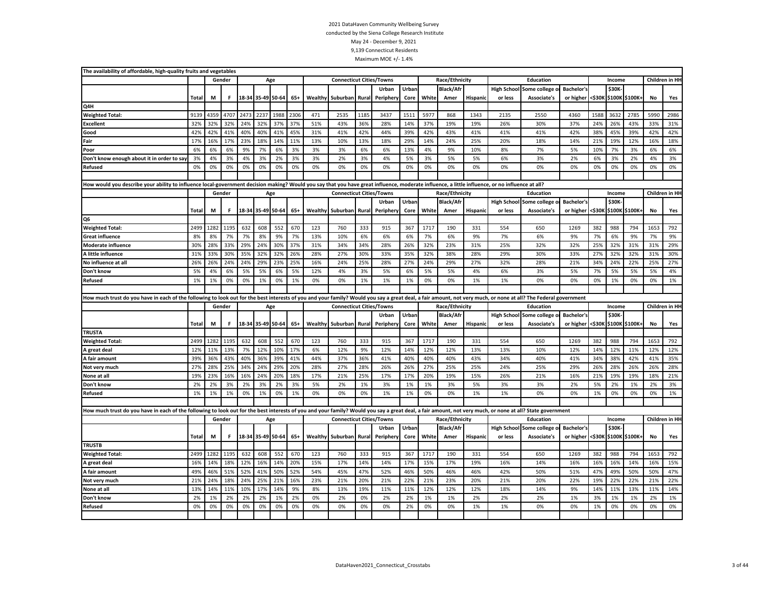2021 DataHaven Community Wellbeing Survey

conducted by the Siena College Research Institute

May 24 - December 9, 2021

9,139 Connecticut Residents

Maximum MOE +/- 1.4%

**The availability of affordable, high-quality fruits and vegetables**

| | | Gender | | Age | | | | Connecticut Cities/Towns | | | | | Race/Ethnicity | | | Education | | | Income | | | Children in HH | |
|---|---|---|---|---|---|---|---|---|---|---|---|---|---|---|---|---|---|---|---|---|---|---|---|
| | Total | M | F | 18-34 | 35-49 | 50-64 | 65+ | Wealthy | Suburban | Rural | Urban Periphery | Urban Core | White | Black/Afr Amer | Hispanic | High School or less | Some college or Associate's | Bachelor's or higher | <$30K | $30K-$100K | $100K+ | No | Yes |
| **Q4H** | | | | | | | | | | | | | | | | | | | | | | | |
| Weighted Total: | 9139 | 4359 | 4707 | 2473 | 2237 | 1988 | 2306 | 471 | 2535 | 1185 | 3437 | 1511 | 5977 | 868 | 1343 | 2135 | 2550 | 4360 | 1588 | 3632 | 2785 | 5990 | 2986 |
| Excellent | 32% | 32% | 32% | 24% | 32% | 37% | 37% | 51% | 43% | 36% | 28% | 14% | 37% | 19% | 19% | 26% | 30% | 37% | 24% | 26% | 43% | 33% | 31% |
| Good | 42% | 42% | 41% | 40% | 40% | 41% | 45% | 31% | 41% | 42% | 44% | 39% | 42% | 43% | 41% | 41% | 41% | 42% | 38% | 45% | 39% | 42% | 42% |
| Fair | 17% | 16% | 17% | 23% | 18% | 14% | 11% | 13% | 10% | 13% | 18% | 29% | 14% | 24% | 25% | 20% | 18% | 14% | 21% | 19% | 12% | 16% | 18% |
| Poor | 6% | 6% | 6% | 9% | 7% | 6% | 3% | 3% | 3% | 6% | 6% | 13% | 4% | 9% | 10% | 8% | 7% | 5% | 10% | 7% | 3% | 6% | 6% |
| Don't know enough about it in order to say | 3% | 4% | 3% | 4% | 3% | 2% | 3% | 3% | 2% | 3% | 4% | 5% | 3% | 5% | 5% | 6% | 3% | 2% | 6% | 3% | 2% | 4% | 3% |
| Refused | 0% | 0% | 0% | 0% | 0% | 0% | 0% | 0% | 0% | 0% | 0% | 0% | 0% | 0% | 0% | 0% | 0% | 0% | 0% | 0% | 0% | 0% | 0% |

**How would you describe your ability to influence local-government decision making? Would you say that you have great influence, moderate influence, a little influence, or no influence at all?**

| | | Gender | | Age | | | | Connecticut Cities/Towns | | | | | Race/Ethnicity | | | Education | | | Income | | | Children in HH | |
|---|---|---|---|---|---|---|---|---|---|---|---|---|---|---|---|---|---|---|---|---|---|---|---|
| | Total | M | F | 18-34 | 35-49 | 50-64 | 65+ | Wealthy | Suburban | Rural | Urban Periphery | Urban Core | White | Black/Afr Amer | Hispanic | High School or less | Some college or Associate's | Bachelor's or higher | <$30K | $30K-$100K | $100K+ | No | Yes |
| **Q6** | | | | | | | | | | | | | | | | | | | | | | | |
| Weighted Total: | 2499 | 1282 | 1195 | 632 | 608 | 552 | 670 | 123 | 760 | 333 | 915 | 367 | 1717 | 190 | 331 | 554 | 650 | 1269 | 382 | 988 | 794 | 1653 | 792 |
| Great influence | 8% | 8% | 7% | 7% | 8% | 9% | 7% | 13% | 10% | 6% | 6% | 6% | 7% | 6% | 9% | 7% | 6% | 9% | 7% | 6% | 9% | 7% | 9% |
| Moderate influence | 30% | 28% | 33% | 29% | 24% | 30% | 37% | 31% | 34% | 34% | 28% | 26% | 32% | 23% | 31% | 25% | 32% | 32% | 25% | 32% | 31% | 31% | 29% |
| A little influence | 31% | 33% | 30% | 35% | 32% | 32% | 26% | 28% | 27% | 30% | 33% | 35% | 32% | 38% | 28% | 29% | 30% | 33% | 27% | 32% | 32% | 31% | 30% |
| No influence at all | 26% | 26% | 24% | 24% | 29% | 23% | 25% | 16% | 24% | 25% | 28% | 27% | 24% | 29% | 27% | 32% | 28% | 21% | 34% | 24% | 22% | 25% | 27% |
| Don't know | 5% | 4% | 6% | 5% | 5% | 6% | 5% | 12% | 4% | 3% | 5% | 6% | 5% | 5% | 4% | 6% | 3% | 5% | 7% | 5% | 5% | 5% | 4% |
| Refused | 1% | 1% | 0% | 0% | 1% | 0% | 1% | 0% | 0% | 1% | 1% | 1% | 0% | 0% | 1% | 1% | 0% | 0% | 0% | 1% | 0% | 0% | 1% |

**How much trust do you have in each of the following to look out for the best interests of you and your family? Would you say a great deal, a fair amount, not very much, or none at all? The Federal government**

| | | Gender | | Age | | | | Connecticut Cities/Towns | | | | | Race/Ethnicity | | | Education | | | Income | | | Children in HH | |
|---|---|---|---|---|---|---|---|---|---|---|---|---|---|---|---|---|---|---|---|---|---|---|---|
| | Total | M | F | 18-34 | 35-49 | 50-64 | 65+ | Wealthy | Suburban | Rural | Urban Periphery | Urban Core | White | Black/Afr Amer | Hispanic | High School or less | Some college or Associate's | Bachelor's or higher | <$30K | $30K-$100K | $100K+ | No | Yes |
| **TRUSTA** | | | | | | | | | | | | | | | | | | | | | | | |
| Weighted Total: | 2499 | 1282 | 1195 | 632 | 608 | 552 | 670 | 123 | 760 | 333 | 915 | 367 | 1717 | 190 | 331 | 554 | 650 | 1269 | 382 | 988 | 794 | 1653 | 792 |
| A great deal | 12% | 11% | 13% | 7% | 12% | 10% | 17% | 6% | 12% | 9% | 12% | 14% | 12% | 12% | 13% | 13% | 10% | 12% | 14% | 12% | 11% | 12% | 12% |
| A fair amount | 39% | 36% | 43% | 40% | 36% | 39% | 41% | 44% | 37% | 36% | 41% | 40% | 40% | 40% | 43% | 34% | 40% | 41% | 34% | 38% | 42% | 41% | 35% |
| Not very much | 27% | 28% | 25% | 34% | 24% | 29% | 20% | 28% | 27% | 28% | 26% | 26% | 27% | 25% | 25% | 24% | 25% | 29% | 26% | 28% | 26% | 26% | 28% |
| None at all | 19% | 23% | 16% | 16% | 24% | 20% | 18% | 17% | 21% | 25% | 17% | 17% | 20% | 19% | 15% | 26% | 21% | 16% | 21% | 19% | 19% | 18% | 21% |
| Don't know | 2% | 2% | 3% | 2% | 3% | 2% | 3% | 5% | 2% | 1% | 3% | 1% | 1% | 3% | 5% | 3% | 3% | 2% | 5% | 2% | 1% | 2% | 3% |
| Refused | 1% | 1% | 1% | 0% | 1% | 0% | 1% | 0% | 0% | 0% | 1% | 1% | 0% | 0% | 1% | 1% | 0% | 0% | 1% | 0% | 0% | 0% | 1% |

**How much trust do you have in each of the following to look out for the best interests of you and your family? Would you say a great deal, a fair amount, not very much, or none at all? State government**

| | | Gender | | Age | | | | Connecticut Cities/Towns | | | | | Race/Ethnicity | | | Education | | | Income | | | Children in HH | |
|---|---|---|---|---|---|---|---|---|---|---|---|---|---|---|---|---|---|---|---|---|---|---|---|
| | Total | M | F | 18-34 | 35-49 | 50-64 | 65+ | Wealthy | Suburban | Rural | Urban Periphery | Urban Core | White | Black/Afr Amer | Hispanic | High School or less | Some college or Associate's | Bachelor's or higher | <$30K | $30K-$100K | $100K+ | No | Yes |
| **TRUSTB** | | | | | | | | | | | | | | | | | | | | | | | |
| Weighted Total: | 2499 | 1282 | 1195 | 632 | 608 | 552 | 670 | 123 | 760 | 333 | 915 | 367 | 1717 | 190 | 331 | 554 | 650 | 1269 | 382 | 988 | 794 | 1653 | 792 |
| A great deal | 16% | 14% | 18% | 12% | 16% | 14% | 20% | 15% | 17% | 14% | 14% | 17% | 15% | 17% | 19% | 16% | 14% | 16% | 16% | 16% | 14% | 16% | 15% |
| A fair amount | 49% | 46% | 51% | 52% | 41% | 50% | 52% | 54% | 45% | 47% | 52% | 46% | 50% | 46% | 46% | 42% | 50% | 51% | 47% | 49% | 50% | 50% | 47% |
| Not very much | 21% | 24% | 18% | 24% | 25% | 21% | 16% | 23% | 21% | 20% | 21% | 22% | 21% | 23% | 20% | 21% | 20% | 22% | 19% | 22% | 22% | 21% | 22% |
| None at all | 13% | 14% | 11% | 10% | 17% | 14% | 9% | 8% | 13% | 19% | 11% | 11% | 12% | 12% | 12% | 18% | 14% | 9% | 14% | 11% | 13% | 11% | 14% |
| Don't know | 2% | 1% | 2% | 2% | 2% | 1% | 2% | 0% | 2% | 0% | 2% | 2% | 1% | 1% | 2% | 2% | 2% | 1% | 3% | 1% | 1% | 2% | 1% |
| Refused | 0% | 0% | 0% | 0% | 0% | 0% | 0% | 0% | 0% | 0% | 0% | 2% | 0% | 0% | 1% | 1% | 0% | 0% | 1% | 0% | 0% | 0% | 0% |

DataHaven2021_Connecticut_Crosstabs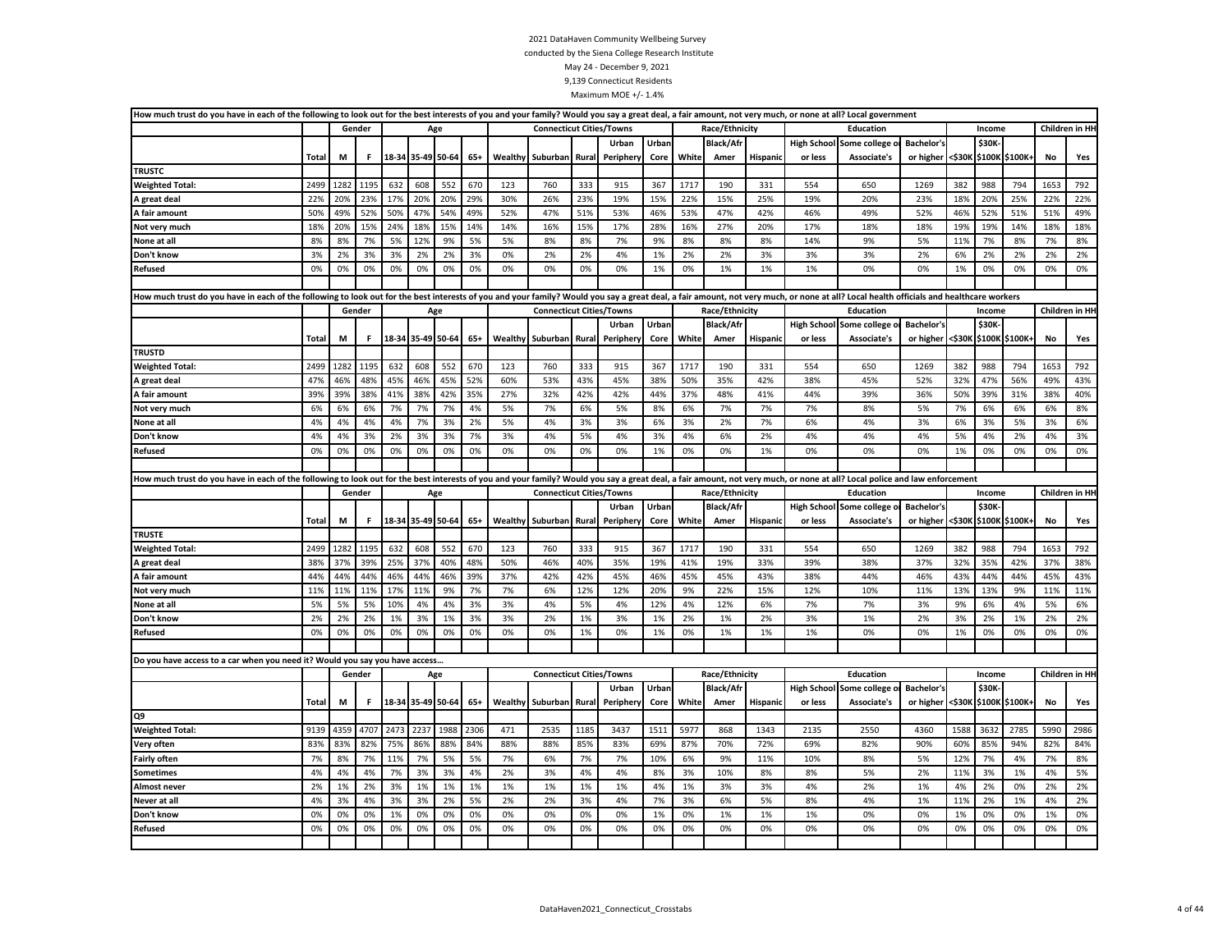2021 DataHaven Community Wellbeing Survey
conducted by the Siena College Research Institute
May 24 - December 9, 2021
9,139 Connecticut Residents
Maximum MOE +/- 1.4%

How much trust do you have in each of the following to look out for the best interests of you and your family? Would you say a great deal, a fair amount, not very much, or none at all? Local government

| | | Gender | | Age | | | | Connecticut Cities/Towns | | | | | Race/Ethnicity | | | Education | | | Income | | | Children in HH | |
|---|---|---|---|---|---|---|---|---|---|---|---|---|---|---|---|---|---|---|---|---|---|---|---|
| | Total | M | F | 18-34 | 35-49 | 50-64 | 65+ | Wealthy | Suburban | Rural | Urban Periphery | Urban Core | White | Black/Afr Amer | Hispanic | High School or less | Some college or Associate's | Bachelor's or higher | <$30K | $30K-$100K | $100K+ | No | Yes |
| **TRUSTC** | | | | | | | | | | | | | | | | | | | | | | | |
| **Weighted Total:** | 2499 | 1282 | 1195 | 632 | 608 | 552 | 670 | 123 | 760 | 333 | 915 | 367 | 1717 | 190 | 331 | 554 | 650 | 1269 | 382 | 988 | 794 | 1653 | 792 |
| **A great deal** | 22% | 20% | 23% | 17% | 20% | 20% | 29% | 30% | 26% | 23% | 19% | 15% | 22% | 15% | 25% | 19% | 20% | 23% | 18% | 20% | 25% | 22% | 22% |
| **A fair amount** | 50% | 49% | 52% | 50% | 47% | 54% | 49% | 52% | 47% | 51% | 53% | 46% | 53% | 47% | 42% | 46% | 49% | 52% | 46% | 52% | 51% | 51% | 49% |
| **Not very much** | 18% | 20% | 15% | 24% | 18% | 15% | 14% | 14% | 16% | 15% | 17% | 28% | 16% | 27% | 20% | 17% | 18% | 18% | 19% | 19% | 14% | 18% | 18% |
| **None at all** | 8% | 8% | 7% | 5% | 12% | 9% | 5% | 5% | 8% | 8% | 7% | 9% | 8% | 8% | 8% | 14% | 9% | 5% | 11% | 7% | 8% | 7% | 8% |
| **Don't know** | 3% | 2% | 3% | 3% | 2% | 2% | 3% | 0% | 2% | 2% | 4% | 1% | 2% | 2% | 3% | 3% | 3% | 2% | 6% | 2% | 2% | 2% | 2% |
| **Refused** | 0% | 0% | 0% | 0% | 0% | 0% | 0% | 0% | 0% | 0% | 0% | 1% | 0% | 1% | 1% | 1% | 0% | 0% | 1% | 0% | 0% | 0% | 0% |

How much trust do you have in each of the following to look out for the best interests of you and your family? Would you say a great deal, a fair amount, not very much, or none at all? Local health officials and healthcare workers

| | | Gender | | Age | | | | Connecticut Cities/Towns | | | | | Race/Ethnicity | | | Education | | | Income | | | Children in HH | |
|---|---|---|---|---|---|---|---|---|---|---|---|---|---|---|---|---|---|---|---|---|---|---|---|
| | Total | M | F | 18-34 | 35-49 | 50-64 | 65+ | Wealthy | Suburban | Rural | Urban Periphery | Urban Core | White | Black/Afr Amer | Hispanic | High School or less | Some college or Associate's | Bachelor's or higher | <$30K | $30K-$100K | $100K+ | No | Yes |
| **TRUSTD** | | | | | | | | | | | | | | | | | | | | | | | |
| **Weighted Total:** | 2499 | 1282 | 1195 | 632 | 608 | 552 | 670 | 123 | 760 | 333 | 915 | 367 | 1717 | 190 | 331 | 554 | 650 | 1269 | 382 | 988 | 794 | 1653 | 792 |
| **A great deal** | 47% | 46% | 48% | 45% | 46% | 45% | 52% | 60% | 53% | 43% | 45% | 38% | 50% | 35% | 42% | 38% | 45% | 52% | 32% | 47% | 56% | 49% | 43% |
| **A fair amount** | 39% | 39% | 38% | 41% | 38% | 42% | 35% | 27% | 32% | 42% | 42% | 44% | 37% | 48% | 41% | 44% | 39% | 36% | 50% | 39% | 31% | 38% | 40% |
| **Not very much** | 6% | 6% | 6% | 7% | 7% | 7% | 4% | 5% | 7% | 6% | 5% | 8% | 6% | 7% | 7% | 7% | 8% | 5% | 7% | 6% | 6% | 6% | 8% |
| **None at all** | 4% | 4% | 4% | 4% | 7% | 3% | 2% | 5% | 4% | 3% | 3% | 6% | 3% | 2% | 7% | 6% | 4% | 3% | 6% | 3% | 5% | 3% | 6% |
| **Don't know** | 4% | 4% | 3% | 2% | 3% | 3% | 7% | 3% | 4% | 5% | 4% | 3% | 4% | 6% | 2% | 4% | 4% | 4% | 5% | 4% | 2% | 4% | 3% |
| **Refused** | 0% | 0% | 0% | 0% | 0% | 0% | 0% | 0% | 0% | 0% | 0% | 1% | 0% | 0% | 1% | 0% | 0% | 0% | 1% | 0% | 0% | 0% | 0% |

How much trust do you have in each of the following to look out for the best interests of you and your family? Would you say a great deal, a fair amount, not very much, or none at all? Local police and law enforcement

| | | Gender | | Age | | | | Connecticut Cities/Towns | | | | | Race/Ethnicity | | | Education | | | Income | | | Children in HH | |
|---|---|---|---|---|---|---|---|---|---|---|---|---|---|---|---|---|---|---|---|---|---|---|---|
| | Total | M | F | 18-34 | 35-49 | 50-64 | 65+ | Wealthy | Suburban | Rural | Urban Periphery | Urban Core | White | Black/Afr Amer | Hispanic | High School or less | Some college or Associate's | Bachelor's or higher | <$30K | $30K-$100K | $100K+ | No | Yes |
| **TRUSTE** | | | | | | | | | | | | | | | | | | | | | | | |
| **Weighted Total:** | 2499 | 1282 | 1195 | 632 | 608 | 552 | 670 | 123 | 760 | 333 | 915 | 367 | 1717 | 190 | 331 | 554 | 650 | 1269 | 382 | 988 | 794 | 1653 | 792 |
| **A great deal** | 38% | 37% | 39% | 25% | 37% | 40% | 48% | 50% | 46% | 40% | 35% | 19% | 41% | 19% | 33% | 39% | 38% | 37% | 32% | 35% | 42% | 37% | 38% |
| **A fair amount** | 44% | 44% | 44% | 46% | 44% | 46% | 39% | 37% | 42% | 42% | 45% | 44% | 45% | 45% | 43% | 38% | 44% | 46% | 43% | 44% | 44% | 45% | 43% |
| **Not very much** | 11% | 11% | 11% | 17% | 11% | 9% | 7% | 7% | 6% | 12% | 12% | 20% | 9% | 22% | 15% | 12% | 10% | 11% | 13% | 13% | 9% | 11% | 11% |
| **None at all** | 5% | 5% | 5% | 10% | 4% | 4% | 3% | 3% | 4% | 5% | 4% | 12% | 4% | 12% | 6% | 7% | 7% | 3% | 9% | 6% | 4% | 5% | 6% |
| **Don't know** | 2% | 2% | 2% | 1% | 3% | 1% | 3% | 3% | 2% | 1% | 3% | 1% | 2% | 1% | 2% | 3% | 1% | 2% | 3% | 2% | 1% | 2% | 2% |
| **Refused** | 0% | 0% | 0% | 0% | 0% | 0% | 0% | 0% | 0% | 1% | 0% | 1% | 0% | 1% | 1% | 1% | 0% | 0% | 1% | 0% | 0% | 0% | 0% |

Do you have access to a car when you need it? Would you say you have access…

| | | Gender | | Age | | | | Connecticut Cities/Towns | | | | | Race/Ethnicity | | | Education | | | Income | | | Children in HH | |
|---|---|---|---|---|---|---|---|---|---|---|---|---|---|---|---|---|---|---|---|---|---|---|---|
| | Total | M | F | 18-34 | 35-49 | 50-64 | 65+ | Wealthy | Suburban | Rural | Urban Periphery | Urban Core | White | Black/Afr Amer | Hispanic | High School or less | Some college or Associate's | Bachelor's or higher | <$30K | $30K-$100K | $100K+ | No | Yes |
| **Q9** | | | | | | | | | | | | | | | | | | | | | | | |
| **Weighted Total:** | 9139 | 4359 | 4707 | 2473 | 2237 | 1988 | 2306 | 471 | 2535 | 1185 | 3437 | 1511 | 5977 | 868 | 1343 | 2135 | 2550 | 4360 | 1588 | 3632 | 2785 | 5990 | 2986 |
| **Very often** | 83% | 83% | 82% | 75% | 86% | 88% | 84% | 88% | 88% | 85% | 83% | 69% | 87% | 70% | 72% | 69% | 82% | 90% | 60% | 85% | 94% | 82% | 84% |
| **Fairly often** | 7% | 8% | 7% | 11% | 7% | 5% | 5% | 7% | 6% | 7% | 7% | 10% | 6% | 9% | 11% | 10% | 8% | 5% | 12% | 7% | 4% | 7% | 8% |
| **Sometimes** | 4% | 4% | 4% | 7% | 3% | 3% | 4% | 2% | 3% | 4% | 4% | 8% | 3% | 10% | 8% | 8% | 5% | 2% | 11% | 3% | 1% | 4% | 5% |
| **Almost never** | 2% | 1% | 2% | 3% | 1% | 1% | 1% | 1% | 1% | 1% | 1% | 4% | 1% | 3% | 3% | 4% | 2% | 1% | 4% | 2% | 0% | 2% | 2% |
| **Never at all** | 4% | 3% | 4% | 3% | 3% | 2% | 5% | 2% | 2% | 3% | 4% | 7% | 3% | 6% | 5% | 8% | 4% | 1% | 11% | 2% | 1% | 4% | 2% |
| **Don't know** | 0% | 0% | 0% | 1% | 0% | 0% | 0% | 0% | 0% | 0% | 0% | 1% | 0% | 1% | 1% | 1% | 0% | 0% | 1% | 0% | 0% | 1% | 0% |
| **Refused** | 0% | 0% | 0% | 0% | 0% | 0% | 0% | 0% | 0% | 0% | 0% | 0% | 0% | 0% | 0% | 0% | 0% | 0% | 0% | 0% | 0% | 0% | 0% |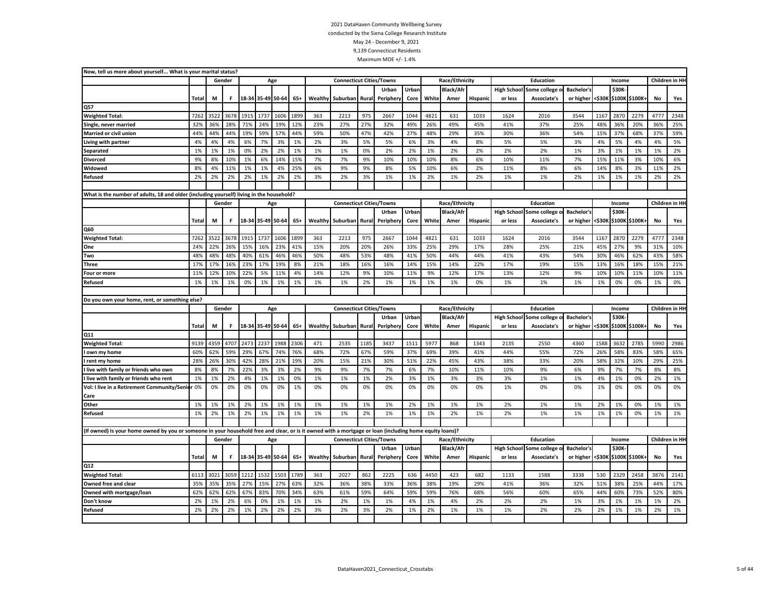2021 DataHaven Community Wellbeing Survey
conducted by the Siena College Research Institute
May 24 - December 9, 2021
9,139 Connecticut Residents
Maximum MOE +/- 1.4%

Now, tell us more about yourself... What is your marital status?

| | | Gender | | Age | | | | Connecticut Cities/Towns | | | | | Race/Ethnicity | | | Education | | | Income | | | Children in HH | |
|---|---|---|---|---|---|---|---|---|---|---|---|---|---|---|---|---|---|---|---|---|---|---|---|
| | Total | M | F | 18-34 | 35-49 | 50-64 | 65+ | Wealthy | Suburban | Rural | Urban Periphery | Urban Core | White | Black/Afr Amer | Hispanic | High School or less | Some college or Associate's | Bachelor's or higher | <$30K | $30K-$100K | $100K+ | No | Yes |
| Q57 | | | | | | | | | | | | | | | | | | | | | | | |
| Weighted Total: | 7262 | 3522 | 3678 | 1915 | 1737 | 1606 | 1899 | 363 | 2213 | 975 | 2667 | 1044 | 4821 | 631 | 1033 | 1624 | 2016 | 3544 | 1167 | 2870 | 2279 | 4777 | 2348 |
| Single, never married | 32% | 36% | 28% | 71% | 24% | 19% | 12% | 23% | 27% | 27% | 32% | 49% | 26% | 49% | 45% | 41% | 37% | 25% | 48% | 36% | 20% | 36% | 25% |
| Married or civil union | 44% | 44% | 44% | 19% | 59% | 57% | 44% | 59% | 50% | 47% | 42% | 27% | 48% | 29% | 35% | 30% | 36% | 54% | 15% | 37% | 68% | 37% | 59% |
| Living with partner | 4% | 4% | 4% | 6% | 7% | 3% | 1% | 2% | 3% | 5% | 5% | 6% | 3% | 4% | 8% | 5% | 5% | 3% | 4% | 5% | 4% | 4% | 5% |
| Separated | 1% | 1% | 1% | 0% | 2% | 2% | 1% | 1% | 1% | 0% | 2% | 2% | 1% | 2% | 2% | 2% | 2% | 1% | 3% | 1% | 1% | 1% | 2% |
| Divorced | 9% | 8% | 10% | 1% | 6% | 14% | 15% | 7% | 7% | 9% | 10% | 10% | 10% | 8% | 6% | 10% | 11% | 7% | 15% | 11% | 3% | 10% | 6% |
| Widowed | 8% | 4% | 11% | 1% | 1% | 4% | 25% | 6% | 9% | 9% | 8% | 5% | 10% | 6% | 2% | 11% | 8% | 6% | 14% | 8% | 3% | 11% | 2% |
| Refused | 2% | 2% | 2% | 2% | 1% | 2% | 2% | 3% | 2% | 3% | 1% | 1% | 2% | 1% | 2% | 1% | 1% | 2% | 1% | 1% | 1% | 2% | 2% |

What is the number of adults, 18 and older (including yourself) living in the household?

| | | Gender | | Age | | | | Connecticut Cities/Towns | | | | | Race/Ethnicity | | | Education | | | Income | | | Children in HH | |
|---|---|---|---|---|---|---|---|---|---|---|---|---|---|---|---|---|---|---|---|---|---|---|---|
| | Total | M | F | 18-34 | 35-49 | 50-64 | 65+ | Wealthy | Suburban | Rural | Urban Periphery | Urban Core | White | Black/Afr Amer | Hispanic | High School or less | Some college or Associate's | Bachelor's or higher | <$30K | $30K-$100K | $100K+ | No | Yes |
| Q60 | | | | | | | | | | | | | | | | | | | | | | | |
| Weighted Total: | 7262 | 3522 | 3678 | 1915 | 1737 | 1606 | 1899 | 363 | 2213 | 975 | 2667 | 1044 | 4821 | 631 | 1033 | 1624 | 2016 | 3544 | 1167 | 2870 | 2279 | 4777 | 2348 |
| One | 24% | 22% | 26% | 15% | 16% | 23% | 41% | 15% | 20% | 20% | 26% | 33% | 25% | 29% | 17% | 28% | 25% | 21% | 45% | 27% | 9% | 31% | 10% |
| Two | 48% | 48% | 48% | 40% | 61% | 46% | 46% | 50% | 48% | 53% | 48% | 41% | 50% | 44% | 44% | 41% | 43% | 54% | 30% | 46% | 62% | 43% | 58% |
| Three | 17% | 17% | 16% | 23% | 17% | 19% | 8% | 21% | 18% | 16% | 16% | 14% | 15% | 14% | 22% | 17% | 19% | 15% | 13% | 16% | 18% | 15% | 21% |
| Four or more | 11% | 12% | 10% | 22% | 5% | 11% | 4% | 14% | 12% | 9% | 10% | 11% | 9% | 12% | 17% | 13% | 12% | 9% | 10% | 10% | 11% | 10% | 11% |
| Refused | 1% | 1% | 1% | 0% | 1% | 1% | 1% | 1% | 1% | 2% | 1% | 1% | 1% | 1% | 0% | 1% | 1% | 1% | 1% | 0% | 0% | 1% | 0% |

Do you own your home, rent, or something else?

| | | Gender | | Age | | | | Connecticut Cities/Towns | | | | | Race/Ethnicity | | | Education | | | Income | | | Children in HH | |
|---|---|---|---|---|---|---|---|---|---|---|---|---|---|---|---|---|---|---|---|---|---|---|---|
| | Total | M | F | 18-34 | 35-49 | 50-64 | 65+ | Wealthy | Suburban | Rural | Urban Periphery | Urban Core | White | Black/Afr Amer | Hispanic | High School or less | Some college or Associate's | Bachelor's or higher | <$30K | $30K-$100K | $100K+ | No | Yes |
| Q11 | | | | | | | | | | | | | | | | | | | | | | | |
| Weighted Total: | 9139 | 4359 | 4707 | 2473 | 2237 | 1988 | 2306 | 471 | 2535 | 1185 | 3437 | 1511 | 5977 | 868 | 1343 | 2135 | 2550 | 4360 | 1588 | 3632 | 2785 | 5990 | 2986 |
| I own my home | 60% | 62% | 59% | 29% | 67% | 74% | 76% | 68% | 72% | 67% | 59% | 37% | 69% | 39% | 41% | 44% | 55% | 72% | 26% | 58% | 83% | 58% | 65% |
| I rent my home | 28% | 26% | 30% | 42% | 28% | 21% | 19% | 20% | 15% | 21% | 30% | 51% | 22% | 45% | 43% | 38% | 33% | 20% | 58% | 32% | 10% | 29% | 25% |
| I live with family or friends who own | 8% | 8% | 7% | 22% | 3% | 3% | 2% | 9% | 9% | 7% | 7% | 6% | 7% | 10% | 11% | 10% | 9% | 6% | 9% | 7% | 7% | 8% | 8% |
| I live with family or friends who rent | 1% | 1% | 2% | 4% | 1% | 1% | 0% | 1% | 1% | 1% | 2% | 3% | 1% | 3% | 3% | 3% | 1% | 1% | 4% | 1% | 0% | 2% | 1% |
| Vol: I live in a Retirement Community/Senior Care | 0% | 0% | 0% | 0% | 0% | 0% | 1% | 0% | 0% | 0% | 0% | 0% | 0% | 0% | 0% | 1% | 0% | 0% | 1% | 0% | 0% | 0% | 0% |
| Other | 1% | 1% | 1% | 2% | 1% | 1% | 1% | 1% | 1% | 1% | 1% | 2% | 1% | 1% | 1% | 2% | 1% | 1% | 2% | 1% | 0% | 1% | 1% |
| Refused | 1% | 2% | 1% | 2% | 1% | 1% | 1% | 1% | 1% | 2% | 1% | 1% | 1% | 2% | 1% | 2% | 1% | 1% | 1% | 1% | 0% | 1% | 1% |

(If owned) Is your home owned by you or someone in your household free and clear, or is it owned with a mortgage or loan (including home equity loans)?

| | | Gender | | Age | | | | Connecticut Cities/Towns | | | | | Race/Ethnicity | | | Education | | | Income | | | Children in HH | |
|---|---|---|---|---|---|---|---|---|---|---|---|---|---|---|---|---|---|---|---|---|---|---|---|
| | Total | M | F | 18-34 | 35-49 | 50-64 | 65+ | Wealthy | Suburban | Rural | Urban Periphery | Urban Core | White | Black/Afr Amer | Hispanic | High School or less | Some college or Associate's | Bachelor's or higher | <$30K | $30K-$100K | $100K+ | No | Yes |
| Q12 | | | | | | | | | | | | | | | | | | | | | | | |
| Weighted Total: | 6113 | 3021 | 3059 | 1212 | 1532 | 1503 | 1789 | 363 | 2027 | 862 | 2225 | 636 | 4450 | 423 | 682 | 1133 | 1588 | 3338 | 530 | 2329 | 2458 | 3876 | 2141 |
| Owned free and clear | 35% | 35% | 35% | 27% | 15% | 27% | 63% | 32% | 36% | 38% | 33% | 36% | 38% | 19% | 29% | 41% | 36% | 32% | 51% | 38% | 25% | 44% | 17% |
| Owned with mortgage/loan | 62% | 62% | 62% | 67% | 83% | 70% | 34% | 63% | 61% | 59% | 64% | 59% | 59% | 76% | 68% | 56% | 60% | 65% | 44% | 60% | 73% | 52% | 80% |
| Don't know | 2% | 1% | 2% | 6% | 0% | 1% | 1% | 1% | 2% | 1% | 1% | 4% | 1% | 4% | 2% | 2% | 2% | 1% | 3% | 1% | 1% | 1% | 2% |
| Refused | 2% | 2% | 2% | 1% | 2% | 2% | 2% | 3% | 2% | 3% | 2% | 1% | 2% | 1% | 1% | 1% | 2% | 2% | 2% | 1% | 1% | 2% | 1% |

DataHaven2021_Connecticut_Crosstabs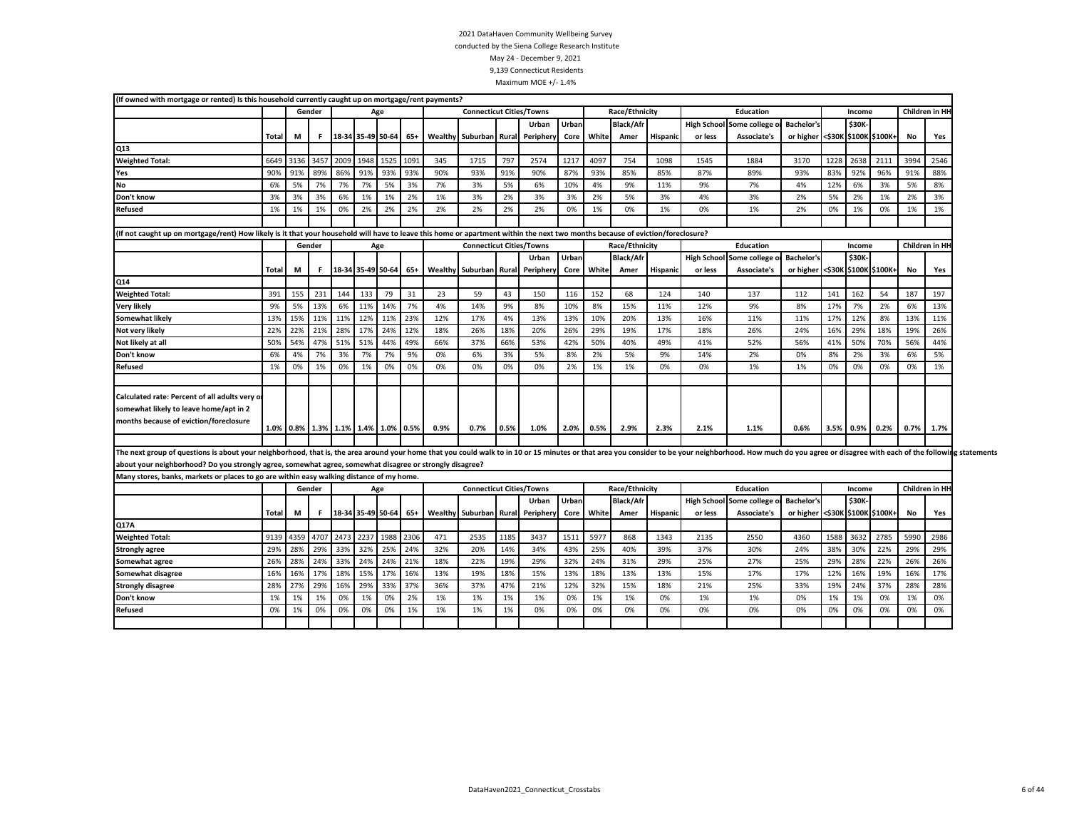2021 DataHaven Community Wellbeing Survey
conducted by the Siena College Research Institute
May 24 - December 9, 2021
9,139 Connecticut Residents
Maximum MOE +/- 1.4%

**(If owned with mortgage or rented) Is this household currently caught up on mortgage/rent payments?**

| | | Gender | | Age | | | | Connecticut Cities/Towns | | | | | Race/Ethnicity | | | Education | | | Income | | | Children in HH | |
|---|---|---|---|---|---|---|---|---|---|---|---|---|---|---|---|---|---|---|---|---|---|---|---|
| | Total | M | F | 18-34 | 35-49 | 50-64 | 65+ | Wealthy | Suburban | Rural | Urban Periphery | Urban Core | White | Black/Afr Amer | Hispanic | High School or less | Some college or Associate's | Bachelor's or higher | <$30K | $30K-$100K | $100K+ | No | Yes |
| **Q13** | | | | | | | | | | | | | | | | | | | | | | | |
| **Weighted Total:** | 6649 | 3136 | 3457 | 2009 | 1948 | 1525 | 1091 | 345 | 1715 | 797 | 2574 | 1217 | 4097 | 754 | 1098 | 1545 | 1884 | 3170 | 1228 | 2638 | 2111 | 3994 | 2546 |
| **Yes** | 90% | 91% | 89% | 86% | 91% | 93% | 93% | 90% | 93% | 91% | 90% | 87% | 93% | 85% | 85% | 87% | 89% | 93% | 83% | 92% | 96% | 91% | 88% |
| **No** | 6% | 5% | 7% | 7% | 7% | 5% | 3% | 7% | 3% | 5% | 6% | 10% | 4% | 9% | 11% | 9% | 7% | 4% | 12% | 6% | 3% | 5% | 8% |
| **Don't know** | 3% | 3% | 3% | 6% | 1% | 1% | 2% | 1% | 3% | 2% | 3% | 3% | 2% | 5% | 3% | 4% | 3% | 2% | 5% | 2% | 1% | 2% | 3% |
| **Refused** | 1% | 1% | 1% | 0% | 2% | 2% | 2% | 2% | 2% | 2% | 2% | 0% | 1% | 0% | 1% | 0% | 1% | 2% | 0% | 1% | 0% | 1% | 1% |

**(If not caught up on mortgage/rent) How likely is it that your household will have to leave this home or apartment within the next two months because of eviction/foreclosure?**

| | | Gender | | Age | | | | Connecticut Cities/Towns | | | | | Race/Ethnicity | | | Education | | | Income | | | Children in HH | |
|---|---|---|---|---|---|---|---|---|---|---|---|---|---|---|---|---|---|---|---|---|---|---|---|
| | Total | M | F | 18-34 | 35-49 | 50-64 | 65+ | Wealthy | Suburban | Rural | Urban Periphery | Urban Core | White | Black/Afr Amer | Hispanic | High School or less | Some college or Associate's | Bachelor's or higher | <$30K | $30K-$100K | $100K+ | No | Yes |
| **Q14** | | | | | | | | | | | | | | | | | | | | | | | |
| **Weighted Total:** | 391 | 155 | 231 | 144 | 133 | 79 | 31 | 23 | 59 | 43 | 150 | 116 | 152 | 68 | 124 | 140 | 137 | 112 | 141 | 162 | 54 | 187 | 197 |
| **Very likely** | 9% | 5% | 13% | 6% | 11% | 14% | 7% | 4% | 14% | 9% | 8% | 10% | 8% | 15% | 11% | 12% | 9% | 8% | 17% | 7% | 2% | 6% | 13% |
| **Somewhat likely** | 13% | 15% | 11% | 11% | 12% | 11% | 23% | 12% | 17% | 4% | 13% | 13% | 10% | 20% | 13% | 16% | 11% | 11% | 17% | 12% | 8% | 13% | 11% |
| **Not very likely** | 22% | 22% | 21% | 28% | 17% | 24% | 12% | 18% | 26% | 18% | 20% | 26% | 29% | 19% | 17% | 18% | 26% | 24% | 16% | 29% | 18% | 19% | 26% |
| **Not likely at all** | 50% | 54% | 47% | 51% | 51% | 44% | 49% | 66% | 37% | 66% | 53% | 42% | 50% | 40% | 49% | 41% | 52% | 56% | 41% | 50% | 70% | 56% | 44% |
| **Don't know** | 6% | 4% | 7% | 3% | 7% | 7% | 9% | 0% | 6% | 3% | 5% | 8% | 2% | 5% | 9% | 14% | 2% | 0% | 8% | 2% | 3% | 6% | 5% |
| **Refused** | 1% | 0% | 1% | 0% | 1% | 0% | 0% | 0% | 0% | 0% | 0% | 2% | 1% | 1% | 0% | 0% | 1% | 1% | 0% | 0% | 0% | 0% | 1% |
| **Calculated rate: Percent of all adults very or somewhat likely to leave home/apt in 2 months because of eviction/foreclosure** | 1.0% | 0.8% | 1.3% | 1.1% | 1.4% | 1.0% | 0.5% | 0.9% | 0.7% | 0.5% | 1.0% | 2.0% | 0.5% | 2.9% | 2.3% | 2.1% | 1.1% | 0.6% | 3.5% | 0.9% | 0.2% | 0.7% | 1.7% |

**The next group of questions is about your neighborhood, that is, the area around your home that you could walk to in 10 or 15 minutes or that area you consider to be your neighborhood. How much do you agree or disagree with each of the following statements about your neighborhood? Do you strongly agree, somewhat agree, somewhat disagree or strongly disagree?**

**Many stores, banks, markets or places to go are within easy walking distance of my home.**

| | | Gender | | Age | | | | Connecticut Cities/Towns | | | | | Race/Ethnicity | | | Education | | | Income | | | Children in HH | |
|---|---|---|---|---|---|---|---|---|---|---|---|---|---|---|---|---|---|---|---|---|---|---|---|
| | Total | M | F | 18-34 | 35-49 | 50-64 | 65+ | Wealthy | Suburban | Rural | Urban Periphery | Urban Core | White | Black/Afr Amer | Hispanic | High School or less | Some college or Associate's | Bachelor's or higher | <$30K | $30K-$100K | $100K+ | No | Yes |
| **Q17A** | | | | | | | | | | | | | | | | | | | | | | | |
| **Weighted Total:** | 9139 | 4359 | 4707 | 2473 | 2237 | 1988 | 2306 | 471 | 2535 | 1185 | 3437 | 1511 | 5977 | 868 | 1343 | 2135 | 2550 | 4360 | 1588 | 3632 | 2785 | 5990 | 2986 |
| **Strongly agree** | 29% | 28% | 29% | 33% | 32% | 25% | 24% | 32% | 20% | 14% | 34% | 43% | 25% | 40% | 39% | 37% | 30% | 24% | 38% | 30% | 22% | 29% | 29% |
| **Somewhat agree** | 26% | 28% | 24% | 33% | 24% | 24% | 21% | 18% | 22% | 19% | 29% | 32% | 24% | 31% | 29% | 25% | 27% | 25% | 29% | 28% | 22% | 26% | 26% |
| **Somewhat disagree** | 16% | 16% | 17% | 18% | 15% | 17% | 16% | 13% | 19% | 18% | 15% | 13% | 18% | 13% | 13% | 15% | 17% | 17% | 12% | 16% | 19% | 16% | 17% |
| **Strongly disagree** | 28% | 27% | 29% | 16% | 29% | 33% | 37% | 36% | 37% | 47% | 21% | 12% | 32% | 15% | 18% | 21% | 25% | 33% | 19% | 24% | 37% | 28% | 28% |
| **Don't know** | 1% | 1% | 1% | 0% | 1% | 0% | 2% | 1% | 1% | 1% | 1% | 0% | 1% | 1% | 0% | 1% | 1% | 0% | 1% | 1% | 0% | 1% | 0% |
| **Refused** | 0% | 1% | 0% | 0% | 0% | 0% | 1% | 1% | 1% | 1% | 0% | 0% | 0% | 0% | 0% | 0% | 0% | 0% | 0% | 0% | 0% | 0% | 0% |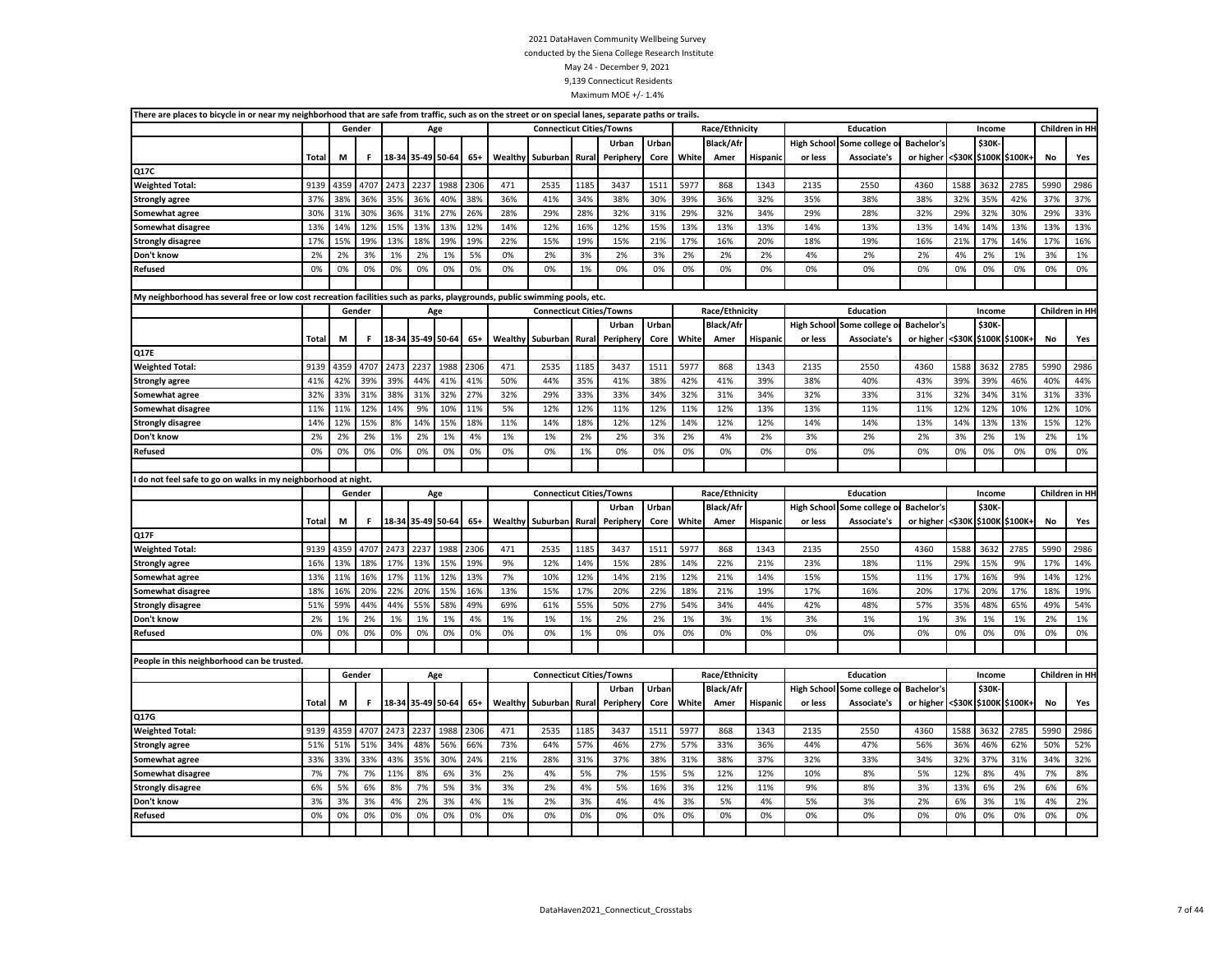2021 DataHaven Community Wellbeing Survey
conducted by the Siena College Research Institute
May 24 - December 9, 2021
9,139 Connecticut Residents
Maximum MOE +/- 1.4%

There are places to bicycle in or near my neighborhood that are safe from traffic, such as on the street or on special lanes, separate paths or trails.

| | | Gender | | Age | | | | Connecticut Cities/Towns | | | | | Race/Ethnicity | | | Education | | | Income | | | Children in HH | |
|---|---|---|---|---|---|---|---|---|---|---|---|---|---|---|---|---|---|---|---|---|---|---|---|
| | Total | M | F | 18-34 | 35-49 | 50-64 | 65+ | Wealthy | Suburban | Rural | Urban Periphery | Urban Core | White | Black/Afr Amer | Hispanic | High School or less | Some college or Associate's | Bachelor's or higher | <$30K | $30K-$100K | $100K+ | No | Yes |
| Q17C | | | | | | | | | | | | | | | | | | | | | | | |
| Weighted Total: | 9139 | 4359 | 4707 | 2473 | 2237 | 1988 | 2306 | 471 | 2535 | 1185 | 3437 | 1511 | 5977 | 868 | 1343 | 2135 | 2550 | 4360 | 1588 | 3632 | 2785 | 5990 | 2986 |
| Strongly agree | 37% | 38% | 36% | 35% | 36% | 40% | 38% | 36% | 41% | 34% | 38% | 30% | 39% | 36% | 32% | 35% | 38% | 38% | 32% | 35% | 42% | 37% | 37% |
| Somewhat agree | 30% | 31% | 30% | 36% | 31% | 27% | 26% | 28% | 29% | 28% | 32% | 31% | 29% | 32% | 34% | 29% | 28% | 32% | 29% | 32% | 30% | 29% | 33% |
| Somewhat disagree | 13% | 14% | 12% | 15% | 13% | 13% | 12% | 14% | 12% | 16% | 12% | 15% | 13% | 13% | 13% | 14% | 13% | 13% | 14% | 14% | 13% | 13% | 13% |
| Strongly disagree | 17% | 15% | 19% | 13% | 18% | 19% | 19% | 22% | 15% | 19% | 15% | 21% | 17% | 16% | 20% | 18% | 19% | 16% | 21% | 17% | 14% | 17% | 16% |
| Don't know | 2% | 2% | 3% | 1% | 2% | 1% | 5% | 0% | 2% | 3% | 2% | 3% | 2% | 2% | 2% | 4% | 2% | 2% | 4% | 2% | 1% | 3% | 1% |
| Refused | 0% | 0% | 0% | 0% | 0% | 0% | 0% | 0% | 0% | 1% | 0% | 0% | 0% | 0% | 0% | 0% | 0% | 0% | 0% | 0% | 0% | 0% | 0% |

My neighborhood has several free or low cost recreation facilities such as parks, playgrounds, public swimming pools, etc.

| | | Gender | | Age | | | | Connecticut Cities/Towns | | | | | Race/Ethnicity | | | Education | | | Income | | | Children in HH | |
|---|---|---|---|---|---|---|---|---|---|---|---|---|---|---|---|---|---|---|---|---|---|---|---|
| | Total | M | F | 18-34 | 35-49 | 50-64 | 65+ | Wealthy | Suburban | Rural | Urban Periphery | Urban Core | White | Black/Afr Amer | Hispanic | High School or less | Some college or Associate's | Bachelor's or higher | <$30K | $30K-$100K | $100K+ | No | Yes |
| Q17E | | | | | | | | | | | | | | | | | | | | | | | |
| Weighted Total: | 9139 | 4359 | 4707 | 2473 | 2237 | 1988 | 2306 | 471 | 2535 | 1185 | 3437 | 1511 | 5977 | 868 | 1343 | 2135 | 2550 | 4360 | 1588 | 3632 | 2785 | 5990 | 2986 |
| Strongly agree | 41% | 42% | 39% | 39% | 44% | 41% | 41% | 50% | 44% | 35% | 41% | 38% | 42% | 41% | 39% | 38% | 40% | 43% | 39% | 39% | 46% | 40% | 44% |
| Somewhat agree | 32% | 33% | 31% | 38% | 31% | 32% | 27% | 32% | 29% | 33% | 33% | 34% | 32% | 31% | 34% | 32% | 33% | 31% | 32% | 34% | 31% | 31% | 33% |
| Somewhat disagree | 11% | 11% | 12% | 14% | 9% | 10% | 11% | 5% | 12% | 12% | 11% | 12% | 11% | 12% | 13% | 13% | 11% | 11% | 12% | 12% | 10% | 12% | 10% |
| Strongly disagree | 14% | 12% | 15% | 8% | 14% | 15% | 18% | 11% | 14% | 18% | 12% | 12% | 14% | 12% | 12% | 14% | 14% | 13% | 14% | 13% | 13% | 15% | 12% |
| Don't know | 2% | 2% | 2% | 1% | 2% | 1% | 4% | 1% | 1% | 2% | 2% | 3% | 2% | 4% | 2% | 3% | 2% | 2% | 3% | 2% | 1% | 2% | 1% |
| Refused | 0% | 0% | 0% | 0% | 0% | 0% | 0% | 0% | 0% | 1% | 0% | 0% | 0% | 0% | 0% | 0% | 0% | 0% | 0% | 0% | 0% | 0% | 0% |

I do not feel safe to go on walks in my neighborhood at night.

| | | Gender | | Age | | | | Connecticut Cities/Towns | | | | | Race/Ethnicity | | | Education | | | Income | | | Children in HH | |
|---|---|---|---|---|---|---|---|---|---|---|---|---|---|---|---|---|---|---|---|---|---|---|---|
| | Total | M | F | 18-34 | 35-49 | 50-64 | 65+ | Wealthy | Suburban | Rural | Urban Periphery | Urban Core | White | Black/Afr Amer | Hispanic | High School or less | Some college or Associate's | Bachelor's or higher | <$30K | $30K-$100K | $100K+ | No | Yes |
| Q17F | | | | | | | | | | | | | | | | | | | | | | | |
| Weighted Total: | 9139 | 4359 | 4707 | 2473 | 2237 | 1988 | 2306 | 471 | 2535 | 1185 | 3437 | 1511 | 5977 | 868 | 1343 | 2135 | 2550 | 4360 | 1588 | 3632 | 2785 | 5990 | 2986 |
| Strongly agree | 16% | 13% | 18% | 17% | 13% | 15% | 19% | 9% | 12% | 14% | 15% | 28% | 14% | 22% | 21% | 23% | 18% | 11% | 29% | 15% | 9% | 17% | 14% |
| Somewhat agree | 13% | 11% | 16% | 17% | 11% | 12% | 13% | 7% | 10% | 12% | 14% | 21% | 12% | 21% | 14% | 15% | 15% | 11% | 17% | 16% | 9% | 14% | 12% |
| Somewhat disagree | 18% | 16% | 20% | 22% | 20% | 15% | 16% | 13% | 15% | 17% | 20% | 22% | 18% | 21% | 19% | 17% | 16% | 20% | 17% | 20% | 17% | 18% | 19% |
| Strongly disagree | 51% | 59% | 44% | 44% | 55% | 58% | 49% | 69% | 61% | 55% | 50% | 27% | 54% | 34% | 44% | 42% | 48% | 57% | 35% | 48% | 65% | 49% | 54% |
| Don't know | 2% | 1% | 2% | 1% | 1% | 1% | 4% | 1% | 1% | 1% | 2% | 2% | 1% | 3% | 1% | 3% | 1% | 1% | 3% | 1% | 1% | 2% | 1% |
| Refused | 0% | 0% | 0% | 0% | 0% | 0% | 0% | 0% | 0% | 1% | 0% | 0% | 0% | 0% | 0% | 0% | 0% | 0% | 0% | 0% | 0% | 0% | 0% |

People in this neighborhood can be trusted.

| | | Gender | | Age | | | | Connecticut Cities/Towns | | | | | Race/Ethnicity | | | Education | | | Income | | | Children in HH | |
|---|---|---|---|---|---|---|---|---|---|---|---|---|---|---|---|---|---|---|---|---|---|---|---|
| | Total | M | F | 18-34 | 35-49 | 50-64 | 65+ | Wealthy | Suburban | Rural | Urban Periphery | Urban Core | White | Black/Afr Amer | Hispanic | High School or less | Some college or Associate's | Bachelor's or higher | <$30K | $30K-$100K | $100K+ | No | Yes |
| Q17G | | | | | | | | | | | | | | | | | | | | | | | |
| Weighted Total: | 9139 | 4359 | 4707 | 2473 | 2237 | 1988 | 2306 | 471 | 2535 | 1185 | 3437 | 1511 | 5977 | 868 | 1343 | 2135 | 2550 | 4360 | 1588 | 3632 | 2785 | 5990 | 2986 |
| Strongly agree | 51% | 51% | 51% | 34% | 48% | 56% | 66% | 73% | 64% | 57% | 46% | 27% | 57% | 33% | 36% | 44% | 47% | 56% | 36% | 46% | 62% | 50% | 52% |
| Somewhat agree | 33% | 33% | 33% | 43% | 35% | 30% | 24% | 21% | 28% | 31% | 37% | 38% | 31% | 38% | 37% | 32% | 33% | 34% | 32% | 37% | 31% | 34% | 32% |
| Somewhat disagree | 7% | 7% | 7% | 11% | 8% | 6% | 3% | 2% | 4% | 5% | 7% | 15% | 5% | 12% | 12% | 10% | 8% | 5% | 12% | 8% | 4% | 7% | 8% |
| Strongly disagree | 6% | 5% | 6% | 8% | 7% | 5% | 3% | 3% | 2% | 4% | 5% | 16% | 3% | 12% | 11% | 9% | 8% | 3% | 13% | 6% | 2% | 6% | 6% |
| Don't know | 3% | 3% | 3% | 4% | 2% | 3% | 4% | 1% | 2% | 3% | 4% | 4% | 3% | 5% | 4% | 5% | 3% | 2% | 6% | 3% | 1% | 4% | 2% |
| Refused | 0% | 0% | 0% | 0% | 0% | 0% | 0% | 0% | 0% | 0% | 0% | 0% | 0% | 0% | 0% | 0% | 0% | 0% | 0% | 0% | 0% | 0% | 0% |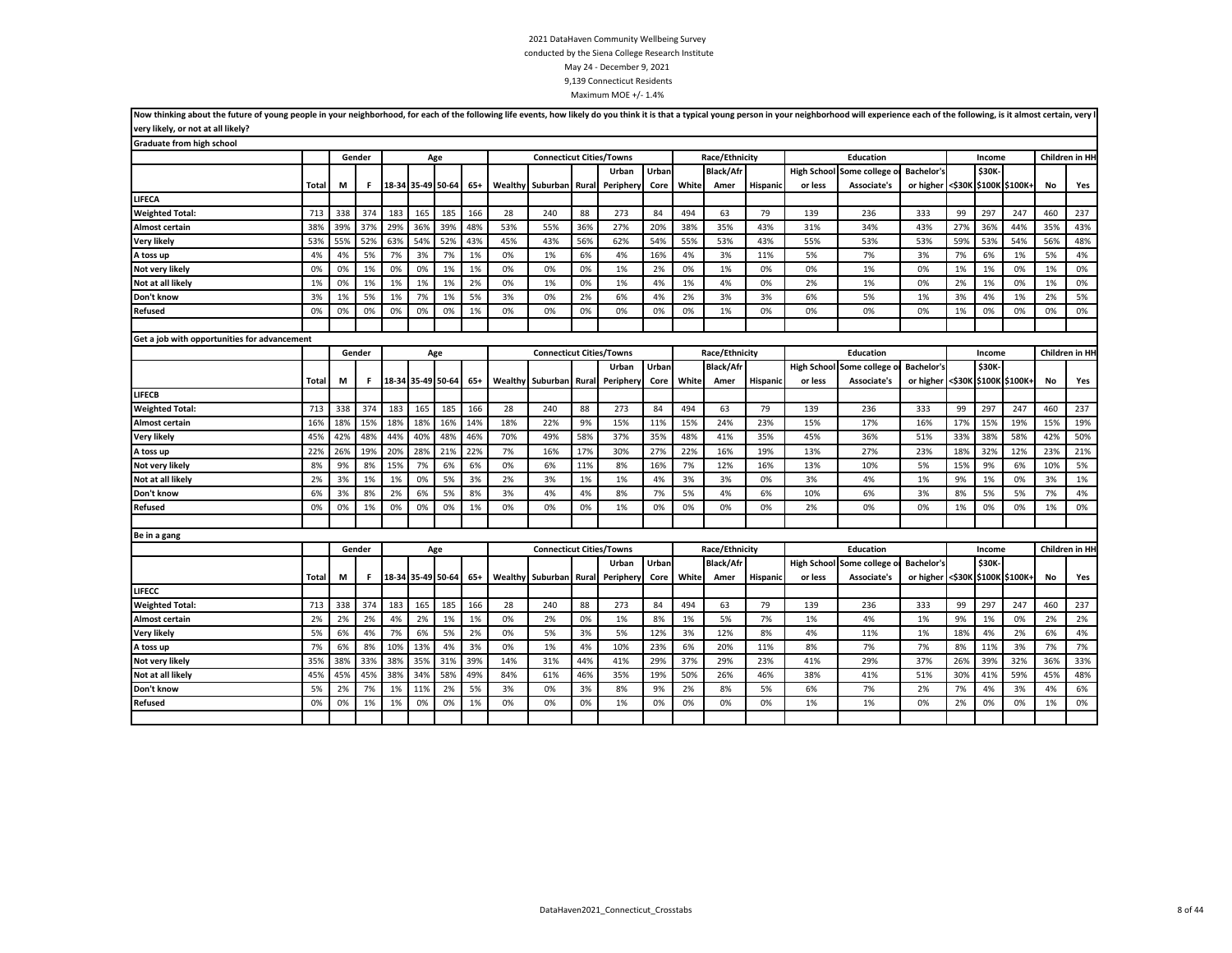2021 DataHaven Community Wellbeing Survey

conducted by the Siena College Research Institute

May 24 - December 9, 2021

9,139 Connecticut Residents

Maximum MOE +/- 1.4%

Now thinking about the future of young people in your neighborhood, for each of the following life events, how likely do you think it is that a typical young person in your neighborhood will experience each of the following, is it almost certain, very likely, or not at all likely?

**Graduate from high school**

| | | Gender | | Age | | | | Connecticut Cities/Towns | | | | | Race/Ethnicity | | | Education | | | Income | | | Children in HH | |
|---|---|---|---|---|---|---|---|---|---|---|---|---|---|---|---|---|---|---|---|---|---|---|---|
| | Total | M | F | 18-34 | 35-49 | 50-64 | 65+ | Wealthy | Suburban | Rural | Urban Periphery | Urban Core | White | Black/Afr Amer | Hispanic | High School or less | Some college or Associate's | Bachelor's or higher | <$30K | $30K-$100K | $100K+ | No | Yes |
| LIFECA | | | | | | | | | | | | | | | | | | | | | | | |
| Weighted Total: | 713 | 338 | 374 | 183 | 165 | 185 | 166 | 28 | 240 | 88 | 273 | 84 | 494 | 63 | 79 | 139 | 236 | 333 | 99 | 297 | 247 | 460 | 237 |
| Almost certain | 38% | 39% | 37% | 29% | 36% | 39% | 48% | 53% | 55% | 36% | 27% | 20% | 38% | 35% | 43% | 31% | 34% | 43% | 27% | 36% | 44% | 35% | 43% |
| Very likely | 53% | 55% | 52% | 63% | 54% | 52% | 43% | 45% | 43% | 56% | 62% | 54% | 55% | 53% | 43% | 55% | 53% | 53% | 59% | 53% | 54% | 56% | 48% |
| A toss up | 4% | 4% | 5% | 7% | 3% | 7% | 1% | 0% | 1% | 6% | 4% | 16% | 4% | 3% | 11% | 5% | 7% | 3% | 7% | 6% | 1% | 5% | 4% |
| Not very likely | 0% | 0% | 1% | 0% | 0% | 1% | 1% | 0% | 0% | 0% | 1% | 2% | 0% | 1% | 0% | 0% | 1% | 0% | 1% | 1% | 0% | 1% | 0% |
| Not at all likely | 1% | 0% | 1% | 1% | 1% | 1% | 2% | 0% | 1% | 0% | 1% | 4% | 1% | 4% | 0% | 2% | 1% | 0% | 2% | 1% | 0% | 1% | 0% |
| Don't know | 3% | 1% | 5% | 1% | 7% | 1% | 5% | 3% | 0% | 2% | 6% | 4% | 2% | 3% | 3% | 6% | 5% | 1% | 3% | 4% | 1% | 2% | 5% |
| Refused | 0% | 0% | 0% | 0% | 0% | 0% | 1% | 0% | 0% | 0% | 0% | 0% | 0% | 1% | 0% | 0% | 0% | 0% | 1% | 0% | 0% | 0% | 0% |

**Get a job with opportunities for advancement**

| | | Gender | | Age | | | | Connecticut Cities/Towns | | | | | Race/Ethnicity | | | Education | | | Income | | | Children in HH | |
|---|---|---|---|---|---|---|---|---|---|---|---|---|---|---|---|---|---|---|---|---|---|---|---|
| | Total | M | F | 18-34 | 35-49 | 50-64 | 65+ | Wealthy | Suburban | Rural | Urban Periphery | Urban Core | White | Black/Afr Amer | Hispanic | High School or less | Some college or Associate's | Bachelor's or higher | <$30K | $30K-$100K | $100K+ | No | Yes |
| LIFECB | | | | | | | | | | | | | | | | | | | | | | | |
| Weighted Total: | 713 | 338 | 374 | 183 | 165 | 185 | 166 | 28 | 240 | 88 | 273 | 84 | 494 | 63 | 79 | 139 | 236 | 333 | 99 | 297 | 247 | 460 | 237 |
| Almost certain | 16% | 18% | 15% | 18% | 18% | 16% | 14% | 18% | 22% | 9% | 15% | 11% | 15% | 24% | 23% | 15% | 17% | 16% | 17% | 15% | 19% | 15% | 19% |
| Very likely | 45% | 42% | 48% | 44% | 40% | 48% | 46% | 70% | 49% | 58% | 37% | 35% | 48% | 41% | 35% | 45% | 36% | 51% | 33% | 38% | 58% | 42% | 50% |
| A toss up | 22% | 26% | 19% | 20% | 28% | 21% | 22% | 7% | 16% | 17% | 30% | 27% | 22% | 16% | 19% | 13% | 27% | 23% | 18% | 32% | 12% | 23% | 21% |
| Not very likely | 8% | 9% | 8% | 15% | 7% | 6% | 6% | 0% | 6% | 11% | 8% | 16% | 7% | 12% | 16% | 13% | 10% | 5% | 15% | 9% | 6% | 10% | 5% |
| Not at all likely | 2% | 3% | 1% | 1% | 0% | 5% | 3% | 2% | 3% | 1% | 1% | 4% | 3% | 3% | 0% | 3% | 4% | 1% | 9% | 1% | 0% | 3% | 1% |
| Don't know | 6% | 3% | 8% | 2% | 6% | 5% | 8% | 3% | 4% | 4% | 8% | 7% | 5% | 4% | 6% | 10% | 6% | 3% | 8% | 5% | 5% | 7% | 4% |
| Refused | 0% | 0% | 1% | 0% | 0% | 0% | 1% | 0% | 0% | 0% | 1% | 0% | 0% | 0% | 0% | 2% | 0% | 0% | 1% | 0% | 0% | 1% | 0% |

**Be in a gang**

| | | Gender | | Age | | | | Connecticut Cities/Towns | | | | | Race/Ethnicity | | | Education | | | Income | | | Children in HH | |
|---|---|---|---|---|---|---|---|---|---|---|---|---|---|---|---|---|---|---|---|---|---|---|---|
| | Total | M | F | 18-34 | 35-49 | 50-64 | 65+ | Wealthy | Suburban | Rural | Urban Periphery | Urban Core | White | Black/Afr Amer | Hispanic | High School or less | Some college or Associate's | Bachelor's or higher | <$30K | $30K-$100K | $100K+ | No | Yes |
| LIFECC | | | | | | | | | | | | | | | | | | | | | | | |
| Weighted Total: | 713 | 338 | 374 | 183 | 165 | 185 | 166 | 28 | 240 | 88 | 273 | 84 | 494 | 63 | 79 | 139 | 236 | 333 | 99 | 297 | 247 | 460 | 237 |
| Almost certain | 2% | 2% | 2% | 4% | 2% | 1% | 1% | 0% | 2% | 0% | 1% | 8% | 1% | 5% | 7% | 1% | 4% | 1% | 9% | 1% | 0% | 2% | 2% |
| Very likely | 5% | 6% | 4% | 7% | 6% | 5% | 2% | 0% | 5% | 3% | 5% | 12% | 3% | 12% | 8% | 4% | 11% | 1% | 18% | 4% | 2% | 6% | 4% |
| A toss up | 7% | 6% | 8% | 10% | 13% | 4% | 3% | 0% | 1% | 4% | 10% | 23% | 6% | 20% | 11% | 8% | 7% | 7% | 8% | 11% | 3% | 7% | 7% |
| Not very likely | 35% | 38% | 33% | 38% | 35% | 31% | 39% | 14% | 31% | 44% | 41% | 29% | 37% | 29% | 23% | 41% | 29% | 37% | 26% | 39% | 32% | 36% | 33% |
| Not at all likely | 45% | 45% | 45% | 38% | 34% | 58% | 49% | 84% | 61% | 46% | 35% | 19% | 50% | 26% | 46% | 38% | 41% | 51% | 30% | 41% | 59% | 45% | 48% |
| Don't know | 5% | 2% | 7% | 1% | 11% | 2% | 5% | 3% | 0% | 3% | 8% | 9% | 2% | 8% | 5% | 6% | 7% | 2% | 7% | 4% | 3% | 4% | 6% |
| Refused | 0% | 0% | 1% | 1% | 0% | 0% | 1% | 0% | 0% | 0% | 1% | 0% | 0% | 0% | 0% | 1% | 1% | 0% | 2% | 0% | 0% | 1% | 0% |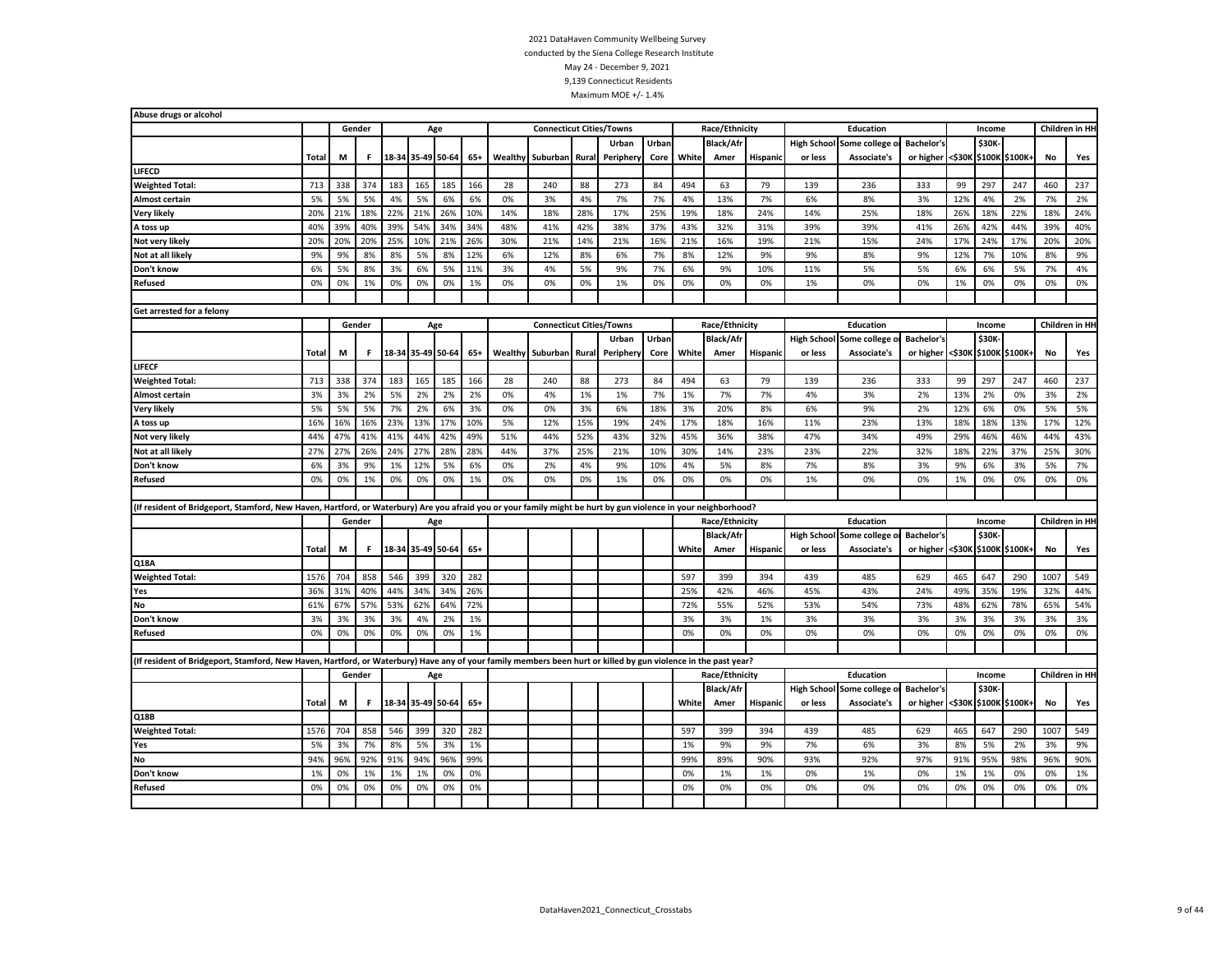2021 DataHaven Community Wellbeing Survey

conducted by the Siena College Research Institute

May 24 - December 9, 2021

9,139 Connecticut Residents

Maximum MOE +/- 1.4%

**Abuse drugs or alcohol**

| | | Gender | | Age | | | | Connecticut Cities/Towns | | | | | Race/Ethnicity | | | Education | | | Income | | | Children in HH | |
|---|---|---|---|---|---|---|---|---|---|---|---|---|---|---|---|---|---|---|---|---|---|---|---|
| | | | | | | | | | | | Urban | Urban | | Black/Afr | | High School | Some college or | Bachelor's | | $30K- | | | |
| | Total | M | F | 18-34 | 35-49 | 50-64 | 65+ | Wealthy | Suburban | Rural | Periphery | Core | White | Amer | Hispanic | or less | Associate's | or higher | <$30K | $100K | $100K+ | No | Yes |
| **LIFECD** | | | | | | | | | | | | | | | | | | | | | | | |
| **Weighted Total:** | 713 | 338 | 374 | 183 | 165 | 185 | 166 | 28 | 240 | 88 | 273 | 84 | 494 | 63 | 79 | 139 | 236 | 333 | 99 | 297 | 247 | 460 | 237 |
| **Almost certain** | 5% | 5% | 5% | 4% | 5% | 6% | 6% | 0% | 3% | 4% | 7% | 7% | 4% | 13% | 7% | 6% | 8% | 3% | 12% | 4% | 2% | 7% | 2% |
| **Very likely** | 20% | 21% | 18% | 22% | 21% | 26% | 10% | 14% | 18% | 28% | 17% | 25% | 19% | 18% | 24% | 14% | 25% | 18% | 26% | 18% | 22% | 18% | 24% |
| **A toss up** | 40% | 39% | 40% | 39% | 54% | 34% | 34% | 48% | 41% | 42% | 38% | 37% | 43% | 32% | 31% | 39% | 39% | 41% | 26% | 42% | 44% | 39% | 40% |
| **Not very likely** | 20% | 20% | 20% | 25% | 10% | 21% | 26% | 30% | 21% | 14% | 21% | 16% | 21% | 16% | 19% | 21% | 15% | 24% | 17% | 24% | 17% | 20% | 20% |
| **Not at all likely** | 9% | 9% | 8% | 8% | 5% | 8% | 12% | 6% | 12% | 8% | 6% | 7% | 8% | 12% | 9% | 9% | 8% | 9% | 12% | 7% | 10% | 8% | 9% |
| **Don't know** | 6% | 5% | 8% | 3% | 6% | 5% | 11% | 3% | 4% | 5% | 9% | 7% | 6% | 9% | 10% | 11% | 5% | 5% | 6% | 6% | 5% | 7% | 4% |
| **Refused** | 0% | 0% | 1% | 0% | 0% | 0% | 1% | 0% | 0% | 0% | 1% | 0% | 0% | 0% | 0% | 1% | 0% | 0% | 1% | 0% | 0% | 0% | 0% |

**Get arrested for a felony**

| | | Gender | | Age | | | | Connecticut Cities/Towns | | | | | Race/Ethnicity | | | Education | | | Income | | | Children in HH | |
|---|---|---|---|---|---|---|---|---|---|---|---|---|---|---|---|---|---|---|---|---|---|---|---|
| | | | | | | | | | | | Urban | Urban | | Black/Afr | | High School | Some college or | Bachelor's | | $30K- | | | |
| | Total | M | F | 18-34 | 35-49 | 50-64 | 65+ | Wealthy | Suburban | Rural | Periphery | Core | White | Amer | Hispanic | or less | Associate's | or higher | <$30K | $100K | $100K+ | No | Yes |
| **LIFECF** | | | | | | | | | | | | | | | | | | | | | | | |
| **Weighted Total:** | 713 | 338 | 374 | 183 | 165 | 185 | 166 | 28 | 240 | 88 | 273 | 84 | 494 | 63 | 79 | 139 | 236 | 333 | 99 | 297 | 247 | 460 | 237 |
| **Almost certain** | 3% | 3% | 2% | 5% | 2% | 2% | 2% | 0% | 4% | 1% | 1% | 7% | 1% | 7% | 7% | 4% | 3% | 2% | 13% | 2% | 0% | 3% | 2% |
| **Very likely** | 5% | 5% | 5% | 7% | 2% | 6% | 3% | 0% | 0% | 3% | 6% | 18% | 3% | 20% | 8% | 6% | 9% | 2% | 12% | 6% | 0% | 5% | 5% |
| **A toss up** | 16% | 16% | 16% | 23% | 13% | 17% | 10% | 5% | 12% | 15% | 19% | 24% | 17% | 18% | 16% | 11% | 23% | 13% | 18% | 18% | 13% | 17% | 12% |
| **Not very likely** | 44% | 47% | 41% | 41% | 44% | 42% | 49% | 51% | 44% | 52% | 43% | 32% | 45% | 36% | 38% | 47% | 34% | 49% | 29% | 46% | 46% | 44% | 43% |
| **Not at all likely** | 27% | 27% | 26% | 24% | 27% | 28% | 28% | 44% | 37% | 25% | 21% | 10% | 30% | 14% | 23% | 23% | 22% | 32% | 18% | 22% | 37% | 25% | 30% |
| **Don't know** | 6% | 3% | 9% | 1% | 12% | 5% | 6% | 0% | 2% | 4% | 9% | 10% | 4% | 5% | 8% | 7% | 8% | 3% | 9% | 6% | 3% | 5% | 7% |
| **Refused** | 0% | 0% | 1% | 0% | 0% | 0% | 1% | 0% | 0% | 0% | 1% | 0% | 0% | 0% | 0% | 1% | 0% | 0% | 1% | 0% | 0% | 0% | 0% |

**(If resident of Bridgeport, Stamford, New Haven, Hartford, or Waterbury) Are you afraid you or your family might be hurt by gun violence in your neighborhood?**

| | | Gender | | Age | | | | Race/Ethnicity | | | Education | | | Income | | | Children in HH | |
|---|---|---|---|---|---|---|---|---|---|---|---|---|---|---|---|---|---|---|
| | | | | | | | | | Black/Afr | | High School | Some college or | Bachelor's | | $30K- | | | |
| | Total | M | F | 18-34 | 35-49 | 50-64 | 65+ | White | Amer | Hispanic | or less | Associate's | or higher | <$30K | $100K | $100K+ | No | Yes |
| **Q18A** | | | | | | | | | | | | | | | | | | |
| **Weighted Total:** | 1576 | 704 | 858 | 546 | 399 | 320 | 282 | 597 | 399 | 394 | 439 | 485 | 629 | 465 | 647 | 290 | 1007 | 549 |
| **Yes** | 36% | 31% | 40% | 44% | 34% | 34% | 26% | 25% | 42% | 46% | 45% | 43% | 24% | 49% | 35% | 19% | 32% | 44% |
| **No** | 61% | 67% | 57% | 53% | 62% | 64% | 72% | 72% | 55% | 52% | 53% | 54% | 73% | 48% | 62% | 78% | 65% | 54% |
| **Don't know** | 3% | 3% | 3% | 3% | 4% | 2% | 1% | 3% | 3% | 1% | 3% | 3% | 3% | 3% | 3% | 3% | 3% | 3% |
| **Refused** | 0% | 0% | 0% | 0% | 0% | 0% | 1% | 0% | 0% | 0% | 0% | 0% | 0% | 0% | 0% | 0% | 0% | 0% |

**(If resident of Bridgeport, Stamford, New Haven, Hartford, or Waterbury) Have any of your family members been hurt or killed by gun violence in the past year?**

| | | Gender | | Age | | | | Race/Ethnicity | | | Education | | | Income | | | Children in HH | |
|---|---|---|---|---|---|---|---|---|---|---|---|---|---|---|---|---|---|---|
| | | | | | | | | | Black/Afr | | High School | Some college or | Bachelor's | | $30K- | | | |
| | Total | M | F | 18-34 | 35-49 | 50-64 | 65+ | White | Amer | Hispanic | or less | Associate's | or higher | <$30K | $100K | $100K+ | No | Yes |
| **Q18B** | | | | | | | | | | | | | | | | | | |
| **Weighted Total:** | 1576 | 704 | 858 | 546 | 399 | 320 | 282 | 597 | 399 | 394 | 439 | 485 | 629 | 465 | 647 | 290 | 1007 | 549 |
| **Yes** | 5% | 3% | 7% | 8% | 5% | 3% | 1% | 1% | 9% | 9% | 7% | 6% | 3% | 8% | 5% | 2% | 3% | 9% |
| **No** | 94% | 96% | 92% | 91% | 94% | 96% | 99% | 99% | 89% | 90% | 93% | 92% | 97% | 91% | 95% | 98% | 96% | 90% |
| **Don't know** | 1% | 0% | 1% | 1% | 1% | 0% | 0% | 0% | 1% | 1% | 0% | 1% | 0% | 1% | 1% | 0% | 0% | 1% |
| **Refused** | 0% | 0% | 0% | 0% | 0% | 0% | 0% | 0% | 0% | 0% | 0% | 0% | 0% | 0% | 0% | 0% | 0% | 0% |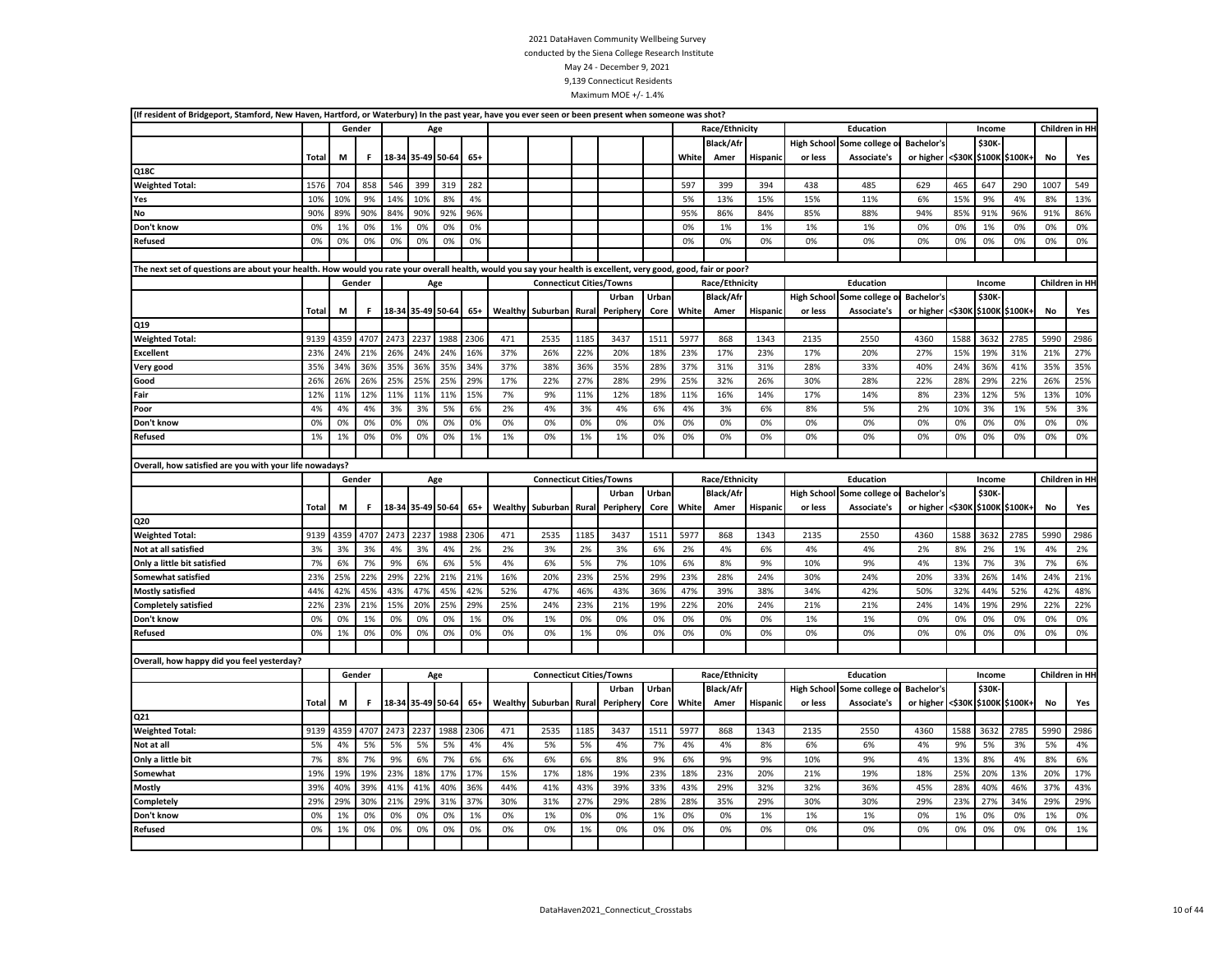2021 DataHaven Community Wellbeing Survey
conducted by the Siena College Research Institute
May 24 - December 9, 2021
9,139 Connecticut Residents
Maximum MOE +/- 1.4%

**(If resident of Bridgeport, Stamford, New Haven, Hartford, or Waterbury) In the past year, have you ever seen or been present when someone was shot?**

| | | Gender | | Age | | | | | | | | | Race/Ethnicity | | | Education | | | Income | | | Children in HH | |
|---|---|---|---|---|---|---|---|---|---|---|---|---|---|---|---|---|---|---|---|---|---|---|---|
| | Total | M | F | 18-34 | 35-49 | 50-64 | 65+ | | | | | | White | Black/Afr Amer | Hispanic | High School or less | Some college or Associate's | Bachelor's or higher | <$30K | $30K-$100K | $100K+ | No | Yes |
| **Q18C** | | | | | | | | | | | | | | | | | | | | | | | |
| **Weighted Total:** | 1576 | 704 | 858 | 546 | 399 | 319 | 282 | | | | | | 597 | 399 | 394 | 438 | 485 | 629 | 465 | 647 | 290 | 1007 | 549 |
| **Yes** | 10% | 10% | 9% | 14% | 10% | 8% | 4% | | | | | | 5% | 13% | 15% | 15% | 11% | 6% | 15% | 9% | 4% | 8% | 13% |
| **No** | 90% | 89% | 90% | 84% | 90% | 92% | 96% | | | | | | 95% | 86% | 84% | 85% | 88% | 94% | 85% | 91% | 96% | 91% | 86% |
| **Don't know** | 0% | 1% | 0% | 1% | 0% | 0% | 0% | | | | | | 0% | 1% | 1% | 1% | 1% | 0% | 0% | 1% | 0% | 0% | 0% |
| **Refused** | 0% | 0% | 0% | 0% | 0% | 0% | 0% | | | | | | 0% | 0% | 0% | 0% | 0% | 0% | 0% | 0% | 0% | 0% | 0% |

**The next set of questions are about your health. How would you rate your overall health, would you say your health is excellent, very good, good, fair or poor?**

| | | Gender | | Age | | | | Connecticut Cities/Towns | | | | | Race/Ethnicity | | | Education | | | Income | | | Children in HH | |
|---|---|---|---|---|---|---|---|---|---|---|---|---|---|---|---|---|---|---|---|---|---|---|---|
| | Total | M | F | 18-34 | 35-49 | 50-64 | 65+ | Wealthy | Suburban | Rural | Urban Periphery | Urban Core | White | Black/Afr Amer | Hispanic | High School or less | Some college or Associate's | Bachelor's or higher | <$30K | $30K-$100K | $100K+ | No | Yes |
| **Q19** | | | | | | | | | | | | | | | | | | | | | | | |
| **Weighted Total:** | 9139 | 4359 | 4707 | 2473 | 2237 | 1988 | 2306 | 471 | 2535 | 1185 | 3437 | 1511 | 5977 | 868 | 1343 | 2135 | 2550 | 4360 | 1588 | 3632 | 2785 | 5990 | 2986 |
| **Excellent** | 23% | 24% | 21% | 26% | 24% | 24% | 16% | 37% | 26% | 22% | 20% | 18% | 23% | 17% | 23% | 17% | 20% | 27% | 15% | 19% | 31% | 21% | 27% |
| **Very good** | 35% | 34% | 36% | 35% | 36% | 35% | 34% | 37% | 38% | 36% | 35% | 28% | 37% | 31% | 31% | 28% | 33% | 40% | 24% | 36% | 41% | 35% | 35% |
| **Good** | 26% | 26% | 26% | 25% | 25% | 25% | 29% | 17% | 22% | 27% | 28% | 29% | 25% | 32% | 26% | 30% | 28% | 22% | 28% | 29% | 22% | 26% | 25% |
| **Fair** | 12% | 11% | 12% | 11% | 11% | 11% | 15% | 7% | 9% | 11% | 12% | 18% | 11% | 16% | 14% | 17% | 14% | 8% | 23% | 12% | 5% | 13% | 10% |
| **Poor** | 4% | 4% | 4% | 3% | 3% | 5% | 6% | 2% | 4% | 3% | 4% | 6% | 4% | 3% | 6% | 8% | 5% | 2% | 10% | 3% | 1% | 5% | 3% |
| **Don't know** | 0% | 0% | 0% | 0% | 0% | 0% | 0% | 0% | 0% | 0% | 0% | 0% | 0% | 0% | 0% | 0% | 0% | 0% | 0% | 0% | 0% | 0% | 0% |
| **Refused** | 1% | 1% | 0% | 0% | 0% | 0% | 1% | 1% | 0% | 1% | 1% | 0% | 0% | 0% | 0% | 0% | 0% | 0% | 0% | 0% | 0% | 0% | 0% |

**Overall, how satisfied are you with your life nowadays?**

| | | Gender | | Age | | | | Connecticut Cities/Towns | | | | | Race/Ethnicity | | | Education | | | Income | | | Children in HH | |
|---|---|---|---|---|---|---|---|---|---|---|---|---|---|---|---|---|---|---|---|---|---|---|---|
| | Total | M | F | 18-34 | 35-49 | 50-64 | 65+ | Wealthy | Suburban | Rural | Urban Periphery | Urban Core | White | Black/Afr Amer | Hispanic | High School or less | Some college or Associate's | Bachelor's or higher | <$30K | $30K-$100K | $100K+ | No | Yes |
| **Q20** | | | | | | | | | | | | | | | | | | | | | | | |
| **Weighted Total:** | 9139 | 4359 | 4707 | 2473 | 2237 | 1988 | 2306 | 471 | 2535 | 1185 | 3437 | 1511 | 5977 | 868 | 1343 | 2135 | 2550 | 4360 | 1588 | 3632 | 2785 | 5990 | 2986 |
| **Not at all satisfied** | 3% | 3% | 3% | 4% | 3% | 4% | 2% | 2% | 3% | 2% | 3% | 6% | 2% | 4% | 6% | 4% | 4% | 2% | 8% | 2% | 1% | 4% | 2% |
| **Only a little bit satisfied** | 7% | 6% | 7% | 9% | 6% | 6% | 5% | 4% | 6% | 5% | 7% | 10% | 6% | 8% | 9% | 10% | 9% | 4% | 13% | 7% | 3% | 7% | 6% |
| **Somewhat satisfied** | 23% | 25% | 22% | 29% | 22% | 21% | 21% | 16% | 20% | 23% | 25% | 29% | 23% | 28% | 24% | 30% | 24% | 20% | 33% | 26% | 14% | 24% | 21% |
| **Mostly satisfied** | 44% | 42% | 45% | 43% | 47% | 45% | 42% | 52% | 47% | 46% | 43% | 36% | 47% | 39% | 38% | 34% | 42% | 50% | 32% | 44% | 52% | 42% | 48% |
| **Completely satisfied** | 22% | 23% | 21% | 15% | 20% | 25% | 29% | 25% | 24% | 23% | 21% | 19% | 22% | 20% | 24% | 21% | 21% | 24% | 14% | 19% | 29% | 22% | 22% |
| **Don't know** | 0% | 0% | 1% | 0% | 0% | 0% | 1% | 0% | 1% | 0% | 0% | 0% | 0% | 0% | 0% | 1% | 1% | 0% | 0% | 0% | 0% | 0% | 0% |
| **Refused** | 0% | 1% | 0% | 0% | 0% | 0% | 0% | 0% | 0% | 1% | 0% | 0% | 0% | 0% | 0% | 0% | 0% | 0% | 0% | 0% | 0% | 0% | 0% |

**Overall, how happy did you feel yesterday?**

| | | Gender | | Age | | | | Connecticut Cities/Towns | | | | | Race/Ethnicity | | | Education | | | Income | | | Children in HH | |
|---|---|---|---|---|---|---|---|---|---|---|---|---|---|---|---|---|---|---|---|---|---|---|---|
| | Total | M | F | 18-34 | 35-49 | 50-64 | 65+ | Wealthy | Suburban | Rural | Urban Periphery | Urban Core | White | Black/Afr Amer | Hispanic | High School or less | Some college or Associate's | Bachelor's or higher | <$30K | $30K-$100K | $100K+ | No | Yes |
| **Q21** | | | | | | | | | | | | | | | | | | | | | | | |
| **Weighted Total:** | 9139 | 4359 | 4707 | 2473 | 2237 | 1988 | 2306 | 471 | 2535 | 1185 | 3437 | 1511 | 5977 | 868 | 1343 | 2135 | 2550 | 4360 | 1588 | 3632 | 2785 | 5990 | 2986 |
| **Not at all** | 5% | 4% | 5% | 5% | 5% | 5% | 4% | 4% | 5% | 5% | 4% | 7% | 4% | 4% | 8% | 6% | 6% | 4% | 9% | 5% | 3% | 5% | 4% |
| **Only a little bit** | 7% | 8% | 7% | 9% | 6% | 7% | 6% | 6% | 6% | 6% | 8% | 9% | 6% | 9% | 9% | 10% | 9% | 4% | 13% | 8% | 4% | 8% | 6% |
| **Somewhat** | 19% | 19% | 19% | 23% | 18% | 17% | 17% | 15% | 17% | 18% | 19% | 23% | 18% | 23% | 20% | 21% | 19% | 18% | 25% | 20% | 13% | 20% | 17% |
| **Mostly** | 39% | 40% | 39% | 41% | 41% | 40% | 36% | 44% | 41% | 43% | 39% | 33% | 43% | 29% | 32% | 32% | 36% | 45% | 28% | 40% | 46% | 37% | 43% |
| **Completely** | 29% | 29% | 30% | 21% | 29% | 31% | 37% | 30% | 31% | 27% | 29% | 28% | 28% | 35% | 29% | 30% | 30% | 29% | 23% | 27% | 34% | 29% | 29% |
| **Don't know** | 0% | 1% | 0% | 0% | 0% | 0% | 1% | 0% | 1% | 0% | 0% | 1% | 0% | 0% | 1% | 1% | 1% | 0% | 1% | 0% | 0% | 1% | 0% |
| **Refused** | 0% | 1% | 0% | 0% | 0% | 0% | 0% | 0% | 0% | 1% | 0% | 0% | 0% | 0% | 0% | 0% | 0% | 0% | 0% | 0% | 0% | 0% | 1% |

DataHaven2021_Connecticut_Crosstabs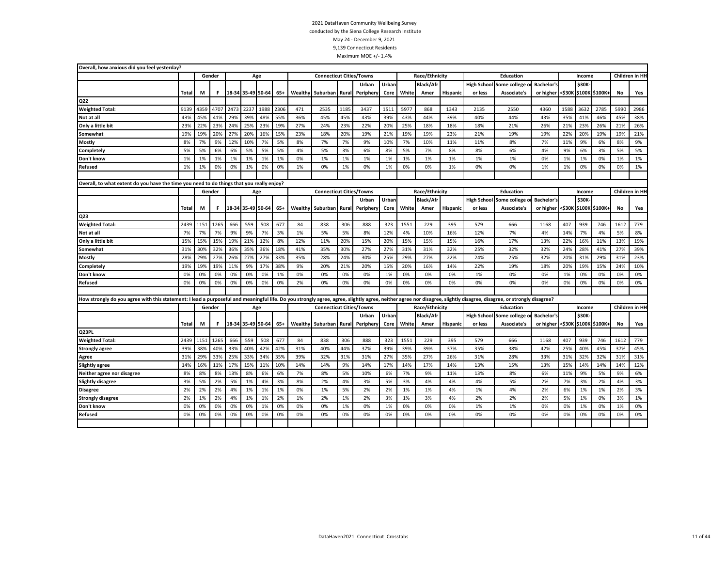2021 DataHaven Community Wellbeing Survey
conducted by the Siena College Research Institute
May 24 - December 9, 2021
9,139 Connecticut Residents
Maximum MOE +/- 1.4%

**Overall, how anxious did you feel yesterday?**

| | | Gender | | Age | | | | Connecticut Cities/Towns | | | | | Race/Ethnicity | | | Education | | | Income | | | Children in HH | |
|---|---|---|---|---|---|---|---|---|---|---|---|---|---|---|---|---|---|---|---|---|---|---|---|
| | Total | M | F | 18-34 | 35-49 | 50-64 | 65+ | Wealthy | Suburban | Rural | Urban Periphery | Urban Core | White | Black/Afr Amer | Hispanic | High School or less | Some college or Associate's | Bachelor's or higher | <$30K | $30K-$100K | $100K+ | No | Yes |
| **Q22** | | | | | | | | | | | | | | | | | | | | | | | |
| **Weighted Total:** | 9139 | 4359 | 4707 | 2473 | 2237 | 1988 | 2306 | 471 | 2535 | 1185 | 3437 | 1511 | 5977 | 868 | 1343 | 2135 | 2550 | 4360 | 1588 | 3632 | 2785 | 5990 | 2986 |
| **Not at all** | 43% | 45% | 41% | 29% | 39% | 48% | 55% | 36% | 45% | 45% | 43% | 39% | 43% | 44% | 39% | 40% | 44% | 43% | 35% | 41% | 46% | 45% | 38% |
| **Only a little bit** | 23% | 22% | 23% | 24% | 25% | 23% | 19% | 27% | 24% | 23% | 22% | 20% | 25% | 18% | 18% | 18% | 21% | 26% | 21% | 23% | 26% | 21% | 26% |
| **Somewhat** | 19% | 19% | 20% | 27% | 20% | 16% | 15% | 23% | 18% | 20% | 19% | 21% | 19% | 19% | 23% | 21% | 19% | 19% | 22% | 20% | 19% | 19% | 21% |
| **Mostly** | 8% | 7% | 9% | 12% | 10% | 7% | 5% | 8% | 7% | 7% | 9% | 10% | 7% | 10% | 11% | 11% | 8% | 7% | 11% | 9% | 6% | 8% | 9% |
| **Completely** | 5% | 5% | 6% | 6% | 5% | 5% | 5% | 4% | 5% | 3% | 6% | 8% | 5% | 7% | 8% | 8% | 6% | 4% | 9% | 6% | 3% | 5% | 5% |
| **Don't know** | 1% | 1% | 1% | 1% | 1% | 1% | 1% | 0% | 1% | 1% | 1% | 1% | 1% | 1% | 1% | 1% | 1% | 0% | 1% | 1% | 0% | 1% | 1% |
| **Refused** | 1% | 1% | 0% | 0% | 1% | 0% | 0% | 1% | 0% | 1% | 0% | 1% | 0% | 0% | 1% | 0% | 0% | 1% | 1% | 0% | 0% | 0% | 1% |

**Overall, to what extent do you have the time you need to do things that you really enjoy?**

| | | Gender | | Age | | | | Connecticut Cities/Towns | | | | | Race/Ethnicity | | | Education | | | Income | | | Children in HH | |
|---|---|---|---|---|---|---|---|---|---|---|---|---|---|---|---|---|---|---|---|---|---|---|---|
| | Total | M | F | 18-34 | 35-49 | 50-64 | 65+ | Wealthy | Suburban | Rural | Urban Periphery | Urban Core | White | Black/Afr Amer | Hispanic | High School or less | Some college or Associate's | Bachelor's or higher | <$30K | $30K-$100K | $100K+ | No | Yes |
| **Q23** | | | | | | | | | | | | | | | | | | | | | | | |
| **Weighted Total:** | 2439 | 1151 | 1265 | 666 | 559 | 508 | 677 | 84 | 838 | 306 | 888 | 323 | 1551 | 229 | 395 | 579 | 666 | 1168 | 407 | 939 | 746 | 1612 | 779 |
| **Not at all** | 7% | 7% | 7% | 9% | 9% | 7% | 3% | 1% | 5% | 5% | 8% | 12% | 4% | 10% | 16% | 12% | 7% | 4% | 14% | 7% | 4% | 5% | 8% |
| **Only a little bit** | 15% | 15% | 15% | 19% | 21% | 12% | 8% | 12% | 11% | 20% | 15% | 20% | 15% | 15% | 15% | 16% | 17% | 13% | 22% | 16% | 11% | 13% | 19% |
| **Somewhat** | 31% | 30% | 32% | 36% | 35% | 36% | 18% | 41% | 35% | 30% | 27% | 27% | 31% | 31% | 32% | 25% | 32% | 32% | 24% | 28% | 41% | 27% | 39% |
| **Mostly** | 28% | 29% | 27% | 26% | 27% | 27% | 33% | 35% | 28% | 24% | 30% | 25% | 29% | 27% | 22% | 24% | 25% | 32% | 20% | 31% | 29% | 31% | 23% |
| **Completely** | 19% | 19% | 19% | 11% | 9% | 17% | 38% | 9% | 20% | 21% | 20% | 15% | 20% | 16% | 14% | 22% | 19% | 18% | 20% | 19% | 15% | 24% | 10% |
| **Don't know** | 0% | 0% | 0% | 0% | 0% | 0% | 1% | 0% | 0% | 0% | 0% | 1% | 0% | 0% | 0% | 1% | 0% | 0% | 1% | 0% | 0% | 0% | 0% |
| **Refused** | 0% | 0% | 0% | 0% | 0% | 0% | 0% | 2% | 0% | 0% | 0% | 0% | 0% | 0% | 0% | 0% | 0% | 0% | 0% | 0% | 0% | 0% | 0% |

**How strongly do you agree with this statement: I lead a purposeful and meaningful life. Do you strongly agree, agree, slightly agree, neither agree nor disagree, slightly disagree, disagree, or strongly disagree?**

| | | Gender | | Age | | | | Connecticut Cities/Towns | | | | | Race/Ethnicity | | | Education | | | Income | | | Children in HH | |
|---|---|---|---|---|---|---|---|---|---|---|---|---|---|---|---|---|---|---|---|---|---|---|---|
| | Total | M | F | 18-34 | 35-49 | 50-64 | 65+ | Wealthy | Suburban | Rural | Urban Periphery | Urban Core | White | Black/Afr Amer | Hispanic | High School or less | Some college or Associate's | Bachelor's or higher | <$30K | $30K-$100K | $100K+ | No | Yes |
| **Q23PL** | | | | | | | | | | | | | | | | | | | | | | | |
| **Weighted Total:** | 2439 | 1151 | 1265 | 666 | 559 | 508 | 677 | 84 | 838 | 306 | 888 | 323 | 1551 | 229 | 395 | 579 | 666 | 1168 | 407 | 939 | 746 | 1612 | 779 |
| **Strongly agree** | 39% | 38% | 40% | 33% | 40% | 42% | 42% | 31% | 40% | 44% | 37% | 39% | 39% | 39% | 37% | 35% | 38% | 42% | 25% | 40% | 45% | 37% | 45% |
| **Agree** | 31% | 29% | 33% | 25% | 33% | 34% | 35% | 39% | 32% | 31% | 31% | 27% | 35% | 27% | 26% | 31% | 28% | 33% | 31% | 32% | 32% | 31% | 31% |
| **Slightly agree** | 14% | 16% | 11% | 17% | 15% | 11% | 10% | 14% | 14% | 9% | 14% | 17% | 14% | 17% | 14% | 13% | 15% | 13% | 15% | 14% | 14% | 14% | 12% |
| **Neither agree nor disagree** | 8% | 8% | 8% | 13% | 8% | 6% | 6% | 7% | 8% | 5% | 10% | 6% | 7% | 9% | 11% | 13% | 8% | 6% | 11% | 9% | 5% | 9% | 6% |
| **Slightly disagree** | 3% | 5% | 2% | 5% | 1% | 4% | 3% | 8% | 2% | 4% | 3% | 5% | 3% | 4% | 4% | 4% | 5% | 2% | 7% | 3% | 2% | 4% | 3% |
| **Disagree** | 2% | 2% | 2% | 4% | 1% | 1% | 1% | 0% | 1% | 5% | 2% | 2% | 1% | 1% | 4% | 1% | 4% | 2% | 6% | 1% | 1% | 2% | 3% |
| **Strongly disagree** | 2% | 1% | 2% | 4% | 1% | 1% | 2% | 1% | 2% | 1% | 2% | 3% | 1% | 3% | 4% | 2% | 2% | 2% | 5% | 1% | 0% | 3% | 1% |
| **Don't know** | 0% | 0% | 0% | 0% | 0% | 1% | 0% | 0% | 0% | 1% | 0% | 1% | 0% | 0% | 0% | 1% | 1% | 0% | 0% | 1% | 0% | 1% | 0% |
| **Refused** | 0% | 0% | 0% | 0% | 0% | 0% | 0% | 0% | 0% | 0% | 0% | 0% | 0% | 0% | 0% | 0% | 0% | 0% | 0% | 0% | 0% | 0% | 0% |

DataHaven2021_Connecticut_Crosstabs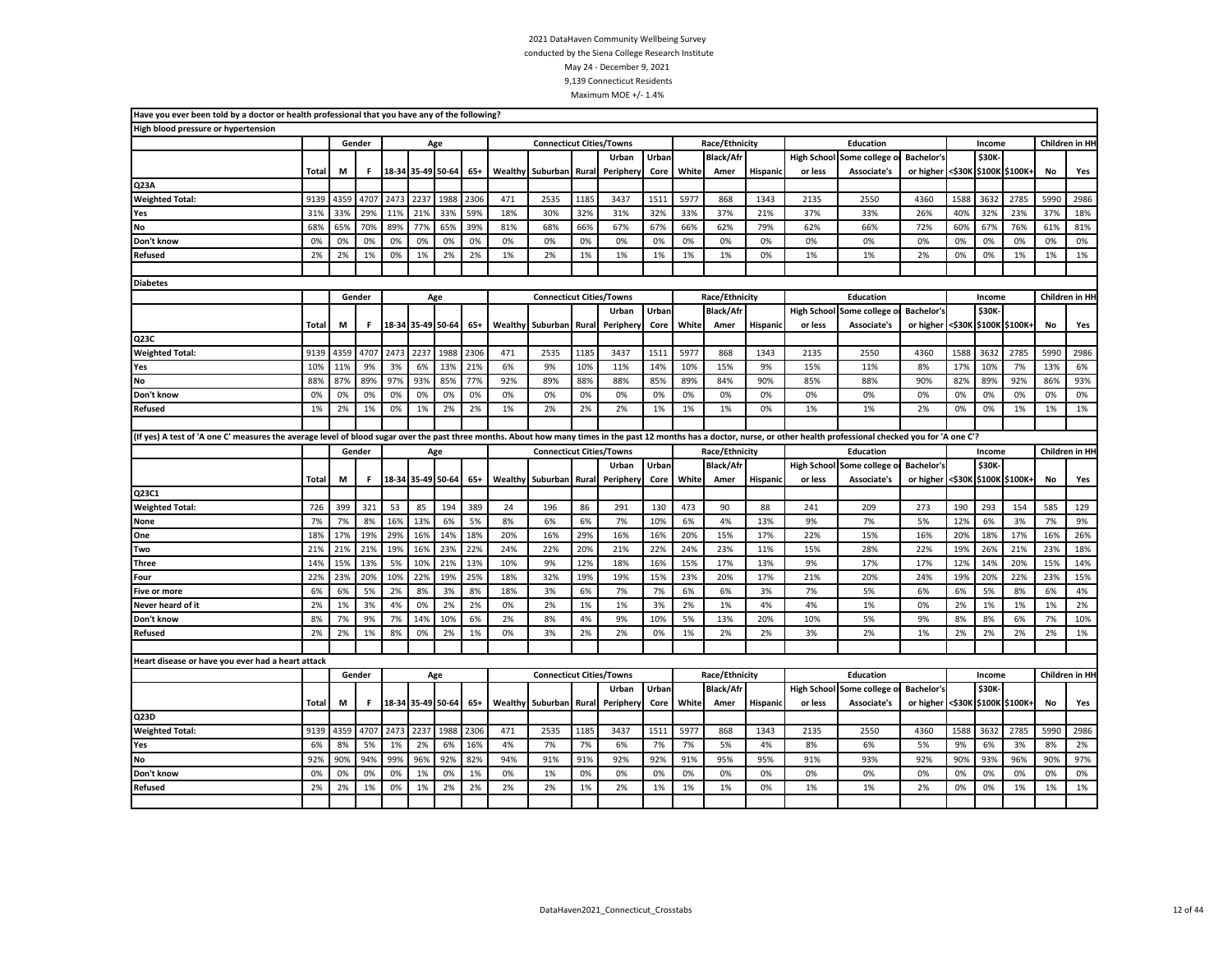2021 DataHaven Community Wellbeing Survey
conducted by the Siena College Research Institute
May 24 - December 9, 2021
9,139 Connecticut Residents
Maximum MOE +/- 1.4%

**Have you ever been told by a doctor or health professional that you have any of the following?**

**High blood pressure or hypertension**

| | | Gender | | Age | | | | Connecticut Cities/Towns | | | | | Race/Ethnicity | | | Education | | | Income | | | Children in HH | |
|---|---|---|---|---|---|---|---|---|---|---|---|---|---|---|---|---|---|---|---|---|---|---|---|
| | Total | M | F | 18-34 | 35-49 | 50-64 | 65+ | Wealthy | Suburban | Rural | Urban Periphery | Urban Core | White | Black/Afr Amer | Hispanic | High School or less | Some college or Associate's | Bachelor's or higher | <$30K | $30K-$100K | $100K+ | No | Yes |
| **Q23A** | | | | | | | | | | | | | | | | | | | | | | | |
| **Weighted Total:** | 9139 | 4359 | 4707 | 2473 | 2237 | 1988 | 2306 | 471 | 2535 | 1185 | 3437 | 1511 | 5977 | 868 | 1343 | 2135 | 2550 | 4360 | 1588 | 3632 | 2785 | 5990 | 2986 |
| **Yes** | 31% | 33% | 29% | 11% | 21% | 33% | 59% | 18% | 30% | 32% | 31% | 32% | 33% | 37% | 21% | 37% | 33% | 26% | 40% | 32% | 23% | 37% | 18% |
| **No** | 68% | 65% | 70% | 89% | 77% | 65% | 39% | 81% | 68% | 66% | 67% | 67% | 66% | 62% | 79% | 62% | 66% | 72% | 60% | 67% | 76% | 61% | 81% |
| **Don't know** | 0% | 0% | 0% | 0% | 0% | 0% | 0% | 0% | 0% | 0% | 0% | 0% | 0% | 0% | 0% | 0% | 0% | 0% | 0% | 0% | 0% | 0% | 0% |
| **Refused** | 2% | 2% | 1% | 0% | 1% | 2% | 2% | 1% | 2% | 1% | 1% | 1% | 1% | 1% | 0% | 1% | 1% | 2% | 0% | 0% | 1% | 1% | 1% |

**Diabetes**

| | | Gender | | Age | | | | Connecticut Cities/Towns | | | | | Race/Ethnicity | | | Education | | | Income | | | Children in HH | |
|---|---|---|---|---|---|---|---|---|---|---|---|---|---|---|---|---|---|---|---|---|---|---|---|
| | Total | M | F | 18-34 | 35-49 | 50-64 | 65+ | Wealthy | Suburban | Rural | Urban Periphery | Urban Core | White | Black/Afr Amer | Hispanic | High School or less | Some college or Associate's | Bachelor's or higher | <$30K | $30K-$100K | $100K+ | No | Yes |
| **Q23C** | | | | | | | | | | | | | | | | | | | | | | | |
| **Weighted Total:** | 9139 | 4359 | 4707 | 2473 | 2237 | 1988 | 2306 | 471 | 2535 | 1185 | 3437 | 1511 | 5977 | 868 | 1343 | 2135 | 2550 | 4360 | 1588 | 3632 | 2785 | 5990 | 2986 |
| **Yes** | 10% | 11% | 9% | 3% | 6% | 13% | 21% | 6% | 9% | 10% | 11% | 14% | 10% | 15% | 9% | 15% | 11% | 8% | 17% | 10% | 7% | 13% | 6% |
| **No** | 88% | 87% | 89% | 97% | 93% | 85% | 77% | 92% | 89% | 88% | 88% | 85% | 89% | 84% | 90% | 85% | 88% | 90% | 82% | 89% | 92% | 86% | 93% |
| **Don't know** | 0% | 0% | 0% | 0% | 0% | 0% | 0% | 0% | 0% | 0% | 0% | 0% | 0% | 0% | 0% | 0% | 0% | 0% | 0% | 0% | 0% | 0% | 0% |
| **Refused** | 1% | 2% | 1% | 0% | 1% | 2% | 2% | 1% | 2% | 2% | 2% | 1% | 1% | 1% | 0% | 1% | 1% | 2% | 0% | 0% | 1% | 1% | 1% |

**(If yes) A test of 'A one C' measures the average level of blood sugar over the past three months. About how many times in the past 12 months has a doctor, nurse, or other health professional checked you for 'A one C'?**

| | | Gender | | Age | | | | Connecticut Cities/Towns | | | | | Race/Ethnicity | | | Education | | | Income | | | Children in HH | |
|---|---|---|---|---|---|---|---|---|---|---|---|---|---|---|---|---|---|---|---|---|---|---|---|
| | Total | M | F | 18-34 | 35-49 | 50-64 | 65+ | Wealthy | Suburban | Rural | Urban Periphery | Urban Core | White | Black/Afr Amer | Hispanic | High School or less | Some college or Associate's | Bachelor's or higher | <$30K | $30K-$100K | $100K+ | No | Yes |
| **Q23C1** | | | | | | | | | | | | | | | | | | | | | | | |
| **Weighted Total:** | 726 | 399 | 321 | 53 | 85 | 194 | 389 | 24 | 196 | 86 | 291 | 130 | 473 | 90 | 88 | 241 | 209 | 273 | 190 | 293 | 154 | 585 | 129 |
| **None** | 7% | 7% | 8% | 16% | 13% | 6% | 5% | 8% | 6% | 6% | 7% | 10% | 6% | 4% | 13% | 9% | 7% | 5% | 12% | 6% | 3% | 7% | 9% |
| **One** | 18% | 17% | 19% | 29% | 16% | 14% | 18% | 20% | 16% | 29% | 16% | 16% | 20% | 15% | 17% | 22% | 15% | 16% | 20% | 18% | 17% | 16% | 26% |
| **Two** | 21% | 21% | 21% | 19% | 16% | 23% | 22% | 24% | 22% | 20% | 21% | 22% | 24% | 23% | 11% | 15% | 28% | 22% | 19% | 26% | 21% | 23% | 18% |
| **Three** | 14% | 15% | 13% | 5% | 10% | 21% | 13% | 10% | 9% | 12% | 18% | 16% | 15% | 17% | 13% | 9% | 17% | 17% | 12% | 14% | 20% | 15% | 14% |
| **Four** | 22% | 23% | 20% | 10% | 22% | 19% | 25% | 18% | 32% | 19% | 19% | 15% | 23% | 20% | 17% | 21% | 20% | 24% | 19% | 20% | 22% | 23% | 15% |
| **Five or more** | 6% | 6% | 5% | 2% | 8% | 3% | 8% | 18% | 3% | 6% | 7% | 7% | 6% | 6% | 3% | 7% | 5% | 6% | 6% | 5% | 8% | 6% | 4% |
| **Never heard of it** | 2% | 1% | 3% | 4% | 0% | 2% | 2% | 0% | 2% | 1% | 1% | 3% | 2% | 1% | 4% | 4% | 1% | 0% | 2% | 1% | 1% | 1% | 2% |
| **Don't know** | 8% | 7% | 9% | 7% | 14% | 10% | 6% | 2% | 8% | 4% | 9% | 10% | 5% | 13% | 20% | 10% | 5% | 9% | 8% | 8% | 6% | 7% | 10% |
| **Refused** | 2% | 2% | 1% | 8% | 0% | 2% | 1% | 0% | 3% | 2% | 2% | 0% | 1% | 2% | 2% | 3% | 2% | 1% | 2% | 2% | 2% | 2% | 1% |

**Heart disease or have you ever had a heart attack**

| | | Gender | | Age | | | | Connecticut Cities/Towns | | | | | Race/Ethnicity | | | Education | | | Income | | | Children in HH | |
|---|---|---|---|---|---|---|---|---|---|---|---|---|---|---|---|---|---|---|---|---|---|---|---|
| | Total | M | F | 18-34 | 35-49 | 50-64 | 65+ | Wealthy | Suburban | Rural | Urban Periphery | Urban Core | White | Black/Afr Amer | Hispanic | High School or less | Some college or Associate's | Bachelor's or higher | <$30K | $30K-$100K | $100K+ | No | Yes |
| **Q23D** | | | | | | | | | | | | | | | | | | | | | | | |
| **Weighted Total:** | 9139 | 4359 | 4707 | 2473 | 2237 | 1988 | 2306 | 471 | 2535 | 1185 | 3437 | 1511 | 5977 | 868 | 1343 | 2135 | 2550 | 4360 | 1588 | 3632 | 2785 | 5990 | 2986 |
| **Yes** | 6% | 8% | 5% | 1% | 2% | 6% | 16% | 4% | 7% | 7% | 6% | 7% | 7% | 5% | 4% | 8% | 6% | 5% | 9% | 6% | 3% | 8% | 2% |
| **No** | 92% | 90% | 94% | 99% | 96% | 92% | 82% | 94% | 91% | 91% | 92% | 92% | 91% | 95% | 95% | 91% | 93% | 92% | 90% | 93% | 96% | 90% | 97% |
| **Don't know** | 0% | 0% | 0% | 0% | 1% | 0% | 1% | 0% | 1% | 0% | 0% | 0% | 0% | 0% | 0% | 0% | 0% | 0% | 0% | 0% | 0% | 0% | 0% |
| **Refused** | 2% | 2% | 1% | 0% | 1% | 2% | 2% | 2% | 2% | 1% | 2% | 1% | 1% | 1% | 0% | 1% | 1% | 2% | 0% | 0% | 1% | 1% | 1% |

DataHaven2021_Connecticut_Crosstabs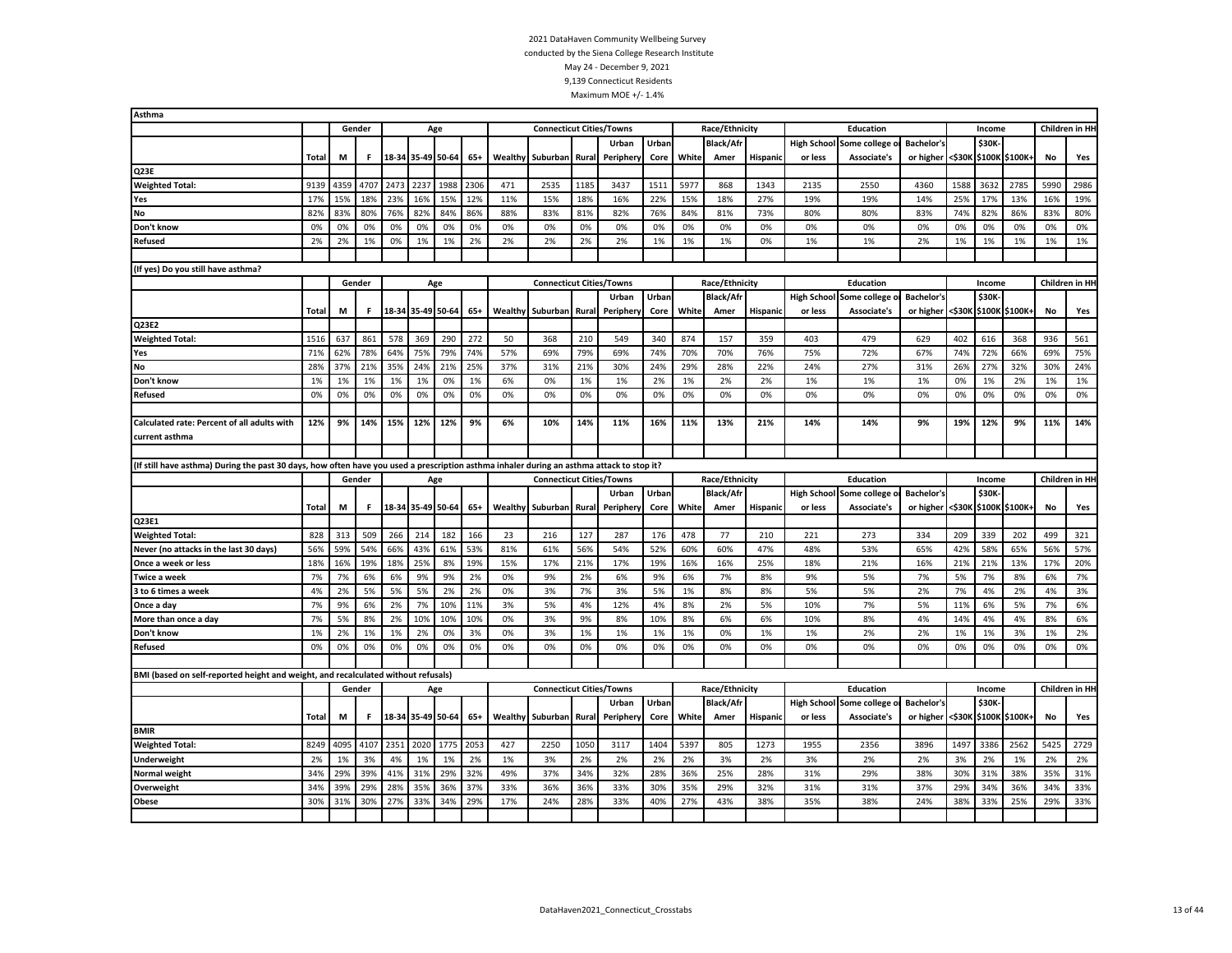2021 DataHaven Community Wellbeing Survey
conducted by the Siena College Research Institute
May 24 - December 9, 2021
9,139 Connecticut Residents
Maximum MOE +/- 1.4%

**Asthma**

| | | Gender | | Age | | | | Connecticut Cities/Towns | | | | | Race/Ethnicity | | | Education | | | Income | | | Children in HH | |
|---|---|---|---|---|---|---|---|---|---|---|---|---|---|---|---|---|---|---|---|---|---|---|---|
| | Total | M | F | 18-34 | 35-49 | 50-64 | 65+ | Wealthy | Suburban | Rural | Urban Periphery | Urban Core | White | Black/Afr Amer | Hispanic | High School or less | Some college or Associate's | Bachelor's or higher | <$30K | $30K-$100K | $100K+ | No | Yes |
| **Q23E** | | | | | | | | | | | | | | | | | | | | | | | |
| **Weighted Total:** | 9139 | 4359 | 4707 | 2473 | 2237 | 1988 | 2306 | 471 | 2535 | 1185 | 3437 | 1511 | 5977 | 868 | 1343 | 2135 | 2550 | 4360 | 1588 | 3632 | 2785 | 5990 | 2986 |
| **Yes** | 17% | 15% | 18% | 23% | 16% | 15% | 12% | 11% | 15% | 18% | 16% | 22% | 15% | 18% | 27% | 19% | 19% | 14% | 25% | 17% | 13% | 16% | 19% |
| **No** | 82% | 83% | 80% | 76% | 82% | 84% | 86% | 88% | 83% | 81% | 82% | 76% | 84% | 81% | 73% | 80% | 80% | 83% | 74% | 82% | 86% | 83% | 80% |
| **Don't know** | 0% | 0% | 0% | 0% | 0% | 0% | 0% | 0% | 0% | 0% | 0% | 0% | 0% | 0% | 0% | 0% | 0% | 0% | 0% | 0% | 0% | 0% | 0% |
| **Refused** | 2% | 2% | 1% | 0% | 1% | 1% | 2% | 2% | 2% | 2% | 2% | 1% | 1% | 1% | 0% | 1% | 1% | 2% | 1% | 1% | 1% | 1% | 1% |

**(If yes) Do you still have asthma?**

| | | Gender | | Age | | | | Connecticut Cities/Towns | | | | | Race/Ethnicity | | | Education | | | Income | | | Children in HH | |
|---|---|---|---|---|---|---|---|---|---|---|---|---|---|---|---|---|---|---|---|---|---|---|---|
| | Total | M | F | 18-34 | 35-49 | 50-64 | 65+ | Wealthy | Suburban | Rural | Urban Periphery | Urban Core | White | Black/Afr Amer | Hispanic | High School or less | Some college or Associate's | Bachelor's or higher | <$30K | $30K-$100K | $100K+ | No | Yes |
| **Q23E2** | | | | | | | | | | | | | | | | | | | | | | | |
| **Weighted Total:** | 1516 | 637 | 861 | 578 | 369 | 290 | 272 | 50 | 368 | 210 | 549 | 340 | 874 | 157 | 359 | 403 | 479 | 629 | 402 | 616 | 368 | 936 | 561 |
| **Yes** | 71% | 62% | 78% | 64% | 75% | 79% | 74% | 57% | 69% | 79% | 69% | 74% | 70% | 70% | 76% | 75% | 72% | 67% | 74% | 72% | 66% | 69% | 75% |
| **No** | 28% | 37% | 21% | 35% | 24% | 21% | 25% | 37% | 31% | 21% | 30% | 24% | 29% | 28% | 22% | 24% | 27% | 31% | 26% | 27% | 32% | 30% | 24% |
| **Don't know** | 1% | 1% | 1% | 1% | 1% | 0% | 1% | 6% | 0% | 1% | 1% | 2% | 1% | 2% | 2% | 1% | 1% | 1% | 0% | 1% | 2% | 1% | 1% |
| **Refused** | 0% | 0% | 0% | 0% | 0% | 0% | 0% | 0% | 0% | 0% | 0% | 0% | 0% | 0% | 0% | 0% | 0% | 0% | 0% | 0% | 0% | 0% | 0% |
| **Calculated rate: Percent of all adults with current asthma** | **12%** | **9%** | **14%** | **15%** | **12%** | **12%** | **9%** | **6%** | **10%** | **14%** | **11%** | **16%** | **11%** | **13%** | **21%** | **14%** | **14%** | **9%** | **19%** | **12%** | **9%** | **11%** | **14%** |

**(If still have asthma) During the past 30 days, how often have you used a prescription asthma inhaler during an asthma attack to stop it?**

| | | Gender | | Age | | | | Connecticut Cities/Towns | | | | | Race/Ethnicity | | | Education | | | Income | | | Children in HH | |
|---|---|---|---|---|---|---|---|---|---|---|---|---|---|---|---|---|---|---|---|---|---|---|---|
| | Total | M | F | 18-34 | 35-49 | 50-64 | 65+ | Wealthy | Suburban | Rural | Urban Periphery | Urban Core | White | Black/Afr Amer | Hispanic | High School or less | Some college or Associate's | Bachelor's or higher | <$30K | $30K-$100K | $100K+ | No | Yes |
| **Q23E1** | | | | | | | | | | | | | | | | | | | | | | | |
| **Weighted Total:** | 828 | 313 | 509 | 266 | 214 | 182 | 166 | 23 | 216 | 127 | 287 | 176 | 478 | 77 | 210 | 221 | 273 | 334 | 209 | 339 | 202 | 499 | 321 |
| **Never (no attacks in the last 30 days)** | 56% | 59% | 54% | 66% | 43% | 61% | 53% | 81% | 61% | 56% | 54% | 52% | 60% | 60% | 47% | 48% | 53% | 65% | 42% | 58% | 65% | 56% | 57% |
| **Once a week or less** | 18% | 16% | 19% | 18% | 25% | 8% | 19% | 15% | 17% | 21% | 17% | 19% | 16% | 16% | 25% | 18% | 21% | 16% | 21% | 21% | 13% | 17% | 20% |
| **Twice a week** | 7% | 7% | 6% | 6% | 9% | 9% | 2% | 0% | 9% | 2% | 6% | 9% | 6% | 7% | 8% | 9% | 5% | 7% | 5% | 7% | 8% | 6% | 7% |
| **3 to 6 times a week** | 4% | 2% | 5% | 5% | 5% | 2% | 2% | 0% | 3% | 7% | 3% | 5% | 1% | 8% | 8% | 5% | 5% | 2% | 7% | 4% | 2% | 4% | 3% |
| **Once a day** | 7% | 9% | 6% | 2% | 7% | 10% | 11% | 3% | 5% | 4% | 12% | 4% | 8% | 2% | 5% | 10% | 7% | 5% | 11% | 6% | 5% | 7% | 6% |
| **More than once a day** | 7% | 5% | 8% | 2% | 10% | 10% | 10% | 0% | 3% | 9% | 8% | 10% | 8% | 6% | 6% | 10% | 8% | 4% | 14% | 4% | 4% | 8% | 6% |
| **Don't know** | 1% | 2% | 1% | 1% | 2% | 0% | 3% | 0% | 3% | 1% | 1% | 1% | 1% | 0% | 1% | 1% | 2% | 2% | 1% | 1% | 3% | 1% | 2% |
| **Refused** | 0% | 0% | 0% | 0% | 0% | 0% | 0% | 0% | 0% | 0% | 0% | 0% | 0% | 0% | 0% | 0% | 0% | 0% | 0% | 0% | 0% | 0% | 0% |

**BMI (based on self-reported height and weight, and recalculated without refusals)**

| | | Gender | | Age | | | | Connecticut Cities/Towns | | | | | Race/Ethnicity | | | Education | | | Income | | | Children in HH | |
|---|---|---|---|---|---|---|---|---|---|---|---|---|---|---|---|---|---|---|---|---|---|---|---|
| | Total | M | F | 18-34 | 35-49 | 50-64 | 65+ | Wealthy | Suburban | Rural | Urban Periphery | Urban Core | White | Black/Afr Amer | Hispanic | High School or less | Some college or Associate's | Bachelor's or higher | <$30K | $30K-$100K | $100K+ | No | Yes |
| **BMIR** | | | | | | | | | | | | | | | | | | | | | | | |
| **Weighted Total:** | 8249 | 4095 | 4107 | 2351 | 2020 | 1775 | 2053 | 427 | 2250 | 1050 | 3117 | 1404 | 5397 | 805 | 1273 | 1955 | 2356 | 3896 | 1497 | 3386 | 2562 | 5425 | 2729 |
| **Underweight** | 2% | 1% | 3% | 4% | 1% | 1% | 2% | 1% | 3% | 2% | 2% | 2% | 2% | 3% | 2% | 3% | 2% | 2% | 3% | 2% | 1% | 2% | 2% |
| **Normal weight** | 34% | 29% | 39% | 41% | 31% | 29% | 32% | 49% | 37% | 34% | 32% | 28% | 36% | 25% | 28% | 31% | 29% | 38% | 30% | 31% | 38% | 35% | 31% |
| **Overweight** | 34% | 39% | 29% | 28% | 35% | 36% | 37% | 33% | 36% | 36% | 33% | 30% | 35% | 29% | 32% | 31% | 31% | 37% | 29% | 34% | 36% | 34% | 33% |
| **Obese** | 30% | 31% | 30% | 27% | 33% | 34% | 29% | 17% | 24% | 28% | 33% | 40% | 27% | 43% | 38% | 35% | 38% | 24% | 38% | 33% | 25% | 29% | 33% |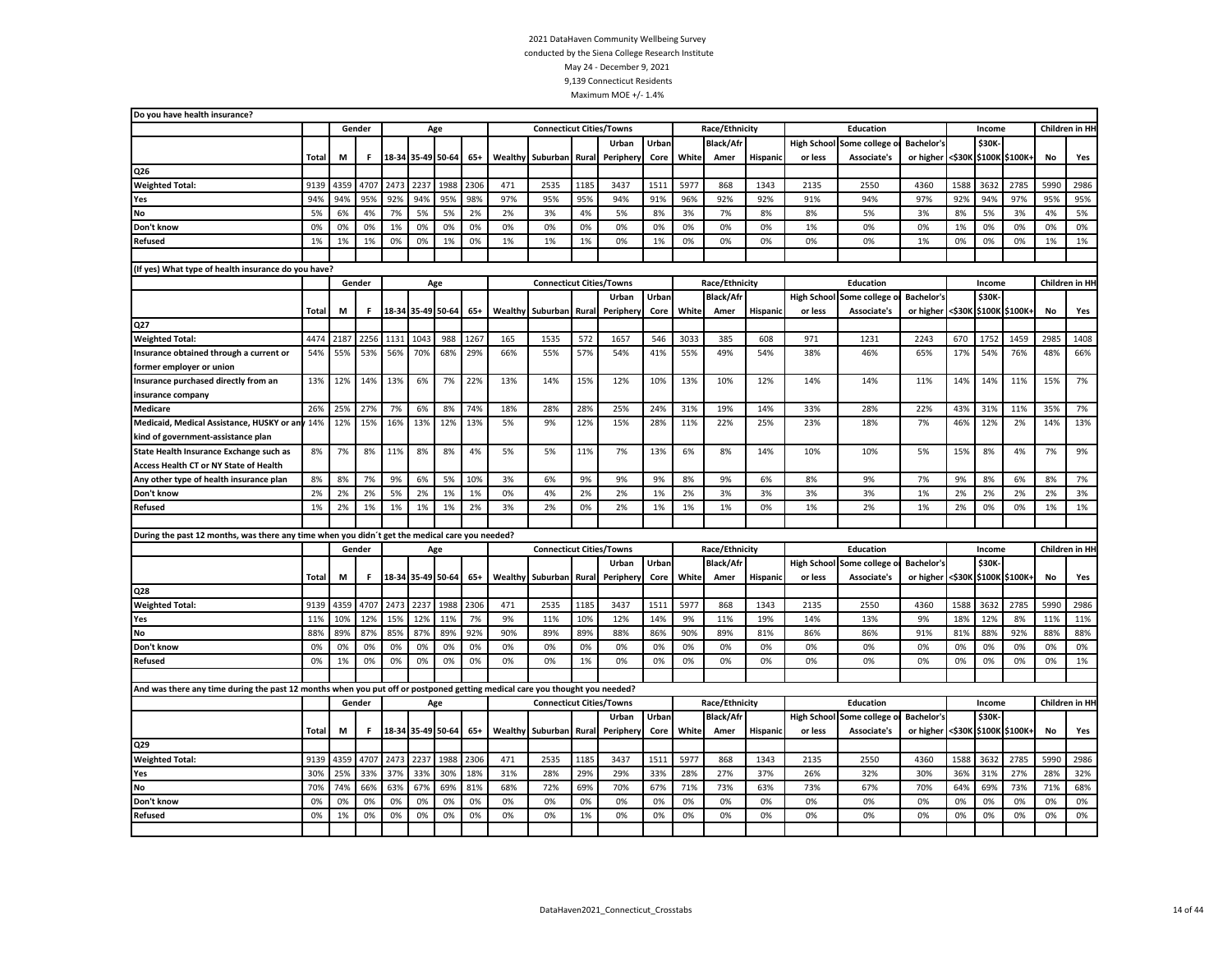2021 DataHaven Community Wellbeing Survey
conducted by the Siena College Research Institute
May 24 - December 9, 2021
9,139 Connecticut Residents
Maximum MOE +/- 1.4%

**Do you have health insurance?**

| | | Gender | | Age | | | | Connecticut Cities/Towns | | | | | Race/Ethnicity | | | Education | | | Income | | | Children in HH | |
|---|---|---|---|---|---|---|---|---|---|---|---|---|---|---|---|---|---|---|---|---|---|---|---|
| | Total | M | F | 18-34 | 35-49 | 50-64 | 65+ | Wealthy | Suburban | Rural | Urban Periphery | Urban Core | White | Black/Afr Amer | Hispanic | High School or less | Some college or Associate's | Bachelor's or higher | <$30K | $30K-$100K | $100K+ | No | Yes |
| **Q26** | | | | | | | | | | | | | | | | | | | | | | | |
| **Weighted Total:** | 9139 | 4359 | 4707 | 2473 | 2237 | 1988 | 2306 | 471 | 2535 | 1185 | 3437 | 1511 | 5977 | 868 | 1343 | 2135 | 2550 | 4360 | 1588 | 3632 | 2785 | 5990 | 2986 |
| **Yes** | 94% | 94% | 95% | 92% | 94% | 95% | 98% | 97% | 95% | 95% | 94% | 91% | 96% | 92% | 92% | 91% | 94% | 97% | 92% | 94% | 97% | 95% | 95% |
| **No** | 5% | 6% | 4% | 7% | 5% | 5% | 2% | 2% | 3% | 4% | 5% | 8% | 3% | 7% | 8% | 8% | 5% | 3% | 8% | 5% | 3% | 4% | 5% |
| **Don't know** | 0% | 0% | 0% | 1% | 0% | 0% | 0% | 0% | 0% | 0% | 0% | 0% | 0% | 0% | 0% | 1% | 0% | 0% | 1% | 0% | 0% | 0% | 0% |
| **Refused** | 1% | 1% | 1% | 0% | 0% | 1% | 0% | 1% | 1% | 1% | 0% | 1% | 0% | 0% | 0% | 0% | 0% | 1% | 0% | 0% | 0% | 1% | 1% |

**(If yes) What type of health insurance do you have?**

| | | Gender | | Age | | | | Connecticut Cities/Towns | | | | | Race/Ethnicity | | | Education | | | Income | | | Children in HH | |
|---|---|---|---|---|---|---|---|---|---|---|---|---|---|---|---|---|---|---|---|---|---|---|---|
| | Total | M | F | 18-34 | 35-49 | 50-64 | 65+ | Wealthy | Suburban | Rural | Urban Periphery | Urban Core | White | Black/Afr Amer | Hispanic | High School or less | Some college or Associate's | Bachelor's or higher | <$30K | $30K-$100K | $100K+ | No | Yes |
| **Q27** | | | | | | | | | | | | | | | | | | | | | | | |
| **Weighted Total:** | 4474 | 2187 | 2256 | 1131 | 1043 | 988 | 1267 | 165 | 1535 | 572 | 1657 | 546 | 3033 | 385 | 608 | 971 | 1231 | 2243 | 670 | 1752 | 1459 | 2985 | 1408 |
| **Insurance obtained through a current or former employer or union** | 54% | 55% | 53% | 56% | 70% | 68% | 29% | 66% | 55% | 57% | 54% | 41% | 55% | 49% | 54% | 38% | 46% | 65% | 17% | 54% | 76% | 48% | 66% |
| **Insurance purchased directly from an insurance company** | 13% | 12% | 14% | 13% | 6% | 7% | 22% | 13% | 14% | 15% | 12% | 10% | 13% | 10% | 12% | 14% | 14% | 11% | 14% | 14% | 11% | 15% | 7% |
| **Medicare** | 26% | 25% | 27% | 7% | 6% | 8% | 74% | 18% | 28% | 28% | 25% | 24% | 31% | 19% | 14% | 33% | 28% | 22% | 43% | 31% | 11% | 35% | 7% |
| **Medicaid, Medical Assistance, HUSKY or any kind of government-assistance plan** | 14% | 12% | 15% | 16% | 13% | 12% | 13% | 5% | 9% | 12% | 15% | 28% | 11% | 22% | 25% | 23% | 18% | 7% | 46% | 12% | 2% | 14% | 13% |
| **State Health Insurance Exchange such as Access Health CT or NY State of Health** | 8% | 7% | 8% | 11% | 8% | 8% | 4% | 5% | 5% | 11% | 7% | 13% | 6% | 8% | 14% | 10% | 10% | 5% | 15% | 8% | 4% | 7% | 9% |
| **Any other type of health insurance plan** | 8% | 8% | 7% | 9% | 6% | 5% | 10% | 3% | 6% | 9% | 9% | 9% | 8% | 9% | 6% | 8% | 9% | 7% | 9% | 8% | 6% | 8% | 7% |
| **Don't know** | 2% | 2% | 2% | 5% | 2% | 1% | 1% | 0% | 4% | 2% | 2% | 1% | 2% | 3% | 3% | 3% | 3% | 1% | 2% | 2% | 2% | 2% | 3% |
| **Refused** | 1% | 2% | 1% | 1% | 1% | 1% | 2% | 3% | 2% | 0% | 2% | 1% | 1% | 1% | 0% | 1% | 2% | 1% | 2% | 0% | 0% | 1% | 1% |

**During the past 12 months, was there any time when you didn´t get the medical care you needed?**

| | | Gender | | Age | | | | Connecticut Cities/Towns | | | | | Race/Ethnicity | | | Education | | | Income | | | Children in HH | |
|---|---|---|---|---|---|---|---|---|---|---|---|---|---|---|---|---|---|---|---|---|---|---|---|
| | Total | M | F | 18-34 | 35-49 | 50-64 | 65+ | Wealthy | Suburban | Rural | Urban Periphery | Urban Core | White | Black/Afr Amer | Hispanic | High School or less | Some college or Associate's | Bachelor's or higher | <$30K | $30K-$100K | $100K+ | No | Yes |
| **Q28** | | | | | | | | | | | | | | | | | | | | | | | |
| **Weighted Total:** | 9139 | 4359 | 4707 | 2473 | 2237 | 1988 | 2306 | 471 | 2535 | 1185 | 3437 | 1511 | 5977 | 868 | 1343 | 2135 | 2550 | 4360 | 1588 | 3632 | 2785 | 5990 | 2986 |
| **Yes** | 11% | 10% | 12% | 15% | 12% | 11% | 7% | 9% | 11% | 10% | 12% | 14% | 9% | 11% | 19% | 14% | 13% | 9% | 18% | 12% | 8% | 11% | 11% |
| **No** | 88% | 89% | 87% | 85% | 87% | 89% | 92% | 90% | 89% | 89% | 88% | 86% | 90% | 89% | 81% | 86% | 86% | 91% | 81% | 88% | 92% | 88% | 88% |
| **Don't know** | 0% | 0% | 0% | 0% | 0% | 0% | 0% | 0% | 0% | 0% | 0% | 0% | 0% | 0% | 0% | 0% | 0% | 0% | 0% | 0% | 0% | 0% | 0% |
| **Refused** | 0% | 1% | 0% | 0% | 0% | 0% | 0% | 0% | 0% | 1% | 0% | 0% | 0% | 0% | 0% | 0% | 0% | 0% | 0% | 0% | 0% | 0% | 1% |

**And was there any time during the past 12 months when you put off or postponed getting medical care you thought you needed?**

| | | Gender | | Age | | | | Connecticut Cities/Towns | | | | | Race/Ethnicity | | | Education | | | Income | | | Children in HH | |
|---|---|---|---|---|---|---|---|---|---|---|---|---|---|---|---|---|---|---|---|---|---|---|---|
| | Total | M | F | 18-34 | 35-49 | 50-64 | 65+ | Wealthy | Suburban | Rural | Urban Periphery | Urban Core | White | Black/Afr Amer | Hispanic | High School or less | Some college or Associate's | Bachelor's or higher | <$30K | $30K-$100K | $100K+ | No | Yes |
| **Q29** | | | | | | | | | | | | | | | | | | | | | | | |
| **Weighted Total:** | 9139 | 4359 | 4707 | 2473 | 2237 | 1988 | 2306 | 471 | 2535 | 1185 | 3437 | 1511 | 5977 | 868 | 1343 | 2135 | 2550 | 4360 | 1588 | 3632 | 2785 | 5990 | 2986 |
| **Yes** | 30% | 25% | 33% | 37% | 33% | 30% | 18% | 31% | 28% | 29% | 29% | 33% | 28% | 27% | 37% | 26% | 32% | 30% | 36% | 31% | 27% | 28% | 32% |
| **No** | 70% | 74% | 66% | 63% | 67% | 69% | 81% | 68% | 72% | 69% | 70% | 67% | 71% | 73% | 63% | 73% | 67% | 70% | 64% | 69% | 73% | 71% | 68% |
| **Don't know** | 0% | 0% | 0% | 0% | 0% | 0% | 0% | 0% | 0% | 0% | 0% | 0% | 0% | 0% | 0% | 0% | 0% | 0% | 0% | 0% | 0% | 0% | 0% |
| **Refused** | 0% | 1% | 0% | 0% | 0% | 0% | 0% | 0% | 0% | 1% | 0% | 0% | 0% | 0% | 0% | 0% | 0% | 0% | 0% | 0% | 0% | 0% | 0% |

DataHaven2021_Connecticut_Crosstabs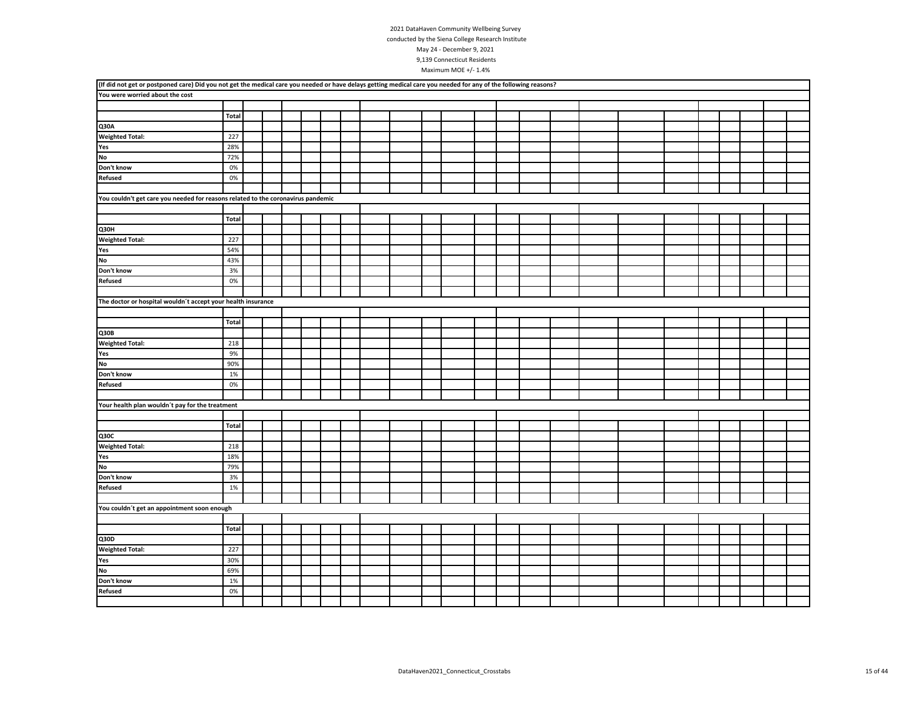2021 DataHaven Community Wellbeing Survey
conducted by the Siena College Research Institute
May 24 - December 9, 2021
9,139 Connecticut Residents
Maximum MOE +/- 1.4%

**(If did not get or postponed care) Did you not get the medical care you needed or have delays getting medical care you needed for any of the following reasons?**

**You were worried about the cost**

| | Total |
|---|---|
| **Q30A** | |
| **Weighted Total:** | 227 |
| **Yes** | 28% |
| **No** | 72% |
| **Don't know** | 0% |
| **Refused** | 0% |

**You couldn't get care you needed for reasons related to the coronavirus pandemic**

| | Total |
|---|---|
| **Q30H** | |
| **Weighted Total:** | 227 |
| **Yes** | 54% |
| **No** | 43% |
| **Don't know** | 3% |
| **Refused** | 0% |

**The doctor or hospital wouldn´t accept your health insurance**

| | Total |
|---|---|
| **Q30B** | |
| **Weighted Total:** | 218 |
| **Yes** | 9% |
| **No** | 90% |
| **Don't know** | 1% |
| **Refused** | 0% |

**Your health plan wouldn´t pay for the treatment**

| | Total |
|---|---|
| **Q30C** | |
| **Weighted Total:** | 218 |
| **Yes** | 18% |
| **No** | 79% |
| **Don't know** | 3% |
| **Refused** | 1% |

**You couldn´t get an appointment soon enough**

| | Total |
|---|---|
| **Q30D** | |
| **Weighted Total:** | 227 |
| **Yes** | 30% |
| **No** | 69% |
| **Don't know** | 1% |
| **Refused** | 0% |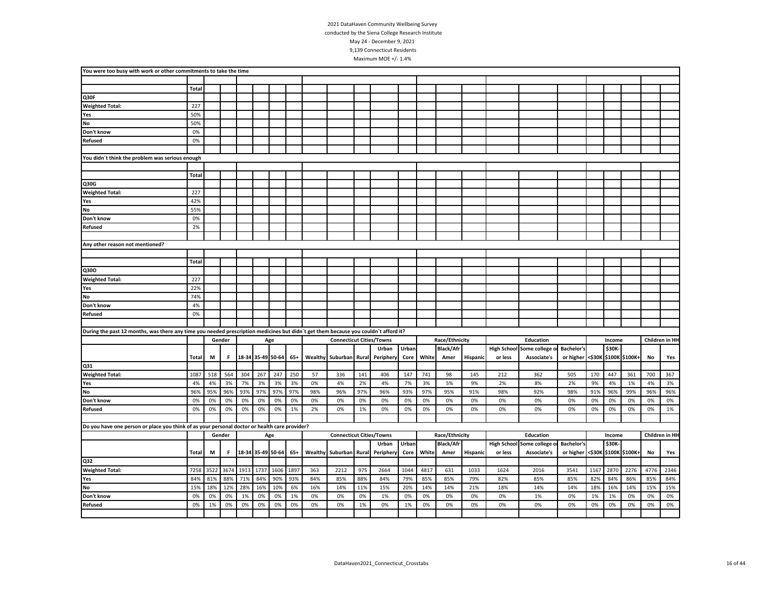2021 DataHaven Community Wellbeing Survey
conducted by the Siena College Research Institute
May 24 - December 9, 2021
9,139 Connecticut Residents
Maximum MOE +/- 1.4%

**You were too busy with work or other commitments to take the time**

| | Total |
|---|---|
| Q30F | |
| Weighted Total: | 227 |
| Yes | 50% |
| No | 50% |
| Don't know | 0% |
| Refused | 0% |

**You didn´t think the problem was serious enough**

| | Total |
|---|---|
| Q30G | |
| Weighted Total: | 227 |
| Yes | 42% |
| No | 55% |
| Don't know | 0% |
| Refused | 2% |

**Any other reason not mentioned?**

| | Total |
|---|---|
| Q30O | |
| Weighted Total: | 227 |
| Yes | 22% |
| No | 74% |
| Don't know | 4% |
| Refused | 0% |

**During the past 12 months, was there any time you needed prescription medicines but didn´t get them because you couldn´t afford it?**

| | | Gender | | Age | | | | Connecticut Cities/Towns | | | | | Race/Ethnicity | | | Education | | | Income | | | Children in HH | |
|---|---|---|---|---|---|---|---|---|---|---|---|---|---|---|---|---|---|---|---|---|---|---|---|
| | Total | M | F | 18-34 | 35-49 | 50-64 | 65+ | Wealthy | Suburban | Rural | Urban Periphery | Urban Core | White | Black/Afr Amer | Hispanic | High School or less | Some college or Associate's | Bachelor's or higher | <$30K | $30K-$100K | $100K+ | No | Yes |
| Q31 | | | | | | | | | | | | | | | | | | | | | | | |
| Weighted Total: | 1087 | 518 | 564 | 304 | 267 | 247 | 250 | 57 | 336 | 141 | 406 | 147 | 741 | 98 | 145 | 212 | 362 | 505 | 170 | 447 | 361 | 700 | 367 |
| Yes | 4% | 4% | 3% | 7% | 3% | 3% | 3% | 0% | 4% | 2% | 4% | 7% | 3% | 5% | 9% | 2% | 8% | 2% | 9% | 4% | 1% | 4% | 3% |
| No | 96% | 95% | 96% | 93% | 97% | 97% | 97% | 98% | 96% | 97% | 96% | 93% | 97% | 95% | 91% | 98% | 92% | 98% | 91% | 96% | 99% | 96% | 96% |
| Don't know | 0% | 0% | 0% | 0% | 0% | 0% | 0% | 0% | 0% | 0% | 0% | 0% | 0% | 0% | 0% | 0% | 0% | 0% | 0% | 0% | 0% | 0% | 0% |
| Refused | 0% | 0% | 0% | 0% | 0% | 0% | 1% | 2% | 0% | 1% | 0% | 0% | 0% | 0% | 0% | 0% | 0% | 0% | 0% | 0% | 0% | 0% | 1% |

**Do you have one person or place you think of as your personal doctor or health care provider?**

| | | Gender | | Age | | | | Connecticut Cities/Towns | | | | | Race/Ethnicity | | | Education | | | Income | | | Children in HH | |
|---|---|---|---|---|---|---|---|---|---|---|---|---|---|---|---|---|---|---|---|---|---|---|---|
| | Total | M | F | 18-34 | 35-49 | 50-64 | 65+ | Wealthy | Suburban | Rural | Urban Periphery | Urban Core | White | Black/Afr Amer | Hispanic | High School or less | Some college or Associate's | Bachelor's or higher | <$30K | $30K-$100K | $100K+ | No | Yes |
| Q32 | | | | | | | | | | | | | | | | | | | | | | | |
| Weighted Total: | 7258 | 3522 | 3674 | 1913 | 1737 | 1606 | 1897 | 363 | 2212 | 975 | 2664 | 1044 | 4817 | 631 | 1033 | 1624 | 2016 | 3541 | 1167 | 2870 | 2276 | 4776 | 2346 |
| Yes | 84% | 81% | 88% | 71% | 84% | 90% | 93% | 84% | 85% | 88% | 84% | 79% | 85% | 85% | 79% | 82% | 85% | 85% | 82% | 84% | 86% | 85% | 84% |
| No | 15% | 18% | 12% | 28% | 16% | 10% | 6% | 16% | 14% | 11% | 15% | 20% | 14% | 14% | 21% | 18% | 14% | 14% | 18% | 16% | 14% | 15% | 15% |
| Don't know | 0% | 0% | 0% | 1% | 0% | 0% | 1% | 0% | 0% | 0% | 1% | 0% | 0% | 0% | 0% | 0% | 1% | 0% | 1% | 1% | 0% | 0% | 0% |
| Refused | 0% | 1% | 0% | 0% | 0% | 0% | 0% | 0% | 0% | 1% | 0% | 1% | 0% | 0% | 0% | 0% | 0% | 0% | 0% | 0% | 0% | 0% | 0% |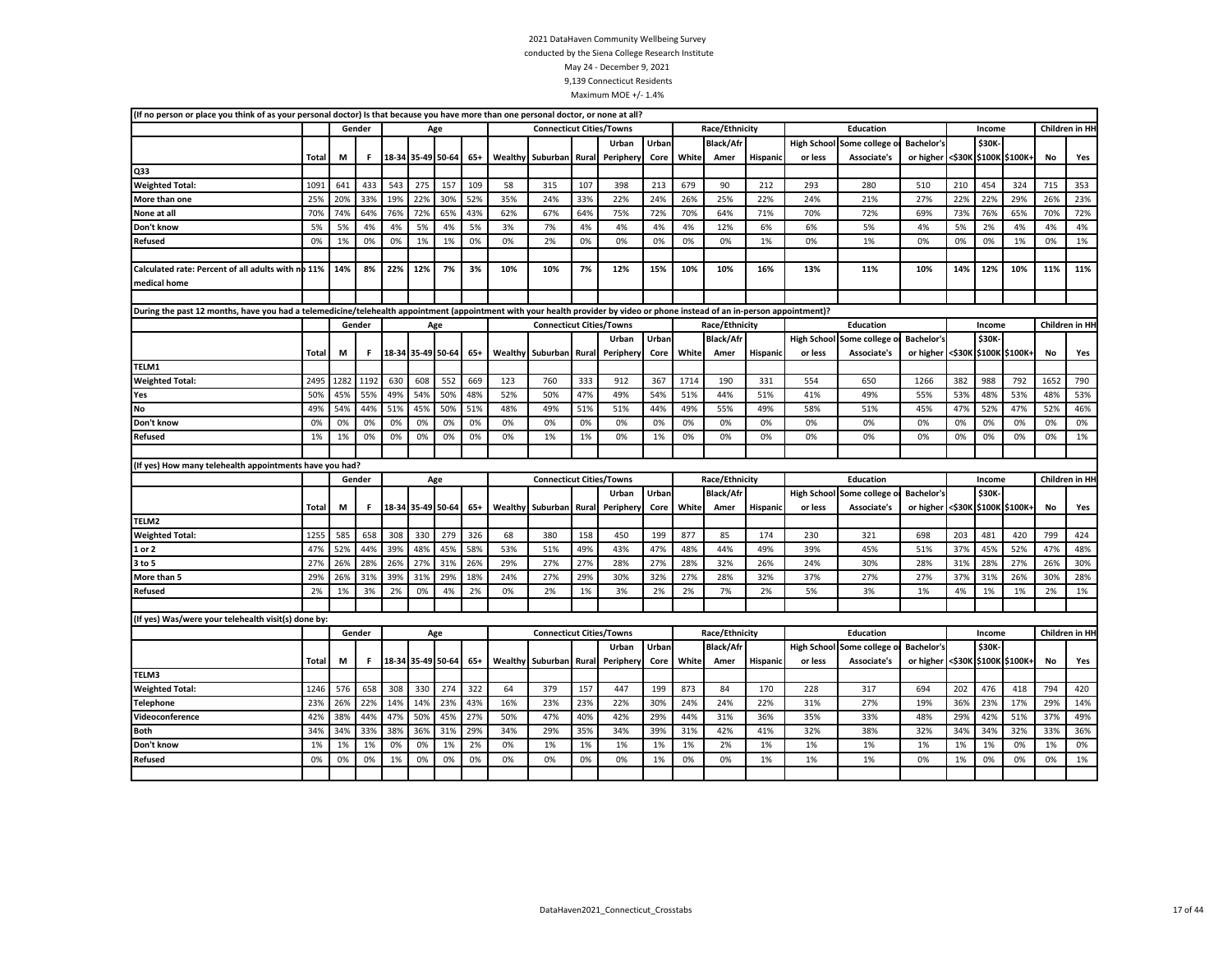2021 DataHaven Community Wellbeing Survey
conducted by the Siena College Research Institute
May 24 - December 9, 2021
9,139 Connecticut Residents
Maximum MOE +/- 1.4%

**(If no person or place you think of as your personal doctor) Is that because you have more than one personal doctor, or none at all?**

| | | Gender | | Age | | | | Connecticut Cities/Towns | | | | | Race/Ethnicity | | | Education | | | Income | | | Children in HH | |
|---|---|---|---|---|---|---|---|---|---|---|---|---|---|---|---|---|---|---|---|---|---|---|---|
| | | | | | | | | | | | Urban | Urban | | Black/Afr | | High School | Some college or | Bachelor's | | $30K- | | | |
| | Total | M | F | 18-34 | 35-49 | 50-64 | 65+ | Wealthy | Suburban | Rural | Periphery | Core | White | Amer | Hispanic | or less | Associate's | or higher | <$30K | $100K | $100K+ | No | Yes |
| **Q33** | | | | | | | | | | | | | | | | | | | | | | | |
| **Weighted Total:** | 1091 | 641 | 433 | 543 | 275 | 157 | 109 | 58 | 315 | 107 | 398 | 213 | 679 | 90 | 212 | 293 | 280 | 510 | 210 | 454 | 324 | 715 | 353 |
| **More than one** | 25% | 20% | 33% | 19% | 22% | 30% | 52% | 35% | 24% | 33% | 22% | 24% | 26% | 25% | 22% | 24% | 21% | 27% | 22% | 22% | 29% | 26% | 23% |
| **None at all** | 70% | 74% | 64% | 76% | 72% | 65% | 43% | 62% | 67% | 64% | 75% | 72% | 70% | 64% | 71% | 70% | 72% | 69% | 73% | 76% | 65% | 70% | 72% |
| **Don't know** | 5% | 5% | 4% | 4% | 5% | 4% | 5% | 3% | 7% | 4% | 4% | 4% | 4% | 12% | 6% | 6% | 5% | 4% | 5% | 2% | 4% | 4% | 4% |
| **Refused** | 0% | 1% | 0% | 0% | 1% | 1% | 0% | 0% | 2% | 0% | 0% | 0% | 0% | 0% | 1% | 0% | 1% | 0% | 0% | 0% | 1% | 0% | 1% |
| **Calculated rate: Percent of all adults with no medical home** | **11%** | **14%** | **8%** | **22%** | **12%** | **7%** | **3%** | **10%** | **10%** | **7%** | **12%** | **15%** | **10%** | **10%** | **16%** | **13%** | **11%** | **10%** | **14%** | **12%** | **10%** | **11%** | **11%** |

**During the past 12 months, have you had a telemedicine/telehealth appointment (appointment with your health provider by video or phone instead of an in-person appointment)?**

| | | Gender | | Age | | | | Connecticut Cities/Towns | | | | | Race/Ethnicity | | | Education | | | Income | | | Children in HH | |
|---|---|---|---|---|---|---|---|---|---|---|---|---|---|---|---|---|---|---|---|---|---|---|---|
| | | | | | | | | | | | Urban | Urban | | Black/Afr | | High School | Some college or | Bachelor's | | $30K- | | | |
| | Total | M | F | 18-34 | 35-49 | 50-64 | 65+ | Wealthy | Suburban | Rural | Periphery | Core | White | Amer | Hispanic | or less | Associate's | or higher | <$30K | $100K | $100K+ | No | Yes |
| **TELM1** | | | | | | | | | | | | | | | | | | | | | | | |
| **Weighted Total:** | 2495 | 1282 | 1192 | 630 | 608 | 552 | 669 | 123 | 760 | 333 | 912 | 367 | 1714 | 190 | 331 | 554 | 650 | 1266 | 382 | 988 | 792 | 1652 | 790 |
| **Yes** | 50% | 45% | 55% | 49% | 54% | 50% | 48% | 52% | 50% | 47% | 49% | 54% | 51% | 44% | 51% | 41% | 49% | 55% | 53% | 48% | 53% | 48% | 53% |
| **No** | 49% | 54% | 44% | 51% | 45% | 50% | 51% | 48% | 49% | 51% | 51% | 44% | 49% | 55% | 49% | 58% | 51% | 45% | 47% | 52% | 47% | 52% | 46% |
| **Don't know** | 0% | 0% | 0% | 0% | 0% | 0% | 0% | 0% | 0% | 0% | 0% | 0% | 0% | 0% | 0% | 0% | 0% | 0% | 0% | 0% | 0% | 0% | 0% |
| **Refused** | 1% | 1% | 0% | 0% | 0% | 0% | 0% | 0% | 1% | 1% | 0% | 1% | 0% | 0% | 0% | 0% | 0% | 0% | 0% | 0% | 0% | 0% | 1% |

**(If yes) How many telehealth appointments have you had?**

| | | Gender | | Age | | | | Connecticut Cities/Towns | | | | | Race/Ethnicity | | | Education | | | Income | | | Children in HH | |
|---|---|---|---|---|---|---|---|---|---|---|---|---|---|---|---|---|---|---|---|---|---|---|---|
| | | | | | | | | | | | Urban | Urban | | Black/Afr | | High School | Some college or | Bachelor's | | $30K- | | | |
| | Total | M | F | 18-34 | 35-49 | 50-64 | 65+ | Wealthy | Suburban | Rural | Periphery | Core | White | Amer | Hispanic | or less | Associate's | or higher | <$30K | $100K | $100K+ | No | Yes |
| **TELM2** | | | | | | | | | | | | | | | | | | | | | | | |
| **Weighted Total:** | 1255 | 585 | 658 | 308 | 330 | 279 | 326 | 68 | 380 | 158 | 450 | 199 | 877 | 85 | 174 | 230 | 321 | 698 | 203 | 481 | 420 | 799 | 424 |
| **1 or 2** | 47% | 52% | 44% | 39% | 48% | 45% | 58% | 53% | 51% | 49% | 43% | 47% | 48% | 44% | 49% | 39% | 45% | 51% | 37% | 45% | 52% | 47% | 48% |
| **3 to 5** | 27% | 26% | 28% | 26% | 27% | 31% | 26% | 29% | 27% | 27% | 28% | 27% | 28% | 32% | 26% | 24% | 30% | 28% | 31% | 28% | 27% | 26% | 30% |
| **More than 5** | 29% | 26% | 31% | 39% | 31% | 29% | 18% | 24% | 27% | 29% | 30% | 32% | 27% | 28% | 32% | 37% | 27% | 27% | 37% | 31% | 26% | 30% | 28% |
| **Refused** | 2% | 1% | 3% | 2% | 0% | 4% | 2% | 0% | 2% | 1% | 3% | 2% | 2% | 7% | 2% | 5% | 3% | 1% | 4% | 1% | 1% | 2% | 1% |

**(If yes) Was/were your telehealth visit(s) done by:**

| | | Gender | | Age | | | | Connecticut Cities/Towns | | | | | Race/Ethnicity | | | Education | | | Income | | | Children in HH | |
|---|---|---|---|---|---|---|---|---|---|---|---|---|---|---|---|---|---|---|---|---|---|---|---|
| | | | | | | | | | | | Urban | Urban | | Black/Afr | | High School | Some college or | Bachelor's | | $30K- | | | |
| | Total | M | F | 18-34 | 35-49 | 50-64 | 65+ | Wealthy | Suburban | Rural | Periphery | Core | White | Amer | Hispanic | or less | Associate's | or higher | <$30K | $100K | $100K+ | No | Yes |
| **TELM3** | | | | | | | | | | | | | | | | | | | | | | | |
| **Weighted Total:** | 1246 | 576 | 658 | 308 | 330 | 274 | 322 | 64 | 379 | 157 | 447 | 199 | 873 | 84 | 170 | 228 | 317 | 694 | 202 | 476 | 418 | 794 | 420 |
| **Telephone** | 23% | 26% | 22% | 14% | 14% | 23% | 43% | 16% | 23% | 23% | 22% | 30% | 24% | 24% | 22% | 31% | 27% | 19% | 36% | 23% | 17% | 29% | 14% |
| **Videoconference** | 42% | 38% | 44% | 47% | 50% | 45% | 27% | 50% | 47% | 40% | 42% | 29% | 44% | 31% | 36% | 35% | 33% | 48% | 29% | 42% | 51% | 37% | 49% |
| **Both** | 34% | 34% | 33% | 38% | 36% | 31% | 29% | 34% | 29% | 35% | 34% | 39% | 31% | 42% | 41% | 32% | 38% | 32% | 34% | 34% | 32% | 33% | 36% |
| **Don't know** | 1% | 1% | 1% | 0% | 0% | 1% | 2% | 0% | 1% | 1% | 1% | 1% | 1% | 2% | 1% | 1% | 1% | 1% | 1% | 1% | 0% | 1% | 0% |
| **Refused** | 0% | 0% | 0% | 1% | 0% | 0% | 0% | 0% | 0% | 0% | 0% | 1% | 0% | 0% | 1% | 1% | 1% | 0% | 1% | 0% | 0% | 0% | 1% |

DataHaven2021_Connecticut_Crosstabs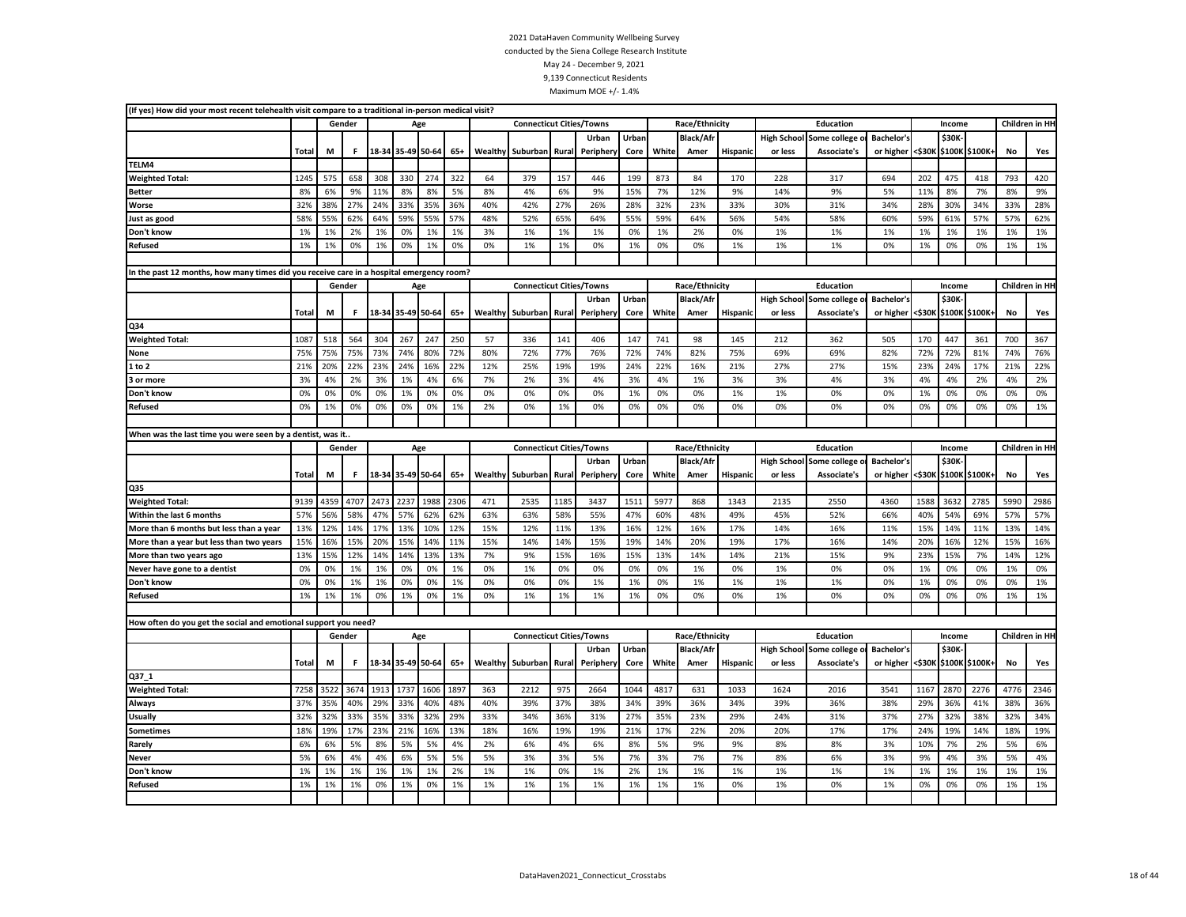2021 DataHaven Community Wellbeing Survey

conducted by the Siena College Research Institute

May 24 - December 9, 2021

9,139 Connecticut Residents

Maximum MOE +/- 1.4%

(If yes) How did your most recent telehealth visit compare to a traditional in-person medical visit?

| | | Gender | | Age | | | | Connecticut Cities/Towns | | | | | Race/Ethnicity | | | Education | | | Income | | | Children in HH | |
|---|---|---|---|---|---|---|---|---|---|---|---|---|---|---|---|---|---|---|---|---|---|---|---|
| | Total | M | F | 18-34 | 35-49 | 50-64 | 65+ | Wealthy | Suburban | Rural | Urban Periphery | Urban Core | White | Black/Afr Amer | Hispanic | High School or less | Some college or Associate's | Bachelor's or higher | <$30K | $30K-$100K | $100K+ | No | Yes |
| TELM4 | | | | | | | | | | | | | | | | | | | | | | | |
| Weighted Total: | 1245 | 575 | 658 | 308 | 330 | 274 | 322 | 64 | 379 | 157 | 446 | 199 | 873 | 84 | 170 | 228 | 317 | 694 | 202 | 475 | 418 | 793 | 420 |
| Better | 8% | 6% | 9% | 11% | 8% | 8% | 5% | 8% | 4% | 6% | 9% | 15% | 7% | 12% | 9% | 14% | 9% | 5% | 11% | 8% | 7% | 8% | 9% |
| Worse | 32% | 38% | 27% | 24% | 33% | 35% | 36% | 40% | 42% | 27% | 26% | 28% | 32% | 23% | 33% | 30% | 31% | 34% | 28% | 30% | 34% | 33% | 28% |
| Just as good | 58% | 55% | 62% | 64% | 59% | 55% | 57% | 48% | 52% | 65% | 64% | 55% | 59% | 64% | 56% | 54% | 58% | 60% | 59% | 61% | 57% | 57% | 62% |
| Don't know | 1% | 1% | 2% | 1% | 0% | 1% | 1% | 3% | 1% | 1% | 1% | 0% | 1% | 2% | 0% | 1% | 1% | 1% | 1% | 1% | 1% | 1% | 1% |
| Refused | 1% | 1% | 0% | 1% | 0% | 1% | 0% | 0% | 1% | 1% | 0% | 1% | 0% | 0% | 1% | 1% | 1% | 0% | 1% | 0% | 0% | 1% | 1% |

In the past 12 months, how many times did you receive care in a hospital emergency room?

| | | Gender | | Age | | | | Connecticut Cities/Towns | | | | | Race/Ethnicity | | | Education | | | Income | | | Children in HH | |
|---|---|---|---|---|---|---|---|---|---|---|---|---|---|---|---|---|---|---|---|---|---|---|---|
| | Total | M | F | 18-34 | 35-49 | 50-64 | 65+ | Wealthy | Suburban | Rural | Urban Periphery | Urban Core | White | Black/Afr Amer | Hispanic | High School or less | Some college or Associate's | Bachelor's or higher | <$30K | $30K-$100K | $100K+ | No | Yes |
| Q34 | | | | | | | | | | | | | | | | | | | | | | | |
| Weighted Total: | 1087 | 518 | 564 | 304 | 267 | 247 | 250 | 57 | 336 | 141 | 406 | 147 | 741 | 98 | 145 | 212 | 362 | 505 | 170 | 447 | 361 | 700 | 367 |
| None | 75% | 75% | 75% | 73% | 74% | 80% | 72% | 80% | 72% | 77% | 76% | 72% | 74% | 82% | 75% | 69% | 69% | 82% | 72% | 72% | 81% | 74% | 76% |
| 1 to 2 | 21% | 20% | 22% | 23% | 24% | 16% | 22% | 12% | 25% | 19% | 19% | 24% | 22% | 16% | 21% | 27% | 27% | 15% | 23% | 24% | 17% | 21% | 22% |
| 3 or more | 3% | 4% | 2% | 3% | 1% | 4% | 6% | 7% | 2% | 3% | 4% | 3% | 4% | 1% | 3% | 3% | 4% | 3% | 4% | 4% | 2% | 4% | 2% |
| Don't know | 0% | 0% | 0% | 0% | 1% | 0% | 0% | 0% | 0% | 0% | 0% | 1% | 0% | 0% | 1% | 1% | 0% | 0% | 1% | 0% | 0% | 0% | 0% |
| Refused | 0% | 1% | 0% | 0% | 0% | 0% | 1% | 2% | 0% | 1% | 0% | 0% | 0% | 0% | 0% | 0% | 0% | 0% | 0% | 0% | 0% | 0% | 1% |

When was the last time you were seen by a dentist, was it..

| | | Gender | | Age | | | | Connecticut Cities/Towns | | | | | Race/Ethnicity | | | Education | | | Income | | | Children in HH | |
|---|---|---|---|---|---|---|---|---|---|---|---|---|---|---|---|---|---|---|---|---|---|---|---|
| | Total | M | F | 18-34 | 35-49 | 50-64 | 65+ | Wealthy | Suburban | Rural | Urban Periphery | Urban Core | White | Black/Afr Amer | Hispanic | High School or less | Some college or Associate's | Bachelor's or higher | <$30K | $30K-$100K | $100K+ | No | Yes |
| Q35 | | | | | | | | | | | | | | | | | | | | | | | |
| Weighted Total: | 9139 | 4359 | 4707 | 2473 | 2237 | 1988 | 2306 | 471 | 2535 | 1185 | 3437 | 1511 | 5977 | 868 | 1343 | 2135 | 2550 | 4360 | 1588 | 3632 | 2785 | 5990 | 2986 |
| Within the last 6 months | 57% | 56% | 58% | 47% | 57% | 62% | 62% | 63% | 63% | 58% | 55% | 47% | 60% | 48% | 49% | 45% | 52% | 66% | 40% | 54% | 69% | 57% | 57% |
| More than 6 months but less than a year | 13% | 12% | 14% | 17% | 13% | 10% | 12% | 15% | 12% | 11% | 13% | 16% | 12% | 16% | 17% | 14% | 16% | 11% | 15% | 14% | 11% | 13% | 14% |
| More than a year but less than two years | 15% | 16% | 15% | 20% | 15% | 14% | 11% | 15% | 14% | 14% | 15% | 19% | 14% | 20% | 19% | 17% | 16% | 14% | 20% | 16% | 12% | 15% | 16% |
| More than two years ago | 13% | 15% | 12% | 14% | 14% | 13% | 13% | 7% | 9% | 15% | 16% | 15% | 13% | 14% | 14% | 21% | 15% | 9% | 23% | 15% | 7% | 14% | 12% |
| Never have gone to a dentist | 0% | 0% | 1% | 1% | 0% | 0% | 1% | 0% | 1% | 0% | 0% | 0% | 0% | 1% | 0% | 1% | 0% | 0% | 1% | 0% | 0% | 1% | 0% |
| Don't know | 0% | 0% | 1% | 0% | 1% | 0% | 1% | 0% | 0% | 0% | 1% | 1% | 0% | 1% | 1% | 1% | 1% | 0% | 1% | 0% | 0% | 0% | 1% |
| Refused | 1% | 1% | 1% | 0% | 1% | 0% | 1% | 0% | 1% | 1% | 1% | 1% | 0% | 0% | 0% | 1% | 0% | 0% | 0% | 0% | 0% | 1% | 1% |

How often do you get the social and emotional support you need?

| | | Gender | | Age | | | | Connecticut Cities/Towns | | | | | Race/Ethnicity | | | Education | | | Income | | | Children in HH | |
|---|---|---|---|---|---|---|---|---|---|---|---|---|---|---|---|---|---|---|---|---|---|---|---|
| | Total | M | F | 18-34 | 35-49 | 50-64 | 65+ | Wealthy | Suburban | Rural | Urban Periphery | Urban Core | White | Black/Afr Amer | Hispanic | High School or less | Some college or Associate's | Bachelor's or higher | <$30K | $30K-$100K | $100K+ | No | Yes |
| Q37_1 | | | | | | | | | | | | | | | | | | | | | | | |
| Weighted Total: | 7258 | 3522 | 3674 | 1913 | 1737 | 1606 | 1897 | 363 | 2212 | 975 | 2664 | 1044 | 4817 | 631 | 1033 | 1624 | 2016 | 3541 | 1167 | 2870 | 2276 | 4776 | 2346 |
| Always | 37% | 35% | 40% | 29% | 33% | 40% | 48% | 40% | 39% | 37% | 38% | 34% | 39% | 36% | 34% | 39% | 36% | 38% | 29% | 36% | 41% | 38% | 36% |
| Usually | 32% | 32% | 33% | 35% | 33% | 32% | 29% | 33% | 34% | 36% | 31% | 27% | 35% | 23% | 29% | 24% | 31% | 37% | 27% | 32% | 38% | 32% | 34% |
| Sometimes | 18% | 19% | 17% | 23% | 21% | 16% | 13% | 18% | 16% | 19% | 19% | 21% | 17% | 22% | 20% | 20% | 17% | 17% | 24% | 19% | 14% | 18% | 19% |
| Rarely | 6% | 6% | 5% | 8% | 5% | 5% | 4% | 2% | 6% | 4% | 6% | 8% | 5% | 9% | 9% | 8% | 8% | 3% | 10% | 7% | 2% | 5% | 6% |
| Never | 5% | 6% | 4% | 4% | 6% | 5% | 5% | 5% | 3% | 3% | 5% | 7% | 3% | 7% | 7% | 8% | 6% | 3% | 9% | 4% | 3% | 5% | 4% |
| Don't know | 1% | 1% | 1% | 1% | 1% | 1% | 2% | 1% | 1% | 0% | 1% | 2% | 1% | 1% | 1% | 1% | 1% | 1% | 1% | 1% | 1% | 1% | 1% |
| Refused | 1% | 1% | 1% | 0% | 1% | 0% | 1% | 1% | 1% | 1% | 1% | 1% | 1% | 1% | 0% | 1% | 0% | 1% | 0% | 0% | 0% | 1% | 1% |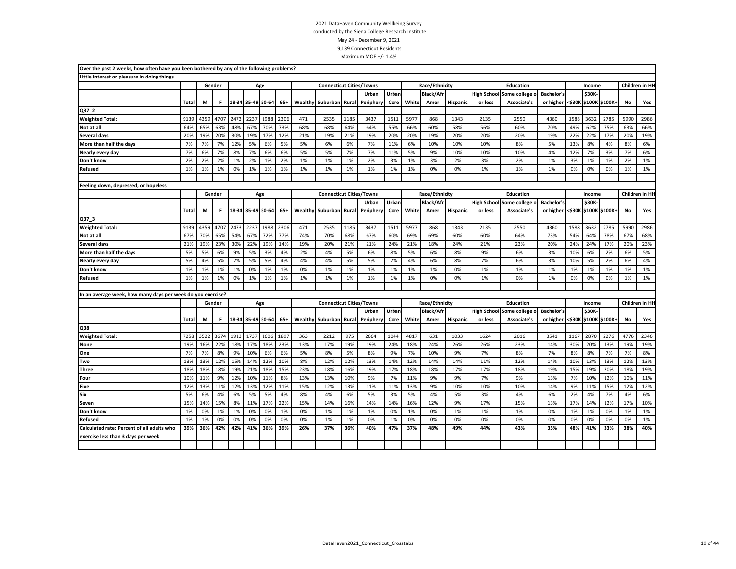2021 DataHaven Community Wellbeing Survey
conducted by the Siena College Research Institute
May 24 - December 9, 2021
9,139 Connecticut Residents
Maximum MOE +/- 1.4%

**Over the past 2 weeks, how often have you been bothered by any of the following problems?**

**Little interest or pleasure in doing things**

| | | Gender | | Age | | | | Connecticut Cities/Towns | | | | | Race/Ethnicity | | | Education | | | Income | | | Children in HH | |
|---|---|---|---|---|---|---|---|---|---|---|---|---|---|---|---|---|---|---|---|---|---|---|---|
| | Total | M | F | 18-34 | 35-49 | 50-64 | 65+ | Wealthy | Suburban | Rural | Urban Periphery | Urban Core | White | Black/Afr Amer | Hispanic | High School or less | Some college or Associate's | Bachelor's or higher | <$30K | $30K-$100K | $100K+ | No | Yes |
| **Q37_2** | | | | | | | | | | | | | | | | | | | | | | | |
| **Weighted Total:** | 9139 | 4359 | 4707 | 2473 | 2237 | 1988 | 2306 | 471 | 2535 | 1185 | 3437 | 1511 | 5977 | 868 | 1343 | 2135 | 2550 | 4360 | 1588 | 3632 | 2785 | 5990 | 2986 |
| **Not at all** | 64% | 65% | 63% | 48% | 67% | 70% | 73% | 68% | 68% | 64% | 64% | 55% | 66% | 60% | 58% | 56% | 60% | 70% | 49% | 62% | 75% | 63% | 66% |
| **Several days** | 20% | 19% | 20% | 30% | 19% | 17% | 12% | 21% | 19% | 21% | 19% | 20% | 20% | 19% | 20% | 20% | 20% | 19% | 22% | 22% | 17% | 20% | 19% |
| **More than half the days** | 7% | 7% | 7% | 12% | 5% | 6% | 5% | 5% | 6% | 6% | 7% | 11% | 6% | 10% | 10% | 10% | 8% | 5% | 13% | 8% | 4% | 8% | 6% |
| **Nearly every day** | 7% | 6% | 7% | 8% | 7% | 6% | 6% | 5% | 5% | 7% | 7% | 11% | 5% | 9% | 10% | 10% | 10% | 4% | 12% | 7% | 3% | 7% | 6% |
| **Don't know** | 2% | 2% | 2% | 1% | 2% | 1% | 2% | 1% | 1% | 1% | 2% | 3% | 1% | 3% | 2% | 3% | 2% | 1% | 3% | 1% | 1% | 2% | 1% |
| **Refused** | 1% | 1% | 1% | 0% | 1% | 1% | 1% | 1% | 1% | 1% | 1% | 1% | 1% | 0% | 0% | 1% | 1% | 1% | 0% | 0% | 0% | 1% | 1% |

**Feeling down, depressed, or hopeless**

| | | Gender | | Age | | | | Connecticut Cities/Towns | | | | | Race/Ethnicity | | | Education | | | Income | | | Children in HH | |
|---|---|---|---|---|---|---|---|---|---|---|---|---|---|---|---|---|---|---|---|---|---|---|---|
| | Total | M | F | 18-34 | 35-49 | 50-64 | 65+ | Wealthy | Suburban | Rural | Urban Periphery | Urban Core | White | Black/Afr Amer | Hispanic | High School or less | Some college or Associate's | Bachelor's or higher | <$30K | $30K-$100K | $100K+ | No | Yes |
| **Q37_3** | | | | | | | | | | | | | | | | | | | | | | | |
| **Weighted Total:** | 9139 | 4359 | 4707 | 2473 | 2237 | 1988 | 2306 | 471 | 2535 | 1185 | 3437 | 1511 | 5977 | 868 | 1343 | 2135 | 2550 | 4360 | 1588 | 3632 | 2785 | 5990 | 2986 |
| **Not at all** | 67% | 70% | 65% | 54% | 67% | 72% | 77% | 74% | 70% | 68% | 67% | 60% | 69% | 69% | 60% | 60% | 64% | 73% | 54% | 64% | 78% | 67% | 68% |
| **Several days** | 21% | 19% | 23% | 30% | 22% | 19% | 14% | 19% | 20% | 21% | 21% | 24% | 21% | 18% | 24% | 21% | 23% | 20% | 24% | 24% | 17% | 20% | 23% |
| **More than half the days** | 5% | 5% | 6% | 9% | 5% | 3% | 4% | 2% | 4% | 5% | 6% | 8% | 5% | 6% | 8% | 9% | 6% | 3% | 10% | 6% | 2% | 6% | 5% |
| **Nearly every day** | 5% | 4% | 5% | 7% | 5% | 5% | 4% | 4% | 4% | 5% | 5% | 7% | 4% | 6% | 8% | 7% | 6% | 3% | 10% | 5% | 2% | 6% | 4% |
| **Don't know** | 1% | 1% | 1% | 1% | 0% | 1% | 1% | 0% | 1% | 1% | 1% | 1% | 1% | 1% | 0% | 1% | 1% | 1% | 1% | 1% | 1% | 1% | 1% |
| **Refused** | 1% | 1% | 1% | 0% | 1% | 1% | 1% | 1% | 1% | 1% | 1% | 1% | 1% | 0% | 0% | 1% | 0% | 1% | 0% | 0% | 0% | 1% | 1% |

**In an average week, how many days per week do you exercise?**

| | | Gender | | Age | | | | Connecticut Cities/Towns | | | | | Race/Ethnicity | | | Education | | | Income | | | Children in HH | |
|---|---|---|---|---|---|---|---|---|---|---|---|---|---|---|---|---|---|---|---|---|---|---|---|
| | Total | M | F | 18-34 | 35-49 | 50-64 | 65+ | Wealthy | Suburban | Rural | Urban Periphery | Urban Core | White | Black/Afr Amer | Hispanic | High School or less | Some college or Associate's | Bachelor's or higher | <$30K | $30K-$100K | $100K+ | No | Yes |
| **Q38** | | | | | | | | | | | | | | | | | | | | | | | |
| **Weighted Total:** | 7258 | 3522 | 3674 | 1913 | 1737 | 1606 | 1897 | 363 | 2212 | 975 | 2664 | 1044 | 4817 | 631 | 1033 | 1624 | 2016 | 3541 | 1167 | 2870 | 2276 | 4776 | 2346 |
| **None** | 19% | 16% | 22% | 18% | 17% | 18% | 23% | 13% | 17% | 19% | 19% | 24% | 18% | 24% | 26% | 26% | 23% | 14% | 30% | 20% | 13% | 19% | 19% |
| **One** | 7% | 7% | 8% | 9% | 10% | 6% | 6% | 5% | 8% | 5% | 8% | 9% | 7% | 10% | 9% | 7% | 8% | 7% | 8% | 8% | 7% | 7% | 8% |
| **Two** | 13% | 13% | 12% | 15% | 14% | 12% | 10% | 8% | 12% | 12% | 13% | 14% | 12% | 14% | 14% | 11% | 12% | 14% | 10% | 13% | 13% | 12% | 13% |
| **Three** | 18% | 18% | 18% | 19% | 21% | 18% | 15% | 23% | 18% | 16% | 19% | 17% | 18% | 18% | 17% | 17% | 18% | 19% | 15% | 19% | 20% | 18% | 19% |
| **Four** | 10% | 11% | 9% | 12% | 10% | 11% | 8% | 13% | 13% | 10% | 9% | 7% | 11% | 9% | 9% | 7% | 9% | 13% | 7% | 10% | 12% | 10% | 11% |
| **Five** | 12% | 13% | 11% | 12% | 13% | 12% | 11% | 15% | 12% | 13% | 11% | 11% | 13% | 9% | 10% | 10% | 10% | 14% | 9% | 11% | 15% | 12% | 12% |
| **Six** | 5% | 6% | 4% | 6% | 5% | 5% | 4% | 8% | 4% | 6% | 5% | 3% | 5% | 4% | 5% | 3% | 4% | 6% | 2% | 4% | 7% | 4% | 6% |
| **Seven** | 15% | 14% | 15% | 8% | 11% | 17% | 22% | 15% | 14% | 16% | 14% | 14% | 16% | 12% | 9% | 17% | 15% | 13% | 17% | 14% | 12% | 17% | 10% |
| **Don't know** | 1% | 0% | 1% | 1% | 0% | 0% | 1% | 0% | 1% | 1% | 1% | 0% | 1% | 0% | 1% | 1% | 1% | 0% | 1% | 1% | 0% | 1% | 1% |
| **Refused** | 1% | 1% | 0% | 0% | 0% | 0% | 0% | 0% | 1% | 1% | 0% | 1% | 0% | 0% | 0% | 0% | 0% | 0% | 0% | 0% | 0% | 0% | 1% |
| **Calculated rate: Percent of all adults who exercise less than 3 days per week** | **39%** | **36%** | **42%** | **42%** | **41%** | **36%** | **39%** | **26%** | **37%** | **36%** | **40%** | **47%** | **37%** | **48%** | **49%** | **44%** | **43%** | **35%** | **48%** | **41%** | **33%** | **38%** | **40%** |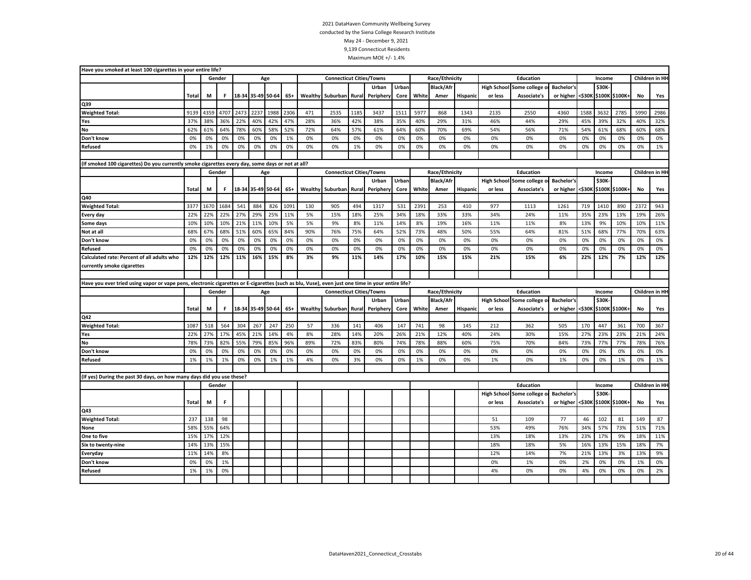2021 DataHaven Community Wellbeing Survey
conducted by the Siena College Research Institute
May 24 - December 9, 2021
9,139 Connecticut Residents
Maximum MOE +/- 1.4%

**Have you smoked at least 100 cigarettes in your entire life?**

| | | Gender | | Age | | | | Connecticut Cities/Towns | | | | | Race/Ethnicity | | | Education | | | Income | | | Children in HH | |
|---|---|---|---|---|---|---|---|---|---|---|---|---|---|---|---|---|---|---|---|---|---|---|---|
| | Total | M | F | 18-34 | 35-49 | 50-64 | 65+ | Wealthy | Suburban | Rural | Urban Periphery | Urban Core | White | Black/Afr Amer | Hispanic | High School or less | Some college or Associate's | Bachelor's or higher | <$30K | $30K-$100K | $100K+ | No | Yes |
| Q39 | | | | | | | | | | | | | | | | | | | | | | | |
| Weighted Total: | 9139 | 4359 | 4707 | 2473 | 2237 | 1988 | 2306 | 471 | 2535 | 1185 | 3437 | 1511 | 5977 | 868 | 1343 | 2135 | 2550 | 4360 | 1588 | 3632 | 2785 | 5990 | 2986 |
| Yes | 37% | 38% | 36% | 22% | 40% | 42% | 47% | 28% | 36% | 42% | 38% | 35% | 40% | 29% | 31% | 46% | 44% | 29% | 45% | 39% | 32% | 40% | 32% |
| No | 62% | 61% | 64% | 78% | 60% | 58% | 52% | 72% | 64% | 57% | 61% | 64% | 60% | 70% | 69% | 54% | 56% | 71% | 54% | 61% | 68% | 60% | 68% |
| Don't know | 0% | 0% | 0% | 0% | 0% | 0% | 1% | 0% | 0% | 0% | 0% | 0% | 0% | 0% | 0% | 0% | 0% | 0% | 0% | 0% | 0% | 0% | 0% |
| Refused | 0% | 1% | 0% | 0% | 0% | 0% | 0% | 0% | 0% | 1% | 0% | 0% | 0% | 0% | 0% | 0% | 0% | 0% | 0% | 0% | 0% | 0% | 1% |

**(If smoked 100 cigarettes) Do you currently smoke cigarettes every day, some days or not at all?**

| | | Gender | | Age | | | | Connecticut Cities/Towns | | | | | Race/Ethnicity | | | Education | | | Income | | | Children in HH | |
|---|---|---|---|---|---|---|---|---|---|---|---|---|---|---|---|---|---|---|---|---|---|---|---|
| | Total | M | F | 18-34 | 35-49 | 50-64 | 65+ | Wealthy | Suburban | Rural | Urban Periphery | Urban Core | White | Black/Afr Amer | Hispanic | High School or less | Some college or Associate's | Bachelor's or higher | <$30K | $30K-$100K | $100K+ | No | Yes |
| Q40 | | | | | | | | | | | | | | | | | | | | | | | |
| Weighted Total: | 3377 | 1670 | 1684 | 541 | 884 | 826 | 1091 | 130 | 905 | 494 | 1317 | 531 | 2391 | 253 | 410 | 977 | 1113 | 1261 | 719 | 1410 | 890 | 2372 | 943 |
| Every day | 22% | 22% | 22% | 27% | 29% | 25% | 11% | 5% | 15% | 18% | 25% | 34% | 18% | 33% | 33% | 34% | 24% | 11% | 35% | 23% | 13% | 19% | 26% |
| Some days | 10% | 10% | 10% | 21% | 11% | 10% | 5% | 5% | 9% | 8% | 11% | 14% | 8% | 19% | 16% | 11% | 11% | 8% | 13% | 9% | 10% | 10% | 11% |
| Not at all | 68% | 67% | 68% | 51% | 60% | 65% | 84% | 90% | 76% | 75% | 64% | 52% | 73% | 48% | 50% | 55% | 64% | 81% | 51% | 68% | 77% | 70% | 63% |
| Don't know | 0% | 0% | 0% | 0% | 0% | 0% | 0% | 0% | 0% | 0% | 0% | 0% | 0% | 0% | 0% | 0% | 0% | 0% | 0% | 0% | 0% | 0% | 0% |
| Refused | 0% | 0% | 0% | 0% | 0% | 0% | 0% | 0% | 0% | 0% | 0% | 0% | 0% | 0% | 0% | 0% | 0% | 0% | 0% | 0% | 0% | 0% | 0% |
| **Calculated rate: Percent of all adults who currently smoke cigarettes** | **12%** | **12%** | **12%** | **11%** | **16%** | **15%** | **8%** | **3%** | **9%** | **11%** | **14%** | **17%** | **10%** | **15%** | **15%** | **21%** | **15%** | **6%** | **22%** | **12%** | **7%** | **12%** | **12%** |

**Have you ever tried using vapor or vape pens, electronic cigarettes or E-cigarettes (such as blu, Vuse), even just one time in your entire life?**

| | | Gender | | Age | | | | Connecticut Cities/Towns | | | | | Race/Ethnicity | | | Education | | | Income | | | Children in HH | |
|---|---|---|---|---|---|---|---|---|---|---|---|---|---|---|---|---|---|---|---|---|---|---|---|
| | Total | M | F | 18-34 | 35-49 | 50-64 | 65+ | Wealthy | Suburban | Rural | Urban Periphery | Urban Core | White | Black/Afr Amer | Hispanic | High School or less | Some college or Associate's | Bachelor's or higher | <$30K | $30K-$100K | $100K+ | No | Yes |
| Q42 | | | | | | | | | | | | | | | | | | | | | | | |
| Weighted Total: | 1087 | 518 | 564 | 304 | 267 | 247 | 250 | 57 | 336 | 141 | 406 | 147 | 741 | 98 | 145 | 212 | 362 | 505 | 170 | 447 | 361 | 700 | 367 |
| Yes | 22% | 27% | 17% | 45% | 21% | 14% | 4% | 8% | 28% | 14% | 20% | 26% | 21% | 12% | 40% | 24% | 30% | 15% | 27% | 23% | 23% | 21% | 24% |
| No | 78% | 73% | 82% | 55% | 79% | 85% | 96% | 89% | 72% | 83% | 80% | 74% | 78% | 88% | 60% | 75% | 70% | 84% | 73% | 77% | 77% | 78% | 76% |
| Don't know | 0% | 0% | 0% | 0% | 0% | 0% | 0% | 0% | 0% | 0% | 0% | 0% | 0% | 0% | 0% | 0% | 0% | 0% | 0% | 0% | 0% | 0% | 0% |
| Refused | 1% | 1% | 1% | 0% | 0% | 1% | 1% | 4% | 0% | 3% | 0% | 0% | 1% | 0% | 0% | 1% | 0% | 1% | 0% | 0% | 1% | 0% | 1% |

**(If yes) During the past 30 days, on how many days did you use these?**

| | | Gender | | Education | | | Income | | | Children in HH | |
|---|---|---|---|---|---|---|---|---|---|---|---|
| | Total | M | F | High School or less | Some college or Associate's | Bachelor's or higher | <$30K | $30K-$100K | $100K+ | No | Yes |
| Q43 | | | | | | | | | | | |
| Weighted Total: | 237 | 138 | 98 | 51 | 109 | 77 | 46 | 102 | 81 | 149 | 87 |
| None | 58% | 55% | 64% | 53% | 49% | 76% | 34% | 57% | 73% | 51% | 71% |
| One to five | 15% | 17% | 12% | 13% | 18% | 13% | 23% | 17% | 9% | 18% | 11% |
| Six to twenty-nine | 14% | 13% | 15% | 18% | 18% | 5% | 16% | 13% | 15% | 18% | 7% |
| Everyday | 11% | 14% | 8% | 12% | 14% | 7% | 21% | 13% | 3% | 13% | 9% |
| Don't know | 0% | 0% | 1% | 0% | 1% | 0% | 2% | 0% | 0% | 1% | 0% |
| Refused | 1% | 1% | 0% | 4% | 0% | 0% | 4% | 0% | 0% | 0% | 2% |

DataHaven2021_Connecticut_Crosstabs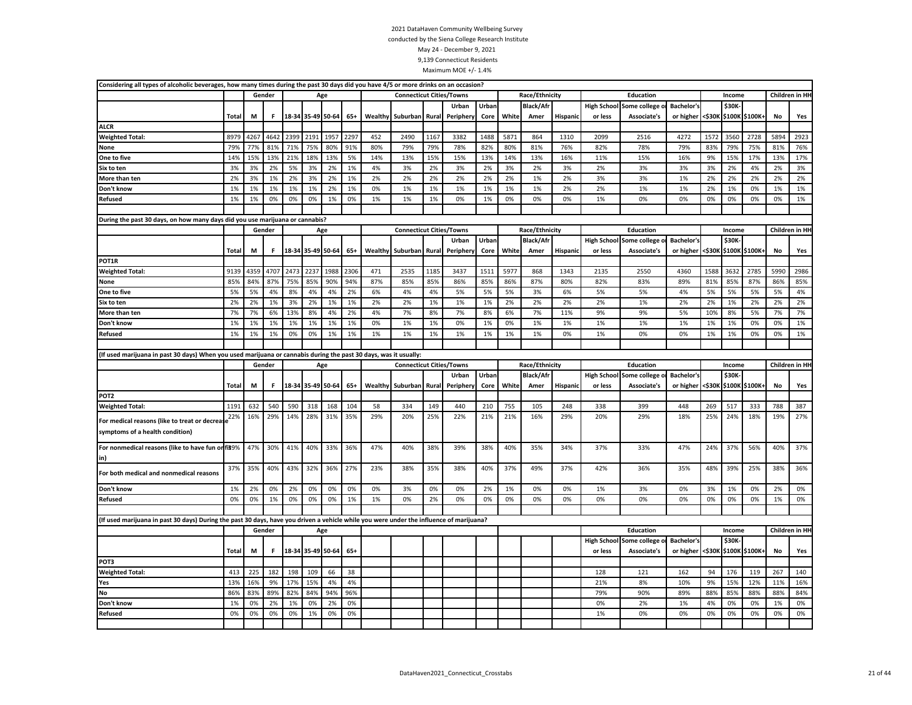2021 DataHaven Community Wellbeing Survey
conducted by the Siena College Research Institute
May 24 - December 9, 2021
9,139 Connecticut Residents
Maximum MOE +/- 1.4%

Considering all types of alcoholic beverages, how many times during the past 30 days did you have 4/5 or more drinks on an occasion?

| | | Gender | | Age | | | | Connecticut Cities/Towns | | | | | Race/Ethnicity | | | Education | | | Income | | | Children in HH | |
|---|---|---|---|---|---|---|---|---|---|---|---|---|---|---|---|---|---|---|---|---|---|---|---|
| | Total | M | F | 18-34 | 35-49 | 50-64 | 65+ | Wealthy | Suburban | Rural | Urban Periphery | Urban Core | White | Black/Afr Amer | Hispanic | High School or less | Some college or Associate's | Bachelor's or higher | <$30K | $30K-$100K | $100K+ | No | Yes |
| **ALCR** | | | | | | | | | | | | | | | | | | | | | | | |
| **Weighted Total:** | 8979 | 4267 | 4642 | 2399 | 2191 | 1957 | 2297 | 452 | 2490 | 1167 | 3382 | 1488 | 5871 | 864 | 1310 | 2099 | 2516 | 4272 | 1572 | 3560 | 2728 | 5894 | 2923 |
| **None** | 79% | 77% | 81% | 71% | 75% | 80% | 91% | 80% | 79% | 79% | 78% | 82% | 80% | 81% | 76% | 82% | 78% | 79% | 83% | 79% | 75% | 81% | 76% |
| **One to five** | 14% | 15% | 13% | 21% | 18% | 13% | 5% | 14% | 13% | 15% | 15% | 13% | 14% | 13% | 16% | 11% | 15% | 16% | 9% | 15% | 17% | 13% | 17% |
| **Six to ten** | 3% | 3% | 2% | 5% | 3% | 2% | 1% | 4% | 3% | 2% | 3% | 2% | 3% | 2% | 3% | 2% | 3% | 3% | 3% | 2% | 4% | 2% | 3% |
| **More than ten** | 2% | 3% | 1% | 2% | 3% | 2% | 1% | 2% | 2% | 2% | 2% | 2% | 2% | 1% | 2% | 3% | 3% | 1% | 2% | 2% | 2% | 2% | 2% |
| **Don't know** | 1% | 1% | 1% | 1% | 1% | 2% | 1% | 0% | 1% | 1% | 1% | 1% | 1% | 1% | 2% | 2% | 1% | 1% | 2% | 1% | 0% | 1% | 1% |
| **Refused** | 1% | 1% | 0% | 0% | 0% | 1% | 0% | 1% | 1% | 1% | 0% | 1% | 0% | 0% | 0% | 1% | 0% | 0% | 0% | 0% | 0% | 0% | 1% |

During the past 30 days, on how many days did you use marijuana or cannabis?

| | | Gender | | Age | | | | Connecticut Cities/Towns | | | | | Race/Ethnicity | | | Education | | | Income | | | Children in HH | |
|---|---|---|---|---|---|---|---|---|---|---|---|---|---|---|---|---|---|---|---|---|---|---|---|
| | Total | M | F | 18-34 | 35-49 | 50-64 | 65+ | Wealthy | Suburban | Rural | Urban Periphery | Urban Core | White | Black/Afr Amer | Hispanic | High School or less | Some college or Associate's | Bachelor's or higher | <$30K | $30K-$100K | $100K+ | No | Yes |
| **POT1R** | | | | | | | | | | | | | | | | | | | | | | | |
| **Weighted Total:** | 9139 | 4359 | 4707 | 2473 | 2237 | 1988 | 2306 | 471 | 2535 | 1185 | 3437 | 1511 | 5977 | 868 | 1343 | 2135 | 2550 | 4360 | 1588 | 3632 | 2785 | 5990 | 2986 |
| **None** | 85% | 84% | 87% | 75% | 85% | 90% | 94% | 87% | 85% | 85% | 86% | 85% | 86% | 87% | 80% | 82% | 83% | 89% | 81% | 85% | 87% | 86% | 85% |
| **One to five** | 5% | 5% | 4% | 8% | 4% | 4% | 2% | 6% | 4% | 4% | 5% | 5% | 5% | 3% | 6% | 5% | 5% | 4% | 5% | 5% | 5% | 5% | 4% |
| **Six to ten** | 2% | 2% | 1% | 3% | 2% | 1% | 1% | 2% | 2% | 1% | 1% | 1% | 2% | 2% | 2% | 2% | 1% | 2% | 2% | 1% | 2% | 2% | 2% |
| **More than ten** | 7% | 7% | 6% | 13% | 8% | 4% | 2% | 4% | 7% | 8% | 7% | 8% | 6% | 7% | 11% | 9% | 9% | 5% | 10% | 8% | 5% | 7% | 7% |
| **Don't know** | 1% | 1% | 1% | 1% | 1% | 1% | 1% | 0% | 1% | 1% | 0% | 1% | 0% | 1% | 1% | 1% | 1% | 1% | 1% | 1% | 0% | 0% | 1% |
| **Refused** | 1% | 1% | 1% | 0% | 0% | 1% | 1% | 1% | 1% | 1% | 1% | 1% | 1% | 1% | 0% | 1% | 0% | 0% | 1% | 1% | 0% | 0% | 1% |

(If used marijuana in past 30 days) When you used marijuana or cannabis during the past 30 days, was it usually:

| | | Gender | | Age | | | | Connecticut Cities/Towns | | | | | Race/Ethnicity | | | Education | | | Income | | | Children in HH | |
|---|---|---|---|---|---|---|---|---|---|---|---|---|---|---|---|---|---|---|---|---|---|---|---|
| | Total | M | F | 18-34 | 35-49 | 50-64 | 65+ | Wealthy | Suburban | Rural | Urban Periphery | Urban Core | White | Black/Afr Amer | Hispanic | High School or less | Some college or Associate's | Bachelor's or higher | <$30K | $30K-$100K | $100K+ | No | Yes |
| **POT2** | | | | | | | | | | | | | | | | | | | | | | | |
| **Weighted Total:** | 1191 | 632 | 540 | 590 | 318 | 168 | 104 | 58 | 334 | 149 | 440 | 210 | 755 | 105 | 248 | 338 | 399 | 448 | 269 | 517 | 333 | 788 | 387 |
| **For medical reasons (like to treat or decrease symptoms of a health condition)** | 22% | 16% | 29% | 14% | 28% | 31% | 35% | 29% | 20% | 25% | 22% | 21% | 21% | 16% | 29% | 20% | 29% | 18% | 25% | 24% | 18% | 19% | 27% |
| **For nonmedical reasons (like to have fun or fit in)** | 39% | 47% | 30% | 41% | 40% | 33% | 36% | 47% | 40% | 38% | 39% | 38% | 40% | 35% | 34% | 37% | 33% | 47% | 24% | 37% | 56% | 40% | 37% |
| **For both medical and nonmedical reasons** | 37% | 35% | 40% | 43% | 32% | 36% | 27% | 23% | 38% | 35% | 38% | 40% | 37% | 49% | 37% | 42% | 36% | 35% | 48% | 39% | 25% | 38% | 36% |
| **Don't know** | 1% | 2% | 0% | 2% | 0% | 0% | 0% | 0% | 3% | 0% | 0% | 2% | 1% | 0% | 0% | 1% | 3% | 0% | 3% | 1% | 0% | 2% | 0% |
| **Refused** | 0% | 0% | 1% | 0% | 0% | 0% | 1% | 1% | 0% | 2% | 0% | 0% | 0% | 0% | 0% | 0% | 0% | 0% | 0% | 0% | 0% | 1% | 0% |

(If used marijuana in past 30 days) During the past 30 days, have you driven a vehicle while you were under the influence of marijuana?

| | | Gender | | Age | | | | Education | | | Income | | | Children in HH | |
|---|---|---|---|---|---|---|---|---|---|---|---|---|---|---|---|
| | Total | M | F | 18-34 | 35-49 | 50-64 | 65+ | High School or less | Some college or Associate's | Bachelor's or higher | <$30K | $30K-$100K | $100K+ | No | Yes |
| **POT3** | | | | | | | | | | | | | | | |
| **Weighted Total:** | 413 | 225 | 182 | 198 | 109 | 66 | 38 | 128 | 121 | 162 | 94 | 176 | 119 | 267 | 140 |
| **Yes** | 13% | 16% | 9% | 17% | 15% | 4% | 4% | 21% | 8% | 10% | 9% | 15% | 12% | 11% | 16% |
| **No** | 86% | 83% | 89% | 82% | 84% | 94% | 96% | 79% | 90% | 89% | 88% | 85% | 88% | 88% | 84% |
| **Don't know** | 1% | 0% | 2% | 1% | 0% | 2% | 0% | 0% | 2% | 1% | 4% | 0% | 0% | 1% | 0% |
| **Refused** | 0% | 0% | 0% | 0% | 1% | 0% | 0% | 1% | 0% | 0% | 0% | 0% | 0% | 0% | 0% |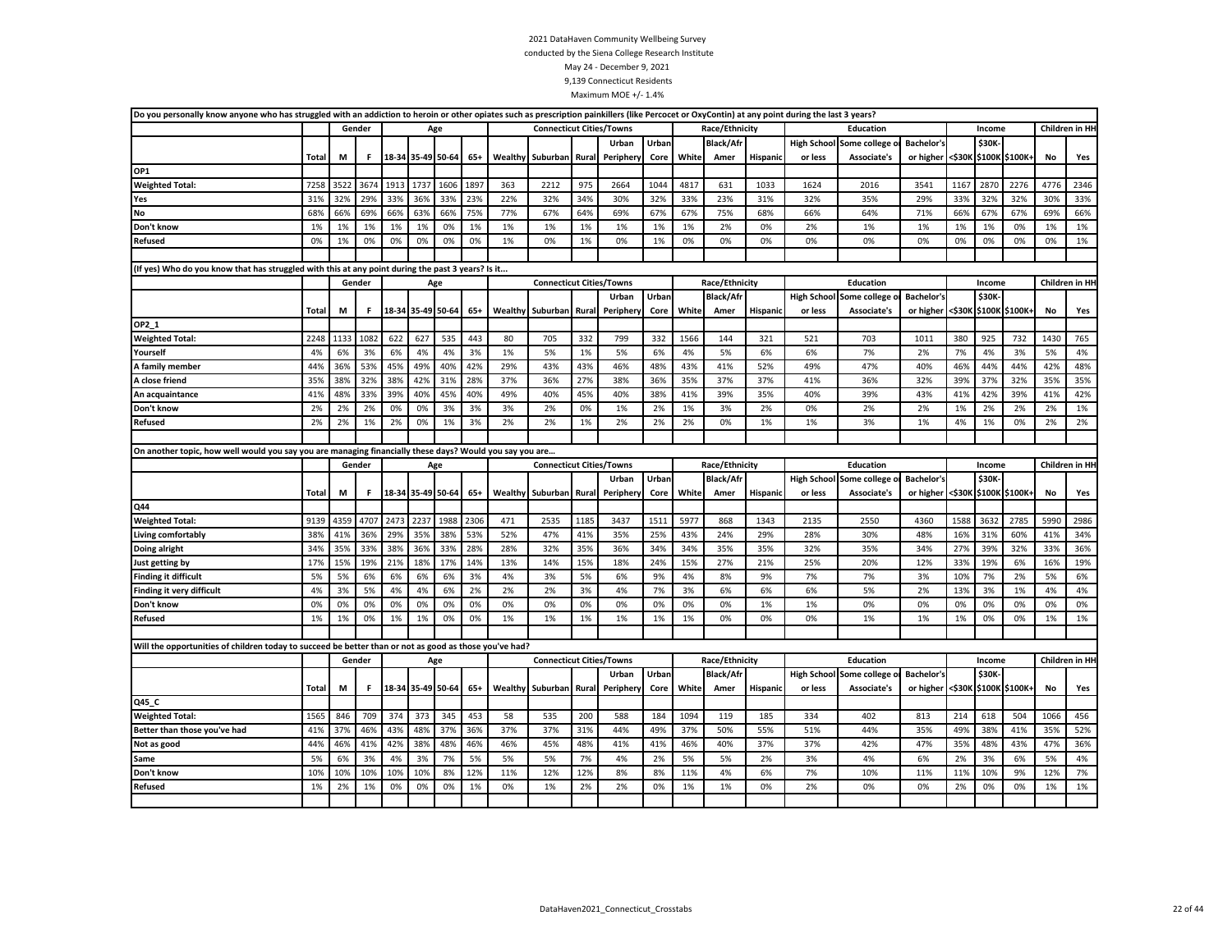2021 DataHaven Community Wellbeing Survey

conducted by the Siena College Research Institute

May 24 - December 9, 2021

9,139 Connecticut Residents

Maximum MOE +/- 1.4%

Do you personally know anyone who has struggled with an addiction to heroin or other opiates such as prescription painkillers (like Percocet or OxyContin) at any point during the last 3 years?

| | | Gender | | Age | | | | Connecticut Cities/Towns | | | | | Race/Ethnicity | | | Education | | | Income | | | Children in HH | |
|---|---|---|---|---|---|---|---|---|---|---|---|---|---|---|---|---|---|---|---|---|---|---|---|
| | Total | M | F | 18-34 | 35-49 | 50-64 | 65+ | Wealthy | Suburban | Rural | Urban Periphery | Urban Core | White | Black/Afr Amer | Hispanic | High School or less | Some college or Associate's | Bachelor's or higher | <$30K | $30K-$100K | $100K+ | No | Yes |
| **OP1** | | | | | | | | | | | | | | | | | | | | | | | |
| **Weighted Total:** | 7258 | 3522 | 3674 | 1913 | 1737 | 1606 | 1897 | 363 | 2212 | 975 | 2664 | 1044 | 4817 | 631 | 1033 | 1624 | 2016 | 3541 | 1167 | 2870 | 2276 | 4776 | 2346 |
| **Yes** | 31% | 32% | 29% | 33% | 36% | 33% | 23% | 22% | 32% | 34% | 30% | 32% | 33% | 23% | 31% | 32% | 35% | 29% | 33% | 32% | 32% | 30% | 33% |
| **No** | 68% | 66% | 69% | 66% | 63% | 66% | 75% | 77% | 67% | 64% | 69% | 67% | 67% | 75% | 68% | 66% | 64% | 71% | 66% | 67% | 67% | 69% | 66% |
| **Don't know** | 1% | 1% | 1% | 1% | 1% | 0% | 1% | 1% | 1% | 1% | 1% | 1% | 1% | 2% | 0% | 2% | 1% | 1% | 1% | 1% | 0% | 1% | 1% |
| **Refused** | 0% | 1% | 0% | 0% | 0% | 0% | 0% | 1% | 0% | 1% | 0% | 1% | 0% | 0% | 0% | 0% | 0% | 0% | 0% | 0% | 0% | 0% | 1% |

(If yes) Who do you know that has struggled with this at any point during the past 3 years? Is it...

| | | Gender | | Age | | | | Connecticut Cities/Towns | | | | | Race/Ethnicity | | | Education | | | Income | | | Children in HH | |
|---|---|---|---|---|---|---|---|---|---|---|---|---|---|---|---|---|---|---|---|---|---|---|---|
| | Total | M | F | 18-34 | 35-49 | 50-64 | 65+ | Wealthy | Suburban | Rural | Urban Periphery | Urban Core | White | Black/Afr Amer | Hispanic | High School or less | Some college or Associate's | Bachelor's or higher | <$30K | $30K-$100K | $100K+ | No | Yes |
| **OP2_1** | | | | | | | | | | | | | | | | | | | | | | | |
| **Weighted Total:** | 2248 | 1133 | 1082 | 622 | 627 | 535 | 443 | 80 | 705 | 332 | 799 | 332 | 1566 | 144 | 321 | 521 | 703 | 1011 | 380 | 925 | 732 | 1430 | 765 |
| **Yourself** | 4% | 6% | 3% | 6% | 4% | 4% | 3% | 1% | 5% | 1% | 5% | 6% | 4% | 5% | 6% | 6% | 7% | 2% | 7% | 4% | 3% | 5% | 4% |
| **A family member** | 44% | 36% | 53% | 45% | 49% | 40% | 42% | 29% | 43% | 43% | 46% | 48% | 43% | 41% | 52% | 49% | 47% | 40% | 46% | 44% | 44% | 42% | 48% |
| **A close friend** | 35% | 38% | 32% | 38% | 42% | 31% | 28% | 37% | 36% | 27% | 38% | 36% | 35% | 37% | 37% | 41% | 36% | 32% | 39% | 37% | 32% | 35% | 35% |
| **An acquaintance** | 41% | 48% | 33% | 39% | 40% | 45% | 40% | 49% | 40% | 45% | 40% | 38% | 41% | 39% | 35% | 40% | 39% | 43% | 41% | 42% | 39% | 41% | 42% |
| **Don't know** | 2% | 2% | 2% | 0% | 0% | 3% | 3% | 3% | 2% | 0% | 1% | 2% | 1% | 3% | 2% | 0% | 2% | 2% | 1% | 2% | 2% | 2% | 1% |
| **Refused** | 2% | 2% | 1% | 2% | 0% | 1% | 3% | 2% | 2% | 1% | 2% | 2% | 2% | 0% | 1% | 1% | 3% | 1% | 4% | 1% | 0% | 2% | 2% |

On another topic, how well would you say you are managing financially these days? Would you say you are...

| | | Gender | | Age | | | | Connecticut Cities/Towns | | | | | Race/Ethnicity | | | Education | | | Income | | | Children in HH | |
|---|---|---|---|---|---|---|---|---|---|---|---|---|---|---|---|---|---|---|---|---|---|---|---|
| | Total | M | F | 18-34 | 35-49 | 50-64 | 65+ | Wealthy | Suburban | Rural | Urban Periphery | Urban Core | White | Black/Afr Amer | Hispanic | High School or less | Some college or Associate's | Bachelor's or higher | <$30K | $30K-$100K | $100K+ | No | Yes |
| **Q44** | | | | | | | | | | | | | | | | | | | | | | | |
| **Weighted Total:** | 9139 | 4359 | 4707 | 2473 | 2237 | 1988 | 2306 | 471 | 2535 | 1185 | 3437 | 1511 | 5977 | 868 | 1343 | 2135 | 2550 | 4360 | 1588 | 3632 | 2785 | 5990 | 2986 |
| **Living comfortably** | 38% | 41% | 36% | 29% | 35% | 38% | 53% | 52% | 47% | 41% | 35% | 25% | 43% | 24% | 29% | 28% | 30% | 48% | 16% | 31% | 60% | 41% | 34% |
| **Doing alright** | 34% | 35% | 33% | 38% | 36% | 33% | 28% | 28% | 32% | 35% | 36% | 34% | 34% | 35% | 35% | 32% | 35% | 34% | 27% | 39% | 32% | 33% | 36% |
| **Just getting by** | 17% | 15% | 19% | 21% | 18% | 17% | 14% | 13% | 14% | 15% | 18% | 24% | 15% | 27% | 21% | 25% | 20% | 12% | 33% | 19% | 6% | 16% | 19% |
| **Finding it difficult** | 5% | 5% | 6% | 6% | 6% | 6% | 3% | 4% | 3% | 5% | 6% | 9% | 4% | 8% | 9% | 7% | 7% | 3% | 10% | 7% | 2% | 5% | 6% |
| **Finding it very difficult** | 4% | 3% | 5% | 4% | 4% | 6% | 2% | 2% | 2% | 3% | 4% | 7% | 3% | 6% | 6% | 6% | 5% | 2% | 13% | 3% | 1% | 4% | 4% |
| **Don't know** | 0% | 0% | 0% | 0% | 0% | 0% | 0% | 0% | 0% | 0% | 0% | 0% | 0% | 0% | 1% | 1% | 0% | 0% | 0% | 0% | 0% | 0% | 0% |
| **Refused** | 1% | 1% | 0% | 1% | 1% | 0% | 0% | 1% | 1% | 1% | 1% | 1% | 1% | 0% | 0% | 0% | 1% | 1% | 1% | 0% | 0% | 1% | 1% |

Will the opportunities of children today to succeed be better than or not as good as those you've had?

| | | Gender | | Age | | | | Connecticut Cities/Towns | | | | | Race/Ethnicity | | | Education | | | Income | | | Children in HH | |
|---|---|---|---|---|---|---|---|---|---|---|---|---|---|---|---|---|---|---|---|---|---|---|---|
| | Total | M | F | 18-34 | 35-49 | 50-64 | 65+ | Wealthy | Suburban | Rural | Urban Periphery | Urban Core | White | Black/Afr Amer | Hispanic | High School or less | Some college or Associate's | Bachelor's or higher | <$30K | $30K-$100K | $100K+ | No | Yes |
| **Q45_C** | | | | | | | | | | | | | | | | | | | | | | | |
| **Weighted Total:** | 1565 | 846 | 709 | 374 | 373 | 345 | 453 | 58 | 535 | 200 | 588 | 184 | 1094 | 119 | 185 | 334 | 402 | 813 | 214 | 618 | 504 | 1066 | 456 |
| **Better than those you've had** | 41% | 37% | 46% | 43% | 48% | 37% | 36% | 37% | 37% | 31% | 44% | 49% | 37% | 50% | 55% | 51% | 44% | 35% | 49% | 38% | 41% | 35% | 52% |
| **Not as good** | 44% | 46% | 41% | 42% | 38% | 48% | 46% | 46% | 45% | 48% | 41% | 41% | 46% | 40% | 37% | 37% | 42% | 47% | 35% | 48% | 43% | 47% | 36% |
| **Same** | 5% | 6% | 3% | 4% | 3% | 7% | 5% | 5% | 5% | 7% | 4% | 2% | 5% | 5% | 2% | 3% | 4% | 6% | 2% | 3% | 6% | 5% | 4% |
| **Don't know** | 10% | 10% | 10% | 10% | 10% | 8% | 12% | 11% | 12% | 12% | 8% | 8% | 11% | 4% | 6% | 7% | 10% | 11% | 11% | 10% | 9% | 12% | 7% |
| **Refused** | 1% | 2% | 1% | 0% | 0% | 0% | 1% | 0% | 1% | 2% | 2% | 0% | 1% | 1% | 0% | 2% | 0% | 0% | 2% | 0% | 0% | 1% | 1% |

DataHaven2021_Connecticut_Crosstabs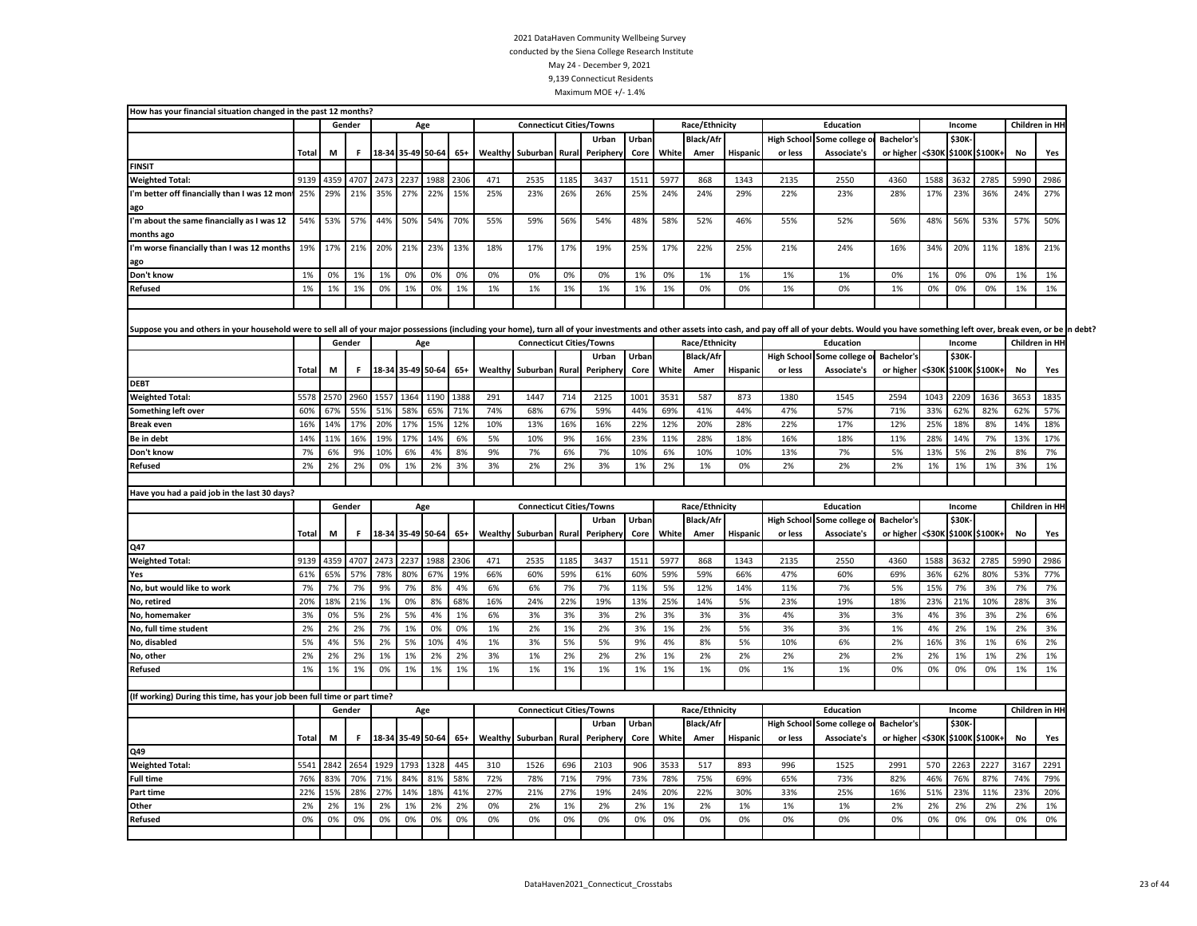2021 DataHaven Community Wellbeing Survey
conducted by the Siena College Research Institute
May 24 - December 9, 2021
9,139 Connecticut Residents
Maximum MOE +/- 1.4%

**How has your financial situation changed in the past 12 months?**

| | | Gender | | Age | | | | Connecticut Cities/Towns | | | | | Race/Ethnicity | | | Education | | | Income | | | Children in HH | |
|---|---|---|---|---|---|---|---|---|---|---|---|---|---|---|---|---|---|---|---|---|---|---|---|
| | Total | M | F | 18-34 | 35-49 | 50-64 | 65+ | Wealthy | Suburban | Rural | Urban Periphery | Urban Core | White | Black/Afr Amer | Hispanic | High School or less | Some college or Associate's | Bachelor's or higher | <$30K | $30K-$100K | $100K+ | No | Yes |
| **FINSIT** | | | | | | | | | | | | | | | | | | | | | | | |
| **Weighted Total:** | 9139 | 4359 | 4707 | 2473 | 2237 | 1988 | 2306 | 471 | 2535 | 1185 | 3437 | 1511 | 5977 | 868 | 1343 | 2135 | 2550 | 4360 | 1588 | 3632 | 2785 | 5990 | 2986 |
| I'm better off financially than I was 12 months ago | 25% | 29% | 21% | 35% | 27% | 22% | 15% | 25% | 23% | 26% | 26% | 25% | 24% | 24% | 29% | 22% | 23% | 28% | 17% | 23% | 36% | 24% | 27% |
| I'm about the same financially as I was 12 months ago | 54% | 53% | 57% | 44% | 50% | 54% | 70% | 55% | 59% | 56% | 54% | 48% | 58% | 52% | 46% | 55% | 52% | 56% | 48% | 56% | 53% | 57% | 50% |
| I'm worse financially than I was 12 months ago | 19% | 17% | 21% | 20% | 21% | 23% | 13% | 18% | 17% | 17% | 19% | 25% | 17% | 22% | 25% | 21% | 24% | 16% | 34% | 20% | 11% | 18% | 21% |
| Don't know | 1% | 0% | 1% | 1% | 0% | 0% | 0% | 0% | 0% | 0% | 0% | 1% | 0% | 1% | 1% | 1% | 1% | 0% | 1% | 0% | 0% | 1% | 1% |
| Refused | 1% | 1% | 1% | 0% | 1% | 0% | 1% | 1% | 1% | 1% | 1% | 1% | 1% | 0% | 0% | 1% | 0% | 1% | 0% | 0% | 0% | 1% | 1% |

**Suppose you and others in your household were to sell all of your major possessions (including your home), turn all of your investments and other assets into cash, and pay off all of your debts. Would you have something left over, break even, or be in debt?**

| | | Gender | | Age | | | | Connecticut Cities/Towns | | | | | Race/Ethnicity | | | Education | | | Income | | | Children in HH | |
|---|---|---|---|---|---|---|---|---|---|---|---|---|---|---|---|---|---|---|---|---|---|---|---|
| | Total | M | F | 18-34 | 35-49 | 50-64 | 65+ | Wealthy | Suburban | Rural | Urban Periphery | Urban Core | White | Black/Afr Amer | Hispanic | High School or less | Some college or Associate's | Bachelor's or higher | <$30K | $30K-$100K | $100K+ | No | Yes |
| **DEBT** | | | | | | | | | | | | | | | | | | | | | | | |
| **Weighted Total:** | 5578 | 2570 | 2960 | 1557 | 1364 | 1190 | 1388 | 291 | 1447 | 714 | 2125 | 1001 | 3531 | 587 | 873 | 1380 | 1545 | 2594 | 1043 | 2209 | 1636 | 3653 | 1835 |
| Something left over | 60% | 67% | 55% | 51% | 58% | 65% | 71% | 74% | 68% | 67% | 59% | 44% | 69% | 41% | 44% | 47% | 57% | 71% | 33% | 62% | 82% | 62% | 57% |
| Break even | 16% | 14% | 17% | 20% | 17% | 15% | 12% | 10% | 13% | 16% | 16% | 22% | 12% | 20% | 28% | 22% | 17% | 12% | 25% | 18% | 8% | 14% | 18% |
| Be in debt | 14% | 11% | 16% | 19% | 17% | 14% | 6% | 5% | 10% | 9% | 16% | 23% | 11% | 28% | 18% | 16% | 18% | 11% | 28% | 14% | 7% | 13% | 17% |
| Don't know | 7% | 6% | 9% | 10% | 6% | 4% | 8% | 9% | 7% | 6% | 7% | 10% | 6% | 10% | 10% | 13% | 7% | 5% | 13% | 5% | 2% | 8% | 7% |
| Refused | 2% | 2% | 2% | 0% | 1% | 2% | 3% | 3% | 2% | 2% | 3% | 1% | 2% | 1% | 0% | 2% | 2% | 2% | 1% | 1% | 1% | 3% | 1% |

**Have you had a paid job in the last 30 days?**

| | | Gender | | Age | | | | Connecticut Cities/Towns | | | | | Race/Ethnicity | | | Education | | | Income | | | Children in HH | |
|---|---|---|---|---|---|---|---|---|---|---|---|---|---|---|---|---|---|---|---|---|---|---|---|
| | Total | M | F | 18-34 | 35-49 | 50-64 | 65+ | Wealthy | Suburban | Rural | Urban Periphery | Urban Core | White | Black/Afr Amer | Hispanic | High School or less | Some college or Associate's | Bachelor's or higher | <$30K | $30K-$100K | $100K+ | No | Yes |
| **Q47** | | | | | | | | | | | | | | | | | | | | | | | |
| **Weighted Total:** | 9139 | 4359 | 4707 | 2473 | 2237 | 1988 | 2306 | 471 | 2535 | 1185 | 3437 | 1511 | 5977 | 868 | 1343 | 2135 | 2550 | 4360 | 1588 | 3632 | 2785 | 5990 | 2986 |
| Yes | 61% | 65% | 57% | 78% | 80% | 67% | 19% | 66% | 60% | 59% | 61% | 60% | 59% | 59% | 66% | 47% | 60% | 69% | 36% | 62% | 80% | 53% | 77% |
| No, but would like to work | 7% | 7% | 7% | 9% | 7% | 8% | 4% | 6% | 6% | 7% | 7% | 11% | 5% | 12% | 14% | 11% | 7% | 5% | 15% | 7% | 3% | 7% | 7% |
| No, retired | 20% | 18% | 21% | 1% | 0% | 8% | 68% | 16% | 24% | 22% | 19% | 13% | 25% | 14% | 5% | 23% | 19% | 18% | 23% | 21% | 10% | 28% | 3% |
| No, homemaker | 3% | 0% | 5% | 2% | 5% | 4% | 1% | 6% | 3% | 3% | 3% | 2% | 3% | 3% | 3% | 4% | 3% | 3% | 4% | 3% | 3% | 2% | 6% |
| No, full time student | 2% | 2% | 2% | 7% | 1% | 0% | 0% | 1% | 2% | 1% | 2% | 3% | 1% | 2% | 5% | 3% | 3% | 1% | 4% | 2% | 1% | 2% | 3% |
| No, disabled | 5% | 4% | 5% | 2% | 5% | 10% | 4% | 1% | 3% | 5% | 5% | 9% | 4% | 8% | 5% | 10% | 6% | 2% | 16% | 3% | 1% | 6% | 2% |
| No, other | 2% | 2% | 2% | 1% | 1% | 2% | 2% | 3% | 1% | 2% | 2% | 2% | 1% | 2% | 2% | 2% | 2% | 2% | 2% | 1% | 1% | 2% | 1% |
| Refused | 1% | 1% | 1% | 0% | 1% | 1% | 1% | 1% | 1% | 1% | 1% | 1% | 1% | 1% | 0% | 1% | 1% | 0% | 0% | 0% | 0% | 1% | 1% |

**(If working) During this time, has your job been full time or part time?**

| | | Gender | | Age | | | | Connecticut Cities/Towns | | | | | Race/Ethnicity | | | Education | | | Income | | | Children in HH | |
|---|---|---|---|---|---|---|---|---|---|---|---|---|---|---|---|---|---|---|---|---|---|---|---|
| | Total | M | F | 18-34 | 35-49 | 50-64 | 65+ | Wealthy | Suburban | Rural | Urban Periphery | Urban Core | White | Black/Afr Amer | Hispanic | High School or less | Some college or Associate's | Bachelor's or higher | <$30K | $30K-$100K | $100K+ | No | Yes |
| **Q49** | | | | | | | | | | | | | | | | | | | | | | | |
| **Weighted Total:** | 5541 | 2842 | 2654 | 1929 | 1793 | 1328 | 445 | 310 | 1526 | 696 | 2103 | 906 | 3533 | 517 | 893 | 996 | 1525 | 2991 | 570 | 2263 | 2227 | 3167 | 2291 |
| Full time | 76% | 83% | 70% | 71% | 84% | 81% | 58% | 72% | 78% | 71% | 79% | 73% | 78% | 75% | 69% | 65% | 73% | 82% | 46% | 76% | 87% | 74% | 79% |
| Part time | 22% | 15% | 28% | 27% | 14% | 18% | 41% | 27% | 21% | 27% | 19% | 24% | 20% | 22% | 30% | 33% | 25% | 16% | 51% | 23% | 11% | 23% | 20% |
| Other | 2% | 2% | 1% | 2% | 1% | 2% | 2% | 0% | 2% | 1% | 2% | 2% | 1% | 2% | 1% | 1% | 1% | 2% | 2% | 2% | 2% | 2% | 1% |
| Refused | 0% | 0% | 0% | 0% | 0% | 0% | 0% | 0% | 0% | 0% | 0% | 0% | 0% | 0% | 0% | 0% | 0% | 0% | 0% | 0% | 0% | 0% | 0% |

DataHaven2021_Connecticut_Crosstabs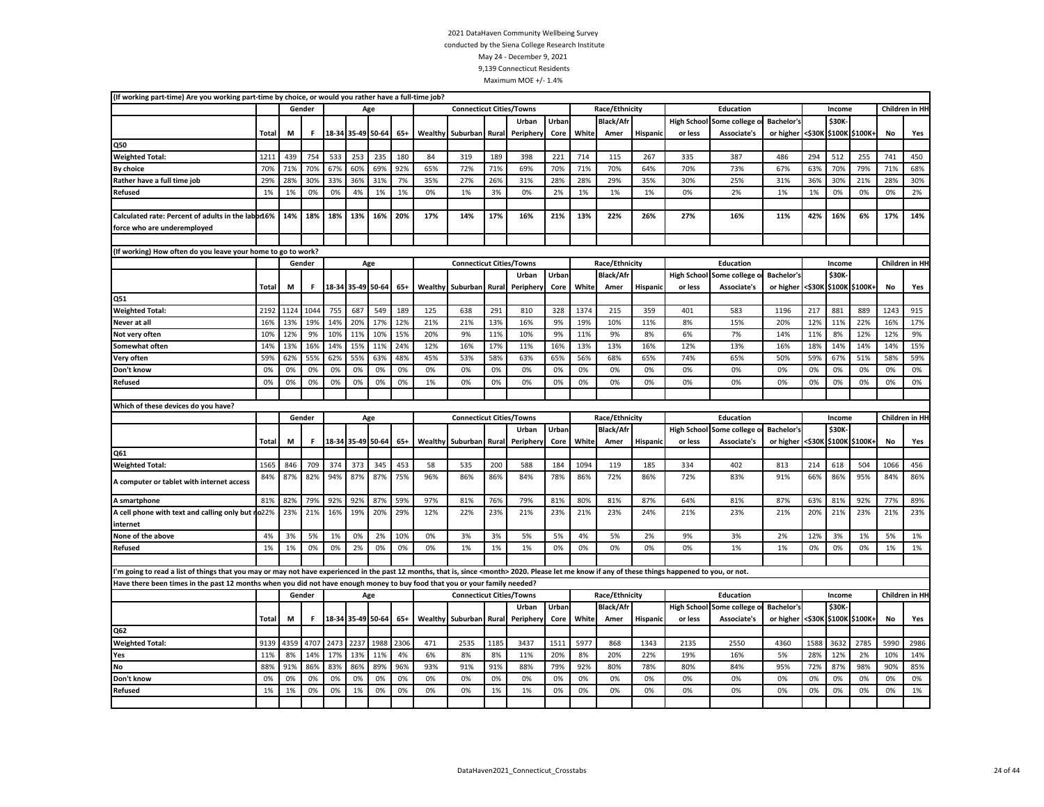2021 DataHaven Community Wellbeing Survey
conducted by the Siena College Research Institute
May 24 - December 9, 2021
9,139 Connecticut Residents
Maximum MOE +/- 1.4%

**(If working part-time) Are you working part-time by choice, or would you rather have a full-time job?**

| | | Gender | | Age | | | | Connecticut Cities/Towns | | | | | Race/Ethnicity | | | Education | | | Income | | | Children in HH | |
|---|---|---|---|---|---|---|---|---|---|---|---|---|---|---|---|---|---|---|---|---|---|---|---|
| | Total | M | F | 18-34 | 35-49 | 50-64 | 65+ | Wealthy | Suburban | Rural | Urban Periphery | Urban Core | White | Black/Afr Amer | Hispanic | High School or less | Some college or Associate's | Bachelor's or higher | <$30K | $30K-$100K | $100K+ | No | Yes |
| **Q50** | | | | | | | | | | | | | | | | | | | | | | | |
| **Weighted Total:** | 1211 | 439 | 754 | 533 | 253 | 235 | 180 | 84 | 319 | 189 | 398 | 221 | 714 | 115 | 267 | 335 | 387 | 486 | 294 | 512 | 255 | 741 | 450 |
| **By choice** | 70% | 71% | 70% | 67% | 60% | 69% | 92% | 65% | 72% | 71% | 69% | 70% | 71% | 70% | 64% | 70% | 73% | 67% | 63% | 70% | 79% | 71% | 68% |
| **Rather have a full time job** | 29% | 28% | 30% | 33% | 36% | 31% | 7% | 35% | 27% | 26% | 31% | 28% | 28% | 29% | 35% | 30% | 25% | 31% | 36% | 30% | 21% | 28% | 30% |
| **Refused** | 1% | 1% | 0% | 0% | 4% | 1% | 1% | 0% | 1% | 3% | 0% | 2% | 1% | 1% | 1% | 0% | 2% | 1% | 1% | 0% | 0% | 0% | 2% |
| **Calculated rate: Percent of adults in the labor force who are underemployed** | 16% | 14% | 18% | 18% | 13% | 16% | 20% | 17% | 14% | 17% | 16% | 21% | 13% | 22% | 26% | 27% | 16% | 11% | 42% | 16% | 6% | 17% | 14% |

**(If working) How often do you leave your home to go to work?**

| | | Gender | | Age | | | | Connecticut Cities/Towns | | | | | Race/Ethnicity | | | Education | | | Income | | | Children in HH | |
|---|---|---|---|---|---|---|---|---|---|---|---|---|---|---|---|---|---|---|---|---|---|---|---|
| | Total | M | F | 18-34 | 35-49 | 50-64 | 65+ | Wealthy | Suburban | Rural | Urban Periphery | Urban Core | White | Black/Afr Amer | Hispanic | High School or less | Some college or Associate's | Bachelor's or higher | <$30K | $30K-$100K | $100K+ | No | Yes |
| **Q51** | | | | | | | | | | | | | | | | | | | | | | | |
| **Weighted Total:** | 2192 | 1124 | 1044 | 755 | 687 | 549 | 189 | 125 | 638 | 291 | 810 | 328 | 1374 | 215 | 359 | 401 | 583 | 1196 | 217 | 881 | 889 | 1243 | 915 |
| **Never at all** | 16% | 13% | 19% | 14% | 20% | 17% | 12% | 21% | 21% | 13% | 16% | 9% | 19% | 10% | 11% | 8% | 15% | 20% | 12% | 11% | 22% | 16% | 17% |
| **Not very often** | 10% | 12% | 9% | 10% | 11% | 10% | 15% | 20% | 9% | 11% | 10% | 9% | 11% | 9% | 8% | 6% | 7% | 14% | 11% | 8% | 12% | 12% | 9% |
| **Somewhat often** | 14% | 13% | 16% | 14% | 15% | 11% | 24% | 12% | 16% | 17% | 11% | 16% | 13% | 13% | 16% | 12% | 13% | 16% | 18% | 14% | 14% | 14% | 15% |
| **Very often** | 59% | 62% | 55% | 62% | 55% | 63% | 48% | 45% | 53% | 58% | 63% | 65% | 56% | 68% | 65% | 74% | 65% | 50% | 59% | 67% | 51% | 58% | 59% |
| **Don't know** | 0% | 0% | 0% | 0% | 0% | 0% | 0% | 0% | 0% | 0% | 0% | 0% | 0% | 0% | 0% | 0% | 0% | 0% | 0% | 0% | 0% | 0% | 0% |
| **Refused** | 0% | 0% | 0% | 0% | 0% | 0% | 0% | 1% | 0% | 0% | 0% | 0% | 0% | 0% | 0% | 0% | 0% | 0% | 0% | 0% | 0% | 0% | 0% |

**Which of these devices do you have?**

| | | Gender | | Age | | | | Connecticut Cities/Towns | | | | | Race/Ethnicity | | | Education | | | Income | | | Children in HH | |
|---|---|---|---|---|---|---|---|---|---|---|---|---|---|---|---|---|---|---|---|---|---|---|---|
| | Total | M | F | 18-34 | 35-49 | 50-64 | 65+ | Wealthy | Suburban | Rural | Urban Periphery | Urban Core | White | Black/Afr Amer | Hispanic | High School or less | Some college or Associate's | Bachelor's or higher | <$30K | $30K-$100K | $100K+ | No | Yes |
| **Q61** | | | | | | | | | | | | | | | | | | | | | | | |
| **Weighted Total:** | 1565 | 846 | 709 | 374 | 373 | 345 | 453 | 58 | 535 | 200 | 588 | 184 | 1094 | 119 | 185 | 334 | 402 | 813 | 214 | 618 | 504 | 1066 | 456 |
| **A computer or tablet with internet access** | 84% | 87% | 82% | 94% | 87% | 87% | 75% | 96% | 86% | 86% | 84% | 78% | 86% | 72% | 86% | 72% | 83% | 91% | 66% | 86% | 95% | 84% | 86% |
| **A smartphone** | 81% | 82% | 79% | 92% | 92% | 87% | 59% | 97% | 81% | 76% | 79% | 81% | 80% | 81% | 87% | 64% | 81% | 87% | 63% | 81% | 92% | 77% | 89% |
| **A cell phone with text and calling only but no internet** | 22% | 23% | 21% | 16% | 19% | 20% | 29% | 12% | 22% | 23% | 21% | 23% | 21% | 23% | 24% | 21% | 23% | 21% | 20% | 21% | 23% | 21% | 23% |
| **None of the above** | 4% | 3% | 5% | 1% | 0% | 2% | 10% | 0% | 3% | 3% | 5% | 5% | 4% | 5% | 2% | 9% | 3% | 2% | 12% | 3% | 1% | 5% | 1% |
| **Refused** | 1% | 1% | 0% | 0% | 2% | 0% | 0% | 0% | 1% | 1% | 1% | 0% | 0% | 0% | 0% | 0% | 1% | 1% | 0% | 0% | 0% | 1% | 1% |

**I'm going to read a list of things that you may or may not have experienced in the past 12 months, that is, since <month> 2020. Please let me know if any of these things happened to you, or not.**

**Have there been times in the past 12 months when you did not have enough money to buy food that you or your family needed?**

| | | Gender | | Age | | | | Connecticut Cities/Towns | | | | | Race/Ethnicity | | | Education | | | Income | | | Children in HH | |
|---|---|---|---|---|---|---|---|---|---|---|---|---|---|---|---|---|---|---|---|---|---|---|---|
| | Total | M | F | 18-34 | 35-49 | 50-64 | 65+ | Wealthy | Suburban | Rural | Urban Periphery | Urban Core | White | Black/Afr Amer | Hispanic | High School or less | Some college or Associate's | Bachelor's or higher | <$30K | $30K-$100K | $100K+ | No | Yes |
| **Q62** | | | | | | | | | | | | | | | | | | | | | | | |
| **Weighted Total:** | 9139 | 4359 | 4707 | 2473 | 2237 | 1988 | 2306 | 471 | 2535 | 1185 | 3437 | 1511 | 5977 | 868 | 1343 | 2135 | 2550 | 4360 | 1588 | 3632 | 2785 | 5990 | 2986 |
| **Yes** | 11% | 8% | 14% | 17% | 13% | 11% | 4% | 6% | 8% | 8% | 11% | 20% | 8% | 20% | 22% | 19% | 16% | 5% | 28% | 12% | 2% | 10% | 14% |
| **No** | 88% | 91% | 86% | 83% | 86% | 89% | 96% | 93% | 91% | 91% | 88% | 79% | 92% | 80% | 78% | 80% | 84% | 95% | 72% | 87% | 98% | 90% | 85% |
| **Don't know** | 0% | 0% | 0% | 0% | 0% | 0% | 0% | 0% | 0% | 0% | 0% | 0% | 0% | 0% | 0% | 0% | 0% | 0% | 0% | 0% | 0% | 0% | 0% |
| **Refused** | 1% | 1% | 0% | 0% | 1% | 0% | 0% | 0% | 0% | 1% | 1% | 0% | 0% | 0% | 0% | 0% | 0% | 0% | 0% | 0% | 0% | 0% | 1% |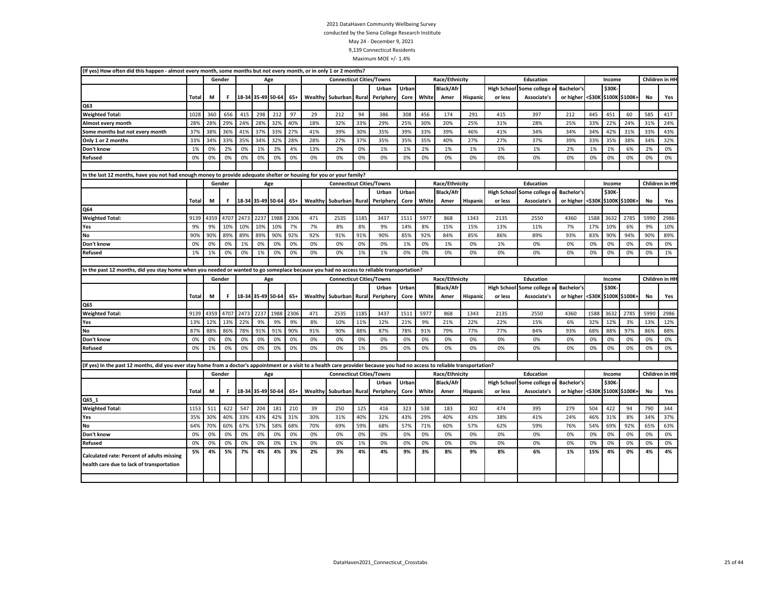2021 DataHaven Community Wellbeing Survey
conducted by the Siena College Research Institute
May 24 - December 9, 2021
9,139 Connecticut Residents
Maximum MOE +/- 1.4%

(If yes) How often did this happen - almost every month, some months but not every month, or in only 1 or 2 months?

| | | Gender | | Age | | | | Connecticut Cities/Towns | | | | | Race/Ethnicity | | | Education | | | Income | | | Children in HH | |
|---|---|---|---|---|---|---|---|---|---|---|---|---|---|---|---|---|---|---|---|---|---|---|---|
| | Total | M | F | 18-34 | 35-49 | 50-64 | 65+ | Wealthy | Suburban | Rural | Urban Periphery | Urban Core | White | Black/Afr Amer | Hispanic | High School or less | Some college or Associate's | Bachelor's or higher | <$30K | $30K-$100K | $100K+ | No | Yes |
| **Q63** | | | | | | | | | | | | | | | | | | | | | | | |
| **Weighted Total:** | 1028 | 360 | 656 | 415 | 298 | 212 | 97 | 29 | 212 | 94 | 386 | 308 | 456 | 174 | 291 | 415 | 397 | 212 | 445 | 451 | 60 | 585 | 417 |
| **Almost every month** | 28% | 28% | 29% | 24% | 28% | 32% | 40% | 18% | 32% | 33% | 29% | 25% | 30% | 20% | 25% | 31% | 28% | 25% | 33% | 22% | 24% | 31% | 24% |
| **Some months but not every month** | 37% | 38% | 36% | 41% | 37% | 33% | 27% | 41% | 39% | 30% | 35% | 39% | 33% | 39% | 46% | 41% | 34% | 34% | 34% | 42% | 31% | 33% | 43% |
| **Only 1 or 2 months** | 33% | 34% | 33% | 35% | 34% | 32% | 28% | 28% | 27% | 37% | 35% | 35% | 35% | 40% | 27% | 27% | 37% | 39% | 33% | 35% | 38% | 34% | 32% |
| **Don't know** | 1% | 0% | 2% | 0% | 1% | 3% | 4% | 13% | 2% | 0% | 1% | 1% | 2% | 1% | 1% | 1% | 1% | 2% | 1% | 1% | 6% | 2% | 0% |
| **Refused** | 0% | 0% | 0% | 0% | 0% | 0% | 0% | 0% | 0% | 0% | 0% | 0% | 0% | 0% | 0% | 0% | 0% | 0% | 0% | 0% | 0% | 0% | 0% |

In the last 12 months, have you not had enough money to provide adequate shelter or housing for you or your family?

| | | Gender | | Age | | | | Connecticut Cities/Towns | | | | | Race/Ethnicity | | | Education | | | Income | | | Children in HH | |
|---|---|---|---|---|---|---|---|---|---|---|---|---|---|---|---|---|---|---|---|---|---|---|---|
| | Total | M | F | 18-34 | 35-49 | 50-64 | 65+ | Wealthy | Suburban | Rural | Urban Periphery | Urban Core | White | Black/Afr Amer | Hispanic | High School or less | Some college or Associate's | Bachelor's or higher | <$30K | $30K-$100K | $100K+ | No | Yes |
| **Q64** | | | | | | | | | | | | | | | | | | | | | | | |
| **Weighted Total:** | 9139 | 4359 | 4707 | 2473 | 2237 | 1988 | 2306 | 471 | 2535 | 1185 | 3437 | 1511 | 5977 | 868 | 1343 | 2135 | 2550 | 4360 | 1588 | 3632 | 2785 | 5990 | 2986 |
| **Yes** | 9% | 9% | 10% | 10% | 10% | 10% | 7% | 7% | 8% | 8% | 9% | 14% | 8% | 15% | 15% | 13% | 11% | 7% | 17% | 10% | 6% | 9% | 10% |
| **No** | 90% | 90% | 89% | 89% | 89% | 90% | 92% | 92% | 91% | 91% | 90% | 85% | 92% | 84% | 85% | 86% | 89% | 93% | 83% | 90% | 94% | 90% | 89% |
| **Don't know** | 0% | 0% | 0% | 1% | 0% | 0% | 0% | 0% | 0% | 0% | 0% | 1% | 0% | 1% | 0% | 1% | 0% | 0% | 0% | 0% | 0% | 0% | 0% |
| **Refused** | 1% | 1% | 0% | 0% | 1% | 0% | 0% | 0% | 0% | 1% | 1% | 0% | 0% | 0% | 0% | 0% | 0% | 0% | 0% | 0% | 0% | 0% | 1% |

In the past 12 months, did you stay home when you needed or wanted to go someplace because you had no access to reliable transportation?

| | | Gender | | Age | | | | Connecticut Cities/Towns | | | | | Race/Ethnicity | | | Education | | | Income | | | Children in HH | |
|---|---|---|---|---|---|---|---|---|---|---|---|---|---|---|---|---|---|---|---|---|---|---|---|
| | Total | M | F | 18-34 | 35-49 | 50-64 | 65+ | Wealthy | Suburban | Rural | Urban Periphery | Urban Core | White | Black/Afr Amer | Hispanic | High School or less | Some college or Associate's | Bachelor's or higher | <$30K | $30K-$100K | $100K+ | No | Yes |
| **Q65** | | | | | | | | | | | | | | | | | | | | | | | |
| **Weighted Total:** | 9139 | 4359 | 4707 | 2473 | 2237 | 1988 | 2306 | 471 | 2535 | 1185 | 3437 | 1511 | 5977 | 868 | 1343 | 2135 | 2550 | 4360 | 1588 | 3632 | 2785 | 5990 | 2986 |
| **Yes** | 13% | 12% | 13% | 22% | 9% | 9% | 9% | 8% | 10% | 11% | 12% | 21% | 9% | 21% | 22% | 22% | 15% | 6% | 32% | 12% | 3% | 13% | 12% |
| **No** | 87% | 88% | 86% | 78% | 91% | 91% | 90% | 91% | 90% | 88% | 87% | 78% | 91% | 79% | 77% | 77% | 84% | 93% | 68% | 88% | 97% | 86% | 88% |
| **Don't know** | 0% | 0% | 0% | 0% | 0% | 0% | 0% | 0% | 0% | 0% | 0% | 0% | 0% | 0% | 0% | 0% | 0% | 0% | 0% | 0% | 0% | 0% | 0% |
| **Refused** | 0% | 1% | 0% | 0% | 0% | 0% | 0% | 0% | 0% | 1% | 0% | 0% | 0% | 0% | 0% | 0% | 0% | 0% | 0% | 0% | 0% | 0% | 0% |

(If yes) In the past 12 months, did you ever stay home from a doctor's appointment or a visit to a health care provider because you had no access to reliable transportation?

| | | Gender | | Age | | | | Connecticut Cities/Towns | | | | | Race/Ethnicity | | | Education | | | Income | | | Children in HH | |
|---|---|---|---|---|---|---|---|---|---|---|---|---|---|---|---|---|---|---|---|---|---|---|---|
| | Total | M | F | 18-34 | 35-49 | 50-64 | 65+ | Wealthy | Suburban | Rural | Urban Periphery | Urban Core | White | Black/Afr Amer | Hispanic | High School or less | Some college or Associate's | Bachelor's or higher | <$30K | $30K-$100K | $100K+ | No | Yes |
| **Q65_1** | | | | | | | | | | | | | | | | | | | | | | | |
| **Weighted Total:** | 1153 | 511 | 622 | 547 | 204 | 181 | 210 | 39 | 250 | 125 | 416 | 323 | 538 | 183 | 302 | 474 | 395 | 279 | 504 | 422 | 94 | 790 | 344 |
| **Yes** | 35% | 30% | 40% | 33% | 43% | 42% | 31% | 30% | 31% | 40% | 32% | 43% | 29% | 40% | 43% | 38% | 41% | 24% | 46% | 31% | 8% | 34% | 37% |
| **No** | 64% | 70% | 60% | 67% | 57% | 58% | 68% | 70% | 69% | 59% | 68% | 57% | 71% | 60% | 57% | 62% | 59% | 76% | 54% | 69% | 92% | 65% | 63% |
| **Don't know** | 0% | 0% | 0% | 0% | 0% | 0% | 0% | 0% | 0% | 0% | 0% | 0% | 0% | 0% | 0% | 0% | 0% | 0% | 0% | 0% | 0% | 0% | 0% |
| **Refused** | 0% | 0% | 0% | 0% | 0% | 0% | 1% | 0% | 0% | 1% | 0% | 0% | 0% | 0% | 0% | 0% | 0% | 0% | 0% | 0% | 0% | 0% | 0% |
| **Calculated rate: Percent of adults missing health care due to lack of transportation** | 5% | 4% | 5% | 7% | 4% | 4% | 3% | 2% | 3% | 4% | 4% | 9% | 3% | 8% | 9% | 8% | 6% | 1% | 15% | 4% | 0% | 4% | 4% |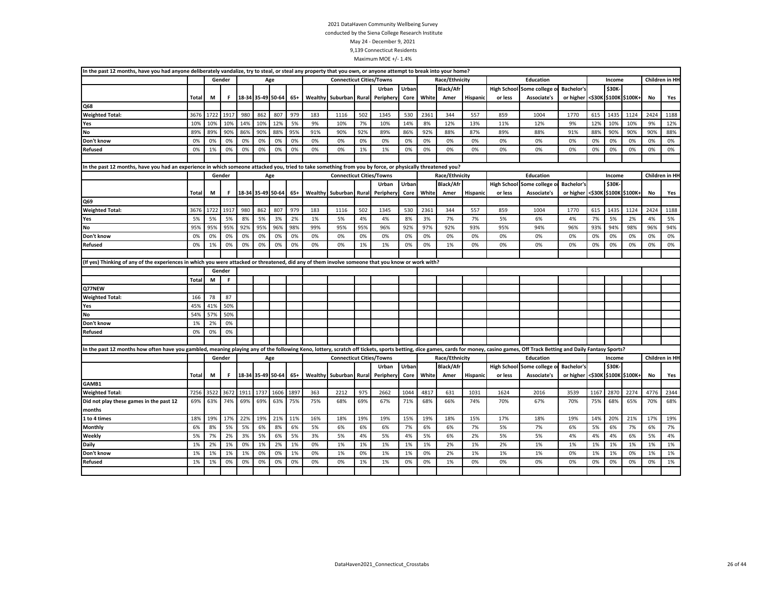2021 DataHaven Community Wellbeing Survey
conducted by the Siena College Research Institute
May 24 - December 9, 2021
9,139 Connecticut Residents
Maximum MOE +/- 1.4%

**In the past 12 months, have you had anyone deliberately vandalize, try to steal, or steal any property that you own, or anyone attempt to break into your home?**

| | | Gender | | Age | | | | Connecticut Cities/Towns | | | | | Race/Ethnicity | | | Education | | | Income | | | Children in HH | |
|---|---|---|---|---|---|---|---|---|---|---|---|---|---|---|---|---|---|---|---|---|---|---|---|
| | Total | M | F | 18-34 | 35-49 | 50-64 | 65+ | Wealthy | Suburban | Rural | Urban Periphery | Urban Core | White | Black/Afr Amer | Hispanic | High School or less | Some college or Associate's | Bachelor's or higher | <$30K | $30K-$100K | $100K+ | No | Yes |
| **Q68** | | | | | | | | | | | | | | | | | | | | | | | |
| **Weighted Total:** | 3676 | 1722 | 1917 | 980 | 862 | 807 | 979 | 183 | 1116 | 502 | 1345 | 530 | 2361 | 344 | 557 | 859 | 1004 | 1770 | 615 | 1435 | 1124 | 2424 | 1188 |
| **Yes** | 10% | 10% | 10% | 14% | 10% | 12% | 5% | 9% | 10% | 7% | 10% | 14% | 8% | 12% | 13% | 11% | 12% | 9% | 12% | 10% | 10% | 9% | 12% |
| **No** | 89% | 89% | 90% | 86% | 90% | 88% | 95% | 91% | 90% | 92% | 89% | 86% | 92% | 88% | 87% | 89% | 88% | 91% | 88% | 90% | 90% | 90% | 88% |
| **Don't know** | 0% | 0% | 0% | 0% | 0% | 0% | 0% | 0% | 0% | 0% | 0% | 0% | 0% | 0% | 0% | 0% | 0% | 0% | 0% | 0% | 0% | 0% | 0% |
| **Refused** | 0% | 1% | 0% | 0% | 0% | 0% | 0% | 0% | 0% | 1% | 1% | 0% | 0% | 0% | 0% | 0% | 0% | 0% | 0% | 0% | 0% | 0% | 0% |

**In the past 12 months, have you had an experience in which someone attacked you, tried to take something from you by force, or physically threatened you?**

| | | Gender | | Age | | | | Connecticut Cities/Towns | | | | | Race/Ethnicity | | | Education | | | Income | | | Children in HH | |
|---|---|---|---|---|---|---|---|---|---|---|---|---|---|---|---|---|---|---|---|---|---|---|---|
| | Total | M | F | 18-34 | 35-49 | 50-64 | 65+ | Wealthy | Suburban | Rural | Urban Periphery | Urban Core | White | Black/Afr Amer | Hispanic | High School or less | Some college or Associate's | Bachelor's or higher | <$30K | $30K-$100K | $100K+ | No | Yes |
| **Q69** | | | | | | | | | | | | | | | | | | | | | | | |
| **Weighted Total:** | 3676 | 1722 | 1917 | 980 | 862 | 807 | 979 | 183 | 1116 | 502 | 1345 | 530 | 2361 | 344 | 557 | 859 | 1004 | 1770 | 615 | 1435 | 1124 | 2424 | 1188 |
| **Yes** | 5% | 5% | 5% | 8% | 5% | 3% | 2% | 1% | 5% | 4% | 4% | 8% | 3% | 7% | 7% | 5% | 6% | 4% | 7% | 5% | 2% | 4% | 5% |
| **No** | 95% | 95% | 95% | 92% | 95% | 96% | 98% | 99% | 95% | 95% | 96% | 92% | 97% | 92% | 93% | 95% | 94% | 96% | 93% | 94% | 98% | 96% | 94% |
| **Don't know** | 0% | 0% | 0% | 0% | 0% | 0% | 0% | 0% | 0% | 0% | 0% | 0% | 0% | 0% | 0% | 0% | 0% | 0% | 0% | 0% | 0% | 0% | 0% |
| **Refused** | 0% | 1% | 0% | 0% | 0% | 0% | 0% | 0% | 0% | 1% | 1% | 0% | 0% | 1% | 0% | 0% | 0% | 0% | 0% | 0% | 0% | 0% | 0% |

**(If yes) Thinking of any of the experiences in which you were attacked or threatened, did any of them involve someone that you know or work with?**

| | | Gender | |
|---|---|---|---|
| | Total | M | F |
| **Q77NEW** | | | |
| **Weighted Total:** | 166 | 78 | 87 |
| **Yes** | 45% | 41% | 50% |
| **No** | 54% | 57% | 50% |
| **Don't know** | 1% | 2% | 0% |
| **Refused** | 0% | 0% | 0% |

**In the past 12 months how often have you gambled, meaning playing any of the following Keno, lottery, scratch off tickets, sports betting, dice games, cards for money, casino games, Off Track Betting and Daily Fantasy Sports?**

| | | Gender | | Age | | | | Connecticut Cities/Towns | | | | | Race/Ethnicity | | | Education | | | Income | | | Children in HH | |
|---|---|---|---|---|---|---|---|---|---|---|---|---|---|---|---|---|---|---|---|---|---|---|---|
| | Total | M | F | 18-34 | 35-49 | 50-64 | 65+ | Wealthy | Suburban | Rural | Urban Periphery | Urban Core | White | Black/Afr Amer | Hispanic | High School or less | Some college or Associate's | Bachelor's or higher | <$30K | $30K-$100K | $100K+ | No | Yes |
| **GAMB1** | | | | | | | | | | | | | | | | | | | | | | | |
| **Weighted Total:** | 7256 | 3522 | 3672 | 1911 | 1737 | 1606 | 1897 | 363 | 2212 | 975 | 2662 | 1044 | 4817 | 631 | 1031 | 1624 | 2016 | 3539 | 1167 | 2870 | 2274 | 4776 | 2344 |
| **Did not play these games in the past 12 months** | 69% | 63% | 74% | 69% | 69% | 63% | 75% | 75% | 68% | 69% | 67% | 71% | 68% | 66% | 74% | 70% | 67% | 70% | 75% | 68% | 65% | 70% | 68% |
| **1 to 4 times** | 18% | 19% | 17% | 22% | 19% | 21% | 11% | 16% | 18% | 19% | 19% | 15% | 19% | 18% | 15% | 17% | 18% | 19% | 14% | 20% | 21% | 17% | 19% |
| **Monthly** | 6% | 8% | 5% | 5% | 6% | 8% | 6% | 5% | 6% | 6% | 6% | 7% | 6% | 6% | 7% | 5% | 7% | 6% | 5% | 6% | 7% | 6% | 7% |
| **Weekly** | 5% | 7% | 2% | 3% | 5% | 6% | 5% | 3% | 5% | 4% | 5% | 4% | 5% | 6% | 2% | 5% | 5% | 4% | 4% | 4% | 6% | 5% | 4% |
| **Daily** | 1% | 2% | 1% | 0% | 1% | 2% | 1% | 0% | 1% | 1% | 1% | 1% | 1% | 2% | 1% | 2% | 1% | 1% | 1% | 1% | 1% | 1% | 1% |
| **Don't know** | 1% | 1% | 1% | 1% | 0% | 0% | 1% | 0% | 1% | 0% | 1% | 1% | 0% | 2% | 1% | 1% | 1% | 0% | 1% | 1% | 0% | 1% | 1% |
| **Refused** | 1% | 1% | 0% | 0% | 0% | 0% | 0% | 0% | 0% | 1% | 1% | 0% | 0% | 1% | 0% | 0% | 0% | 0% | 0% | 0% | 0% | 0% | 1% |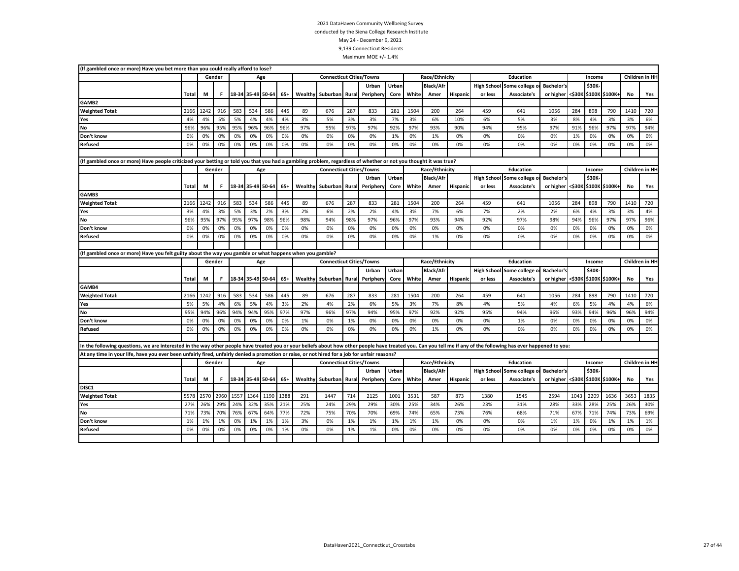2021 DataHaven Community Wellbeing Survey
conducted by the Siena College Research Institute
May 24 - December 9, 2021
9,139 Connecticut Residents
Maximum MOE +/- 1.4%

**(If gambled once or more) Have you bet more than you could really afford to lose?**

| | | Gender | | Age | | | | Connecticut Cities/Towns | | | | | Race/Ethnicity | | | Education | | | Income | | | Children in HH | |
|---|---|---|---|---|---|---|---|---|---|---|---|---|---|---|---|---|---|---|---|---|---|---|---|
| | Total | M | F | 18-34 | 35-49 | 50-64 | 65+ | Wealthy | Suburban | Rural | Urban Periphery | Urban Core | White | Black/Afr Amer | Hispanic | High School or less | Some college or Associate's | Bachelor's or higher | <$30K | $30K-$100K | $100K+ | No | Yes |
| **GAMB2** | | | | | | | | | | | | | | | | | | | | | | | |
| **Weighted Total:** | 2166 | 1242 | 916 | 583 | 534 | 586 | 445 | 89 | 676 | 287 | 833 | 281 | 1504 | 200 | 264 | 459 | 641 | 1056 | 284 | 898 | 790 | 1410 | 720 |
| **Yes** | 4% | 4% | 5% | 5% | 4% | 4% | 4% | 3% | 5% | 3% | 3% | 7% | 3% | 6% | 10% | 6% | 5% | 3% | 8% | 4% | 3% | 3% | 6% |
| **No** | 96% | 96% | 95% | 95% | 96% | 96% | 96% | 97% | 95% | 97% | 97% | 92% | 97% | 93% | 90% | 94% | 95% | 97% | 91% | 96% | 97% | 97% | 94% |
| **Don't know** | 0% | 0% | 0% | 0% | 0% | 0% | 0% | 0% | 0% | 0% | 0% | 1% | 0% | 1% | 0% | 0% | 0% | 0% | 1% | 0% | 0% | 0% | 0% |
| **Refused** | 0% | 0% | 0% | 0% | 0% | 0% | 0% | 0% | 0% | 0% | 0% | 0% | 0% | 0% | 0% | 0% | 0% | 0% | 0% | 0% | 0% | 0% | 0% |

**(If gambled once or more) Have people criticized your betting or told you that you had a gambling problem, regardless of whether or not you thought it was true?**

| | | Gender | | Age | | | | Connecticut Cities/Towns | | | | | Race/Ethnicity | | | Education | | | Income | | | Children in HH | |
|---|---|---|---|---|---|---|---|---|---|---|---|---|---|---|---|---|---|---|---|---|---|---|---|
| | Total | M | F | 18-34 | 35-49 | 50-64 | 65+ | Wealthy | Suburban | Rural | Urban Periphery | Urban Core | White | Black/Afr Amer | Hispanic | High School or less | Some college or Associate's | Bachelor's or higher | <$30K | $30K-$100K | $100K+ | No | Yes |
| **GAMB3** | | | | | | | | | | | | | | | | | | | | | | | |
| **Weighted Total:** | 2166 | 1242 | 916 | 583 | 534 | 586 | 445 | 89 | 676 | 287 | 833 | 281 | 1504 | 200 | 264 | 459 | 641 | 1056 | 284 | 898 | 790 | 1410 | 720 |
| **Yes** | 3% | 4% | 3% | 5% | 3% | 2% | 3% | 2% | 6% | 2% | 2% | 4% | 3% | 7% | 6% | 7% | 2% | 2% | 6% | 4% | 3% | 3% | 4% |
| **No** | 96% | 95% | 97% | 95% | 97% | 98% | 96% | 98% | 94% | 98% | 97% | 96% | 97% | 93% | 94% | 92% | 97% | 98% | 94% | 96% | 97% | 97% | 96% |
| **Don't know** | 0% | 0% | 0% | 0% | 0% | 0% | 0% | 0% | 0% | 0% | 0% | 0% | 0% | 0% | 0% | 0% | 0% | 0% | 0% | 0% | 0% | 0% | 0% |
| **Refused** | 0% | 0% | 0% | 0% | 0% | 0% | 0% | 0% | 0% | 0% | 0% | 0% | 0% | 1% | 0% | 0% | 0% | 0% | 0% | 0% | 0% | 0% | 0% |

**(If gambled once or more) Have you felt guilty about the way you gamble or what happens when you gamble?**

| | | Gender | | Age | | | | Connecticut Cities/Towns | | | | | Race/Ethnicity | | | Education | | | Income | | | Children in HH | |
|---|---|---|---|---|---|---|---|---|---|---|---|---|---|---|---|---|---|---|---|---|---|---|---|
| | Total | M | F | 18-34 | 35-49 | 50-64 | 65+ | Wealthy | Suburban | Rural | Urban Periphery | Urban Core | White | Black/Afr Amer | Hispanic | High School or less | Some college or Associate's | Bachelor's or higher | <$30K | $30K-$100K | $100K+ | No | Yes |
| **GAMB4** | | | | | | | | | | | | | | | | | | | | | | | |
| **Weighted Total:** | 2166 | 1242 | 916 | 583 | 534 | 586 | 445 | 89 | 676 | 287 | 833 | 281 | 1504 | 200 | 264 | 459 | 641 | 1056 | 284 | 898 | 790 | 1410 | 720 |
| **Yes** | 5% | 5% | 4% | 6% | 5% | 4% | 3% | 2% | 4% | 2% | 6% | 5% | 3% | 7% | 8% | 4% | 5% | 4% | 6% | 5% | 4% | 4% | 6% |
| **No** | 95% | 94% | 96% | 94% | 94% | 95% | 97% | 97% | 96% | 97% | 94% | 95% | 97% | 92% | 92% | 95% | 94% | 96% | 93% | 94% | 96% | 96% | 94% |
| **Don't know** | 0% | 0% | 0% | 0% | 0% | 0% | 0% | 1% | 0% | 1% | 0% | 0% | 0% | 0% | 0% | 0% | 1% | 0% | 0% | 0% | 0% | 0% | 0% |
| **Refused** | 0% | 0% | 0% | 0% | 0% | 0% | 0% | 0% | 0% | 0% | 0% | 0% | 0% | 1% | 0% | 0% | 0% | 0% | 0% | 0% | 0% | 0% | 0% |

**In the following questions, we are interested in the way other people have treated you or your beliefs about how other people have treated you. Can you tell me if any of the following has ever happened to you:**

**At any time in your life, have you ever been unfairly fired, unfairly denied a promotion or raise, or not hired for a job for unfair reasons?**

| | | Gender | | Age | | | | Connecticut Cities/Towns | | | | | Race/Ethnicity | | | Education | | | Income | | | Children in HH | |
|---|---|---|---|---|---|---|---|---|---|---|---|---|---|---|---|---|---|---|---|---|---|---|---|
| | Total | M | F | 18-34 | 35-49 | 50-64 | 65+ | Wealthy | Suburban | Rural | Urban Periphery | Urban Core | White | Black/Afr Amer | Hispanic | High School or less | Some college or Associate's | Bachelor's or higher | <$30K | $30K-$100K | $100K+ | No | Yes |
| **DISC1** | | | | | | | | | | | | | | | | | | | | | | | |
| **Weighted Total:** | 5578 | 2570 | 2960 | 1557 | 1364 | 1190 | 1388 | 291 | 1447 | 714 | 2125 | 1001 | 3531 | 587 | 873 | 1380 | 1545 | 2594 | 1043 | 2209 | 1636 | 3653 | 1835 |
| **Yes** | 27% | 26% | 29% | 24% | 32% | 35% | 21% | 25% | 24% | 29% | 29% | 30% | 25% | 34% | 26% | 23% | 31% | 28% | 33% | 28% | 25% | 26% | 30% |
| **No** | 71% | 73% | 70% | 76% | 67% | 64% | 77% | 72% | 75% | 70% | 70% | 69% | 74% | 65% | 73% | 76% | 68% | 71% | 67% | 71% | 74% | 73% | 69% |
| **Don't know** | 1% | 1% | 1% | 0% | 1% | 1% | 1% | 3% | 0% | 1% | 1% | 1% | 1% | 1% | 0% | 0% | 0% | 1% | 1% | 0% | 1% | 1% | 1% |
| **Refused** | 0% | 0% | 0% | 0% | 0% | 0% | 1% | 0% | 0% | 1% | 1% | 0% | 0% | 0% | 0% | 0% | 0% | 0% | 0% | 0% | 0% | 0% | 0% |

DataHaven2021_Connecticut_Crosstabs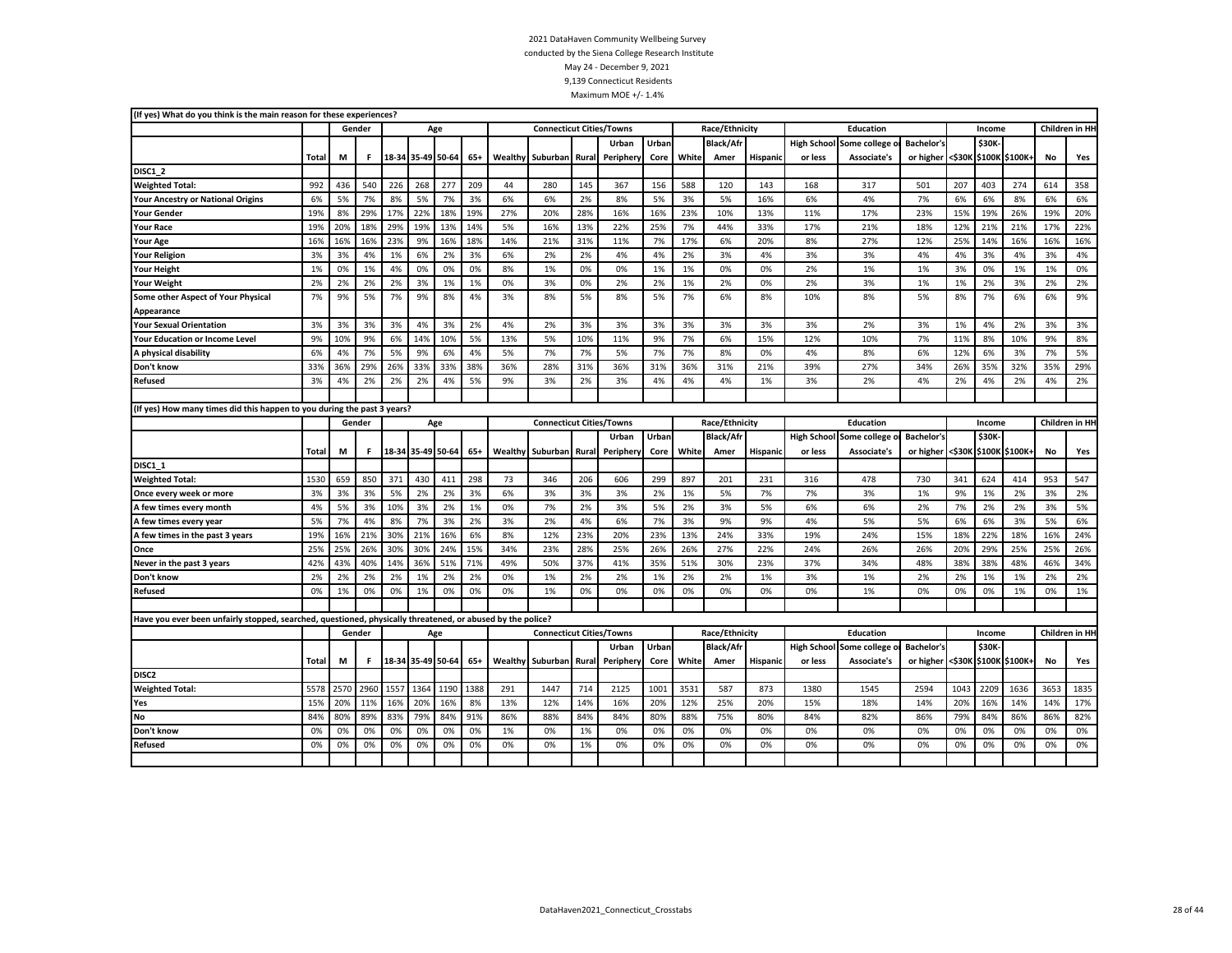2021 DataHaven Community Wellbeing Survey
conducted by the Siena College Research Institute
May 24 - December 9, 2021
9,139 Connecticut Residents
Maximum MOE +/- 1.4%

| (If yes) What do you think is the main reason for these experiences? | | | | | | | | | | | | | | | | | | | | | | | | |
|---|---|---|---|---|---|---|---|---|---|---|---|---|---|---|---|---|---|---|---|---|---|---|---|---|
| | | Gender | | Age | | | | Connecticut Cities/Towns | | | | | Race/Ethnicity | | | Education | | | Income | | | Children in HH | |
| | Total | M | F | 18-34 | 35-49 | 50-64 | 65+ | Wealthy | Suburban | Rural | Urban Periphery | Urban Core | White | Black/Afr Amer | Hispanic | High School or less | Some college or Associate's | Bachelor's or higher | <$30K | $30K-$100K | $100K+ | No | Yes |
| **DISC1_2** | | | | | | | | | | | | | | | | | | | | | | | |
| **Weighted Total:** | 992 | 436 | 540 | 226 | 268 | 277 | 209 | 44 | 280 | 145 | 367 | 156 | 588 | 120 | 143 | 168 | 317 | 501 | 207 | 403 | 274 | 614 | 358 |
| **Your Ancestry or National Origins** | 6% | 5% | 7% | 8% | 5% | 7% | 3% | 6% | 6% | 2% | 8% | 5% | 3% | 5% | 16% | 6% | 4% | 7% | 6% | 6% | 8% | 6% | 6% |
| **Your Gender** | 19% | 8% | 29% | 17% | 22% | 18% | 19% | 27% | 20% | 28% | 16% | 16% | 23% | 10% | 13% | 11% | 17% | 23% | 15% | 19% | 26% | 19% | 20% |
| **Your Race** | 19% | 20% | 18% | 29% | 19% | 13% | 14% | 5% | 16% | 13% | 22% | 25% | 7% | 44% | 33% | 17% | 21% | 18% | 12% | 21% | 21% | 17% | 22% |
| **Your Age** | 16% | 16% | 16% | 23% | 9% | 16% | 18% | 14% | 21% | 31% | 11% | 7% | 17% | 6% | 20% | 8% | 27% | 12% | 25% | 14% | 16% | 16% | 16% |
| **Your Religion** | 3% | 3% | 4% | 1% | 6% | 2% | 3% | 6% | 2% | 2% | 4% | 4% | 2% | 3% | 4% | 3% | 3% | 4% | 4% | 3% | 4% | 3% | 4% |
| **Your Height** | 1% | 0% | 1% | 4% | 0% | 0% | 0% | 8% | 1% | 0% | 0% | 1% | 1% | 0% | 0% | 2% | 1% | 1% | 3% | 0% | 1% | 1% | 0% |
| **Your Weight** | 2% | 2% | 2% | 2% | 3% | 1% | 1% | 0% | 3% | 0% | 2% | 2% | 1% | 2% | 0% | 2% | 3% | 1% | 1% | 2% | 3% | 2% | 2% |
| **Some other Aspect of Your Physical Appearance** | 7% | 9% | 5% | 7% | 9% | 8% | 4% | 3% | 8% | 5% | 8% | 5% | 7% | 6% | 8% | 10% | 8% | 5% | 8% | 7% | 6% | 6% | 9% |
| **Your Sexual Orientation** | 3% | 3% | 3% | 3% | 4% | 3% | 2% | 4% | 2% | 3% | 3% | 3% | 3% | 3% | 3% | 3% | 2% | 3% | 1% | 4% | 2% | 3% | 3% |
| **Your Education or Income Level** | 9% | 10% | 9% | 6% | 14% | 10% | 5% | 13% | 5% | 10% | 11% | 9% | 7% | 6% | 15% | 12% | 10% | 7% | 11% | 8% | 10% | 9% | 8% |
| **A physical disability** | 6% | 4% | 7% | 5% | 9% | 6% | 4% | 5% | 7% | 7% | 5% | 7% | 7% | 8% | 0% | 4% | 8% | 6% | 12% | 6% | 3% | 7% | 5% |
| **Don't know** | 33% | 36% | 29% | 26% | 33% | 33% | 38% | 36% | 28% | 31% | 36% | 31% | 36% | 31% | 21% | 39% | 27% | 34% | 26% | 35% | 32% | 35% | 29% |
| **Refused** | 3% | 4% | 2% | 2% | 2% | 4% | 5% | 9% | 3% | 2% | 3% | 4% | 4% | 4% | 1% | 3% | 2% | 4% | 2% | 4% | 2% | 4% | 2% |

| (If yes) How many times did this happen to you during the past 3 years? | | | | | | | | | | | | | | | | | | | | | | | |
|---|---|---|---|---|---|---|---|---|---|---|---|---|---|---|---|---|---|---|---|---|---|---|---|
| | | Gender | | Age | | | | Connecticut Cities/Towns | | | | | Race/Ethnicity | | | Education | | | Income | | | Children in HH | |
| | Total | M | F | 18-34 | 35-49 | 50-64 | 65+ | Wealthy | Suburban | Rural | Urban Periphery | Urban Core | White | Black/Afr Amer | Hispanic | High School or less | Some college or Associate's | Bachelor's or higher | <$30K | $30K-$100K | $100K+ | No | Yes |
| **DISC1_1** | | | | | | | | | | | | | | | | | | | | | | | |
| **Weighted Total:** | 1530 | 659 | 850 | 371 | 430 | 411 | 298 | 73 | 346 | 206 | 606 | 299 | 897 | 201 | 231 | 316 | 478 | 730 | 341 | 624 | 414 | 953 | 547 |
| **Once every week or more** | 3% | 3% | 3% | 5% | 2% | 2% | 3% | 6% | 3% | 3% | 3% | 2% | 1% | 5% | 7% | 7% | 3% | 1% | 9% | 1% | 2% | 3% | 2% |
| **A few times every month** | 4% | 5% | 3% | 10% | 3% | 2% | 1% | 0% | 7% | 2% | 3% | 5% | 2% | 3% | 5% | 6% | 6% | 2% | 7% | 2% | 2% | 3% | 5% |
| **A few times every year** | 5% | 7% | 4% | 8% | 7% | 3% | 2% | 3% | 2% | 4% | 6% | 7% | 3% | 9% | 9% | 4% | 5% | 5% | 6% | 6% | 3% | 5% | 6% |
| **A few times in the past 3 years** | 19% | 16% | 21% | 30% | 21% | 16% | 6% | 8% | 12% | 23% | 20% | 23% | 13% | 24% | 33% | 19% | 24% | 15% | 18% | 22% | 18% | 16% | 24% |
| **Once** | 25% | 25% | 26% | 30% | 30% | 24% | 15% | 34% | 23% | 28% | 25% | 26% | 26% | 27% | 22% | 24% | 26% | 26% | 20% | 29% | 25% | 25% | 26% |
| **Never in the past 3 years** | 42% | 43% | 40% | 14% | 36% | 51% | 71% | 49% | 50% | 37% | 41% | 35% | 51% | 30% | 23% | 37% | 34% | 48% | 38% | 38% | 48% | 46% | 34% |
| **Don't know** | 2% | 2% | 2% | 2% | 1% | 2% | 2% | 0% | 1% | 2% | 2% | 1% | 2% | 2% | 1% | 3% | 1% | 2% | 2% | 1% | 1% | 2% | 2% |
| **Refused** | 0% | 1% | 0% | 0% | 1% | 0% | 0% | 0% | 1% | 0% | 0% | 0% | 0% | 0% | 0% | 0% | 1% | 0% | 0% | 0% | 1% | 0% | 1% |

| Have you ever been unfairly stopped, searched, questioned, physically threatened, or abused by the police? | | | | | | | | | | | | | | | | | | | | | | | |
|---|---|---|---|---|---|---|---|---|---|---|---|---|---|---|---|---|---|---|---|---|---|---|---|
| | | Gender | | Age | | | | Connecticut Cities/Towns | | | | | Race/Ethnicity | | | Education | | | Income | | | Children in HH | |
| | Total | M | F | 18-34 | 35-49 | 50-64 | 65+ | Wealthy | Suburban | Rural | Urban Periphery | Urban Core | White | Black/Afr Amer | Hispanic | High School or less | Some college or Associate's | Bachelor's or higher | <$30K | $30K-$100K | $100K+ | No | Yes |
| **DISC2** | | | | | | | | | | | | | | | | | | | | | | | |
| **Weighted Total:** | 5578 | 2570 | 2960 | 1557 | 1364 | 1190 | 1388 | 291 | 1447 | 714 | 2125 | 1001 | 3531 | 587 | 873 | 1380 | 1545 | 2594 | 1043 | 2209 | 1636 | 3653 | 1835 |
| **Yes** | 15% | 20% | 11% | 16% | 20% | 16% | 8% | 13% | 12% | 14% | 16% | 20% | 12% | 25% | 20% | 15% | 18% | 14% | 20% | 16% | 14% | 14% | 17% |
| **No** | 84% | 80% | 89% | 83% | 79% | 84% | 91% | 86% | 88% | 84% | 84% | 80% | 88% | 75% | 80% | 84% | 82% | 86% | 79% | 84% | 86% | 86% | 82% |
| **Don't know** | 0% | 0% | 0% | 0% | 0% | 0% | 0% | 1% | 0% | 1% | 0% | 0% | 0% | 0% | 0% | 0% | 0% | 0% | 0% | 0% | 0% | 0% | 0% |
| **Refused** | 0% | 0% | 0% | 0% | 0% | 0% | 0% | 0% | 0% | 1% | 0% | 0% | 0% | 0% | 0% | 0% | 0% | 0% | 0% | 0% | 0% | 0% | 0% |

DataHaven2021_Connecticut_Crosstabs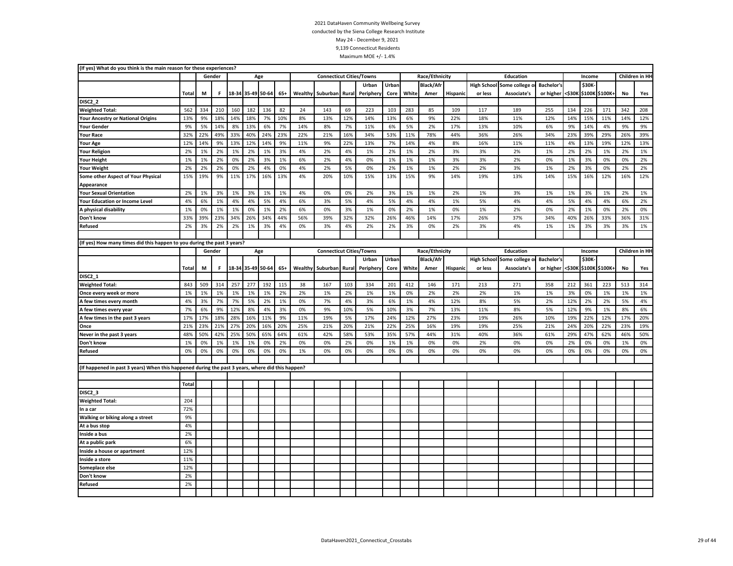2021 DataHaven Community Wellbeing Survey
conducted by the Siena College Research Institute
May 24 - December 9, 2021
9,139 Connecticut Residents
Maximum MOE +/- 1.4%

| (If yes) What do you think is the main reason for these experiences? | | Gender | | Age | | | | Connecticut Cities/Towns | | | | | Race/Ethnicity | | | Education | | | Income | | | Children in HH | |
|---|---|---|---|---|---|---|---|---|---|---|---|---|---|---|---|---|---|---|---|---|---|---|---|
| | Total | M | F | 18-34 | 35-49 | 50-64 | 65+ | Wealthy | Suburban | Rural | Urban Periphery | Urban Core | White | Black/Afr Amer | Hispanic | High School or less | Some college or Associate's | Bachelor's or higher | <$30K | $30K-$100K | $100K+ | No | Yes |
| DISC2_2 | | | | | | | | | | | | | | | | | | | | | | | |
| Weighted Total: | 562 | 334 | 210 | 160 | 182 | 136 | 82 | 24 | 143 | 69 | 223 | 103 | 283 | 85 | 109 | 117 | 189 | 255 | 134 | 226 | 171 | 342 | 208 |
| Your Ancestry or National Origins | 13% | 9% | 18% | 14% | 18% | 7% | 10% | 8% | 13% | 12% | 14% | 13% | 6% | 9% | 22% | 18% | 11% | 12% | 14% | 15% | 11% | 14% | 12% |
| Your Gender | 9% | 5% | 14% | 8% | 13% | 6% | 7% | 14% | 8% | 7% | 11% | 6% | 5% | 2% | 17% | 13% | 10% | 6% | 9% | 14% | 4% | 9% | 9% |
| Your Race | 32% | 22% | 49% | 33% | 40% | 24% | 23% | 22% | 21% | 16% | 34% | 53% | 11% | 78% | 44% | 36% | 26% | 34% | 23% | 39% | 29% | 26% | 39% |
| Your Age | 12% | 14% | 9% | 13% | 12% | 14% | 9% | 11% | 9% | 22% | 13% | 7% | 14% | 4% | 8% | 16% | 11% | 11% | 4% | 13% | 19% | 12% | 13% |
| Your Religion | 2% | 1% | 2% | 1% | 2% | 1% | 3% | 4% | 2% | 4% | 1% | 2% | 1% | 2% | 3% | 3% | 2% | 1% | 2% | 2% | 1% | 2% | 1% |
| Your Height | 1% | 1% | 2% | 0% | 2% | 3% | 1% | 6% | 2% | 4% | 0% | 1% | 1% | 1% | 3% | 3% | 2% | 0% | 1% | 3% | 0% | 0% | 2% |
| Your Weight | 2% | 2% | 2% | 0% | 2% | 4% | 0% | 4% | 2% | 5% | 0% | 2% | 1% | 1% | 2% | 2% | 3% | 1% | 2% | 3% | 0% | 2% | 2% |
| Some other Aspect of Your Physical Appearance | 15% | 19% | 9% | 11% | 17% | 16% | 13% | 4% | 20% | 10% | 15% | 13% | 15% | 9% | 14% | 19% | 13% | 14% | 15% | 16% | 12% | 16% | 12% |
| Your Sexual Orientation | 2% | 1% | 3% | 1% | 3% | 1% | 1% | 4% | 0% | 0% | 2% | 3% | 1% | 1% | 2% | 1% | 3% | 1% | 1% | 3% | 1% | 2% | 1% |
| Your Education or Income Level | 4% | 6% | 1% | 4% | 4% | 5% | 4% | 6% | 3% | 5% | 4% | 5% | 4% | 4% | 1% | 5% | 4% | 4% | 5% | 4% | 4% | 6% | 2% |
| A physical disability | 1% | 0% | 1% | 1% | 0% | 1% | 2% | 6% | 0% | 3% | 1% | 0% | 2% | 1% | 0% | 1% | 2% | 0% | 2% | 1% | 0% | 2% | 0% |
| Don't know | 33% | 39% | 23% | 34% | 26% | 34% | 44% | 56% | 39% | 32% | 32% | 26% | 46% | 14% | 17% | 26% | 37% | 34% | 40% | 26% | 33% | 36% | 31% |
| Refused | 2% | 3% | 2% | 2% | 1% | 3% | 4% | 0% | 3% | 4% | 2% | 2% | 3% | 0% | 2% | 3% | 4% | 1% | 1% | 3% | 3% | 3% | 1% |

| (If yes) How many times did this happen to you during the past 3 years? | | Gender | | Age | | | | Connecticut Cities/Towns | | | | | Race/Ethnicity | | | Education | | | Income | | | Children in HH | |
|---|---|---|---|---|---|---|---|---|---|---|---|---|---|---|---|---|---|---|---|---|---|---|---|
| | Total | M | F | 18-34 | 35-49 | 50-64 | 65+ | Wealthy | Suburban | Rural | Urban Periphery | Urban Core | White | Black/Afr Amer | Hispanic | High School or less | Some college or Associate's | Bachelor's or higher | <$30K | $30K-$100K | $100K+ | No | Yes |
| DISC2_1 | | | | | | | | | | | | | | | | | | | | | | | |
| Weighted Total: | 843 | 509 | 314 | 257 | 277 | 192 | 115 | 38 | 167 | 103 | 334 | 201 | 412 | 146 | 171 | 213 | 271 | 358 | 212 | 361 | 223 | 513 | 314 |
| Once every week or more | 1% | 1% | 1% | 1% | 1% | 1% | 2% | 2% | 1% | 2% | 1% | 1% | 0% | 2% | 2% | 2% | 1% | 1% | 3% | 0% | 1% | 1% | 1% |
| A few times every month | 4% | 3% | 7% | 7% | 5% | 2% | 1% | 0% | 7% | 4% | 3% | 6% | 1% | 4% | 12% | 8% | 5% | 2% | 12% | 2% | 2% | 5% | 4% |
| A few times every year | 7% | 6% | 9% | 12% | 8% | 4% | 3% | 0% | 9% | 10% | 5% | 10% | 3% | 7% | 13% | 11% | 8% | 5% | 12% | 9% | 1% | 8% | 6% |
| A few times in the past 3 years | 17% | 17% | 18% | 28% | 16% | 11% | 9% | 11% | 19% | 5% | 17% | 24% | 12% | 27% | 23% | 19% | 26% | 10% | 19% | 22% | 12% | 17% | 20% |
| Once | 21% | 23% | 21% | 27% | 20% | 16% | 20% | 25% | 21% | 20% | 21% | 22% | 25% | 16% | 19% | 19% | 25% | 21% | 24% | 20% | 22% | 23% | 19% |
| Never in the past 3 years | 48% | 50% | 42% | 25% | 50% | 65% | 64% | 61% | 42% | 58% | 53% | 35% | 57% | 44% | 31% | 40% | 36% | 61% | 29% | 47% | 62% | 46% | 50% |
| Don't know | 1% | 0% | 1% | 1% | 1% | 0% | 2% | 0% | 0% | 2% | 0% | 1% | 1% | 0% | 0% | 2% | 0% | 0% | 2% | 0% | 0% | 1% | 0% |
| Refused | 0% | 0% | 0% | 0% | 0% | 0% | 0% | 1% | 0% | 0% | 0% | 0% | 0% | 0% | 0% | 0% | 0% | 0% | 0% | 0% | 0% | 0% | 0% |

| (If happened in past 3 years) When this happened during the past 3 years, where did this happen? | Total |
|---|---|
| DISC2_3 | |
| Weighted Total: | 204 |
| In a car | 72% |
| Walking or biking along a street | 9% |
| At a bus stop | 4% |
| Inside a bus | 2% |
| At a public park | 6% |
| Inside a house or apartment | 12% |
| Inside a store | 11% |
| Someplace else | 12% |
| Don't know | 2% |
| Refused | 2% |

DataHaven2021_Connecticut_Crosstabs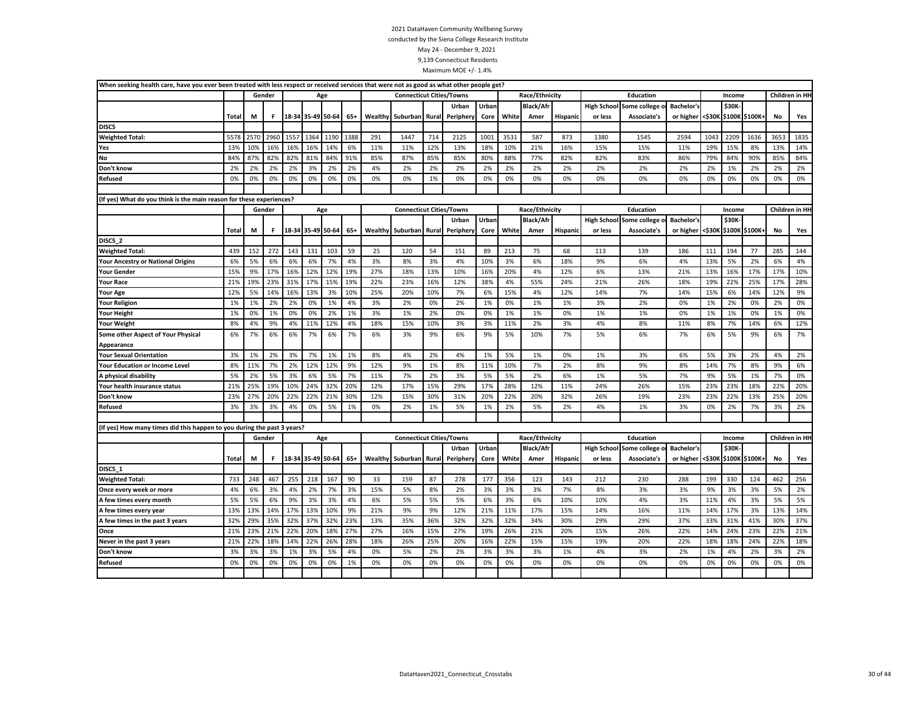2021 DataHaven Community Wellbeing Survey

conducted by the Siena College Research Institute

May 24 - December 9, 2021

9,139 Connecticut Residents

Maximum MOE +/- 1.4%

**When seeking health care, have you ever been treated with less respect or received services that were not as good as what other people get?**

| | | Gender | | Age | | | | Connecticut Cities/Towns | | | | | Race/Ethnicity | | | Education | | | Income | | | Children in HH | |
|---|---|---|---|---|---|---|---|---|---|---|---|---|---|---|---|---|---|---|---|---|---|---|---|
| | Total | M | F | 18-34 | 35-49 | 50-64 | 65+ | Wealthy | Suburban | Rural | Urban Periphery | Urban Core | White | Black/Afr Amer | Hispanic | High School or less | Some college or Associate's | Bachelor's or higher | <$30K | $30K-$100K | $100K+ | No | Yes |
| **DISC5** | | | | | | | | | | | | | | | | | | | | | | | |
| **Weighted Total:** | 5578 | 2570 | 2960 | 1557 | 1364 | 1190 | 1388 | 291 | 1447 | 714 | 2125 | 1001 | 3531 | 587 | 873 | 1380 | 1545 | 2594 | 1043 | 2209 | 1636 | 3653 | 1835 |
| **Yes** | 13% | 10% | 16% | 16% | 16% | 14% | 6% | 11% | 11% | 12% | 13% | 18% | 10% | 21% | 16% | 15% | 15% | 11% | 19% | 15% | 8% | 13% | 14% |
| **No** | 84% | 87% | 82% | 82% | 81% | 84% | 91% | 85% | 87% | 85% | 85% | 80% | 88% | 77% | 82% | 82% | 83% | 86% | 79% | 84% | 90% | 85% | 84% |
| **Don't know** | 2% | 2% | 2% | 2% | 3% | 2% | 2% | 4% | 2% | 2% | 2% | 2% | 2% | 2% | 2% | 2% | 2% | 2% | 2% | 1% | 2% | 2% | 2% |
| **Refused** | 0% | 0% | 0% | 0% | 0% | 0% | 0% | 0% | 0% | 1% | 0% | 0% | 0% | 0% | 0% | 0% | 0% | 0% | 0% | 0% | 0% | 0% | 0% |

**(If yes) What do you think is the main reason for these experiences?**

| | | Gender | | Age | | | | Connecticut Cities/Towns | | | | | Race/Ethnicity | | | Education | | | Income | | | Children in HH | |
|---|---|---|---|---|---|---|---|---|---|---|---|---|---|---|---|---|---|---|---|---|---|---|---|
| | Total | M | F | 18-34 | 35-49 | 50-64 | 65+ | Wealthy | Suburban | Rural | Urban Periphery | Urban Core | White | Black/Afr Amer | Hispanic | High School or less | Some college or Associate's | Bachelor's or higher | <$30K | $30K-$100K | $100K+ | No | Yes |
| **DISC5_2** | | | | | | | | | | | | | | | | | | | | | | | |
| **Weighted Total:** | 439 | 152 | 272 | 143 | 131 | 103 | 59 | 25 | 120 | 54 | 151 | 89 | 213 | 75 | 68 | 113 | 139 | 186 | 111 | 194 | 77 | 285 | 144 |
| **Your Ancestry or National Origins** | 6% | 5% | 6% | 6% | 6% | 7% | 4% | 3% | 8% | 3% | 4% | 10% | 3% | 6% | 18% | 9% | 6% | 4% | 13% | 5% | 2% | 6% | 4% |
| **Your Gender** | 15% | 9% | 17% | 16% | 12% | 12% | 19% | 27% | 18% | 13% | 10% | 16% | 20% | 4% | 12% | 6% | 13% | 21% | 13% | 16% | 17% | 17% | 10% |
| **Your Race** | 21% | 19% | 23% | 31% | 17% | 15% | 19% | 22% | 23% | 16% | 12% | 38% | 4% | 55% | 24% | 21% | 26% | 18% | 19% | 22% | 25% | 17% | 28% |
| **Your Age** | 12% | 5% | 14% | 16% | 13% | 3% | 10% | 25% | 20% | 10% | 7% | 6% | 15% | 4% | 12% | 14% | 7% | 14% | 15% | 6% | 14% | 12% | 9% |
| **Your Religion** | 1% | 1% | 2% | 2% | 0% | 1% | 4% | 3% | 2% | 0% | 2% | 1% | 0% | 1% | 1% | 3% | 2% | 0% | 1% | 2% | 0% | 2% | 0% |
| **Your Height** | 1% | 0% | 1% | 0% | 0% | 2% | 1% | 3% | 1% | 2% | 0% | 0% | 1% | 1% | 0% | 1% | 1% | 0% | 1% | 1% | 0% | 1% | 0% |
| **Your Weight** | 8% | 4% | 9% | 4% | 11% | 12% | 4% | 18% | 15% | 10% | 3% | 3% | 11% | 2% | 3% | 4% | 8% | 11% | 8% | 7% | 14% | 6% | 12% |
| **Some other Aspect of Your Physical Appearance** | 6% | 7% | 6% | 6% | 7% | 6% | 7% | 6% | 3% | 9% | 6% | 9% | 5% | 10% | 7% | 5% | 6% | 7% | 6% | 5% | 9% | 6% | 7% |
| **Your Sexual Orientation** | 3% | 1% | 2% | 3% | 7% | 1% | 1% | 8% | 4% | 2% | 4% | 1% | 5% | 1% | 0% | 1% | 3% | 6% | 5% | 3% | 2% | 4% | 2% |
| **Your Education or Income Level** | 8% | 11% | 7% | 2% | 12% | 12% | 9% | 12% | 9% | 1% | 8% | 11% | 10% | 7% | 2% | 8% | 9% | 8% | 14% | 7% | 8% | 9% | 6% |
| **A physical disability** | 5% | 2% | 5% | 3% | 6% | 5% | 7% | 11% | 7% | 2% | 3% | 5% | 5% | 2% | 6% | 1% | 5% | 7% | 9% | 5% | 1% | 7% | 0% |
| **Your health insurance status** | 21% | 25% | 19% | 10% | 24% | 32% | 20% | 12% | 17% | 15% | 29% | 17% | 28% | 12% | 11% | 24% | 26% | 15% | 23% | 23% | 18% | 22% | 20% |
| **Don't know** | 23% | 27% | 20% | 22% | 22% | 21% | 30% | 12% | 15% | 30% | 31% | 20% | 22% | 20% | 32% | 26% | 19% | 23% | 23% | 22% | 13% | 25% | 20% |
| **Refused** | 3% | 3% | 3% | 4% | 0% | 5% | 1% | 0% | 2% | 1% | 5% | 1% | 2% | 5% | 2% | 4% | 1% | 3% | 0% | 2% | 7% | 3% | 2% |

**(If yes) How many times did this happen to you during the past 3 years?**

| | | Gender | | Age | | | | Connecticut Cities/Towns | | | | | Race/Ethnicity | | | Education | | | Income | | | Children in HH | |
|---|---|---|---|---|---|---|---|---|---|---|---|---|---|---|---|---|---|---|---|---|---|---|---|
| | Total | M | F | 18-34 | 35-49 | 50-64 | 65+ | Wealthy | Suburban | Rural | Urban Periphery | Urban Core | White | Black/Afr Amer | Hispanic | High School or less | Some college or Associate's | Bachelor's or higher | <$30K | $30K-$100K | $100K+ | No | Yes |
| **DISC5_1** | | | | | | | | | | | | | | | | | | | | | | | |
| **Weighted Total:** | 733 | 248 | 467 | 255 | 218 | 167 | 90 | 33 | 159 | 87 | 278 | 177 | 356 | 123 | 143 | 212 | 230 | 288 | 199 | 330 | 124 | 462 | 256 |
| **Once every week or more** | 4% | 6% | 3% | 4% | 2% | 7% | 3% | 15% | 5% | 8% | 2% | 3% | 3% | 3% | 7% | 8% | 3% | 3% | 9% | 3% | 3% | 5% | 2% |
| **A few times every month** | 5% | 5% | 6% | 9% | 3% | 3% | 4% | 6% | 5% | 5% | 5% | 6% | 3% | 6% | 10% | 10% | 4% | 3% | 11% | 4% | 3% | 5% | 5% |
| **A few times every year** | 13% | 13% | 14% | 17% | 13% | 10% | 9% | 21% | 9% | 9% | 12% | 21% | 11% | 17% | 15% | 14% | 16% | 11% | 14% | 17% | 3% | 13% | 14% |
| **A few times in the past 3 years** | 32% | 29% | 35% | 32% | 37% | 32% | 23% | 13% | 35% | 36% | 32% | 32% | 32% | 34% | 30% | 29% | 29% | 37% | 33% | 31% | 41% | 30% | 37% |
| **Once** | 21% | 23% | 21% | 22% | 20% | 18% | 27% | 27% | 16% | 15% | 27% | 19% | 26% | 21% | 20% | 15% | 26% | 22% | 14% | 24% | 23% | 22% | 21% |
| **Never in the past 3 years** | 21% | 22% | 18% | 14% | 22% | 26% | 28% | 18% | 26% | 25% | 20% | 16% | 22% | 15% | 15% | 19% | 20% | 22% | 18% | 18% | 24% | 22% | 18% |
| **Don't know** | 3% | 3% | 3% | 1% | 3% | 5% | 4% | 0% | 5% | 2% | 2% | 3% | 3% | 3% | 1% | 4% | 3% | 2% | 1% | 4% | 2% | 3% | 2% |
| **Refused** | 0% | 0% | 0% | 0% | 0% | 0% | 1% | 0% | 0% | 0% | 0% | 0% | 0% | 0% | 0% | 0% | 0% | 0% | 0% | 0% | 0% | 0% | 0% |

DataHaven2021_Connecticut_Crosstabs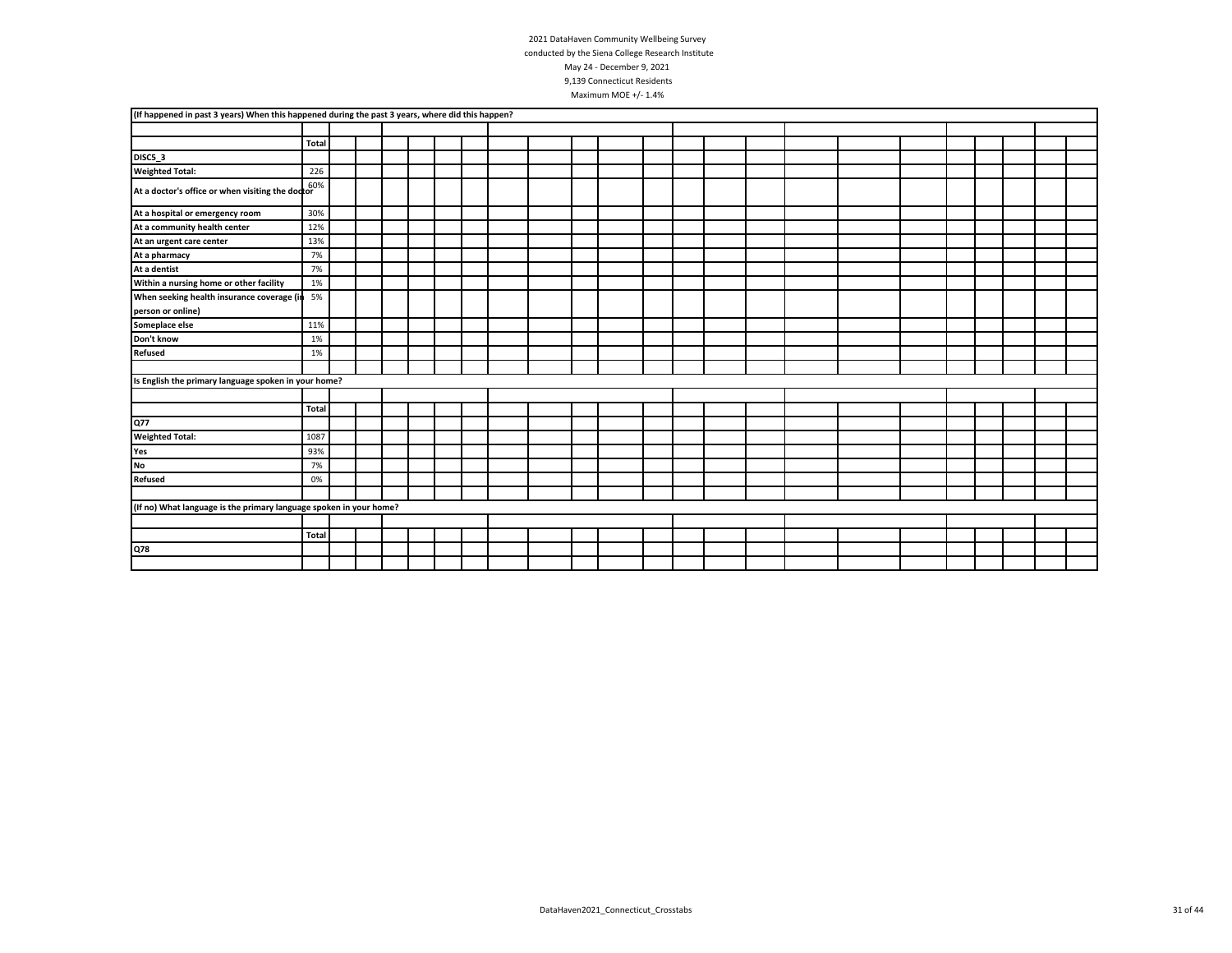2021 DataHaven Community Wellbeing Survey
conducted by the Siena College Research Institute
May 24 - December 9, 2021
9,139 Connecticut Residents
Maximum MOE +/- 1.4%

**(If happened in past 3 years) When this happened during the past 3 years, where did this happen?**

| | Total |
|---|---|
| **DISC5_3** | |
| **Weighted Total:** | 226 |
| **At a doctor's office or when visiting the doctor** | 60% |
| **At a hospital or emergency room** | 30% |
| **At a community health center** | 12% |
| **At an urgent care center** | 13% |
| **At a pharmacy** | 7% |
| **At a dentist** | 7% |
| **Within a nursing home or other facility** | 1% |
| **When seeking health insurance coverage (in person or online)** | 5% |
| **Someplace else** | 11% |
| **Don't know** | 1% |
| **Refused** | 1% |

**Is English the primary language spoken in your home?**

| | Total |
|---|---|
| **Q77** | |
| **Weighted Total:** | 1087 |
| **Yes** | 93% |
| **No** | 7% |
| **Refused** | 0% |

**(If no) What language is the primary language spoken in your home?**

| | Total |
|---|---|
| **Q78** | |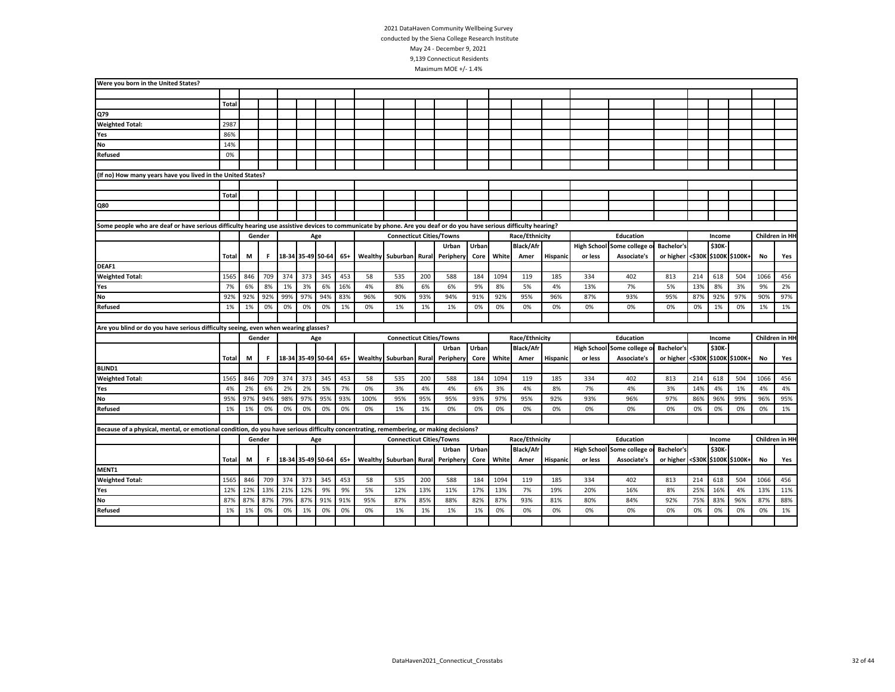2021 DataHaven Community Wellbeing Survey
conducted by the Siena College Research Institute
May 24 - December 9, 2021
9,139 Connecticut Residents
Maximum MOE +/- 1.4%

**Were you born in the United States?**

| | Total |
|---|---|
| Q79 | |
| Weighted Total: | 2987 |
| Yes | 86% |
| No | 14% |
| Refused | 0% |

**(If no) How many years have you lived in the United States?**

| | Total |
|---|---|
| Q80 | |

**Some people who are deaf or have serious difficulty hearing use assistive devices to communicate by phone. Are you deaf or do you have serious difficulty hearing?**

| | | Gender | | Age | | | | Connecticut Cities/Towns | | | | | Race/Ethnicity | | | Education | | | Income | | | Children in HH | |
|---|---|---|---|---|---|---|---|---|---|---|---|---|---|---|---|---|---|---|---|---|---|---|---|
| | Total | M | F | 18-34 | 35-49 | 50-64 | 65+ | Wealthy | Suburban | Rural | Urban Periphery | Urban Core | White | Black/Afr Amer | Hispanic | High School or less | Some college or Associate's | Bachelor's or higher | <$30K | $30K-$100K | $100K+ | No | Yes |
| DEAF1 | | | | | | | | | | | | | | | | | | | | | | | |
| Weighted Total: | 1565 | 846 | 709 | 374 | 373 | 345 | 453 | 58 | 535 | 200 | 588 | 184 | 1094 | 119 | 185 | 334 | 402 | 813 | 214 | 618 | 504 | 1066 | 456 |
| Yes | 7% | 6% | 8% | 1% | 3% | 6% | 16% | 4% | 8% | 6% | 6% | 9% | 8% | 5% | 4% | 13% | 7% | 5% | 13% | 8% | 3% | 9% | 2% |
| No | 92% | 92% | 92% | 99% | 97% | 94% | 83% | 96% | 90% | 93% | 94% | 91% | 92% | 95% | 96% | 87% | 93% | 95% | 87% | 92% | 97% | 90% | 97% |
| Refused | 1% | 1% | 0% | 0% | 0% | 0% | 1% | 0% | 1% | 1% | 1% | 0% | 0% | 0% | 0% | 0% | 0% | 0% | 0% | 1% | 0% | 1% | 1% |

**Are you blind or do you have serious difficulty seeing, even when wearing glasses?**

| | | Gender | | Age | | | | Connecticut Cities/Towns | | | | | Race/Ethnicity | | | Education | | | Income | | | Children in HH | |
|---|---|---|---|---|---|---|---|---|---|---|---|---|---|---|---|---|---|---|---|---|---|---|---|
| | Total | M | F | 18-34 | 35-49 | 50-64 | 65+ | Wealthy | Suburban | Rural | Urban Periphery | Urban Core | White | Black/Afr Amer | Hispanic | High School or less | Some college or Associate's | Bachelor's or higher | <$30K | $30K-$100K | $100K+ | No | Yes |
| BLIND1 | | | | | | | | | | | | | | | | | | | | | | | |
| Weighted Total: | 1565 | 846 | 709 | 374 | 373 | 345 | 453 | 58 | 535 | 200 | 588 | 184 | 1094 | 119 | 185 | 334 | 402 | 813 | 214 | 618 | 504 | 1066 | 456 |
| Yes | 4% | 2% | 6% | 2% | 2% | 5% | 7% | 0% | 3% | 4% | 4% | 6% | 3% | 4% | 8% | 7% | 4% | 3% | 14% | 4% | 1% | 4% | 4% |
| No | 95% | 97% | 94% | 98% | 97% | 95% | 93% | 100% | 95% | 95% | 95% | 93% | 97% | 95% | 92% | 93% | 96% | 97% | 86% | 96% | 99% | 96% | 95% |
| Refused | 1% | 1% | 0% | 0% | 0% | 0% | 0% | 0% | 1% | 1% | 0% | 0% | 0% | 0% | 0% | 0% | 0% | 0% | 0% | 0% | 0% | 0% | 1% |

**Because of a physical, mental, or emotional condition, do you have serious difficulty concentrating, remembering, or making decisions?**

| | | Gender | | Age | | | | Connecticut Cities/Towns | | | | | Race/Ethnicity | | | Education | | | Income | | | Children in HH | |
|---|---|---|---|---|---|---|---|---|---|---|---|---|---|---|---|---|---|---|---|---|---|---|---|
| | Total | M | F | 18-34 | 35-49 | 50-64 | 65+ | Wealthy | Suburban | Rural | Urban Periphery | Urban Core | White | Black/Afr Amer | Hispanic | High School or less | Some college or Associate's | Bachelor's or higher | <$30K | $30K-$100K | $100K+ | No | Yes |
| MENT1 | | | | | | | | | | | | | | | | | | | | | | | |
| Weighted Total: | 1565 | 846 | 709 | 374 | 373 | 345 | 453 | 58 | 535 | 200 | 588 | 184 | 1094 | 119 | 185 | 334 | 402 | 813 | 214 | 618 | 504 | 1066 | 456 |
| Yes | 12% | 12% | 13% | 21% | 12% | 9% | 9% | 5% | 12% | 13% | 11% | 17% | 13% | 7% | 19% | 20% | 16% | 8% | 25% | 16% | 4% | 13% | 11% |
| No | 87% | 87% | 87% | 79% | 87% | 91% | 91% | 95% | 87% | 85% | 88% | 82% | 87% | 93% | 81% | 80% | 84% | 92% | 75% | 83% | 96% | 87% | 88% |
| Refused | 1% | 1% | 0% | 0% | 1% | 0% | 0% | 0% | 1% | 1% | 1% | 1% | 0% | 0% | 0% | 0% | 0% | 0% | 0% | 0% | 0% | 0% | 1% |

DataHaven2021_Connecticut_Crosstabs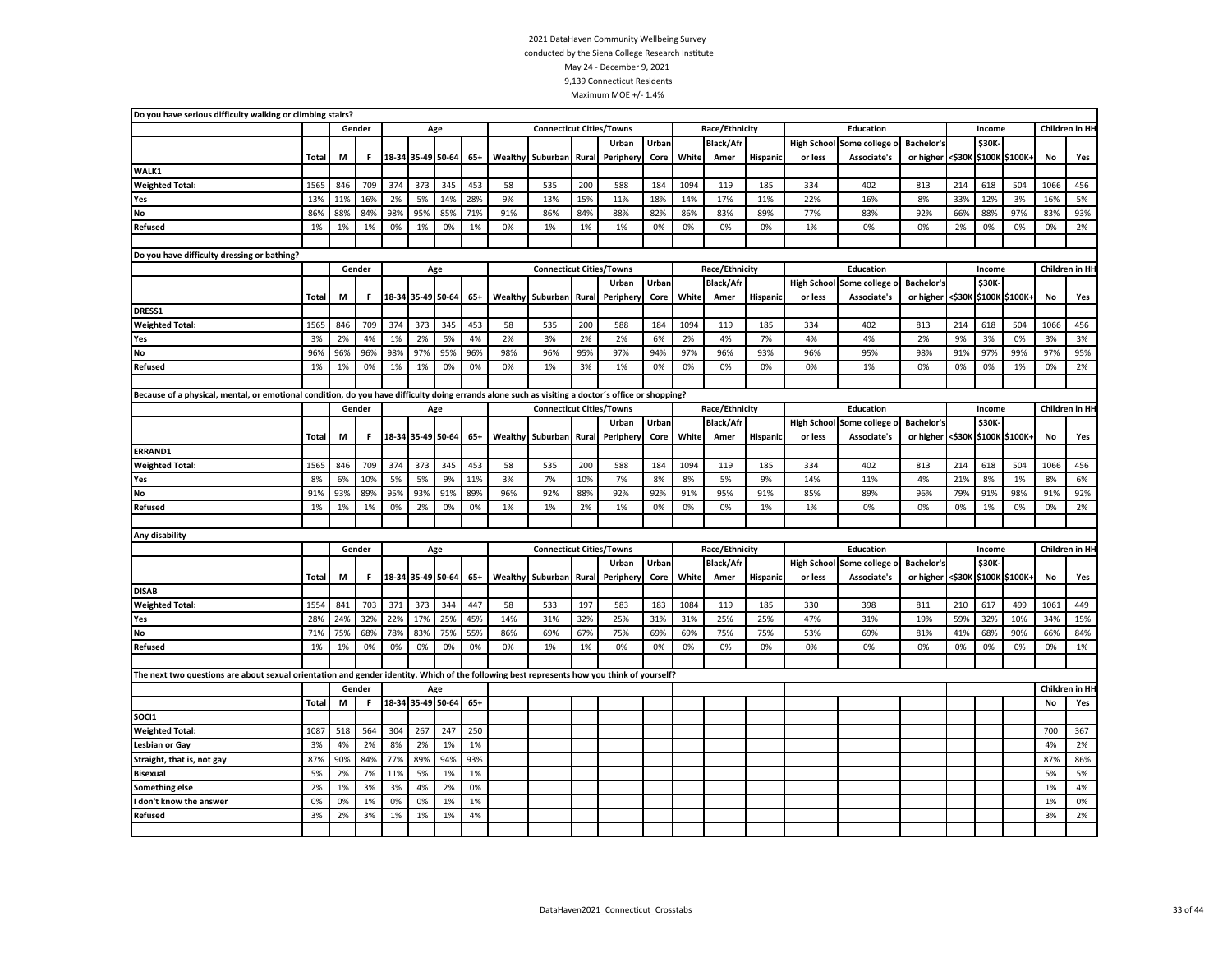2021 DataHaven Community Wellbeing Survey
conducted by the Siena College Research Institute
May 24 - December 9, 2021
9,139 Connecticut Residents
Maximum MOE +/- 1.4%

**Do you have serious difficulty walking or climbing stairs?**

| | | Gender | | Age | | | | Connecticut Cities/Towns | | | | | Race/Ethnicity | | | Education | | | Income | | | Children in HH | |
|---|---|---|---|---|---|---|---|---|---|---|---|---|---|---|---|---|---|---|---|---|---|---|---|
| | Total | M | F | 18-34 | 35-49 | 50-64 | 65+ | Wealthy | Suburban | Rural | Urban Periphery | Urban Core | White | Black/Afr Amer | Hispanic | High School or less | Some college or Associate's | Bachelor's or higher | <$30K | $30K-$100K | $100K+ | No | Yes |
| **WALK1** | | | | | | | | | | | | | | | | | | | | | | | |
| **Weighted Total:** | 1565 | 846 | 709 | 374 | 373 | 345 | 453 | 58 | 535 | 200 | 588 | 184 | 1094 | 119 | 185 | 334 | 402 | 813 | 214 | 618 | 504 | 1066 | 456 |
| **Yes** | 13% | 11% | 16% | 2% | 5% | 14% | 28% | 9% | 13% | 15% | 11% | 18% | 14% | 17% | 11% | 22% | 16% | 8% | 33% | 12% | 3% | 16% | 5% |
| **No** | 86% | 88% | 84% | 98% | 95% | 85% | 71% | 91% | 86% | 84% | 88% | 82% | 86% | 83% | 89% | 77% | 83% | 92% | 66% | 88% | 97% | 83% | 93% |
| **Refused** | 1% | 1% | 1% | 0% | 1% | 0% | 1% | 0% | 1% | 1% | 1% | 0% | 0% | 0% | 0% | 1% | 0% | 0% | 2% | 0% | 0% | 0% | 2% |

**Do you have difficulty dressing or bathing?**

| | | Gender | | Age | | | | Connecticut Cities/Towns | | | | | Race/Ethnicity | | | Education | | | Income | | | Children in HH | |
|---|---|---|---|---|---|---|---|---|---|---|---|---|---|---|---|---|---|---|---|---|---|---|---|
| | Total | M | F | 18-34 | 35-49 | 50-64 | 65+ | Wealthy | Suburban | Rural | Urban Periphery | Urban Core | White | Black/Afr Amer | Hispanic | High School or less | Some college or Associate's | Bachelor's or higher | <$30K | $30K-$100K | $100K+ | No | Yes |
| **DRESS1** | | | | | | | | | | | | | | | | | | | | | | | |
| **Weighted Total:** | 1565 | 846 | 709 | 374 | 373 | 345 | 453 | 58 | 535 | 200 | 588 | 184 | 1094 | 119 | 185 | 334 | 402 | 813 | 214 | 618 | 504 | 1066 | 456 |
| **Yes** | 3% | 2% | 4% | 1% | 2% | 5% | 4% | 2% | 3% | 2% | 2% | 6% | 2% | 4% | 7% | 4% | 4% | 2% | 9% | 3% | 0% | 3% | 3% |
| **No** | 96% | 96% | 96% | 98% | 97% | 95% | 96% | 98% | 96% | 95% | 97% | 94% | 97% | 96% | 93% | 96% | 95% | 98% | 91% | 97% | 99% | 97% | 95% |
| **Refused** | 1% | 1% | 0% | 1% | 1% | 0% | 0% | 0% | 1% | 3% | 1% | 0% | 0% | 0% | 0% | 0% | 1% | 0% | 0% | 0% | 1% | 0% | 2% |

**Because of a physical, mental, or emotional condition, do you have difficulty doing errands alone such as visiting a doctor´s office or shopping?**

| | | Gender | | Age | | | | Connecticut Cities/Towns | | | | | Race/Ethnicity | | | Education | | | Income | | | Children in HH | |
|---|---|---|---|---|---|---|---|---|---|---|---|---|---|---|---|---|---|---|---|---|---|---|---|
| | Total | M | F | 18-34 | 35-49 | 50-64 | 65+ | Wealthy | Suburban | Rural | Urban Periphery | Urban Core | White | Black/Afr Amer | Hispanic | High School or less | Some college or Associate's | Bachelor's or higher | <$30K | $30K-$100K | $100K+ | No | Yes |
| **ERRAND1** | | | | | | | | | | | | | | | | | | | | | | | |
| **Weighted Total:** | 1565 | 846 | 709 | 374 | 373 | 345 | 453 | 58 | 535 | 200 | 588 | 184 | 1094 | 119 | 185 | 334 | 402 | 813 | 214 | 618 | 504 | 1066 | 456 |
| **Yes** | 8% | 6% | 10% | 5% | 5% | 9% | 11% | 3% | 7% | 10% | 7% | 8% | 8% | 5% | 9% | 14% | 11% | 4% | 21% | 8% | 1% | 8% | 6% |
| **No** | 91% | 93% | 89% | 95% | 93% | 91% | 89% | 96% | 92% | 88% | 92% | 92% | 91% | 95% | 91% | 85% | 89% | 96% | 79% | 91% | 98% | 91% | 92% |
| **Refused** | 1% | 1% | 1% | 0% | 2% | 0% | 0% | 1% | 1% | 2% | 1% | 0% | 0% | 0% | 1% | 1% | 0% | 0% | 0% | 1% | 0% | 0% | 2% |

**Any disability**

| | | Gender | | Age | | | | Connecticut Cities/Towns | | | | | Race/Ethnicity | | | Education | | | Income | | | Children in HH | |
|---|---|---|---|---|---|---|---|---|---|---|---|---|---|---|---|---|---|---|---|---|---|---|---|
| | Total | M | F | 18-34 | 35-49 | 50-64 | 65+ | Wealthy | Suburban | Rural | Urban Periphery | Urban Core | White | Black/Afr Amer | Hispanic | High School or less | Some college or Associate's | Bachelor's or higher | <$30K | $30K-$100K | $100K+ | No | Yes |
| **DISAB** | | | | | | | | | | | | | | | | | | | | | | | |
| **Weighted Total:** | 1554 | 841 | 703 | 371 | 373 | 344 | 447 | 58 | 533 | 197 | 583 | 183 | 1084 | 119 | 185 | 330 | 398 | 811 | 210 | 617 | 499 | 1061 | 449 |
| **Yes** | 28% | 24% | 32% | 22% | 17% | 25% | 45% | 14% | 31% | 32% | 25% | 31% | 31% | 25% | 25% | 47% | 31% | 19% | 59% | 32% | 10% | 34% | 15% |
| **No** | 71% | 75% | 68% | 78% | 83% | 75% | 55% | 86% | 69% | 67% | 75% | 69% | 69% | 75% | 75% | 53% | 69% | 81% | 41% | 68% | 90% | 66% | 84% |
| **Refused** | 1% | 1% | 0% | 0% | 0% | 0% | 0% | 0% | 1% | 1% | 0% | 0% | 0% | 0% | 0% | 0% | 0% | 0% | 0% | 0% | 0% | 0% | 1% |

**The next two questions are about sexual orientation and gender identity. Which of the following best represents how you think of yourself?**

| | | Gender | | Age | | | | Children in HH | |
|---|---|---|---|---|---|---|---|---|---|
| | Total | M | F | 18-34 | 35-49 | 50-64 | 65+ | No | Yes |
| **SOCI1** | | | | | | | | | |
| **Weighted Total:** | 1087 | 518 | 564 | 304 | 267 | 247 | 250 | 700 | 367 |
| **Lesbian or Gay** | 3% | 4% | 2% | 8% | 2% | 1% | 1% | 4% | 2% |
| **Straight, that is, not gay** | 87% | 90% | 84% | 77% | 89% | 94% | 93% | 87% | 86% |
| **Bisexual** | 5% | 2% | 7% | 11% | 5% | 1% | 1% | 5% | 5% |
| **Something else** | 2% | 1% | 3% | 3% | 4% | 2% | 0% | 1% | 4% |
| **I don't know the answer** | 0% | 0% | 1% | 0% | 0% | 1% | 1% | 1% | 0% |
| **Refused** | 3% | 2% | 3% | 1% | 1% | 1% | 4% | 3% | 2% |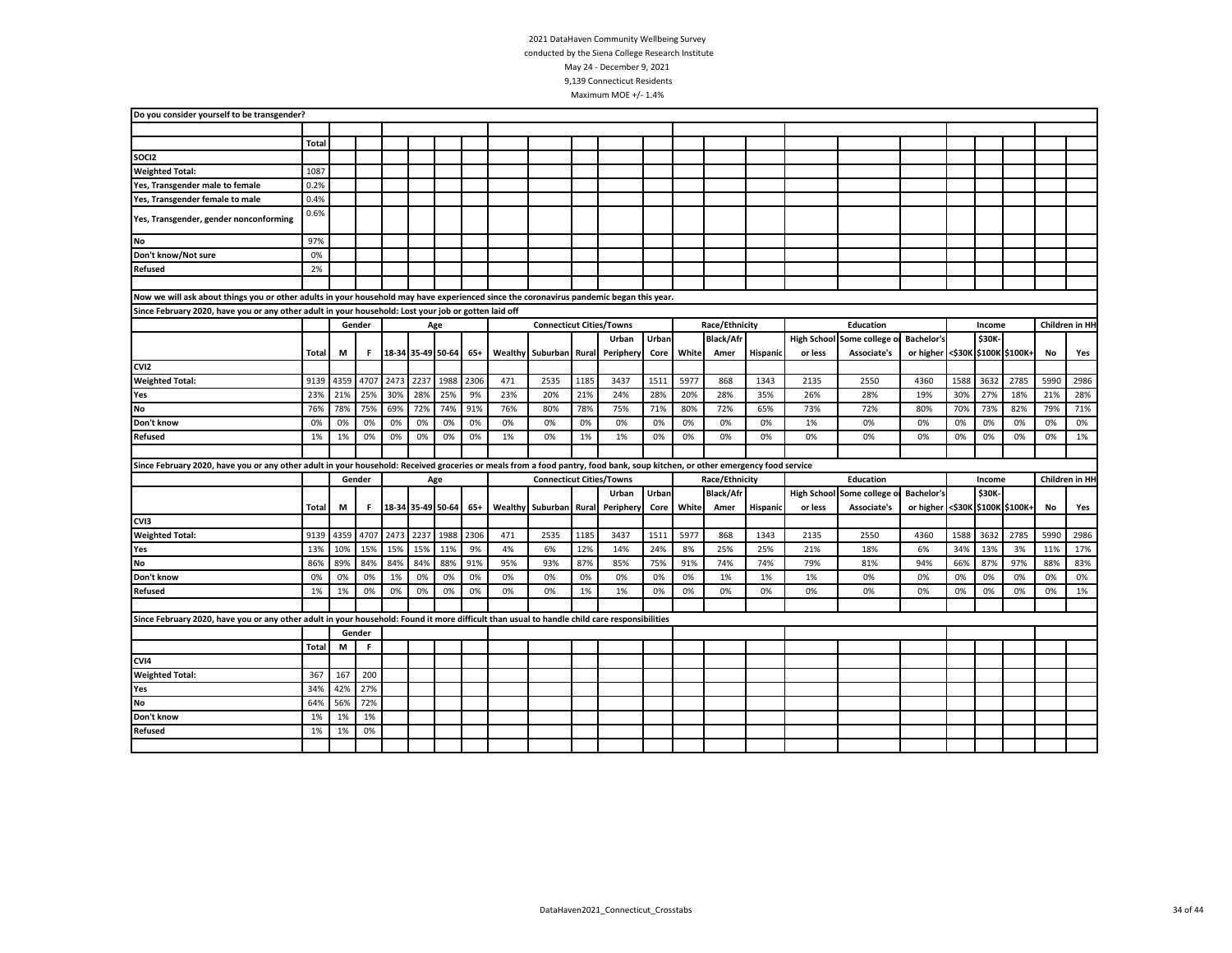2021 DataHaven Community Wellbeing Survey
conducted by the Siena College Research Institute
May 24 - December 9, 2021
9,139 Connecticut Residents
Maximum MOE +/- 1.4%

**Do you consider yourself to be transgender?**

| | Total |
|---|---|
| SOCI2 | |
| Weighted Total: | 1087 |
| Yes, Transgender male to female | 0.2% |
| Yes, Transgender female to male | 0.4% |
| Yes, Transgender, gender nonconforming | 0.6% |
| No | 97% |
| Don't know/Not sure | 0% |
| Refused | 2% |

**Now we will ask about things you or other adults in your household may have experienced since the coronavirus pandemic began this year.**

**Since February 2020, have you or any other adult in your household: Lost your job or gotten laid off**

| | | Gender | | Age | | | | Connecticut Cities/Towns | | | | | Race/Ethnicity | | | Education | | | Income | | | Children in HH | |
|---|---|---|---|---|---|---|---|---|---|---|---|---|---|---|---|---|---|---|---|---|---|---|---|
| | Total | M | F | 18-34 | 35-49 | 50-64 | 65+ | Wealthy | Suburban | Rural | Urban Periphery | Urban Core | White | Black/Afr Amer | Hispanic | High School or less | Some college or Associate's | Bachelor's or higher | <$30K | $30K-$100K | $100K+ | No | Yes |
| CVI2 | | | | | | | | | | | | | | | | | | | | | | | |
| Weighted Total: | 9139 | 4359 | 4707 | 2473 | 2237 | 1988 | 2306 | 471 | 2535 | 1185 | 3437 | 1511 | 5977 | 868 | 1343 | 2135 | 2550 | 4360 | 1588 | 3632 | 2785 | 5990 | 2986 |
| Yes | 23% | 21% | 25% | 30% | 28% | 25% | 9% | 23% | 20% | 21% | 24% | 28% | 20% | 28% | 35% | 26% | 28% | 19% | 30% | 27% | 18% | 21% | 28% |
| No | 76% | 78% | 75% | 69% | 72% | 74% | 91% | 76% | 80% | 78% | 75% | 71% | 80% | 72% | 65% | 73% | 72% | 80% | 70% | 73% | 82% | 79% | 71% |
| Don't know | 0% | 0% | 0% | 0% | 0% | 0% | 0% | 0% | 0% | 0% | 0% | 0% | 0% | 0% | 0% | 1% | 0% | 0% | 0% | 0% | 0% | 0% | 0% |
| Refused | 1% | 1% | 0% | 0% | 0% | 0% | 0% | 1% | 0% | 1% | 1% | 0% | 0% | 0% | 0% | 0% | 0% | 0% | 0% | 0% | 0% | 0% | 1% |

**Since February 2020, have you or any other adult in your household: Received groceries or meals from a food pantry, food bank, soup kitchen, or other emergency food service**

| | | Gender | | Age | | | | Connecticut Cities/Towns | | | | | Race/Ethnicity | | | Education | | | Income | | | Children in HH | |
|---|---|---|---|---|---|---|---|---|---|---|---|---|---|---|---|---|---|---|---|---|---|---|---|
| | Total | M | F | 18-34 | 35-49 | 50-64 | 65+ | Wealthy | Suburban | Rural | Urban Periphery | Urban Core | White | Black/Afr Amer | Hispanic | High School or less | Some college or Associate's | Bachelor's or higher | <$30K | $30K-$100K | $100K+ | No | Yes |
| CVI3 | | | | | | | | | | | | | | | | | | | | | | | |
| Weighted Total: | 9139 | 4359 | 4707 | 2473 | 2237 | 1988 | 2306 | 471 | 2535 | 1185 | 3437 | 1511 | 5977 | 868 | 1343 | 2135 | 2550 | 4360 | 1588 | 3632 | 2785 | 5990 | 2986 |
| Yes | 13% | 10% | 15% | 15% | 15% | 11% | 9% | 4% | 6% | 12% | 14% | 24% | 8% | 25% | 25% | 21% | 18% | 6% | 34% | 13% | 3% | 11% | 17% |
| No | 86% | 89% | 84% | 84% | 84% | 88% | 91% | 95% | 93% | 87% | 85% | 75% | 91% | 74% | 74% | 79% | 81% | 94% | 66% | 87% | 97% | 88% | 83% |
| Don't know | 0% | 0% | 0% | 1% | 0% | 0% | 0% | 0% | 0% | 0% | 0% | 0% | 0% | 1% | 1% | 1% | 0% | 0% | 0% | 0% | 0% | 0% | 0% |
| Refused | 1% | 1% | 0% | 0% | 0% | 0% | 0% | 0% | 0% | 1% | 1% | 0% | 0% | 0% | 0% | 0% | 0% | 0% | 0% | 0% | 0% | 0% | 1% |

**Since February 2020, have you or any other adult in your household: Found it more difficult than usual to handle child care responsibilities**

| | | Gender | |
|---|---|---|---|
| | Total | M | F |
| CVI4 | | | |
| Weighted Total: | 367 | 167 | 200 |
| Yes | 34% | 42% | 27% |
| No | 64% | 56% | 72% |
| Don't know | 1% | 1% | 1% |
| Refused | 1% | 1% | 0% |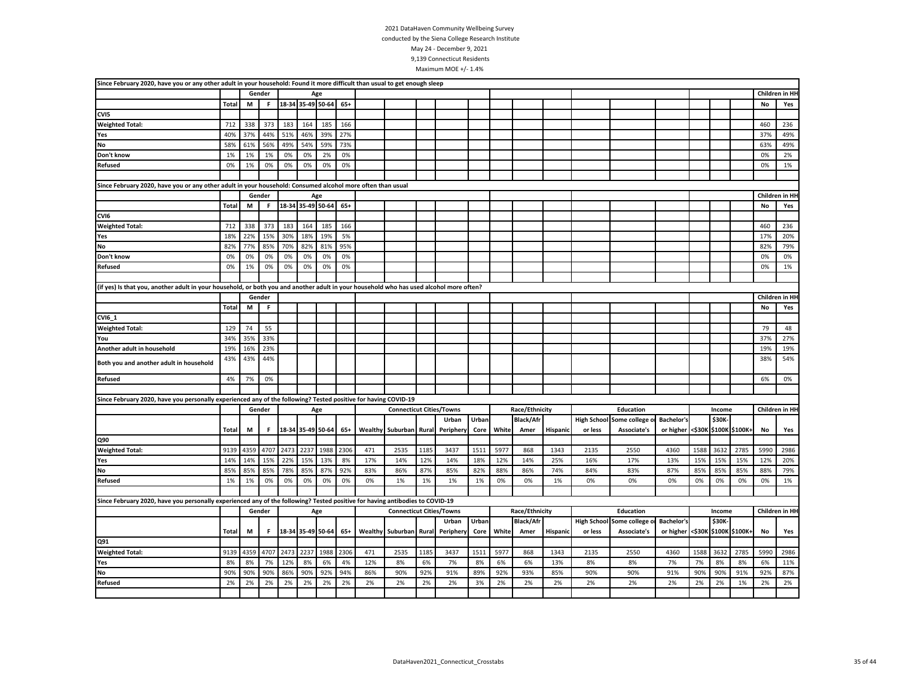2021 DataHaven Community Wellbeing Survey
conducted by the Siena College Research Institute
May 24 - December 9, 2021
9,139 Connecticut Residents
Maximum MOE +/- 1.4%

**Since February 2020, have you or any other adult in your household: Found it more difficult than usual to get enough sleep**

| | Total | Gender: M | F | Age: 18-34 | 35-49 | 50-64 | 65+ | Children in HH: No | Yes |
|---|---|---|---|---|---|---|---|---|---|
| **CVI5** | | | | | | | | | |
| Weighted Total: | 712 | 338 | 373 | 183 | 164 | 185 | 166 | 460 | 236 |
| Yes | 40% | 37% | 44% | 51% | 46% | 39% | 27% | 37% | 49% |
| No | 58% | 61% | 56% | 49% | 54% | 59% | 73% | 63% | 49% |
| Don't know | 1% | 1% | 1% | 0% | 0% | 2% | 0% | 0% | 2% |
| Refused | 0% | 1% | 0% | 0% | 0% | 0% | 0% | 0% | 1% |

**Since February 2020, have you or any other adult in your household: Consumed alcohol more often than usual**

| | Total | Gender: M | F | Age: 18-34 | 35-49 | 50-64 | 65+ | Children in HH: No | Yes |
|---|---|---|---|---|---|---|---|---|---|
| **CVI6** | | | | | | | | | |
| Weighted Total: | 712 | 338 | 373 | 183 | 164 | 185 | 166 | 460 | 236 |
| Yes | 18% | 22% | 15% | 30% | 18% | 19% | 5% | 17% | 20% |
| No | 82% | 77% | 85% | 70% | 82% | 81% | 95% | 82% | 79% |
| Don't know | 0% | 0% | 0% | 0% | 0% | 0% | 0% | 0% | 0% |
| Refused | 0% | 1% | 0% | 0% | 0% | 0% | 0% | 0% | 1% |

**(if yes) Is that you, another adult in your household, or both you and another adult in your household who has used alcohol more often?**

| | Total | Gender: M | F | Children in HH: No | Yes |
|---|---|---|---|---|---|
| **CVI6_1** | | | | | |
| Weighted Total: | 129 | 74 | 55 | 79 | 48 |
| You | 34% | 35% | 33% | 37% | 27% |
| Another adult in household | 19% | 16% | 23% | 19% | 19% |
| Both you and another adult in household | 43% | 43% | 44% | 38% | 54% |
| Refused | 4% | 7% | 0% | 6% | 0% |

**Since February 2020, have you personally experienced any of the following? Tested positive for having COVID-19**

| | Total | Gender: M | F | Age: 18-34 | 35-49 | 50-64 | 65+ | Connecticut Cities/Towns: Wealthy | Suburban | Rural | Urban Periphery | Urban Core | Race/Ethnicity: White | Black/Afr Amer | Hispanic | Education: High School or less | Some college or Associate's | Bachelor's or higher | Income: <$30K | $30K-$100K | $100K+ | Children in HH: No | Yes |
|---|---|---|---|---|---|---|---|---|---|---|---|---|---|---|---|---|---|---|---|---|---|---|---|
| **Q90** | | | | | | | | | | | | | | | | | | | | | | | |
| Weighted Total: | 9139 | 4359 | 4707 | 2473 | 2237 | 1988 | 2306 | 471 | 2535 | 1185 | 3437 | 1511 | 5977 | 868 | 1343 | 2135 | 2550 | 4360 | 1588 | 3632 | 2785 | 5990 | 2986 |
| Yes | 14% | 14% | 15% | 22% | 15% | 13% | 8% | 17% | 14% | 12% | 14% | 18% | 12% | 14% | 25% | 16% | 17% | 13% | 15% | 15% | 15% | 12% | 20% |
| No | 85% | 85% | 85% | 78% | 85% | 87% | 92% | 83% | 86% | 87% | 85% | 82% | 88% | 86% | 74% | 84% | 83% | 87% | 85% | 85% | 85% | 88% | 79% |
| Refused | 1% | 1% | 0% | 0% | 0% | 0% | 0% | 0% | 1% | 1% | 1% | 1% | 0% | 0% | 1% | 0% | 0% | 0% | 0% | 0% | 0% | 0% | 1% |

**Since February 2020, have you personally experienced any of the following? Tested positive for having antibodies to COVID-19**

| | Total | Gender: M | F | Age: 18-34 | 35-49 | 50-64 | 65+ | Connecticut Cities/Towns: Wealthy | Suburban | Rural | Urban Periphery | Urban Core | Race/Ethnicity: White | Black/Afr Amer | Hispanic | Education: High School or less | Some college or Associate's | Bachelor's or higher | Income: <$30K | $30K-$100K | $100K+ | Children in HH: No | Yes |
|---|---|---|---|---|---|---|---|---|---|---|---|---|---|---|---|---|---|---|---|---|---|---|---|
| **Q91** | | | | | | | | | | | | | | | | | | | | | | | |
| Weighted Total: | 9139 | 4359 | 4707 | 2473 | 2237 | 1988 | 2306 | 471 | 2535 | 1185 | 3437 | 1511 | 5977 | 868 | 1343 | 2135 | 2550 | 4360 | 1588 | 3632 | 2785 | 5990 | 2986 |
| Yes | 8% | 8% | 7% | 12% | 8% | 6% | 4% | 12% | 8% | 6% | 7% | 8% | 6% | 6% | 13% | 8% | 8% | 7% | 7% | 8% | 8% | 6% | 11% |
| No | 90% | 90% | 90% | 86% | 90% | 92% | 94% | 86% | 90% | 92% | 91% | 89% | 92% | 93% | 85% | 90% | 90% | 91% | 90% | 90% | 91% | 92% | 87% |
| Refused | 2% | 2% | 2% | 2% | 2% | 2% | 2% | 2% | 2% | 2% | 2% | 3% | 2% | 2% | 2% | 2% | 2% | 2% | 2% | 2% | 1% | 2% | 2% |

DataHaven2021_Connecticut_Crosstabs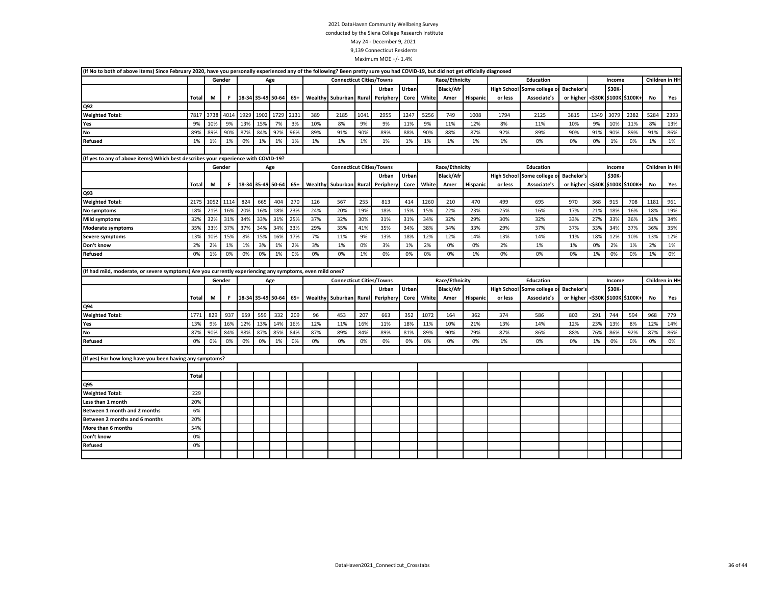2021 DataHaven Community Wellbeing Survey

conducted by the Siena College Research Institute

May 24 - December 9, 2021

9,139 Connecticut Residents

Maximum MOE +/- 1.4%

(If No to both of above items) Since February 2020, have you personally experienced any of the following? Been pretty sure you had COVID-19, but did not get officially diagnosed

| | | Gender | | Age | | | | Connecticut Cities/Towns | | | | | Race/Ethnicity | | | Education | | | Income | | | Children in HH | |
|---|---|---|---|---|---|---|---|---|---|---|---|---|---|---|---|---|---|---|---|---|---|---|---|
| | Total | M | F | 18-34 | 35-49 | 50-64 | 65+ | Wealthy | Suburban | Rural | Urban Periphery | Urban Core | White | Black/Afr Amer | Hispanic | High School or less | Some college or Associate's | Bachelor's or higher | <$30K | $30K-$100K | $100K+ | No | Yes |
| **Q92** | | | | | | | | | | | | | | | | | | | | | | | |
| **Weighted Total:** | 7817 | 3738 | 4014 | 1929 | 1902 | 1729 | 2131 | 389 | 2185 | 1041 | 2955 | 1247 | 5256 | 749 | 1008 | 1794 | 2125 | 3815 | 1349 | 3079 | 2382 | 5284 | 2393 |
| **Yes** | 9% | 10% | 9% | 13% | 15% | 7% | 3% | 10% | 8% | 9% | 9% | 11% | 9% | 11% | 12% | 8% | 11% | 10% | 9% | 10% | 11% | 8% | 13% |
| **No** | 89% | 89% | 90% | 87% | 84% | 92% | 96% | 89% | 91% | 90% | 89% | 88% | 90% | 88% | 87% | 92% | 89% | 90% | 91% | 90% | 89% | 91% | 86% |
| **Refused** | 1% | 1% | 1% | 0% | 1% | 1% | 1% | 1% | 1% | 1% | 1% | 1% | 1% | 1% | 1% | 1% | 0% | 0% | 0% | 1% | 0% | 1% | 1% |

(If yes to any of above items) Which best describes your experience with COVID-19?

| | | Gender | | Age | | | | Connecticut Cities/Towns | | | | | Race/Ethnicity | | | Education | | | Income | | | Children in HH | |
|---|---|---|---|---|---|---|---|---|---|---|---|---|---|---|---|---|---|---|---|---|---|---|---|
| | Total | M | F | 18-34 | 35-49 | 50-64 | 65+ | Wealthy | Suburban | Rural | Urban Periphery | Urban Core | White | Black/Afr Amer | Hispanic | High School or less | Some college or Associate's | Bachelor's or higher | <$30K | $30K-$100K | $100K+ | No | Yes |
| **Q93** | | | | | | | | | | | | | | | | | | | | | | | |
| **Weighted Total:** | 2175 | 1052 | 1114 | 824 | 665 | 404 | 270 | 126 | 567 | 255 | 813 | 414 | 1260 | 210 | 470 | 499 | 695 | 970 | 368 | 915 | 708 | 1181 | 961 |
| **No symptoms** | 18% | 21% | 16% | 20% | 16% | 18% | 23% | 24% | 20% | 19% | 18% | 15% | 15% | 22% | 23% | 25% | 16% | 17% | 21% | 18% | 16% | 18% | 19% |
| **Mild symptoms** | 32% | 32% | 31% | 34% | 33% | 31% | 25% | 37% | 32% | 30% | 31% | 31% | 34% | 32% | 29% | 30% | 32% | 33% | 27% | 33% | 36% | 31% | 34% |
| **Moderate symptoms** | 35% | 33% | 37% | 37% | 34% | 34% | 33% | 29% | 35% | 41% | 35% | 34% | 38% | 34% | 33% | 29% | 37% | 37% | 33% | 34% | 37% | 36% | 35% |
| **Severe symptoms** | 13% | 10% | 15% | 8% | 15% | 16% | 17% | 7% | 11% | 9% | 13% | 18% | 12% | 12% | 14% | 13% | 14% | 11% | 18% | 12% | 10% | 13% | 12% |
| **Don't know** | 2% | 2% | 1% | 1% | 3% | 1% | 2% | 3% | 1% | 0% | 3% | 1% | 2% | 0% | 0% | 2% | 1% | 1% | 0% | 2% | 1% | 2% | 1% |
| **Refused** | 0% | 1% | 0% | 0% | 0% | 1% | 0% | 0% | 0% | 1% | 0% | 0% | 0% | 0% | 1% | 0% | 0% | 0% | 1% | 0% | 0% | 1% | 0% |

(If had mild, moderate, or severe symptoms) Are you currently experiencing any symptoms, even mild ones?

| | | Gender | | Age | | | | Connecticut Cities/Towns | | | | | Race/Ethnicity | | | Education | | | Income | | | Children in HH | |
|---|---|---|---|---|---|---|---|---|---|---|---|---|---|---|---|---|---|---|---|---|---|---|---|
| | Total | M | F | 18-34 | 35-49 | 50-64 | 65+ | Wealthy | Suburban | Rural | Urban Periphery | Urban Core | White | Black/Afr Amer | Hispanic | High School or less | Some college or Associate's | Bachelor's or higher | <$30K | $30K-$100K | $100K+ | No | Yes |
| **Q94** | | | | | | | | | | | | | | | | | | | | | | | |
| **Weighted Total:** | 1771 | 829 | 937 | 659 | 559 | 332 | 209 | 96 | 453 | 207 | 663 | 352 | 1072 | 164 | 362 | 374 | 586 | 803 | 291 | 744 | 594 | 968 | 779 |
| **Yes** | 13% | 9% | 16% | 12% | 13% | 14% | 16% | 12% | 11% | 16% | 11% | 18% | 11% | 10% | 21% | 13% | 14% | 12% | 23% | 13% | 8% | 12% | 14% |
| **No** | 87% | 90% | 84% | 88% | 87% | 85% | 84% | 87% | 89% | 84% | 89% | 81% | 89% | 90% | 79% | 87% | 86% | 88% | 76% | 86% | 92% | 87% | 86% |
| **Refused** | 0% | 0% | 0% | 0% | 0% | 1% | 0% | 0% | 0% | 0% | 0% | 0% | 0% | 0% | 0% | 1% | 0% | 0% | 1% | 0% | 0% | 0% | 0% |

(If yes) For how long have you been having any symptoms?

| | Total |
|---|---|
| **Q95** | |
| **Weighted Total:** | 229 |
| **Less than 1 month** | 20% |
| **Between 1 month and 2 months** | 6% |
| **Between 2 months and 6 months** | 20% |
| **More than 6 months** | 54% |
| **Don't know** | 0% |
| **Refused** | 0% |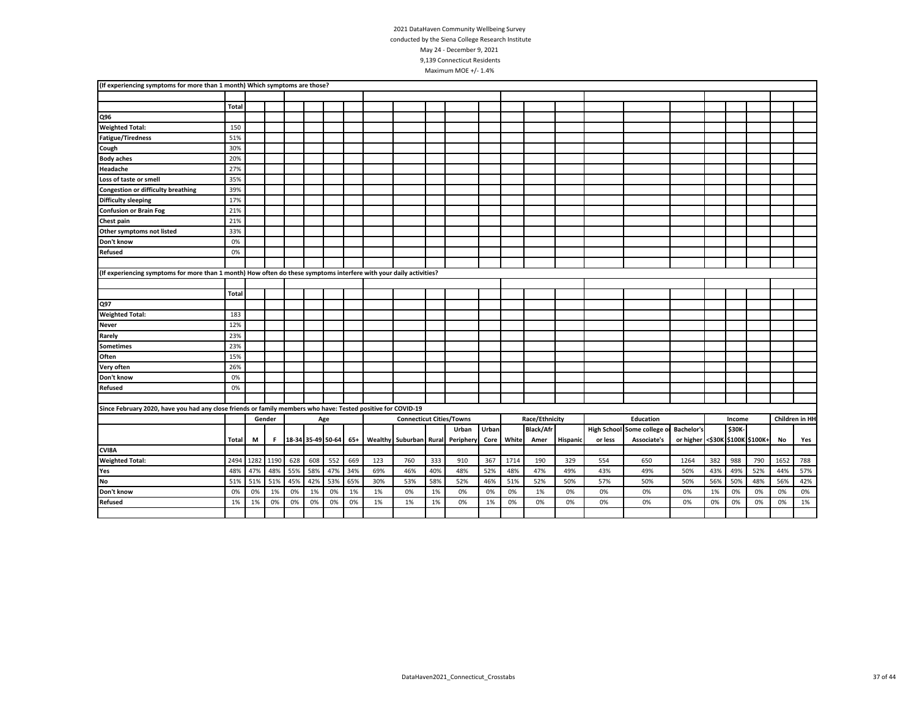2021 DataHaven Community Wellbeing Survey
conducted by the Siena College Research Institute
May 24 - December 9, 2021
9,139 Connecticut Residents
Maximum MOE +/- 1.4%

**(If experiencing symptoms for more than 1 month) Which symptoms are those?**

| | Total |
|---|---|
| **Q96** | |
| **Weighted Total:** | 150 |
| **Fatigue/Tiredness** | 51% |
| **Cough** | 30% |
| **Body aches** | 20% |
| **Headache** | 27% |
| **Loss of taste or smell** | 35% |
| **Congestion or difficulty breathing** | 39% |
| **Difficulty sleeping** | 17% |
| **Confusion or Brain Fog** | 21% |
| **Chest pain** | 21% |
| **Other symptoms not listed** | 33% |
| **Don't know** | 0% |
| **Refused** | 0% |

**(If experiencing symptoms for more than 1 month) How often do these symptoms interfere with your daily activities?**

| | Total |
|---|---|
| **Q97** | |
| **Weighted Total:** | 183 |
| **Never** | 12% |
| **Rarely** | 23% |
| **Sometimes** | 23% |
| **Often** | 15% |
| **Very often** | 26% |
| **Don't know** | 0% |
| **Refused** | 0% |

**Since February 2020, have you had any close friends or family members who have: Tested positive for COVID-19**

| | | Gender | | Age | | | | Connecticut Cities/Towns | | | | | Race/Ethnicity | | | Education | | | Income | | | Children in HH | |
|---|---|---|---|---|---|---|---|---|---|---|---|---|---|---|---|---|---|---|---|---|---|---|---|
| | Total | M | F | 18-34 | 35-49 | 50-64 | 65+ | Wealthy | Suburban | Rural | Urban Periphery | Urban Core | White | Black/Afr Amer | Hispanic | High School or less | Some college or Associate's | Bachelor's or higher | <$30K | $30K-$100K | $100K+ | No | Yes |
| **CVI8A** | | | | | | | | | | | | | | | | | | | | | | | |
| **Weighted Total:** | 2494 | 1282 | 1190 | 628 | 608 | 552 | 669 | 123 | 760 | 333 | 910 | 367 | 1714 | 190 | 329 | 554 | 650 | 1264 | 382 | 988 | 790 | 1652 | 788 |
| **Yes** | 48% | 47% | 48% | 55% | 58% | 47% | 34% | 69% | 46% | 40% | 48% | 52% | 48% | 47% | 49% | 43% | 49% | 50% | 43% | 49% | 52% | 44% | 57% |
| **No** | 51% | 51% | 51% | 45% | 42% | 53% | 65% | 30% | 53% | 58% | 52% | 46% | 51% | 52% | 50% | 57% | 50% | 50% | 56% | 50% | 48% | 56% | 42% |
| **Don't know** | 0% | 0% | 1% | 0% | 1% | 0% | 1% | 1% | 0% | 1% | 0% | 0% | 0% | 1% | 0% | 0% | 0% | 0% | 1% | 0% | 0% | 0% | 0% |
| **Refused** | 1% | 1% | 0% | 0% | 0% | 0% | 0% | 1% | 1% | 1% | 0% | 1% | 0% | 0% | 0% | 0% | 0% | 0% | 0% | 0% | 0% | 0% | 1% |

DataHaven2021_Connecticut_Crosstabs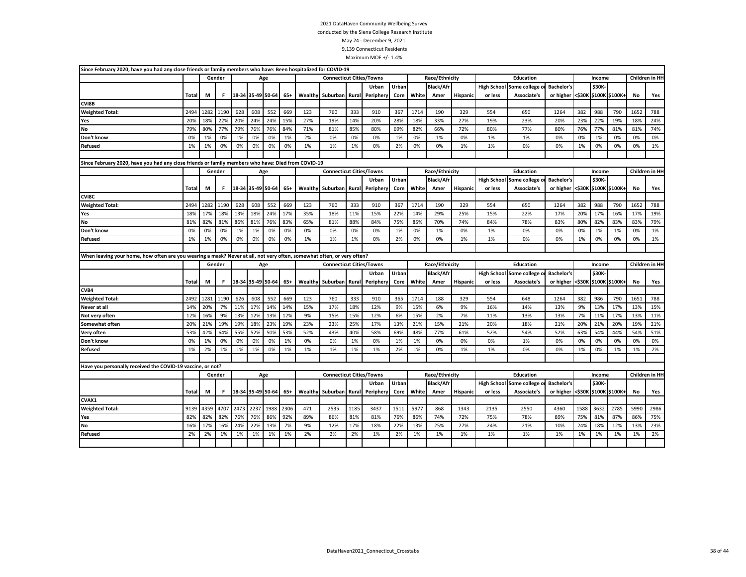2021 DataHaven Community Wellbeing Survey
conducted by the Siena College Research Institute
May 24 - December 9, 2021
9,139 Connecticut Residents
Maximum MOE +/- 1.4%

**Since February 2020, have you had any close friends or family members who have: Been hospitalized for COVID-19**

| | | Gender | | Age | | | | Connecticut Cities/Towns | | | | | Race/Ethnicity | | | Education | | | Income | | | Children in HH | |
|---|---|---|---|---|---|---|---|---|---|---|---|---|---|---|---|---|---|---|---|---|---|---|---|
| | Total | M | F | 18-34 | 35-49 | 50-64 | 65+ | Wealthy | Suburban | Rural | Urban Periphery | Urban Core | White | Black/Afr Amer | Hispanic | High School or less | Some college or Associate's | Bachelor's or higher | <$30K | $30K-$100K | $100K+ | No | Yes |
| CVI8B | | | | | | | | | | | | | | | | | | | | | | | |
| Weighted Total: | 2494 | 1282 | 1190 | 628 | 608 | 552 | 669 | 123 | 760 | 333 | 910 | 367 | 1714 | 190 | 329 | 554 | 650 | 1264 | 382 | 988 | 790 | 1652 | 788 |
| Yes | 20% | 18% | 22% | 20% | 24% | 24% | 15% | 27% | 19% | 14% | 20% | 28% | 18% | 33% | 27% | 19% | 23% | 20% | 23% | 22% | 19% | 18% | 24% |
| No | 79% | 80% | 77% | 79% | 76% | 76% | 84% | 71% | 81% | 85% | 80% | 69% | 82% | 66% | 72% | 80% | 77% | 80% | 76% | 77% | 81% | 81% | 74% |
| Don't know | 0% | 1% | 0% | 1% | 0% | 0% | 1% | 2% | 0% | 0% | 0% | 1% | 0% | 1% | 0% | 1% | 1% | 0% | 0% | 1% | 0% | 0% | 0% |
| Refused | 1% | 1% | 0% | 0% | 0% | 0% | 0% | 1% | 1% | 1% | 0% | 2% | 0% | 0% | 1% | 1% | 0% | 0% | 1% | 0% | 0% | 0% | 1% |

**Since February 2020, have you had any close friends or family members who have: Died from COVID-19**

| | | Gender | | Age | | | | Connecticut Cities/Towns | | | | | Race/Ethnicity | | | Education | | | Income | | | Children in HH | |
|---|---|---|---|---|---|---|---|---|---|---|---|---|---|---|---|---|---|---|---|---|---|---|---|
| | Total | M | F | 18-34 | 35-49 | 50-64 | 65+ | Wealthy | Suburban | Rural | Urban Periphery | Urban Core | White | Black/Afr Amer | Hispanic | High School or less | Some college or Associate's | Bachelor's or higher | <$30K | $30K-$100K | $100K+ | No | Yes |
| CVI8C | | | | | | | | | | | | | | | | | | | | | | | |
| Weighted Total: | 2494 | 1282 | 1190 | 628 | 608 | 552 | 669 | 123 | 760 | 333 | 910 | 367 | 1714 | 190 | 329 | 554 | 650 | 1264 | 382 | 988 | 790 | 1652 | 788 |
| Yes | 18% | 17% | 18% | 13% | 18% | 24% | 17% | 35% | 18% | 11% | 15% | 22% | 14% | 29% | 25% | 15% | 22% | 17% | 20% | 17% | 16% | 17% | 19% |
| No | 81% | 82% | 81% | 86% | 81% | 76% | 83% | 65% | 81% | 88% | 84% | 75% | 85% | 70% | 74% | 84% | 78% | 83% | 80% | 82% | 83% | 83% | 79% |
| Don't know | 0% | 0% | 0% | 1% | 1% | 0% | 0% | 0% | 0% | 0% | 0% | 1% | 0% | 1% | 0% | 1% | 0% | 0% | 0% | 1% | 1% | 0% | 1% |
| Refused | 1% | 1% | 0% | 0% | 0% | 0% | 0% | 1% | 1% | 1% | 0% | 2% | 0% | 0% | 1% | 1% | 0% | 0% | 1% | 0% | 0% | 0% | 1% |

**When leaving your home, how often are you wearing a mask? Never at all, not very often, somewhat often, or very often?**

| | | Gender | | Age | | | | Connecticut Cities/Towns | | | | | Race/Ethnicity | | | Education | | | Income | | | Children in HH | |
|---|---|---|---|---|---|---|---|---|---|---|---|---|---|---|---|---|---|---|---|---|---|---|---|
| | Total | M | F | 18-34 | 35-49 | 50-64 | 65+ | Wealthy | Suburban | Rural | Urban Periphery | Urban Core | White | Black/Afr Amer | Hispanic | High School or less | Some college or Associate's | Bachelor's or higher | <$30K | $30K-$100K | $100K+ | No | Yes |
| CVB4 | | | | | | | | | | | | | | | | | | | | | | | |
| Weighted Total: | 2492 | 1281 | 1190 | 626 | 608 | 552 | 669 | 123 | 760 | 333 | 910 | 365 | 1714 | 188 | 329 | 554 | 648 | 1264 | 382 | 986 | 790 | 1651 | 788 |
| Never at all | 14% | 20% | 7% | 11% | 17% | 14% | 14% | 15% | 17% | 18% | 12% | 9% | 15% | 6% | 9% | 16% | 14% | 13% | 9% | 13% | 17% | 13% | 15% |
| Not very often | 12% | 16% | 9% | 13% | 12% | 13% | 12% | 9% | 15% | 15% | 12% | 6% | 15% | 2% | 7% | 11% | 13% | 13% | 7% | 11% | 17% | 13% | 11% |
| Somewhat often | 20% | 21% | 19% | 19% | 18% | 23% | 19% | 23% | 23% | 25% | 17% | 13% | 21% | 15% | 21% | 20% | 18% | 21% | 20% | 21% | 20% | 19% | 21% |
| Very often | 53% | 42% | 64% | 55% | 52% | 50% | 53% | 52% | 43% | 40% | 58% | 69% | 48% | 77% | 61% | 52% | 54% | 52% | 63% | 54% | 44% | 54% | 51% |
| Don't know | 0% | 1% | 0% | 0% | 0% | 0% | 1% | 0% | 0% | 1% | 0% | 1% | 1% | 0% | 0% | 0% | 1% | 0% | 0% | 0% | 0% | 0% | 0% |
| Refused | 1% | 2% | 1% | 1% | 1% | 0% | 1% | 1% | 1% | 1% | 1% | 2% | 1% | 0% | 1% | 1% | 0% | 0% | 1% | 0% | 1% | 1% | 2% |

**Have you personally received the COVID-19 vaccine, or not?**

| | | Gender | | Age | | | | Connecticut Cities/Towns | | | | | Race/Ethnicity | | | Education | | | Income | | | Children in HH | |
|---|---|---|---|---|---|---|---|---|---|---|---|---|---|---|---|---|---|---|---|---|---|---|---|
| | Total | M | F | 18-34 | 35-49 | 50-64 | 65+ | Wealthy | Suburban | Rural | Urban Periphery | Urban Core | White | Black/Afr Amer | Hispanic | High School or less | Some college or Associate's | Bachelor's or higher | <$30K | $30K-$100K | $100K+ | No | Yes |
| CVAX1 | | | | | | | | | | | | | | | | | | | | | | | |
| Weighted Total: | 9139 | 4359 | 4707 | 2473 | 2237 | 1988 | 2306 | 471 | 2535 | 1185 | 3437 | 1511 | 5977 | 868 | 1343 | 2135 | 2550 | 4360 | 1588 | 3632 | 2785 | 5990 | 2986 |
| Yes | 82% | 82% | 82% | 76% | 76% | 86% | 92% | 89% | 86% | 81% | 81% | 76% | 86% | 74% | 72% | 75% | 78% | 89% | 75% | 81% | 87% | 86% | 75% |
| No | 16% | 17% | 16% | 24% | 22% | 13% | 7% | 9% | 12% | 17% | 18% | 22% | 13% | 25% | 27% | 24% | 21% | 10% | 24% | 18% | 12% | 13% | 23% |
| Refused | 2% | 2% | 1% | 1% | 1% | 1% | 1% | 2% | 2% | 2% | 1% | 2% | 1% | 1% | 1% | 1% | 1% | 1% | 1% | 1% | 1% | 1% | 2% |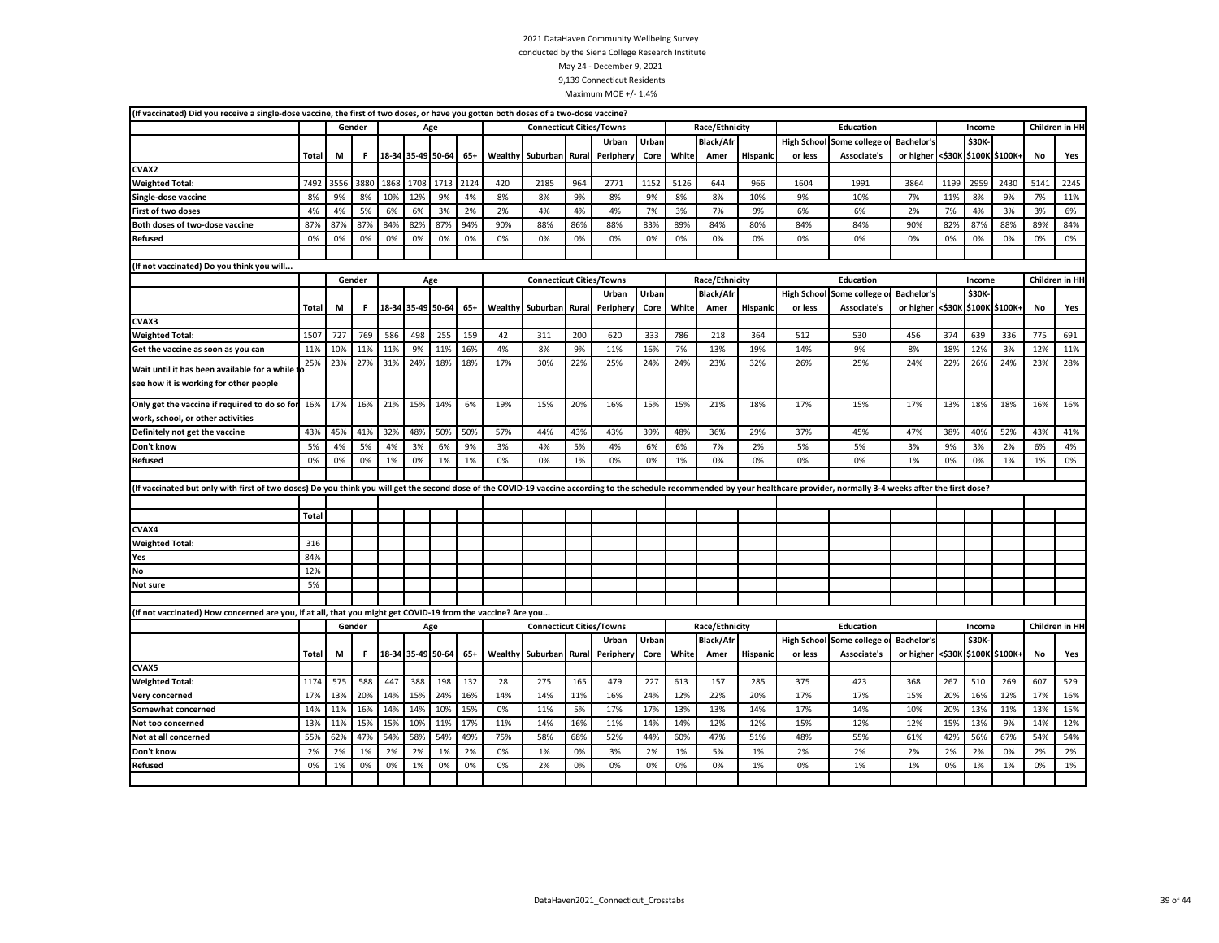2021 DataHaven Community Wellbeing Survey
conducted by the Siena College Research Institute
May 24 - December 9, 2021
9,139 Connecticut Residents
Maximum MOE +/- 1.4%

(If vaccinated) Did you receive a single-dose vaccine, the first of two doses, or have you gotten both doses of a two-dose vaccine?

| | | Gender | | Age | | | | Connecticut Cities/Towns | | | | | Race/Ethnicity | | | Education | | | Income | | | Children in HH | |
|---|---|---|---|---|---|---|---|---|---|---|---|---|---|---|---|---|---|---|---|---|---|---|---|
| | Total | M | F | 18-34 | 35-49 | 50-64 | 65+ | Wealthy | Suburban | Rural | Urban Periphery | Urban Core | White | Black/Afr Amer | Hispanic | High School or less | Some college or Associate's | Bachelor's or higher | <$30K | $30K-$100K | $100K+ | No | Yes |
| **CVAX2** | | | | | | | | | | | | | | | | | | | | | | | |
| **Weighted Total:** | 7492 | 3556 | 3880 | 1868 | 1708 | 1713 | 2124 | 420 | 2185 | 964 | 2771 | 1152 | 5126 | 644 | 966 | 1604 | 1991 | 3864 | 1199 | 2959 | 2430 | 5141 | 2245 |
| **Single-dose vaccine** | 8% | 9% | 8% | 10% | 12% | 9% | 4% | 8% | 8% | 9% | 8% | 9% | 8% | 8% | 10% | 9% | 10% | 7% | 11% | 8% | 9% | 7% | 11% |
| **First of two doses** | 4% | 4% | 5% | 6% | 6% | 3% | 2% | 2% | 4% | 4% | 4% | 7% | 3% | 7% | 9% | 6% | 6% | 2% | 7% | 4% | 3% | 3% | 6% |
| **Both doses of two-dose vaccine** | 87% | 87% | 87% | 84% | 82% | 87% | 94% | 90% | 88% | 86% | 88% | 83% | 89% | 84% | 80% | 84% | 84% | 90% | 82% | 87% | 88% | 89% | 84% |
| **Refused** | 0% | 0% | 0% | 0% | 0% | 0% | 0% | 0% | 0% | 0% | 0% | 0% | 0% | 0% | 0% | 0% | 0% | 0% | 0% | 0% | 0% | 0% | 0% |

(If not vaccinated) Do you think you will...

| | | Gender | | Age | | | | Connecticut Cities/Towns | | | | | Race/Ethnicity | | | Education | | | Income | | | Children in HH | |
|---|---|---|---|---|---|---|---|---|---|---|---|---|---|---|---|---|---|---|---|---|---|---|---|
| | Total | M | F | 18-34 | 35-49 | 50-64 | 65+ | Wealthy | Suburban | Rural | Urban Periphery | Urban Core | White | Black/Afr Amer | Hispanic | High School or less | Some college or Associate's | Bachelor's or higher | <$30K | $30K-$100K | $100K+ | No | Yes |
| **CVAX3** | | | | | | | | | | | | | | | | | | | | | | | |
| **Weighted Total:** | 1507 | 727 | 769 | 586 | 498 | 255 | 159 | 42 | 311 | 200 | 620 | 333 | 786 | 218 | 364 | 512 | 530 | 456 | 374 | 639 | 336 | 775 | 691 |
| **Get the vaccine as soon as you can** | 11% | 10% | 11% | 11% | 9% | 11% | 16% | 4% | 8% | 9% | 11% | 16% | 7% | 13% | 19% | 14% | 9% | 8% | 18% | 12% | 3% | 12% | 11% |
| **Wait until it has been available for a while to see how it is working for other people** | 25% | 23% | 27% | 31% | 24% | 18% | 18% | 17% | 30% | 22% | 25% | 24% | 24% | 23% | 32% | 26% | 25% | 24% | 22% | 26% | 24% | 23% | 28% |
| **Only get the vaccine if required to do so for work, school, or other activities** | 16% | 17% | 16% | 21% | 15% | 14% | 6% | 19% | 15% | 20% | 16% | 15% | 15% | 21% | 18% | 17% | 15% | 17% | 13% | 18% | 18% | 16% | 16% |
| **Definitely not get the vaccine** | 43% | 45% | 41% | 32% | 48% | 50% | 50% | 57% | 44% | 43% | 43% | 39% | 48% | 36% | 29% | 37% | 45% | 47% | 38% | 40% | 52% | 43% | 41% |
| **Don't know** | 5% | 4% | 5% | 4% | 3% | 6% | 9% | 3% | 4% | 5% | 4% | 6% | 6% | 7% | 2% | 5% | 5% | 3% | 9% | 3% | 2% | 6% | 4% |
| **Refused** | 0% | 0% | 0% | 1% | 0% | 1% | 1% | 0% | 0% | 1% | 0% | 0% | 1% | 0% | 0% | 0% | 0% | 1% | 0% | 0% | 1% | 1% | 0% |

(If vaccinated but only with first of two doses) Do you think you will get the second dose of the COVID-19 vaccine according to the schedule recommended by your healthcare provider, normally 3-4 weeks after the first dose?

| | Total |
|---|---|
| **CVAX4** | |
| **Weighted Total:** | 316 |
| **Yes** | 84% |
| **No** | 12% |
| **Not sure** | 5% |

(If not vaccinated) How concerned are you, if at all, that you might get COVID-19 from the vaccine? Are you...

| | | Gender | | Age | | | | Connecticut Cities/Towns | | | | | Race/Ethnicity | | | Education | | | Income | | | Children in HH | |
|---|---|---|---|---|---|---|---|---|---|---|---|---|---|---|---|---|---|---|---|---|---|---|---|
| | Total | M | F | 18-34 | 35-49 | 50-64 | 65+ | Wealthy | Suburban | Rural | Urban Periphery | Urban Core | White | Black/Afr Amer | Hispanic | High School or less | Some college or Associate's | Bachelor's or higher | <$30K | $30K-$100K | $100K+ | No | Yes |
| **CVAX5** | | | | | | | | | | | | | | | | | | | | | | | |
| **Weighted Total:** | 1174 | 575 | 588 | 447 | 388 | 198 | 132 | 28 | 275 | 165 | 479 | 227 | 613 | 157 | 285 | 375 | 423 | 368 | 267 | 510 | 269 | 607 | 529 |
| **Very concerned** | 17% | 13% | 20% | 14% | 15% | 24% | 16% | 14% | 14% | 11% | 16% | 24% | 12% | 22% | 20% | 17% | 17% | 15% | 20% | 16% | 12% | 17% | 16% |
| **Somewhat concerned** | 14% | 11% | 16% | 14% | 14% | 10% | 15% | 0% | 11% | 5% | 17% | 17% | 13% | 13% | 14% | 17% | 14% | 10% | 20% | 13% | 11% | 13% | 15% |
| **Not too concerned** | 13% | 11% | 15% | 15% | 10% | 11% | 17% | 11% | 14% | 16% | 11% | 14% | 14% | 12% | 12% | 15% | 12% | 12% | 15% | 13% | 9% | 14% | 12% |
| **Not at all concerned** | 55% | 62% | 47% | 54% | 58% | 54% | 49% | 75% | 58% | 68% | 52% | 44% | 60% | 47% | 51% | 48% | 55% | 61% | 42% | 56% | 67% | 54% | 54% |
| **Don't know** | 2% | 2% | 1% | 2% | 2% | 1% | 2% | 0% | 1% | 0% | 3% | 2% | 1% | 5% | 1% | 2% | 2% | 2% | 2% | 2% | 0% | 2% | 2% |
| **Refused** | 0% | 1% | 0% | 0% | 1% | 0% | 0% | 0% | 2% | 0% | 0% | 0% | 0% | 0% | 1% | 0% | 1% | 1% | 0% | 1% | 1% | 0% | 1% |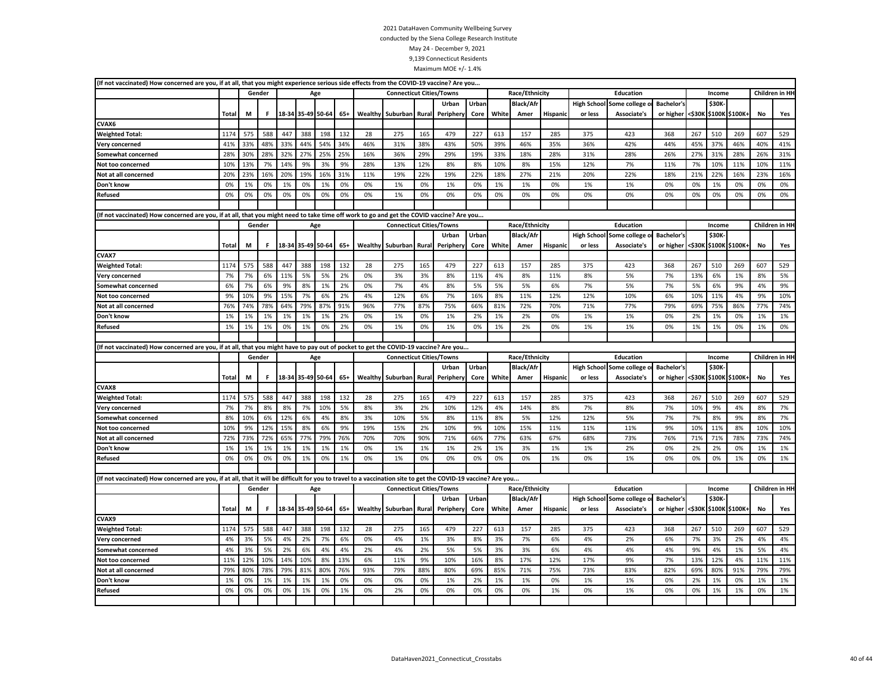2021 DataHaven Community Wellbeing Survey
conducted by the Siena College Research Institute
May 24 - December 9, 2021
9,139 Connecticut Residents
Maximum MOE +/- 1.4%

(If not vaccinated) How concerned are you, if at all, that you might experience serious side effects from the COVID-19 vaccine? Are you...

| | | Gender | | Age | | | | Connecticut Cities/Towns | | | | | Race/Ethnicity | | | Education | | | Income | | | Children in HH | |
|---|---|---|---|---|---|---|---|---|---|---|---|---|---|---|---|---|---|---|---|---|---|---|---|
| | Total | M | F | 18-34 | 35-49 | 50-64 | 65+ | Wealthy | Suburban | Rural | Urban Periphery | Urban Core | White | Black/Afr Amer | Hispanic | High School or less | Some college or Associate's | Bachelor's or higher | <$30K | $30K-$100K | $100K+ | No | Yes |
| **CVAX6** | | | | | | | | | | | | | | | | | | | | | | | |
| **Weighted Total:** | 1174 | 575 | 588 | 447 | 388 | 198 | 132 | 28 | 275 | 165 | 479 | 227 | 613 | 157 | 285 | 375 | 423 | 368 | 267 | 510 | 269 | 607 | 529 |
| **Very concerned** | 41% | 33% | 48% | 33% | 44% | 54% | 34% | 46% | 31% | 38% | 43% | 50% | 39% | 46% | 35% | 36% | 42% | 44% | 45% | 37% | 46% | 40% | 41% |
| **Somewhat concerned** | 28% | 30% | 28% | 32% | 27% | 25% | 25% | 16% | 36% | 29% | 29% | 19% | 33% | 18% | 28% | 31% | 28% | 26% | 27% | 31% | 28% | 26% | 31% |
| **Not too concerned** | 10% | 13% | 7% | 14% | 9% | 3% | 9% | 28% | 13% | 12% | 8% | 8% | 10% | 8% | 15% | 12% | 7% | 11% | 7% | 10% | 11% | 10% | 11% |
| **Not at all concerned** | 20% | 23% | 16% | 20% | 19% | 16% | 31% | 11% | 19% | 22% | 19% | 22% | 18% | 27% | 21% | 20% | 22% | 18% | 21% | 22% | 16% | 23% | 16% |
| **Don't know** | 0% | 1% | 0% | 1% | 0% | 1% | 0% | 0% | 1% | 0% | 1% | 0% | 1% | 1% | 0% | 1% | 1% | 0% | 0% | 1% | 0% | 0% | 0% |
| **Refused** | 0% | 0% | 0% | 0% | 0% | 0% | 0% | 0% | 1% | 0% | 0% | 0% | 0% | 0% | 0% | 0% | 0% | 0% | 0% | 0% | 0% | 0% | 0% |

(If not vaccinated) How concerned are you, if at all, that you might need to take time off work to go and get the COVID vaccine? Are you...

| | | Gender | | Age | | | | Connecticut Cities/Towns | | | | | Race/Ethnicity | | | Education | | | Income | | | Children in HH | |
|---|---|---|---|---|---|---|---|---|---|---|---|---|---|---|---|---|---|---|---|---|---|---|---|
| | Total | M | F | 18-34 | 35-49 | 50-64 | 65+ | Wealthy | Suburban | Rural | Urban Periphery | Urban Core | White | Black/Afr Amer | Hispanic | High School or less | Some college or Associate's | Bachelor's or higher | <$30K | $30K-$100K | $100K+ | No | Yes |
| **CVAX7** | | | | | | | | | | | | | | | | | | | | | | | |
| **Weighted Total:** | 1174 | 575 | 588 | 447 | 388 | 198 | 132 | 28 | 275 | 165 | 479 | 227 | 613 | 157 | 285 | 375 | 423 | 368 | 267 | 510 | 269 | 607 | 529 |
| **Very concerned** | 7% | 7% | 6% | 11% | 5% | 5% | 2% | 0% | 3% | 3% | 8% | 11% | 4% | 8% | 11% | 8% | 5% | 7% | 13% | 6% | 1% | 8% | 5% |
| **Somewhat concerned** | 6% | 7% | 6% | 9% | 8% | 1% | 2% | 0% | 7% | 4% | 8% | 5% | 5% | 5% | 6% | 7% | 5% | 7% | 5% | 6% | 9% | 4% | 9% |
| **Not too concerned** | 9% | 10% | 9% | 15% | 7% | 6% | 2% | 4% | 12% | 6% | 7% | 16% | 8% | 11% | 12% | 12% | 10% | 6% | 10% | 11% | 4% | 9% | 10% |
| **Not at all concerned** | 76% | 74% | 78% | 64% | 79% | 87% | 91% | 96% | 77% | 87% | 75% | 66% | 81% | 72% | 70% | 71% | 77% | 79% | 69% | 75% | 86% | 77% | 74% |
| **Don't know** | 1% | 1% | 1% | 1% | 1% | 1% | 2% | 0% | 1% | 0% | 1% | 2% | 1% | 2% | 0% | 1% | 1% | 0% | 2% | 1% | 0% | 1% | 1% |
| **Refused** | 1% | 1% | 1% | 0% | 1% | 0% | 2% | 0% | 1% | 0% | 1% | 0% | 1% | 2% | 0% | 1% | 1% | 0% | 1% | 1% | 0% | 1% | 0% |

(If not vaccinated) How concerned are you, if at all, that you might have to pay out of pocket to get the COVID-19 vaccine? Are you...

| | | Gender | | Age | | | | Connecticut Cities/Towns | | | | | Race/Ethnicity | | | Education | | | Income | | | Children in HH | |
|---|---|---|---|---|---|---|---|---|---|---|---|---|---|---|---|---|---|---|---|---|---|---|---|
| | Total | M | F | 18-34 | 35-49 | 50-64 | 65+ | Wealthy | Suburban | Rural | Urban Periphery | Urban Core | White | Black/Afr Amer | Hispanic | High School or less | Some college or Associate's | Bachelor's or higher | <$30K | $30K-$100K | $100K+ | No | Yes |
| **CVAX8** | | | | | | | | | | | | | | | | | | | | | | | |
| **Weighted Total:** | 1174 | 575 | 588 | 447 | 388 | 198 | 132 | 28 | 275 | 165 | 479 | 227 | 613 | 157 | 285 | 375 | 423 | 368 | 267 | 510 | 269 | 607 | 529 |
| **Very concerned** | 7% | 7% | 8% | 8% | 7% | 10% | 5% | 8% | 3% | 2% | 10% | 12% | 4% | 14% | 8% | 7% | 8% | 7% | 10% | 9% | 4% | 8% | 7% |
| **Somewhat concerned** | 8% | 10% | 6% | 12% | 6% | 4% | 8% | 3% | 10% | 5% | 8% | 11% | 8% | 5% | 12% | 12% | 5% | 7% | 7% | 8% | 9% | 8% | 7% |
| **Not too concerned** | 10% | 9% | 12% | 15% | 8% | 6% | 9% | 19% | 15% | 2% | 10% | 9% | 10% | 15% | 11% | 11% | 11% | 9% | 10% | 11% | 8% | 10% | 10% |
| **Not at all concerned** | 72% | 73% | 72% | 65% | 77% | 79% | 76% | 70% | 70% | 90% | 71% | 66% | 77% | 63% | 67% | 68% | 73% | 76% | 71% | 71% | 78% | 73% | 74% |
| **Don't know** | 1% | 1% | 1% | 1% | 1% | 1% | 1% | 0% | 1% | 1% | 1% | 2% | 1% | 3% | 1% | 1% | 2% | 0% | 2% | 2% | 0% | 1% | 1% |
| **Refused** | 0% | 0% | 0% | 0% | 1% | 0% | 1% | 0% | 1% | 0% | 0% | 0% | 0% | 0% | 1% | 0% | 1% | 0% | 0% | 0% | 1% | 0% | 1% |

(If not vaccinated) How concerned are you, if at all, that it will be difficult for you to travel to a vaccination site to get the COVID-19 vaccine? Are you...

| | | Gender | | Age | | | | Connecticut Cities/Towns | | | | | Race/Ethnicity | | | Education | | | Income | | | Children in HH | |
|---|---|---|---|---|---|---|---|---|---|---|---|---|---|---|---|---|---|---|---|---|---|---|---|
| | Total | M | F | 18-34 | 35-49 | 50-64 | 65+ | Wealthy | Suburban | Rural | Urban Periphery | Urban Core | White | Black/Afr Amer | Hispanic | High School or less | Some college or Associate's | Bachelor's or higher | <$30K | $30K-$100K | $100K+ | No | Yes |
| **CVAX9** | | | | | | | | | | | | | | | | | | | | | | | |
| **Weighted Total:** | 1174 | 575 | 588 | 447 | 388 | 198 | 132 | 28 | 275 | 165 | 479 | 227 | 613 | 157 | 285 | 375 | 423 | 368 | 267 | 510 | 269 | 607 | 529 |
| **Very concerned** | 4% | 3% | 5% | 4% | 2% | 7% | 6% | 0% | 4% | 1% | 3% | 8% | 3% | 7% | 6% | 4% | 2% | 6% | 7% | 3% | 2% | 4% | 4% |
| **Somewhat concerned** | 4% | 3% | 5% | 2% | 6% | 4% | 4% | 2% | 4% | 2% | 5% | 5% | 3% | 3% | 6% | 4% | 4% | 4% | 9% | 4% | 1% | 5% | 4% |
| **Not too concerned** | 11% | 12% | 10% | 14% | 10% | 8% | 13% | 6% | 11% | 9% | 10% | 16% | 8% | 17% | 12% | 17% | 9% | 7% | 13% | 12% | 4% | 11% | 11% |
| **Not at all concerned** | 79% | 80% | 78% | 79% | 81% | 80% | 76% | 93% | 79% | 88% | 80% | 69% | 85% | 71% | 75% | 73% | 83% | 82% | 69% | 80% | 91% | 79% | 79% |
| **Don't know** | 1% | 0% | 1% | 1% | 1% | 1% | 0% | 0% | 0% | 0% | 1% | 2% | 1% | 1% | 0% | 1% | 1% | 0% | 2% | 1% | 0% | 1% | 1% |
| **Refused** | 0% | 0% | 0% | 0% | 1% | 0% | 1% | 0% | 2% | 0% | 0% | 0% | 0% | 0% | 1% | 0% | 1% | 0% | 0% | 1% | 1% | 0% | 1% |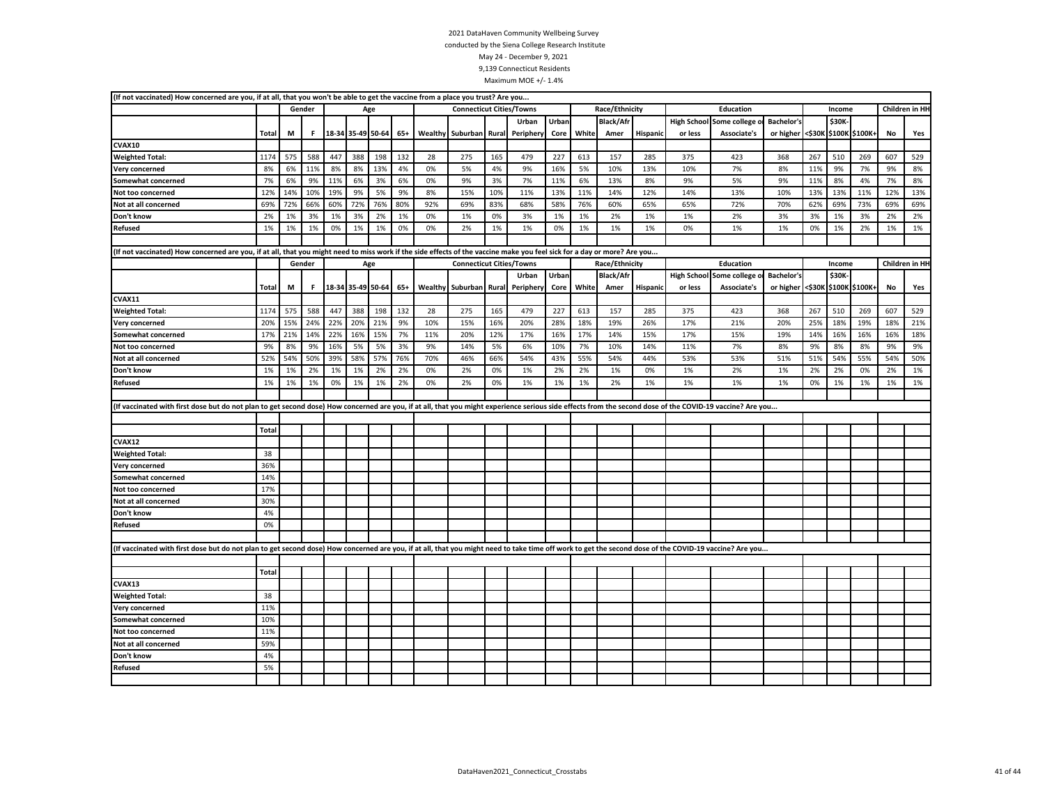2021 DataHaven Community Wellbeing Survey
conducted by the Siena College Research Institute
May 24 - December 9, 2021
9,139 Connecticut Residents
Maximum MOE +/- 1.4%

(If not vaccinated) How concerned are you, if at all, that you won't be able to get the vaccine from a place you trust? Are you...

| | | Gender | | Age | | | | Connecticut Cities/Towns | | | | | Race/Ethnicity | | | Education | | | Income | | | Children in HH | |
|---|---|---|---|---|---|---|---|---|---|---|---|---|---|---|---|---|---|---|---|---|---|---|---|
| | Total | M | F | 18-34 | 35-49 | 50-64 | 65+ | Wealthy | Suburban | Rural | Urban Periphery | Urban Core | White | Black/Afr Amer | Hispanic | High School or less | Some college or Associate's | Bachelor's or higher | <$30K | $30K-$100K | $100K+ | No | Yes |
| **CVAX10** | | | | | | | | | | | | | | | | | | | | | | | |
| **Weighted Total:** | 1174 | 575 | 588 | 447 | 388 | 198 | 132 | 28 | 275 | 165 | 479 | 227 | 613 | 157 | 285 | 375 | 423 | 368 | 267 | 510 | 269 | 607 | 529 |
| **Very concerned** | 8% | 6% | 11% | 8% | 8% | 13% | 4% | 0% | 5% | 4% | 9% | 16% | 5% | 10% | 13% | 10% | 7% | 8% | 11% | 9% | 7% | 9% | 8% |
| **Somewhat concerned** | 7% | 6% | 9% | 11% | 6% | 3% | 6% | 0% | 9% | 3% | 7% | 11% | 6% | 13% | 8% | 9% | 5% | 9% | 11% | 8% | 4% | 7% | 8% |
| **Not too concerned** | 12% | 14% | 10% | 19% | 9% | 5% | 9% | 8% | 15% | 10% | 11% | 13% | 11% | 14% | 12% | 14% | 13% | 10% | 13% | 13% | 11% | 12% | 13% |
| **Not at all concerned** | 69% | 72% | 66% | 60% | 72% | 76% | 80% | 92% | 69% | 83% | 68% | 58% | 76% | 60% | 65% | 65% | 72% | 70% | 62% | 69% | 73% | 69% | 69% |
| **Don't know** | 2% | 1% | 3% | 1% | 3% | 2% | 1% | 0% | 1% | 0% | 3% | 1% | 1% | 2% | 1% | 1% | 2% | 3% | 3% | 1% | 3% | 2% | 2% |
| **Refused** | 1% | 1% | 1% | 0% | 1% | 1% | 0% | 0% | 2% | 1% | 1% | 0% | 1% | 1% | 1% | 0% | 1% | 1% | 0% | 1% | 2% | 1% | 1% |

(If not vaccinated) How concerned are you, if at all, that you might need to miss work if the side effects of the vaccine make you feel sick for a day or more? Are you...

| | | Gender | | Age | | | | Connecticut Cities/Towns | | | | | Race/Ethnicity | | | Education | | | Income | | | Children in HH | |
|---|---|---|---|---|---|---|---|---|---|---|---|---|---|---|---|---|---|---|---|---|---|---|---|
| | Total | M | F | 18-34 | 35-49 | 50-64 | 65+ | Wealthy | Suburban | Rural | Urban Periphery | Urban Core | White | Black/Afr Amer | Hispanic | High School or less | Some college or Associate's | Bachelor's or higher | <$30K | $30K-$100K | $100K+ | No | Yes |
| **CVAX11** | | | | | | | | | | | | | | | | | | | | | | | |
| **Weighted Total:** | 1174 | 575 | 588 | 447 | 388 | 198 | 132 | 28 | 275 | 165 | 479 | 227 | 613 | 157 | 285 | 375 | 423 | 368 | 267 | 510 | 269 | 607 | 529 |
| **Very concerned** | 20% | 15% | 24% | 22% | 20% | 21% | 9% | 10% | 15% | 16% | 20% | 28% | 18% | 19% | 26% | 17% | 21% | 20% | 25% | 18% | 19% | 18% | 21% |
| **Somewhat concerned** | 17% | 21% | 14% | 22% | 16% | 15% | 7% | 11% | 20% | 12% | 17% | 16% | 17% | 14% | 15% | 17% | 15% | 19% | 14% | 16% | 16% | 16% | 18% |
| **Not too concerned** | 9% | 8% | 9% | 16% | 5% | 5% | 3% | 9% | 14% | 5% | 6% | 10% | 7% | 10% | 14% | 11% | 7% | 8% | 9% | 8% | 8% | 9% | 9% |
| **Not at all concerned** | 52% | 54% | 50% | 39% | 58% | 57% | 76% | 70% | 46% | 66% | 54% | 43% | 55% | 54% | 44% | 53% | 53% | 51% | 51% | 54% | 55% | 54% | 50% |
| **Don't know** | 1% | 1% | 2% | 1% | 1% | 2% | 2% | 0% | 2% | 0% | 1% | 2% | 2% | 1% | 0% | 1% | 2% | 1% | 2% | 2% | 0% | 2% | 1% |
| **Refused** | 1% | 1% | 1% | 0% | 1% | 1% | 2% | 0% | 2% | 0% | 1% | 1% | 1% | 2% | 1% | 1% | 1% | 1% | 0% | 1% | 1% | 1% | 1% |

(If vaccinated with first dose but do not plan to get second dose) How concerned are you, if at all, that you might experience serious side effects from the second dose of the COVID-19 vaccine? Are you...

| | Total |
|---|---|
| **CVAX12** | |
| **Weighted Total:** | 38 |
| **Very concerned** | 36% |
| **Somewhat concerned** | 14% |
| **Not too concerned** | 17% |
| **Not at all concerned** | 30% |
| **Don't know** | 4% |
| **Refused** | 0% |

(If vaccinated with first dose but do not plan to get second dose) How concerned are you, if at all, that you might need to take time off work to get the second dose of the COVID-19 vaccine? Are you...

| | Total |
|---|---|
| **CVAX13** | |
| **Weighted Total:** | 38 |
| **Very concerned** | 11% |
| **Somewhat concerned** | 10% |
| **Not too concerned** | 11% |
| **Not at all concerned** | 59% |
| **Don't know** | 4% |
| **Refused** | 5% |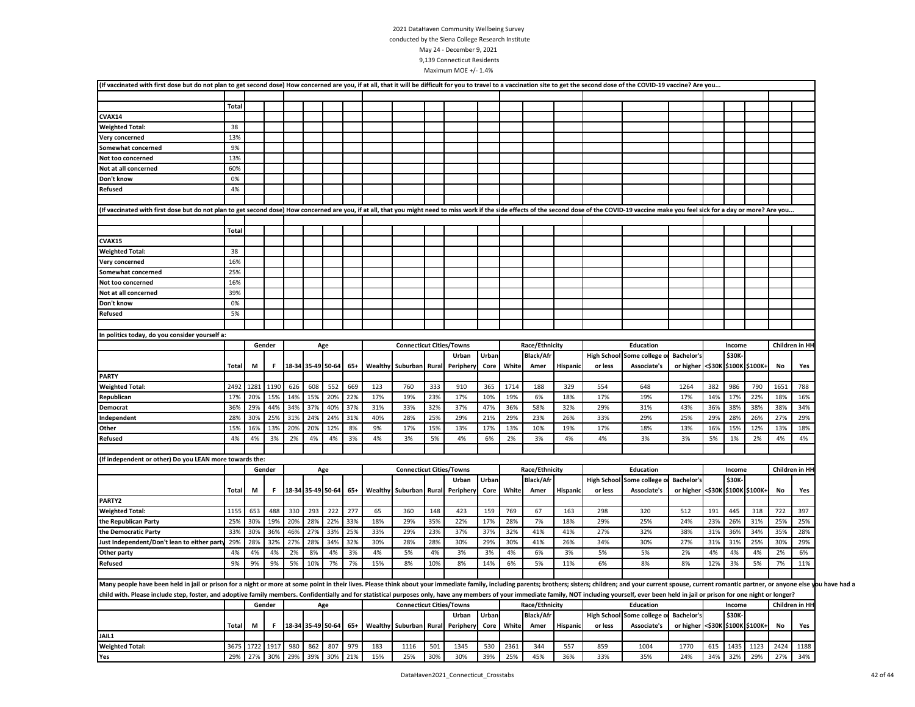2021 DataHaven Community Wellbeing Survey
conducted by the Siena College Research Institute
May 24 - December 9, 2021
9,139 Connecticut Residents
Maximum MOE +/- 1.4%

(If vaccinated with first dose but do not plan to get second dose) How concerned are you, if at all, that it will be difficult for you to travel to a vaccination site to get the second dose of the COVID-19 vaccine? Are you...

| | Total |
|---|---|
| CVAX14 | |
| Weighted Total: | 38 |
| Very concerned | 13% |
| Somewhat concerned | 9% |
| Not too concerned | 13% |
| Not at all concerned | 60% |
| Don't know | 0% |
| Refused | 4% |

(If vaccinated with first dose but do not plan to get second dose) How concerned are you, if at all, that you might need to miss work if the side effects of the second dose of the COVID-19 vaccine make you feel sick for a day or more? Are you...

| | Total |
|---|---|
| CVAX15 | |
| Weighted Total: | 38 |
| Very concerned | 16% |
| Somewhat concerned | 25% |
| Not too concerned | 16% |
| Not at all concerned | 39% |
| Don't know | 0% |
| Refused | 5% |

In politics today, do you consider yourself a:

| | | Gender | | Age | | | | Connecticut Cities/Towns | | | | | Race/Ethnicity | | | Education | | | Income | | | Children in HH | |
|---|---|---|---|---|---|---|---|---|---|---|---|---|---|---|---|---|---|---|---|---|---|---|---|
| | Total | M | F | 18-34 | 35-49 | 50-64 | 65+ | Wealthy | Suburban | Rural | Urban Periphery | Urban Core | White | Black/Afr Amer | Hispanic | High School or less | Some college or Associate's | Bachelor's or higher | <$30K | $30K-$100K | $100K+ | No | Yes |
| PARTY | | | | | | | | | | | | | | | | | | | | | | | |
| Weighted Total: | 2492 | 1281 | 1190 | 626 | 608 | 552 | 669 | 123 | 760 | 333 | 910 | 365 | 1714 | 188 | 329 | 554 | 648 | 1264 | 382 | 986 | 790 | 1651 | 788 |
| Republican | 17% | 20% | 15% | 14% | 15% | 20% | 22% | 17% | 19% | 23% | 17% | 10% | 19% | 6% | 18% | 17% | 19% | 17% | 14% | 17% | 22% | 18% | 16% |
| Democrat | 36% | 29% | 44% | 34% | 37% | 40% | 37% | 31% | 33% | 32% | 37% | 47% | 36% | 58% | 32% | 29% | 31% | 43% | 36% | 38% | 38% | 38% | 34% |
| Independent | 28% | 30% | 25% | 31% | 24% | 24% | 31% | 40% | 28% | 25% | 29% | 21% | 29% | 23% | 26% | 33% | 29% | 25% | 29% | 28% | 26% | 27% | 29% |
| Other | 15% | 16% | 13% | 20% | 20% | 12% | 8% | 9% | 17% | 15% | 13% | 17% | 13% | 10% | 19% | 17% | 18% | 13% | 16% | 15% | 12% | 13% | 18% |
| Refused | 4% | 4% | 3% | 2% | 4% | 4% | 3% | 4% | 3% | 5% | 4% | 6% | 2% | 3% | 4% | 4% | 3% | 3% | 5% | 1% | 2% | 4% | 4% |

(If independent or other) Do you LEAN more towards the:

| | | Gender | | Age | | | | Connecticut Cities/Towns | | | | | Race/Ethnicity | | | Education | | | Income | | | Children in HH | |
|---|---|---|---|---|---|---|---|---|---|---|---|---|---|---|---|---|---|---|---|---|---|---|---|
| | Total | M | F | 18-34 | 35-49 | 50-64 | 65+ | Wealthy | Suburban | Rural | Urban Periphery | Urban Core | White | Black/Afr Amer | Hispanic | High School or less | Some college or Associate's | Bachelor's or higher | <$30K | $30K-$100K | $100K+ | No | Yes |
| PARTY2 | | | | | | | | | | | | | | | | | | | | | | | |
| Weighted Total: | 1155 | 653 | 488 | 330 | 293 | 222 | 277 | 65 | 360 | 148 | 423 | 159 | 769 | 67 | 163 | 298 | 320 | 512 | 191 | 445 | 318 | 722 | 397 |
| the Republican Party | 25% | 30% | 19% | 20% | 28% | 22% | 33% | 18% | 29% | 35% | 22% | 17% | 28% | 7% | 18% | 29% | 25% | 24% | 23% | 26% | 31% | 25% | 25% |
| the Democratic Party | 33% | 30% | 36% | 46% | 27% | 33% | 25% | 33% | 29% | 23% | 37% | 37% | 32% | 41% | 41% | 27% | 32% | 38% | 31% | 36% | 34% | 35% | 28% |
| Just Independent/Don't lean to either party | 29% | 28% | 32% | 27% | 28% | 34% | 32% | 30% | 28% | 28% | 30% | 29% | 30% | 41% | 26% | 34% | 30% | 27% | 31% | 31% | 25% | 30% | 29% |
| Other party | 4% | 4% | 4% | 2% | 8% | 4% | 3% | 4% | 5% | 4% | 3% | 3% | 4% | 6% | 3% | 5% | 5% | 2% | 4% | 4% | 4% | 2% | 6% |
| Refused | 9% | 9% | 9% | 5% | 10% | 7% | 7% | 15% | 8% | 10% | 8% | 14% | 6% | 5% | 11% | 6% | 8% | 8% | 12% | 3% | 5% | 7% | 11% |

Many people have been held in jail or prison for a night or more at some point in their lives. Please think about your immediate family, including parents; brothers; sisters; children; and your current spouse, current romantic partner, or anyone else you have had a child with. Please include step, foster, and adoptive family members. Confidentially and for statistical purposes only, have any members of your immediate family, NOT including yourself, ever been held in jail or prison for one night or longer?

| | | Gender | | Age | | | | Connecticut Cities/Towns | | | | | Race/Ethnicity | | | Education | | | Income | | | Children in HH | |
|---|---|---|---|---|---|---|---|---|---|---|---|---|---|---|---|---|---|---|---|---|---|---|---|
| | Total | M | F | 18-34 | 35-49 | 50-64 | 65+ | Wealthy | Suburban | Rural | Urban Periphery | Urban Core | White | Black/Afr Amer | Hispanic | High School or less | Some college or Associate's | Bachelor's or higher | <$30K | $30K-$100K | $100K+ | No | Yes |
| JAIL1 | | | | | | | | | | | | | | | | | | | | | | | |
| Weighted Total: | 3675 | 1722 | 1917 | 980 | 862 | 807 | 979 | 183 | 1116 | 501 | 1345 | 530 | 2361 | 344 | 557 | 859 | 1004 | 1770 | 615 | 1435 | 1123 | 2424 | 1188 |
| Yes | 29% | 27% | 30% | 29% | 39% | 30% | 21% | 15% | 25% | 30% | 30% | 39% | 25% | 45% | 36% | 33% | 35% | 24% | 34% | 32% | 29% | 27% | 34% |

DataHaven2021_Connecticut_Crosstabs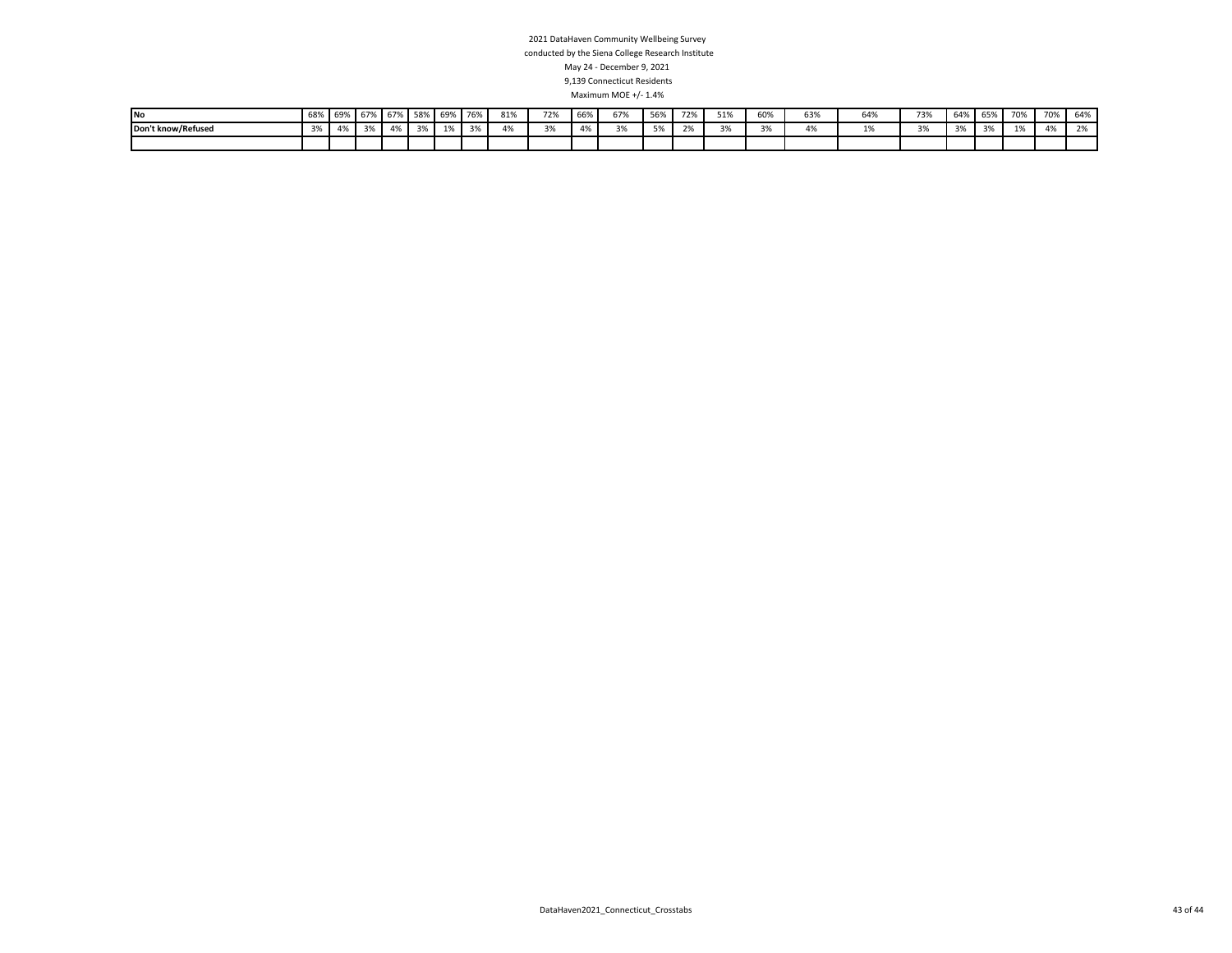2021 DataHaven Community Wellbeing Survey

conducted by the Siena College Research Institute

May 24 - December 9, 2021

9,139 Connecticut Residents

Maximum MOE +/- 1.4%

| | | | | | | | | | | | | | | | | | | | | | | | |
|---|---|---|---|---|---|---|---|---|---|---|---|---|---|---|---|---|---|---|---|---|---|---|---|
| **No** | 68% | 69% | 67% | 67% | 58% | 69% | 76% | 81% | 72% | 66% | 67% | 56% | 72% | 51% | 60% | 63% | 64% | 73% | 64% | 65% | 70% | 70% | 64% |
| **Don't know/Refused** | 3% | 4% | 3% | 4% | 3% | 1% | 3% | 4% | 3% | 4% | 3% | 5% | 2% | 3% | 3% | 4% | 1% | 3% | 3% | 3% | 1% | 4% | 2% |
| | | | | | | | | | | | | | | | | | | | | | | | |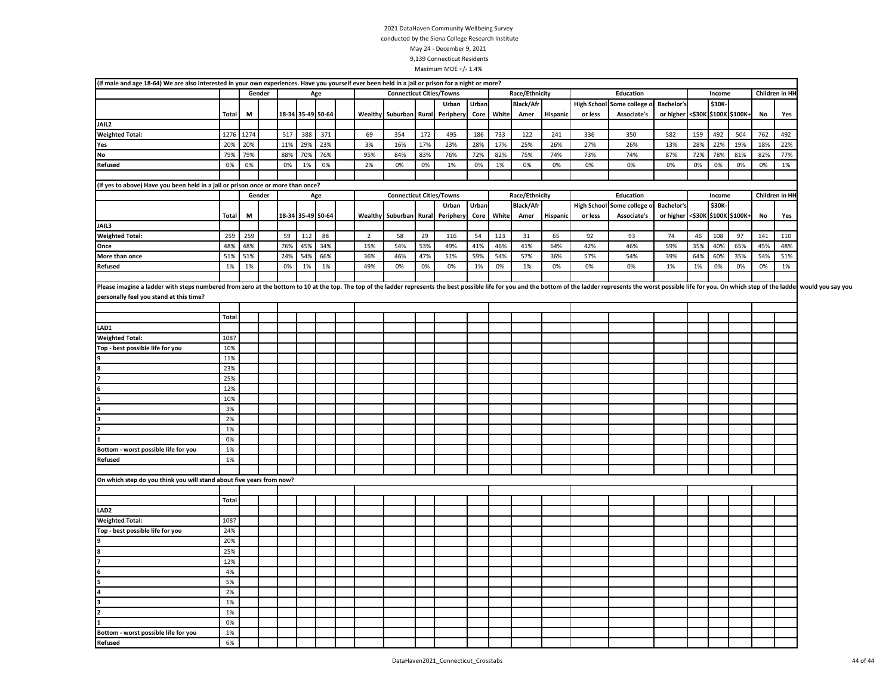2021 DataHaven Community Wellbeing Survey
conducted by the Siena College Research Institute
May 24 - December 9, 2021
9,139 Connecticut Residents
Maximum MOE +/- 1.4%

(If male and age 18-64) We are also interested in your own experiences. Have you yourself ever been held in a jail or prison for a night or more?

| | | Gender | | Age | | | | Connecticut Cities/Towns | | | | | Race/Ethnicity | | | Education | | | Income | | | Children in HH | |
|---|---|---|---|---|---|---|---|---|---|---|---|---|---|---|---|---|---|---|---|---|---|---|---|
| | Total | M | | 18-34 | 35-49 | 50-64 | | Wealthy | Suburban | Rural | Urban Periphery | Urban Core | White | Black/Afr Amer | Hispanic | High School or less | Some college or Associate's | Bachelor's or higher | <$30K | $30K-$100K | $100K+ | No | Yes |
| JAIL2 | | | | | | | | | | | | | | | | | | | | | | | |
| Weighted Total: | 1276 | 1274 | | 517 | 388 | 371 | | 69 | 354 | 172 | 495 | 186 | 733 | 122 | 241 | 336 | 350 | 582 | 159 | 492 | 504 | 762 | 492 |
| Yes | 20% | 20% | | 11% | 29% | 23% | | 3% | 16% | 17% | 23% | 28% | 17% | 25% | 26% | 27% | 26% | 13% | 28% | 22% | 19% | 18% | 22% |
| No | 79% | 79% | | 88% | 70% | 76% | | 95% | 84% | 83% | 76% | 72% | 82% | 75% | 74% | 73% | 74% | 87% | 72% | 78% | 81% | 82% | 77% |
| Refused | 0% | 0% | | 0% | 1% | 0% | | 2% | 0% | 0% | 1% | 0% | 1% | 0% | 0% | 0% | 0% | 0% | 0% | 0% | 0% | 0% | 1% |

(If yes to above) Have you been held in a jail or prison once or more than once?

| | | Gender | | Age | | | | Connecticut Cities/Towns | | | | | Race/Ethnicity | | | Education | | | Income | | | Children in HH | |
|---|---|---|---|---|---|---|---|---|---|---|---|---|---|---|---|---|---|---|---|---|---|---|---|
| | Total | M | | 18-34 | 35-49 | 50-64 | | Wealthy | Suburban | Rural | Urban Periphery | Urban Core | White | Black/Afr Amer | Hispanic | High School or less | Some college or Associate's | Bachelor's or higher | <$30K | $30K-$100K | $100K+ | No | Yes |
| JAIL3 | | | | | | | | | | | | | | | | | | | | | | | |
| Weighted Total: | 259 | 259 | | 59 | 112 | 88 | | 2 | 58 | 29 | 116 | 54 | 123 | 31 | 65 | 92 | 93 | 74 | 46 | 108 | 97 | 141 | 110 |
| Once | 48% | 48% | | 76% | 45% | 34% | | 15% | 54% | 53% | 49% | 41% | 46% | 41% | 64% | 42% | 46% | 59% | 35% | 40% | 65% | 45% | 48% |
| More than once | 51% | 51% | | 24% | 54% | 66% | | 36% | 46% | 47% | 51% | 59% | 54% | 57% | 36% | 57% | 54% | 39% | 64% | 60% | 35% | 54% | 51% |
| Refused | 1% | 1% | | 0% | 1% | 1% | | 49% | 0% | 0% | 0% | 1% | 0% | 1% | 0% | 0% | 0% | 1% | 1% | 0% | 0% | 0% | 1% |

Please imagine a ladder with steps numbered from zero at the bottom to 10 at the top. The top of the ladder represents the best possible life for you and the bottom of the ladder represents the worst possible life for you. On which step of the ladder would you say you personally feel you stand at this time?

| | Total |
|---|---|
| LAD1 | |
| Weighted Total: | 1087 |
| Top - best possible life for you | 10% |
| 9 | 11% |
| 8 | 23% |
| 7 | 25% |
| 6 | 12% |
| 5 | 10% |
| 4 | 3% |
| 3 | 2% |
| 2 | 1% |
| 1 | 0% |
| Bottom - worst possible life for you | 1% |
| Refused | 1% |

On which step do you think you will stand about five years from now?

| | Total |
|---|---|
| LAD2 | |
| Weighted Total: | 1087 |
| Top - best possible life for you | 24% |
| 9 | 20% |
| 8 | 25% |
| 7 | 12% |
| 6 | 4% |
| 5 | 5% |
| 4 | 2% |
| 3 | 1% |
| 2 | 1% |
| 1 | 0% |
| Bottom - worst possible life for you | 1% |
| Refused | 6% |